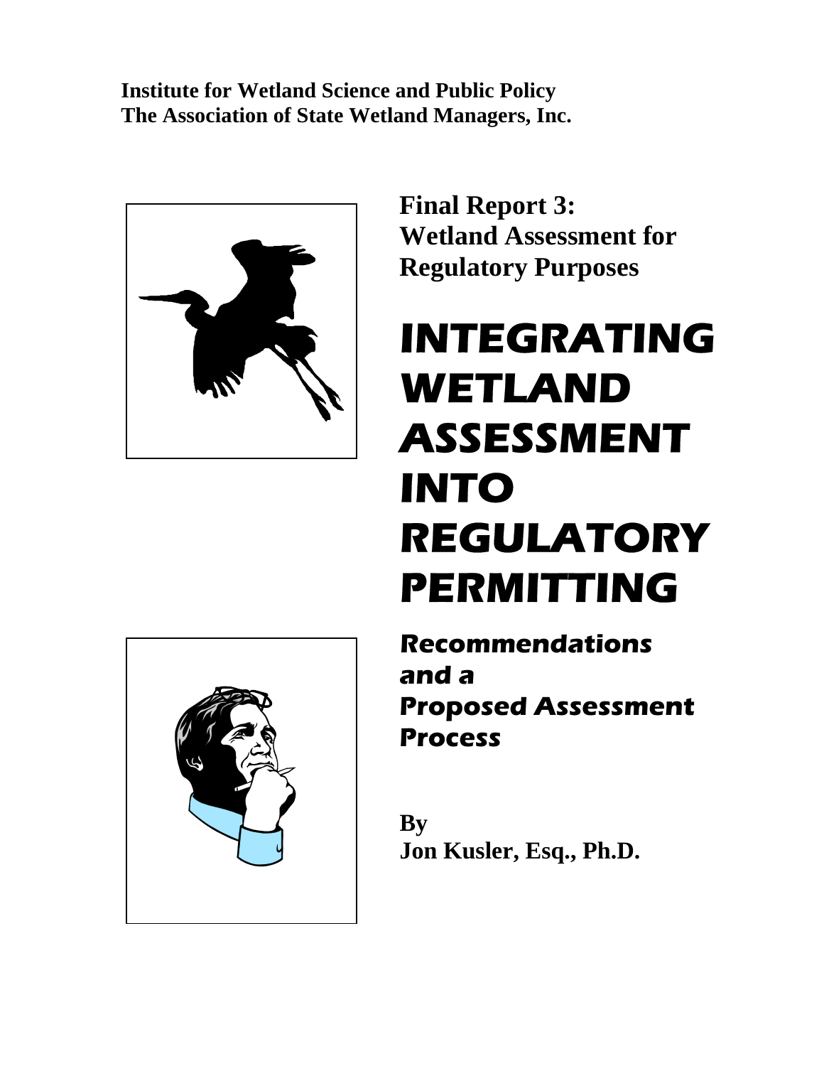**Institute for Wetland Science and Public Policy**
**The Association of State Wetland Managers, Inc.**

**Final Report 3:**
**Wetland Assessment for Regulatory Purposes**

# INTEGRATING WETLAND ASSESSMENT INTO REGULATORY PERMITTING

## *Recommendations and a Proposed Assessment Process*

**By**
**Jon Kusler, Esq., Ph.D.**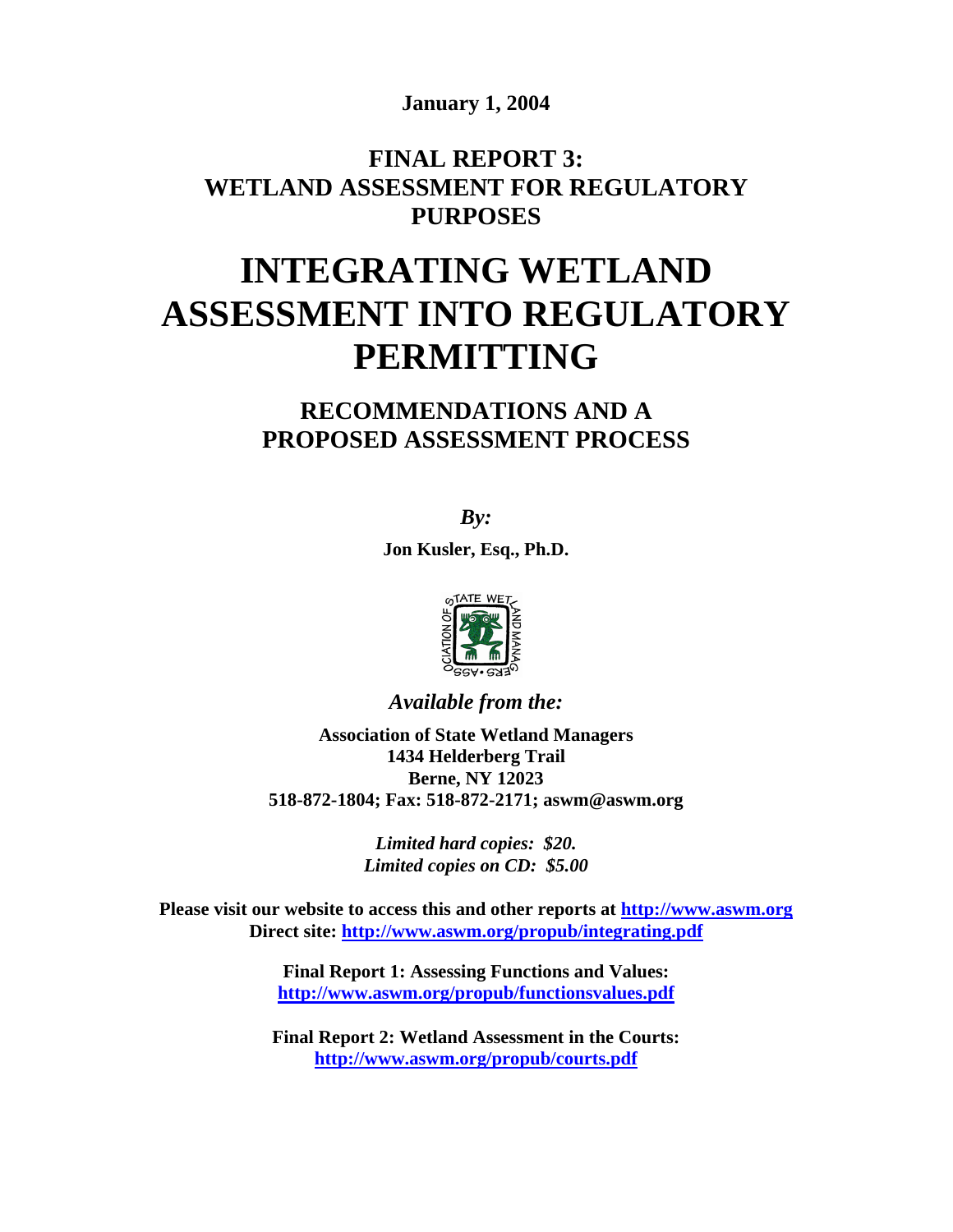**January 1, 2004**

## FINAL REPORT 3:
## WETLAND ASSESSMENT FOR REGULATORY PURPOSES

# INTEGRATING WETLAND ASSESSMENT INTO REGULATORY PERMITTING

## RECOMMENDATIONS AND A PROPOSED ASSESSMENT PROCESS

***By:***

**Jon Kusler, Esq., Ph.D.**

*Available from the:*

**Association of State Wetland Managers**
**1434 Helderberg Trail**
**Berne, NY 12023**
**518-872-1804; Fax: 518-872-2171; aswm@aswm.org**

***Limited hard copies: $20.***
***Limited copies on CD: $5.00***

**Please visit our website to access this and other reports at [http://www.aswm.org](http://www.aswm.org)**
**Direct site: [http://www.aswm.org/propub/integrating.pdf](http://www.aswm.org/propub/integrating.pdf)**

**Final Report 1: Assessing Functions and Values:**
**[http://www.aswm.org/propub/functionsvalues.pdf](http://www.aswm.org/propub/functionsvalues.pdf)**

**Final Report 2: Wetland Assessment in the Courts:**
**[http://www.aswm.org/propub/courts.pdf](http://www.aswm.org/propub/courts.pdf)**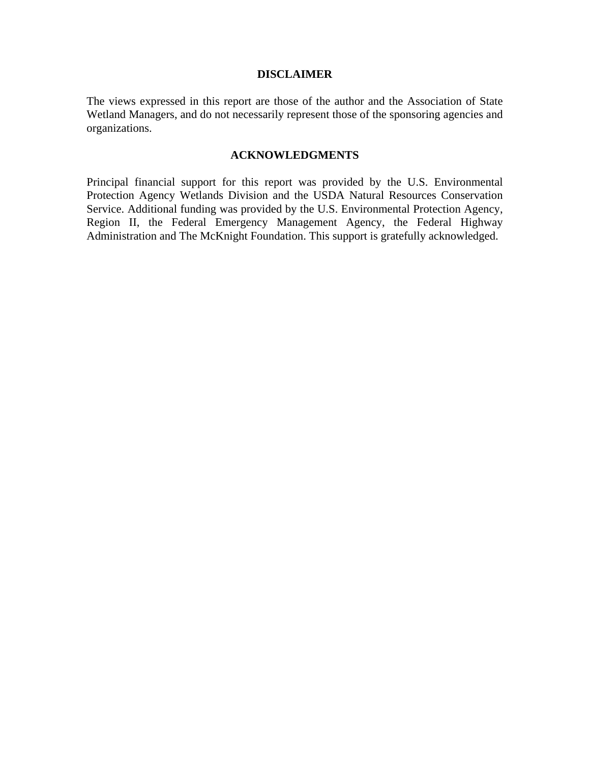## DISCLAIMER

The views expressed in this report are those of the author and the Association of State Wetland Managers, and do not necessarily represent those of the sponsoring agencies and organizations.

## ACKNOWLEDGMENTS

Principal financial support for this report was provided by the U.S. Environmental Protection Agency Wetlands Division and the USDA Natural Resources Conservation Service. Additional funding was provided by the U.S. Environmental Protection Agency, Region II, the Federal Emergency Management Agency, the Federal Highway Administration and The McKnight Foundation. This support is gratefully acknowledged.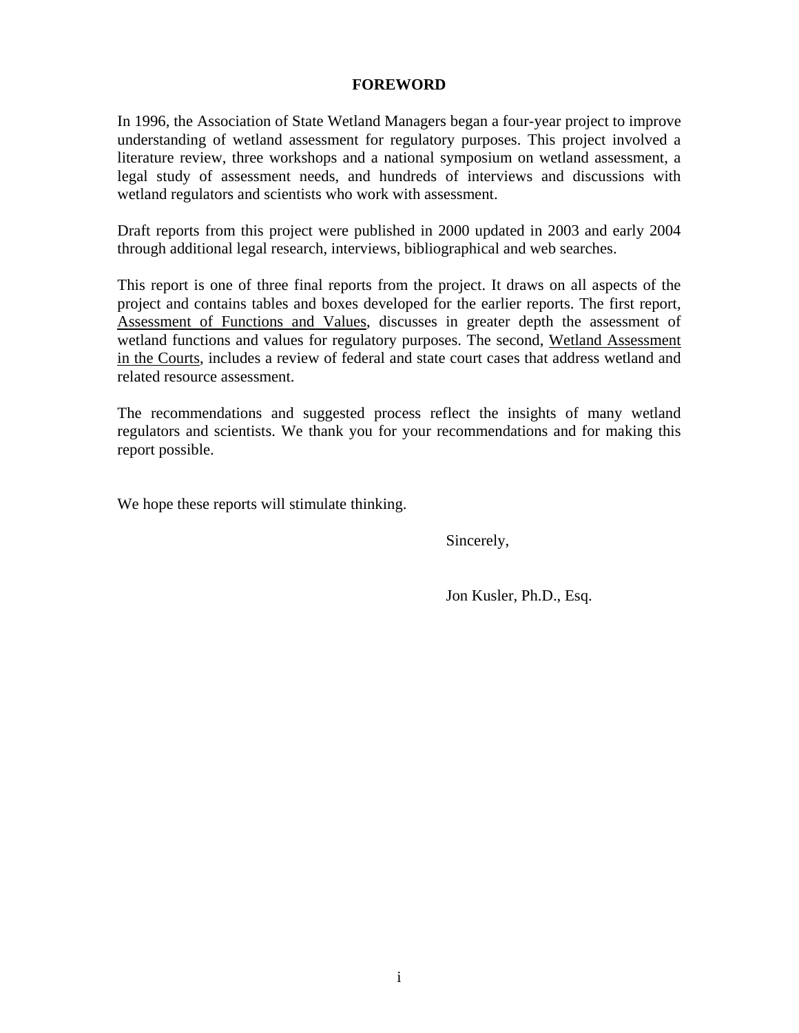# FOREWORD

In 1996, the Association of State Wetland Managers began a four-year project to improve understanding of wetland assessment for regulatory purposes. This project involved a literature review, three workshops and a national symposium on wetland assessment, a legal study of assessment needs, and hundreds of interviews and discussions with wetland regulators and scientists who work with assessment.

Draft reports from this project were published in 2000 updated in 2003 and early 2004 through additional legal research, interviews, bibliographical and web searches.

This report is one of three final reports from the project. It draws on all aspects of the project and contains tables and boxes developed for the earlier reports. The first report, Assessment of Functions and Values, discusses in greater depth the assessment of wetland functions and values for regulatory purposes. The second, Wetland Assessment in the Courts, includes a review of federal and state court cases that address wetland and related resource assessment.

The recommendations and suggested process reflect the insights of many wetland regulators and scientists. We thank you for your recommendations and for making this report possible.

We hope these reports will stimulate thinking.

Sincerely,

Jon Kusler, Ph.D., Esq.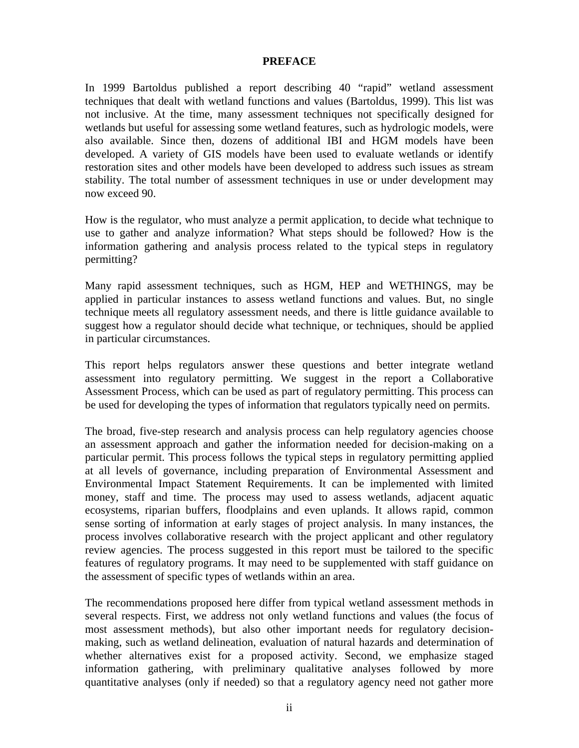# PREFACE

In 1999 Bartoldus published a report describing 40 "rapid" wetland assessment techniques that dealt with wetland functions and values (Bartoldus, 1999). This list was not inclusive. At the time, many assessment techniques not specifically designed for wetlands but useful for assessing some wetland features, such as hydrologic models, were also available. Since then, dozens of additional IBI and HGM models have been developed. A variety of GIS models have been used to evaluate wetlands or identify restoration sites and other models have been developed to address such issues as stream stability. The total number of assessment techniques in use or under development may now exceed 90.

How is the regulator, who must analyze a permit application, to decide what technique to use to gather and analyze information? What steps should be followed? How is the information gathering and analysis process related to the typical steps in regulatory permitting?

Many rapid assessment techniques, such as HGM, HEP and WETHINGS, may be applied in particular instances to assess wetland functions and values. But, no single technique meets all regulatory assessment needs, and there is little guidance available to suggest how a regulator should decide what technique, or techniques, should be applied in particular circumstances.

This report helps regulators answer these questions and better integrate wetland assessment into regulatory permitting. We suggest in the report a Collaborative Assessment Process, which can be used as part of regulatory permitting. This process can be used for developing the types of information that regulators typically need on permits.

The broad, five-step research and analysis process can help regulatory agencies choose an assessment approach and gather the information needed for decision-making on a particular permit. This process follows the typical steps in regulatory permitting applied at all levels of governance, including preparation of Environmental Assessment and Environmental Impact Statement Requirements. It can be implemented with limited money, staff and time. The process may used to assess wetlands, adjacent aquatic ecosystems, riparian buffers, floodplains and even uplands. It allows rapid, common sense sorting of information at early stages of project analysis. In many instances, the process involves collaborative research with the project applicant and other regulatory review agencies. The process suggested in this report must be tailored to the specific features of regulatory programs. It may need to be supplemented with staff guidance on the assessment of specific types of wetlands within an area.

The recommendations proposed here differ from typical wetland assessment methods in several respects. First, we address not only wetland functions and values (the focus of most assessment methods), but also other important needs for regulatory decision-making, such as wetland delineation, evaluation of natural hazards and determination of whether alternatives exist for a proposed activity. Second, we emphasize staged information gathering, with preliminary qualitative analyses followed by more quantitative analyses (only if needed) so that a regulatory agency need not gather more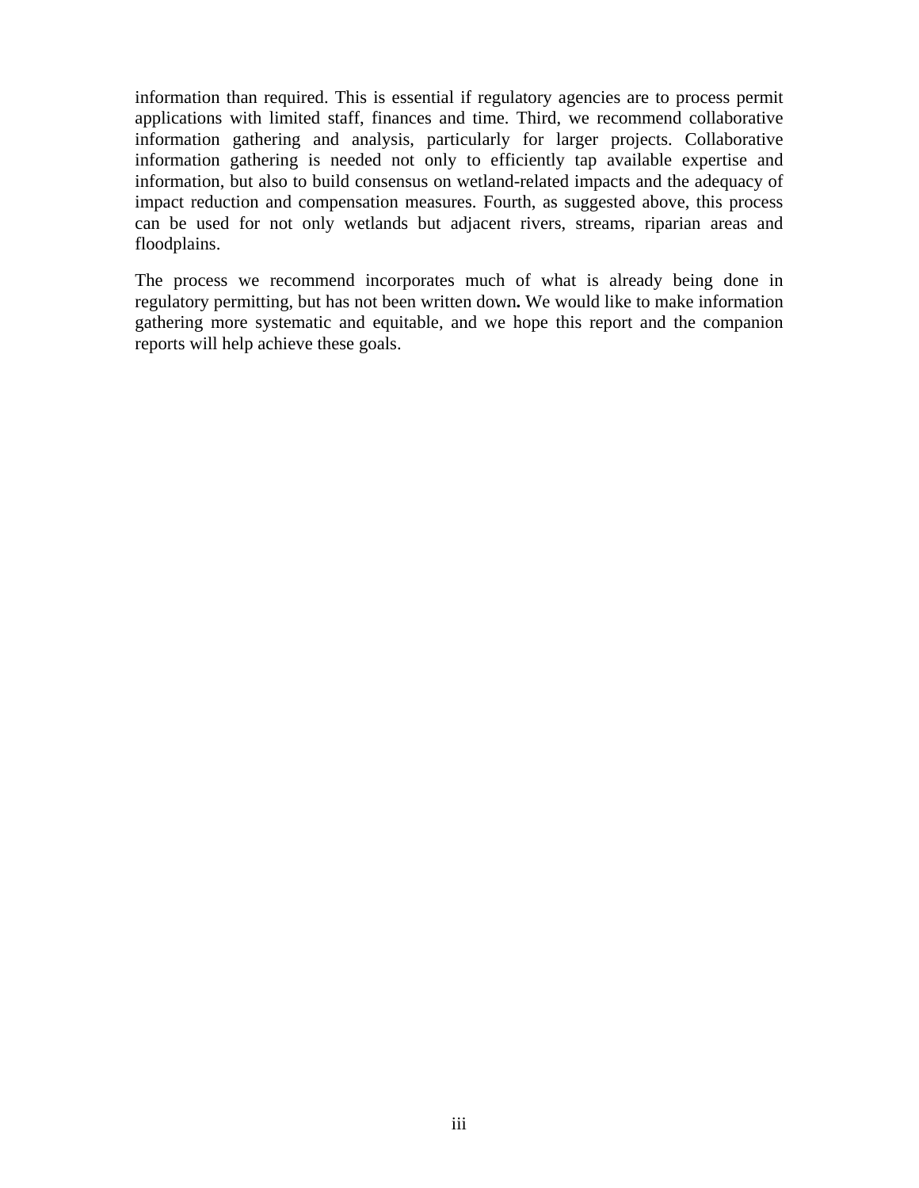information than required. This is essential if regulatory agencies are to process permit applications with limited staff, finances and time. Third, we recommend collaborative information gathering and analysis, particularly for larger projects. Collaborative information gathering is needed not only to efficiently tap available expertise and information, but also to build consensus on wetland-related impacts and the adequacy of impact reduction and compensation measures. Fourth, as suggested above, this process can be used for not only wetlands but adjacent rivers, streams, riparian areas and floodplains.

The process we recommend incorporates much of what is already being done in regulatory permitting, but has not been written down**.** We would like to make information gathering more systematic and equitable, and we hope this report and the companion reports will help achieve these goals.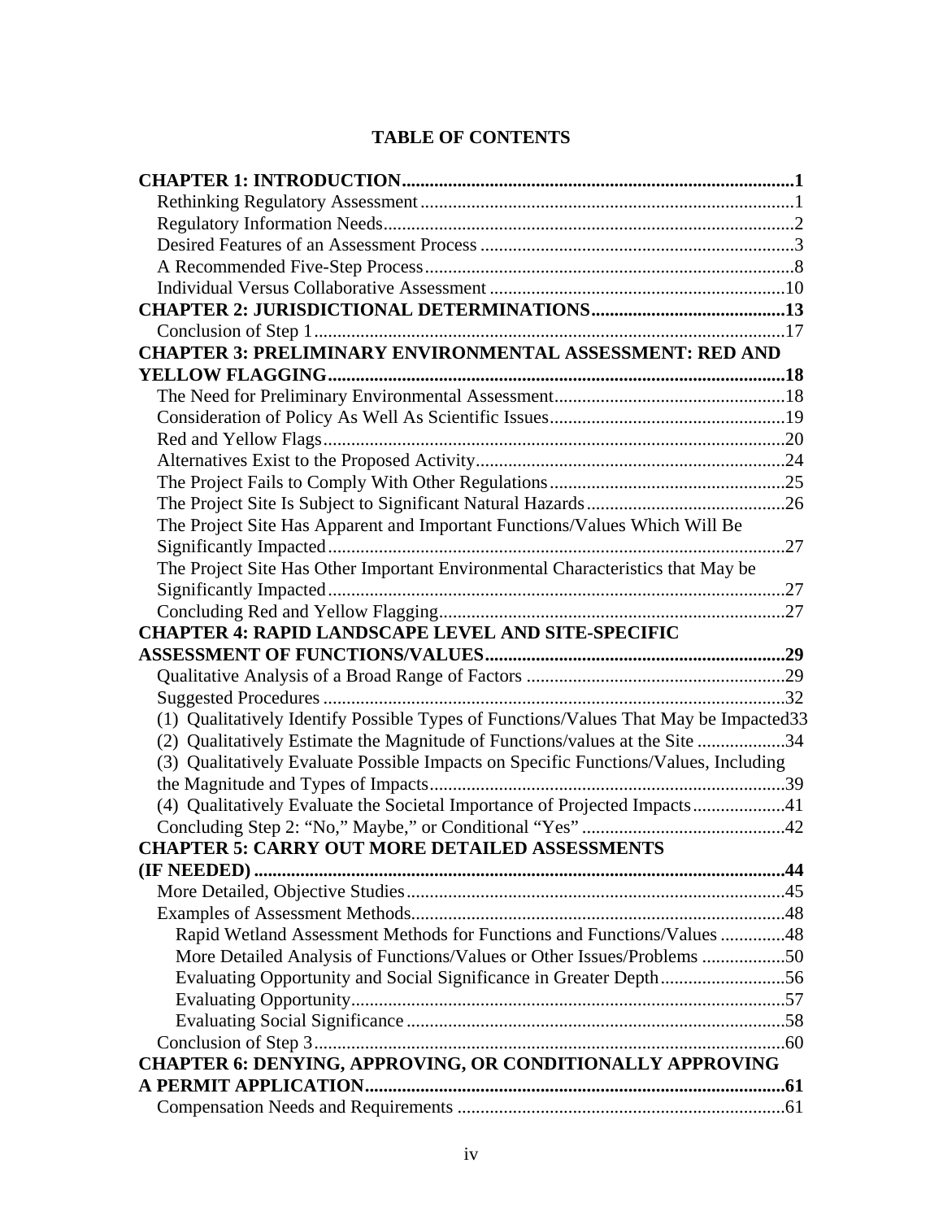# TABLE OF CONTENTS

**CHAPTER 1: INTRODUCTION....................................................................................1**
- Rethinking Regulatory Assessment.................................................................................1
- Regulatory Information Needs.........................................................................................2
- Desired Features of an Assessment Process ....................................................................3
- A Recommended Five-Step Process................................................................................8
- Individual Versus Collaborative Assessment ................................................................10

**CHAPTER 2: JURISDICTIONAL DETERMINATIONS..........................................13**
- Conclusion of Step 1.....................................................................................................17

**CHAPTER 3: PRELIMINARY ENVIRONMENTAL ASSESSMENT: RED AND YELLOW FLAGGING..................................................................................................18**
- The Need for Preliminary Environmental Assessment..................................................18
- Consideration of Policy As Well As Scientific Issues...................................................19
- Red and Yellow Flags....................................................................................................20
- Alternatives Exist to the Proposed Activity...................................................................24
- The Project Fails to Comply With Other Regulations...................................................25
- The Project Site Is Subject to Significant Natural Hazards...........................................26
- The Project Site Has Apparent and Important Functions/Values Which Will Be Significantly Impacted..................................................................................................27
- The Project Site Has Other Important Environmental Characteristics that May be Significantly Impacted..................................................................................................27
- Concluding Red and Yellow Flagging...........................................................................27

**CHAPTER 4: RAPID LANDSCAPE LEVEL AND SITE-SPECIFIC ASSESSMENT OF FUNCTIONS/VALUES.................................................................29**
- Qualitative Analysis of a Broad Range of Factors ........................................................29
- Suggested Procedures ....................................................................................................32
- (1) Qualitatively Identify Possible Types of Functions/Values That May be Impacted33
- (2) Qualitatively Estimate the Magnitude of Functions/values at the Site ...................34
- (3) Qualitatively Evaluate Possible Impacts on Specific Functions/Values, Including the Magnitude and Types of Impacts.............................................................................39
- (4) Qualitatively Evaluate the Societal Importance of Projected Impacts....................41
- Concluding Step 2: "No," Maybe," or Conditional "Yes" ............................................42

**CHAPTER 5: CARRY OUT MORE DETAILED ASSESSMENTS (IF NEEDED) ...................................................................................................................44**
- More Detailed, Objective Studies.................................................................................45
- Examples of Assessment Methods................................................................................48
  - Rapid Wetland Assessment Methods for Functions and Functions/Values ..............48
  - More Detailed Analysis of Functions/Values or Other Issues/Problems ..................50
  - Evaluating Opportunity and Social Significance in Greater Depth...........................56
  - Evaluating Opportunity.............................................................................................57
  - Evaluating Social Significance .................................................................................58
- Conclusion of Step 3......................................................................................................60

**CHAPTER 6: DENYING, APPROVING, OR CONDITIONALLY APPROVING A PERMIT APPLICATION...........................................................................................61**
- Compensation Needs and Requirements ......................................................................61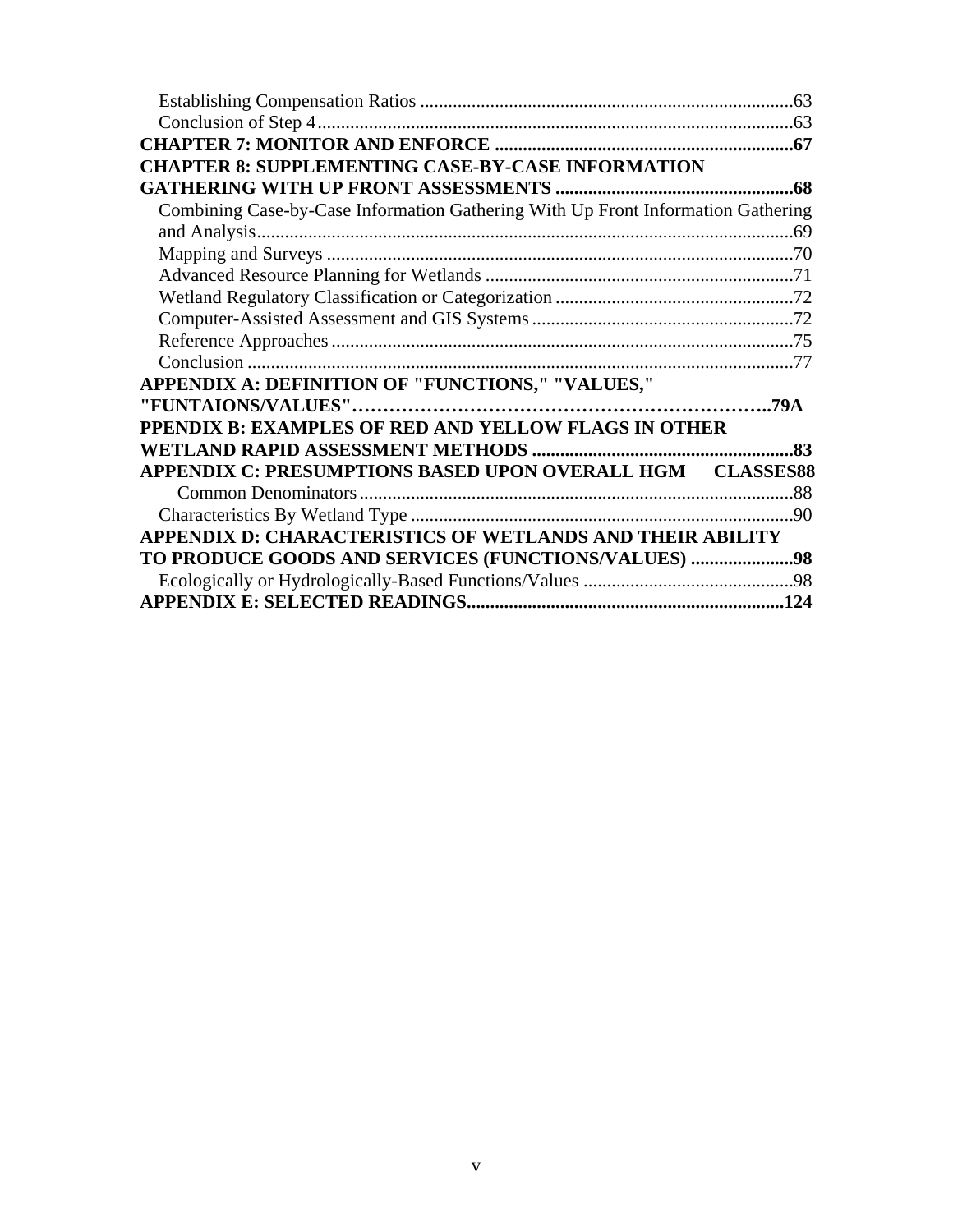Establishing Compensation Ratios ................................................................................63
Conclusion of Step 4......................................................................................................63

**CHAPTER 7: MONITOR AND ENFORCE ...............................................................67**

**CHAPTER 8: SUPPLEMENTING CASE-BY-CASE INFORMATION GATHERING WITH UP FRONT ASSESSMENTS ..................................................68**

Combining Case-by-Case Information Gathering With Up Front Information Gathering and Analysis.................................................................................................................69
Mapping and Surveys ...................................................................................................70
Advanced Resource Planning for Wetlands ..................................................................71
Wetland Regulatory Classification or Categorization ...................................................72
Computer-Assisted Assessment and GIS Systems ........................................................72
Reference Approaches ...................................................................................................75
Conclusion .....................................................................................................................77

**APPENDIX A: DEFINITION OF "FUNCTIONS," "VALUES," "FUNTAIONS/VALUES"……………………………………………………………..79A**

**PPENDIX B: EXAMPLES OF RED AND YELLOW FLAGS IN OTHER WETLAND RAPID ASSESSMENT METHODS .......................................................83**

**APPENDIX C: PRESUMPTIONS BASED UPON OVERALL HGM CLASSES88**

Common Denominators............................................................................................88
Characteristics By Wetland Type .................................................................................90

**APPENDIX D: CHARACTERISTICS OF WETLANDS AND THEIR ABILITY TO PRODUCE GOODS AND SERVICES (FUNCTIONS/VALUES) ......................98**

Ecologically or Hydrologically-Based Functions/Values .............................................98

**APPENDIX E: SELECTED READINGS...................................................................124**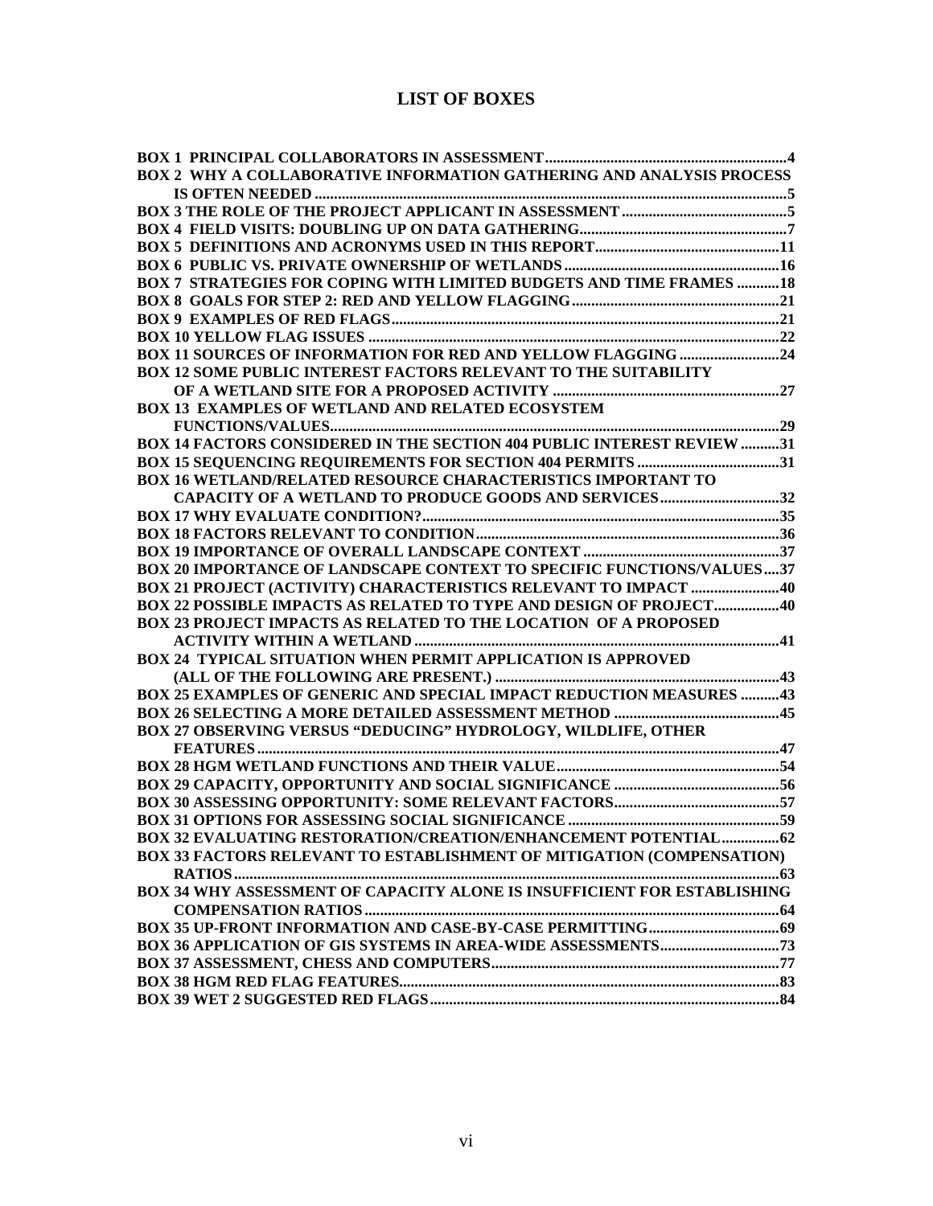# LIST OF BOXES

| | |
|---|---|
| **BOX 1 PRINCIPAL COLLABORATORS IN ASSESSMENT** | **4** |
| **BOX 2 WHY A COLLABORATIVE INFORMATION GATHERING AND ANALYSIS PROCESS IS OFTEN NEEDED** | **5** |
| **BOX 3 THE ROLE OF THE PROJECT APPLICANT IN ASSESSMENT** | **5** |
| **BOX 4 FIELD VISITS: DOUBLING UP ON DATA GATHERING** | **7** |
| **BOX 5 DEFINITIONS AND ACRONYMS USED IN THIS REPORT** | **11** |
| **BOX 6 PUBLIC VS. PRIVATE OWNERSHIP OF WETLANDS** | **16** |
| **BOX 7 STRATEGIES FOR COPING WITH LIMITED BUDGETS AND TIME FRAMES** | **18** |
| **BOX 8 GOALS FOR STEP 2: RED AND YELLOW FLAGGING** | **21** |
| **BOX 9 EXAMPLES OF RED FLAGS** | **21** |
| **BOX 10 YELLOW FLAG ISSUES** | **22** |
| **BOX 11 SOURCES OF INFORMATION FOR RED AND YELLOW FLAGGING** | **24** |
| **BOX 12 SOME PUBLIC INTEREST FACTORS RELEVANT TO THE SUITABILITY OF A WETLAND SITE FOR A PROPOSED ACTIVITY** | **27** |
| **BOX 13 EXAMPLES OF WETLAND AND RELATED ECOSYSTEM FUNCTIONS/VALUES** | **29** |
| **BOX 14 FACTORS CONSIDERED IN THE SECTION 404 PUBLIC INTEREST REVIEW** | **31** |
| **BOX 15 SEQUENCING REQUIREMENTS FOR SECTION 404 PERMITS** | **31** |
| **BOX 16 WETLAND/RELATED RESOURCE CHARACTERISTICS IMPORTANT TO CAPACITY OF A WETLAND TO PRODUCE GOODS AND SERVICES** | **32** |
| **BOX 17 WHY EVALUATE CONDITION?** | **35** |
| **BOX 18 FACTORS RELEVANT TO CONDITION** | **36** |
| **BOX 19 IMPORTANCE OF OVERALL LANDSCAPE CONTEXT** | **37** |
| **BOX 20 IMPORTANCE OF LANDSCAPE CONTEXT TO SPECIFIC FUNCTIONS/VALUES** | **37** |
| **BOX 21 PROJECT (ACTIVITY) CHARACTERISTICS RELEVANT TO IMPACT** | **40** |
| **BOX 22 POSSIBLE IMPACTS AS RELATED TO TYPE AND DESIGN OF PROJECT** | **40** |
| **BOX 23 PROJECT IMPACTS AS RELATED TO THE LOCATION OF A PROPOSED ACTIVITY WITHIN A WETLAND** | **41** |
| **BOX 24 TYPICAL SITUATION WHEN PERMIT APPLICATION IS APPROVED (ALL OF THE FOLLOWING ARE PRESENT.)** | **43** |
| **BOX 25 EXAMPLES OF GENERIC AND SPECIAL IMPACT REDUCTION MEASURES** | **43** |
| **BOX 26 SELECTING A MORE DETAILED ASSESSMENT METHOD** | **45** |
| **BOX 27 OBSERVING VERSUS "DEDUCING" HYDROLOGY, WILDLIFE, OTHER FEATURES** | **47** |
| **BOX 28 HGM WETLAND FUNCTIONS AND THEIR VALUE** | **54** |
| **BOX 29 CAPACITY, OPPORTUNITY AND SOCIAL SIGNIFICANCE** | **56** |
| **BOX 30 ASSESSING OPPORTUNITY: SOME RELEVANT FACTORS** | **57** |
| **BOX 31 OPTIONS FOR ASSESSING SOCIAL SIGNIFICANCE** | **59** |
| **BOX 32 EVALUATING RESTORATION/CREATION/ENHANCEMENT POTENTIAL** | **62** |
| **BOX 33 FACTORS RELEVANT TO ESTABLISHMENT OF MITIGATION (COMPENSATION) RATIOS** | **63** |
| **BOX 34 WHY ASSESSMENT OF CAPACITY ALONE IS INSUFFICIENT FOR ESTABLISHING COMPENSATION RATIOS** | **64** |
| **BOX 35 UP-FRONT INFORMATION AND CASE-BY-CASE PERMITTING** | **69** |
| **BOX 36 APPLICATION OF GIS SYSTEMS IN AREA-WIDE ASSESSMENTS** | **73** |
| **BOX 37 ASSESSMENT, CHESS AND COMPUTERS** | **77** |
| **BOX 38 HGM RED FLAG FEATURES** | **83** |
| **BOX 39 WET 2 SUGGESTED RED FLAGS** | **84** |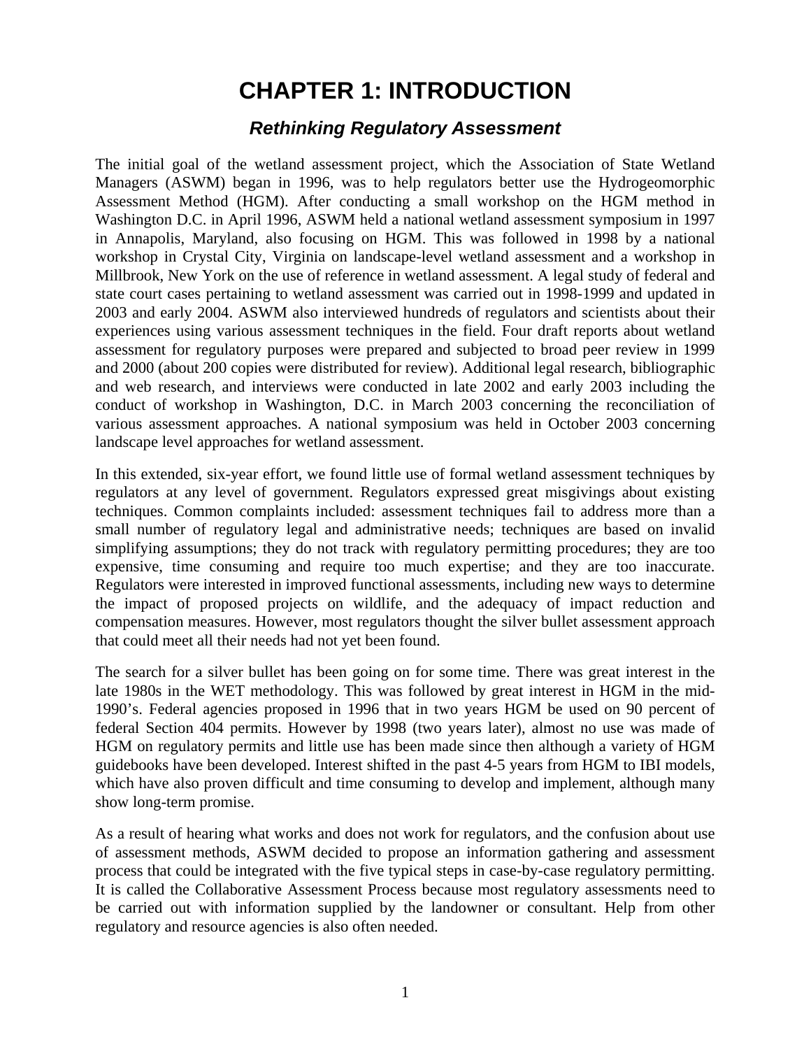# CHAPTER 1: INTRODUCTION

## *Rethinking Regulatory Assessment*

The initial goal of the wetland assessment project, which the Association of State Wetland Managers (ASWM) began in 1996, was to help regulators better use the Hydrogeomorphic Assessment Method (HGM). After conducting a small workshop on the HGM method in Washington D.C. in April 1996, ASWM held a national wetland assessment symposium in 1997 in Annapolis, Maryland, also focusing on HGM. This was followed in 1998 by a national workshop in Crystal City, Virginia on landscape-level wetland assessment and a workshop in Millbrook, New York on the use of reference in wetland assessment. A legal study of federal and state court cases pertaining to wetland assessment was carried out in 1998-1999 and updated in 2003 and early 2004. ASWM also interviewed hundreds of regulators and scientists about their experiences using various assessment techniques in the field. Four draft reports about wetland assessment for regulatory purposes were prepared and subjected to broad peer review in 1999 and 2000 (about 200 copies were distributed for review). Additional legal research, bibliographic and web research, and interviews were conducted in late 2002 and early 2003 including the conduct of workshop in Washington, D.C. in March 2003 concerning the reconciliation of various assessment approaches. A national symposium was held in October 2003 concerning landscape level approaches for wetland assessment.

In this extended, six-year effort, we found little use of formal wetland assessment techniques by regulators at any level of government. Regulators expressed great misgivings about existing techniques. Common complaints included: assessment techniques fail to address more than a small number of regulatory legal and administrative needs; techniques are based on invalid simplifying assumptions; they do not track with regulatory permitting procedures; they are too expensive, time consuming and require too much expertise; and they are too inaccurate. Regulators were interested in improved functional assessments, including new ways to determine the impact of proposed projects on wildlife, and the adequacy of impact reduction and compensation measures. However, most regulators thought the silver bullet assessment approach that could meet all their needs had not yet been found.

The search for a silver bullet has been going on for some time. There was great interest in the late 1980s in the WET methodology. This was followed by great interest in HGM in the mid-1990's. Federal agencies proposed in 1996 that in two years HGM be used on 90 percent of federal Section 404 permits. However by 1998 (two years later), almost no use was made of HGM on regulatory permits and little use has been made since then although a variety of HGM guidebooks have been developed. Interest shifted in the past 4-5 years from HGM to IBI models, which have also proven difficult and time consuming to develop and implement, although many show long-term promise.

As a result of hearing what works and does not work for regulators, and the confusion about use of assessment methods, ASWM decided to propose an information gathering and assessment process that could be integrated with the five typical steps in case-by-case regulatory permitting. It is called the Collaborative Assessment Process because most regulatory assessments need to be carried out with information supplied by the landowner or consultant. Help from other regulatory and resource agencies is also often needed.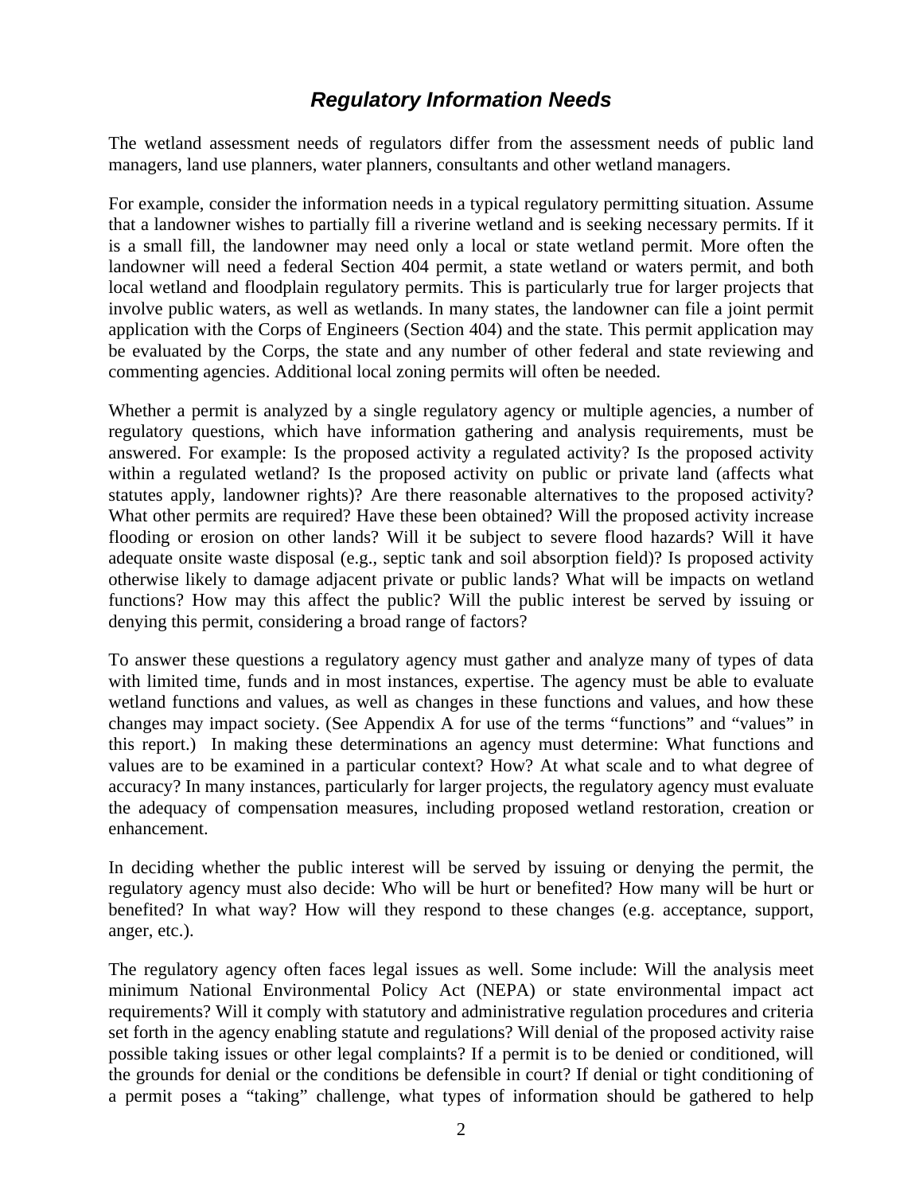## *Regulatory Information Needs*

The wetland assessment needs of regulators differ from the assessment needs of public land managers, land use planners, water planners, consultants and other wetland managers.

For example, consider the information needs in a typical regulatory permitting situation. Assume that a landowner wishes to partially fill a riverine wetland and is seeking necessary permits. If it is a small fill, the landowner may need only a local or state wetland permit. More often the landowner will need a federal Section 404 permit, a state wetland or waters permit, and both local wetland and floodplain regulatory permits. This is particularly true for larger projects that involve public waters, as well as wetlands. In many states, the landowner can file a joint permit application with the Corps of Engineers (Section 404) and the state. This permit application may be evaluated by the Corps, the state and any number of other federal and state reviewing and commenting agencies. Additional local zoning permits will often be needed.

Whether a permit is analyzed by a single regulatory agency or multiple agencies, a number of regulatory questions, which have information gathering and analysis requirements, must be answered. For example: Is the proposed activity a regulated activity? Is the proposed activity within a regulated wetland? Is the proposed activity on public or private land (affects what statutes apply, landowner rights)? Are there reasonable alternatives to the proposed activity? What other permits are required? Have these been obtained? Will the proposed activity increase flooding or erosion on other lands? Will it be subject to severe flood hazards? Will it have adequate onsite waste disposal (e.g., septic tank and soil absorption field)? Is proposed activity otherwise likely to damage adjacent private or public lands? What will be impacts on wetland functions? How may this affect the public? Will the public interest be served by issuing or denying this permit, considering a broad range of factors?

To answer these questions a regulatory agency must gather and analyze many of types of data with limited time, funds and in most instances, expertise. The agency must be able to evaluate wetland functions and values, as well as changes in these functions and values, and how these changes may impact society. (See Appendix A for use of the terms "functions" and "values" in this report.) In making these determinations an agency must determine: What functions and values are to be examined in a particular context? How? At what scale and to what degree of accuracy? In many instances, particularly for larger projects, the regulatory agency must evaluate the adequacy of compensation measures, including proposed wetland restoration, creation or enhancement.

In deciding whether the public interest will be served by issuing or denying the permit, the regulatory agency must also decide: Who will be hurt or benefited? How many will be hurt or benefited? In what way? How will they respond to these changes (e.g. acceptance, support, anger, etc.).

The regulatory agency often faces legal issues as well. Some include: Will the analysis meet minimum National Environmental Policy Act (NEPA) or state environmental impact act requirements? Will it comply with statutory and administrative regulation procedures and criteria set forth in the agency enabling statute and regulations? Will denial of the proposed activity raise possible taking issues or other legal complaints? If a permit is to be denied or conditioned, will the grounds for denial or the conditions be defensible in court? If denial or tight conditioning of a permit poses a "taking" challenge, what types of information should be gathered to help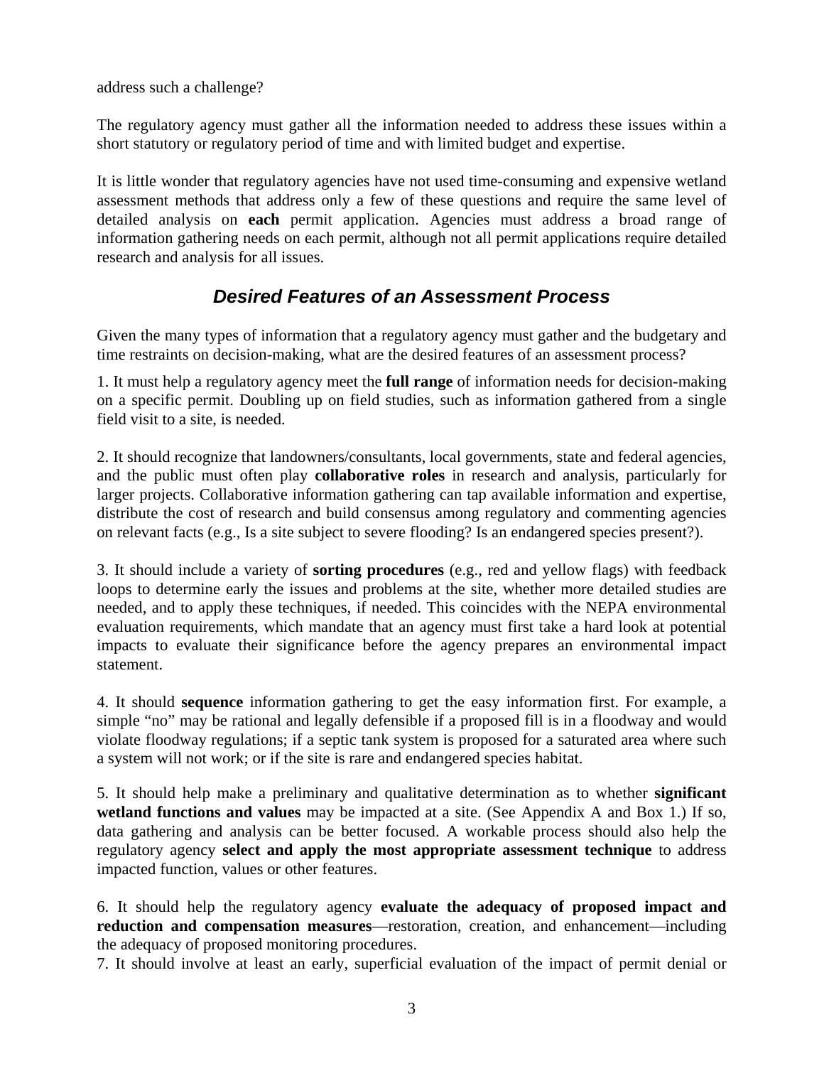address such a challenge?

The regulatory agency must gather all the information needed to address these issues within a short statutory or regulatory period of time and with limited budget and expertise.

It is little wonder that regulatory agencies have not used time-consuming and expensive wetland assessment methods that address only a few of these questions and require the same level of detailed analysis on **each** permit application. Agencies must address a broad range of information gathering needs on each permit, although not all permit applications require detailed research and analysis for all issues.

## *Desired Features of an Assessment Process*

Given the many types of information that a regulatory agency must gather and the budgetary and time restraints on decision-making, what are the desired features of an assessment process?

1. It must help a regulatory agency meet the **full range** of information needs for decision-making on a specific permit. Doubling up on field studies, such as information gathered from a single field visit to a site, is needed.

2. It should recognize that landowners/consultants, local governments, state and federal agencies, and the public must often play **collaborative roles** in research and analysis, particularly for larger projects. Collaborative information gathering can tap available information and expertise, distribute the cost of research and build consensus among regulatory and commenting agencies on relevant facts (e.g., Is a site subject to severe flooding? Is an endangered species present?).

3. It should include a variety of **sorting procedures** (e.g., red and yellow flags) with feedback loops to determine early the issues and problems at the site, whether more detailed studies are needed, and to apply these techniques, if needed. This coincides with the NEPA environmental evaluation requirements, which mandate that an agency must first take a hard look at potential impacts to evaluate their significance before the agency prepares an environmental impact statement.

4. It should **sequence** information gathering to get the easy information first. For example, a simple "no" may be rational and legally defensible if a proposed fill is in a floodway and would violate floodway regulations; if a septic tank system is proposed for a saturated area where such a system will not work; or if the site is rare and endangered species habitat.

5. It should help make a preliminary and qualitative determination as to whether **significant wetland functions and values** may be impacted at a site. (See Appendix A and Box 1.) If so, data gathering and analysis can be better focused. A workable process should also help the regulatory agency **select and apply the most appropriate assessment technique** to address impacted function, values or other features.

6. It should help the regulatory agency **evaluate the adequacy of proposed impact and reduction and compensation measures**—restoration, creation, and enhancement—including the adequacy of proposed monitoring procedures.

7. It should involve at least an early, superficial evaluation of the impact of permit denial or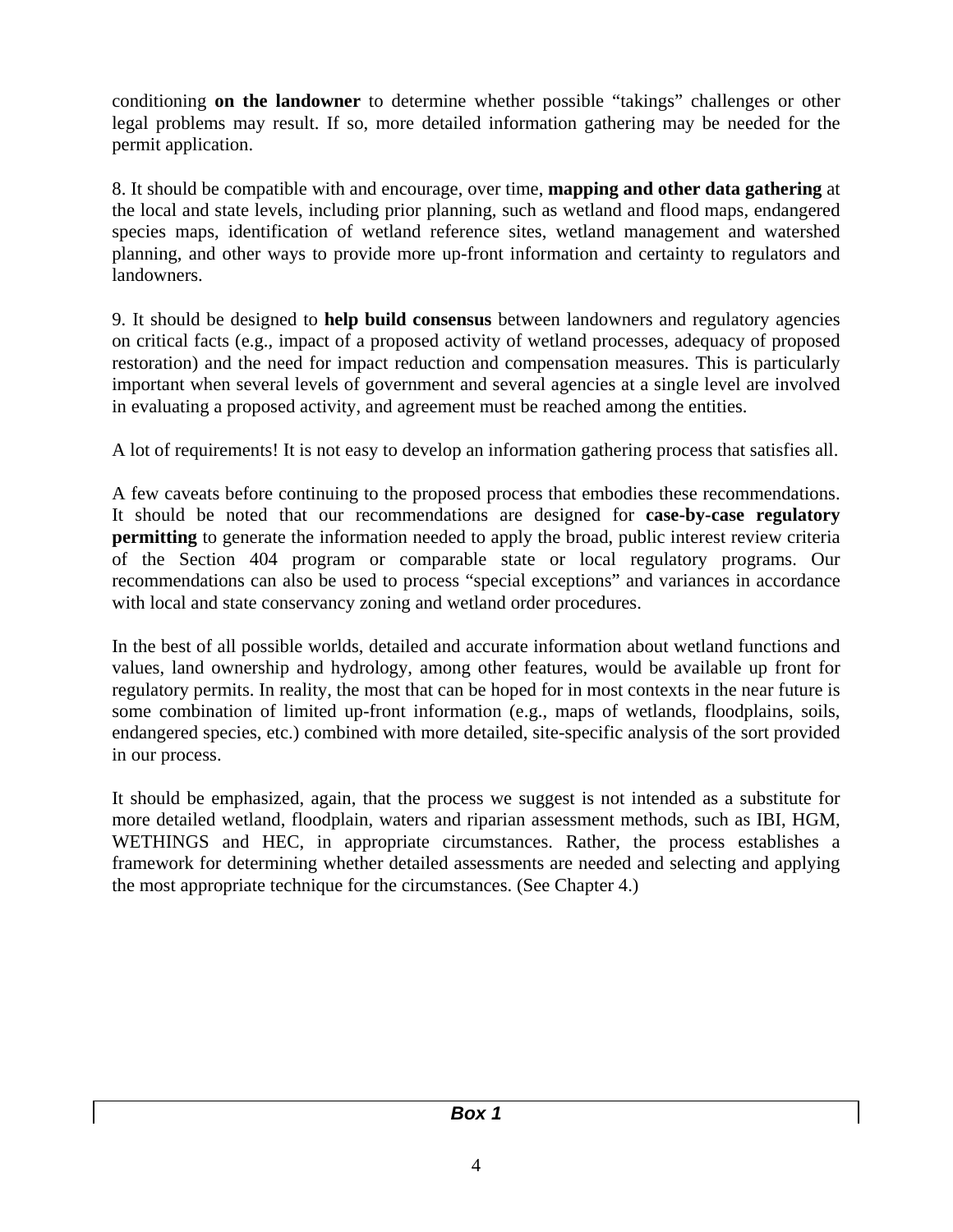conditioning **on the landowner** to determine whether possible "takings" challenges or other legal problems may result. If so, more detailed information gathering may be needed for the permit application.

8. It should be compatible with and encourage, over time, **mapping and other data gathering** at the local and state levels, including prior planning, such as wetland and flood maps, endangered species maps, identification of wetland reference sites, wetland management and watershed planning, and other ways to provide more up-front information and certainty to regulators and landowners.

9. It should be designed to **help build consensus** between landowners and regulatory agencies on critical facts (e.g., impact of a proposed activity of wetland processes, adequacy of proposed restoration) and the need for impact reduction and compensation measures. This is particularly important when several levels of government and several agencies at a single level are involved in evaluating a proposed activity, and agreement must be reached among the entities.

A lot of requirements! It is not easy to develop an information gathering process that satisfies all.

A few caveats before continuing to the proposed process that embodies these recommendations. It should be noted that our recommendations are designed for **case-by-case regulatory permitting** to generate the information needed to apply the broad, public interest review criteria of the Section 404 program or comparable state or local regulatory programs. Our recommendations can also be used to process "special exceptions" and variances in accordance with local and state conservancy zoning and wetland order procedures.

In the best of all possible worlds, detailed and accurate information about wetland functions and values, land ownership and hydrology, among other features, would be available up front for regulatory permits. In reality, the most that can be hoped for in most contexts in the near future is some combination of limited up-front information (e.g., maps of wetlands, floodplains, soils, endangered species, etc.) combined with more detailed, site-specific analysis of the sort provided in our process.

It should be emphasized, again, that the process we suggest is not intended as a substitute for more detailed wetland, floodplain, waters and riparian assessment methods, such as IBI, HGM, WETHINGS and HEC, in appropriate circumstances. Rather, the process establishes a framework for determining whether detailed assessments are needed and selecting and applying the most appropriate technique for the circumstances. (See Chapter 4.)

***Box 1***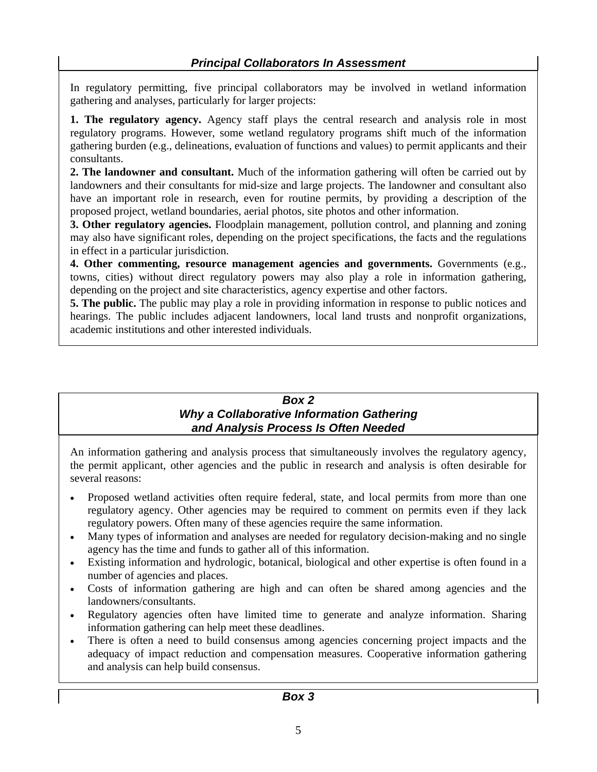### *Principal Collaborators In Assessment*

In regulatory permitting, five principal collaborators may be involved in wetland information gathering and analyses, particularly for larger projects:

**1. The regulatory agency.** Agency staff plays the central research and analysis role in most regulatory programs. However, some wetland regulatory programs shift much of the information gathering burden (e.g., delineations, evaluation of functions and values) to permit applicants and their consultants.

**2. The landowner and consultant.** Much of the information gathering will often be carried out by landowners and their consultants for mid-size and large projects. The landowner and consultant also have an important role in research, even for routine permits, by providing a description of the proposed project, wetland boundaries, aerial photos, site photos and other information.

**3. Other regulatory agencies.** Floodplain management, pollution control, and planning and zoning may also have significant roles, depending on the project specifications, the facts and the regulations in effect in a particular jurisdiction.

**4. Other commenting, resource management agencies and governments.** Governments (e.g., towns, cities) without direct regulatory powers may also play a role in information gathering, depending on the project and site characteristics, agency expertise and other factors.

**5. The public.** The public may play a role in providing information in response to public notices and hearings. The public includes adjacent landowners, local land trusts and nonprofit organizations, academic institutions and other interested individuals.

### *Box 2*
### *Why a Collaborative Information Gathering and Analysis Process Is Often Needed*

An information gathering and analysis process that simultaneously involves the regulatory agency, the permit applicant, other agencies and the public in research and analysis is often desirable for several reasons:

- Proposed wetland activities often require federal, state, and local permits from more than one regulatory agency. Other agencies may be required to comment on permits even if they lack regulatory powers. Often many of these agencies require the same information.
- Many types of information and analyses are needed for regulatory decision-making and no single agency has the time and funds to gather all of this information.
- Existing information and hydrologic, botanical, biological and other expertise is often found in a number of agencies and places.
- Costs of information gathering are high and can often be shared among agencies and the landowners/consultants.
- Regulatory agencies often have limited time to generate and analyze information. Sharing information gathering can help meet these deadlines.
- There is often a need to build consensus among agencies concerning project impacts and the adequacy of impact reduction and compensation measures. Cooperative information gathering and analysis can help build consensus.

### *Box 3*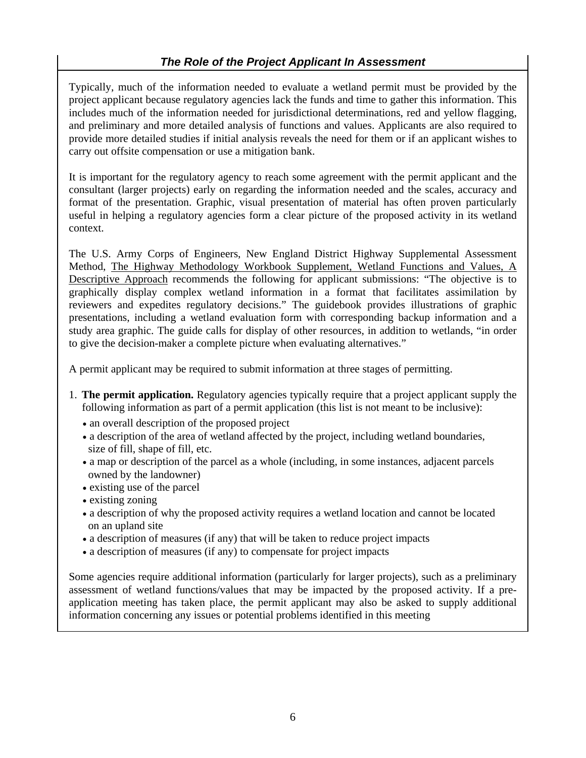### *The Role of the Project Applicant In Assessment*

Typically, much of the information needed to evaluate a wetland permit must be provided by the project applicant because regulatory agencies lack the funds and time to gather this information. This includes much of the information needed for jurisdictional determinations, red and yellow flagging, and preliminary and more detailed analysis of functions and values. Applicants are also required to provide more detailed studies if initial analysis reveals the need for them or if an applicant wishes to carry out offsite compensation or use a mitigation bank.

It is important for the regulatory agency to reach some agreement with the permit applicant and the consultant (larger projects) early on regarding the information needed and the scales, accuracy and format of the presentation. Graphic, visual presentation of material has often proven particularly useful in helping a regulatory agencies form a clear picture of the proposed activity in its wetland context.

The U.S. Army Corps of Engineers, New England District Highway Supplemental Assessment Method, The Highway Methodology Workbook Supplement, Wetland Functions and Values, A Descriptive Approach recommends the following for applicant submissions: "The objective is to graphically display complex wetland information in a format that facilitates assimilation by reviewers and expedites regulatory decisions." The guidebook provides illustrations of graphic presentations, including a wetland evaluation form with corresponding backup information and a study area graphic. The guide calls for display of other resources, in addition to wetlands, "in order to give the decision-maker a complete picture when evaluating alternatives."

A permit applicant may be required to submit information at three stages of permitting.

1. **The permit application.** Regulatory agencies typically require that a project applicant supply the following information as part of a permit application (this list is not meant to be inclusive):
   - an overall description of the proposed project
   - a description of the area of wetland affected by the project, including wetland boundaries, size of fill, shape of fill, etc.
   - a map or description of the parcel as a whole (including, in some instances, adjacent parcels owned by the landowner)
   - existing use of the parcel
   - existing zoning
   - a description of why the proposed activity requires a wetland location and cannot be located on an upland site
   - a description of measures (if any) that will be taken to reduce project impacts
   - a description of measures (if any) to compensate for project impacts

Some agencies require additional information (particularly for larger projects), such as a preliminary assessment of wetland functions/values that may be impacted by the proposed activity. If a pre-application meeting has taken place, the permit applicant may also be asked to supply additional information concerning any issues or potential problems identified in this meeting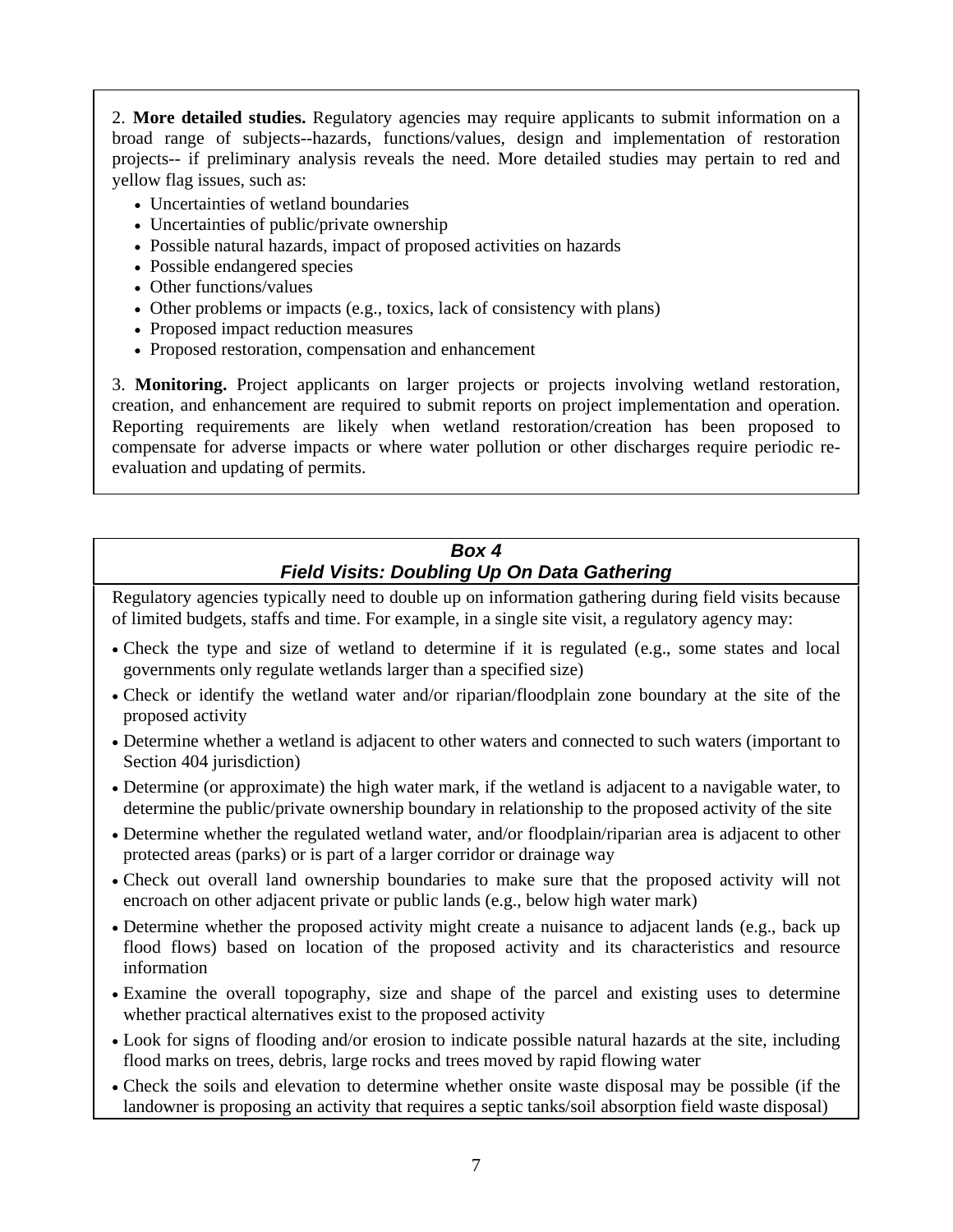2. **More detailed studies.** Regulatory agencies may require applicants to submit information on a broad range of subjects--hazards, functions/values, design and implementation of restoration projects-- if preliminary analysis reveals the need. More detailed studies may pertain to red and yellow flag issues, such as:

- Uncertainties of wetland boundaries
- Uncertainties of public/private ownership
- Possible natural hazards, impact of proposed activities on hazards
- Possible endangered species
- Other functions/values
- Other problems or impacts (e.g., toxics, lack of consistency with plans)
- Proposed impact reduction measures
- Proposed restoration, compensation and enhancement

3. **Monitoring.** Project applicants on larger projects or projects involving wetland restoration, creation, and enhancement are required to submit reports on project implementation and operation. Reporting requirements are likely when wetland restoration/creation has been proposed to compensate for adverse impacts or where water pollution or other discharges require periodic re-evaluation and updating of permits.

### *Box 4*
### *Field Visits: Doubling Up On Data Gathering*

Regulatory agencies typically need to double up on information gathering during field visits because of limited budgets, staffs and time. For example, in a single site visit, a regulatory agency may:

- Check the type and size of wetland to determine if it is regulated (e.g., some states and local governments only regulate wetlands larger than a specified size)
- Check or identify the wetland water and/or riparian/floodplain zone boundary at the site of the proposed activity
- Determine whether a wetland is adjacent to other waters and connected to such waters (important to Section 404 jurisdiction)
- Determine (or approximate) the high water mark, if the wetland is adjacent to a navigable water, to determine the public/private ownership boundary in relationship to the proposed activity of the site
- Determine whether the regulated wetland water, and/or floodplain/riparian area is adjacent to other protected areas (parks) or is part of a larger corridor or drainage way
- Check out overall land ownership boundaries to make sure that the proposed activity will not encroach on other adjacent private or public lands (e.g., below high water mark)
- Determine whether the proposed activity might create a nuisance to adjacent lands (e.g., back up flood flows) based on location of the proposed activity and its characteristics and resource information
- Examine the overall topography, size and shape of the parcel and existing uses to determine whether practical alternatives exist to the proposed activity
- Look for signs of flooding and/or erosion to indicate possible natural hazards at the site, including flood marks on trees, debris, large rocks and trees moved by rapid flowing water
- Check the soils and elevation to determine whether onsite waste disposal may be possible (if the landowner is proposing an activity that requires a septic tanks/soil absorption field waste disposal)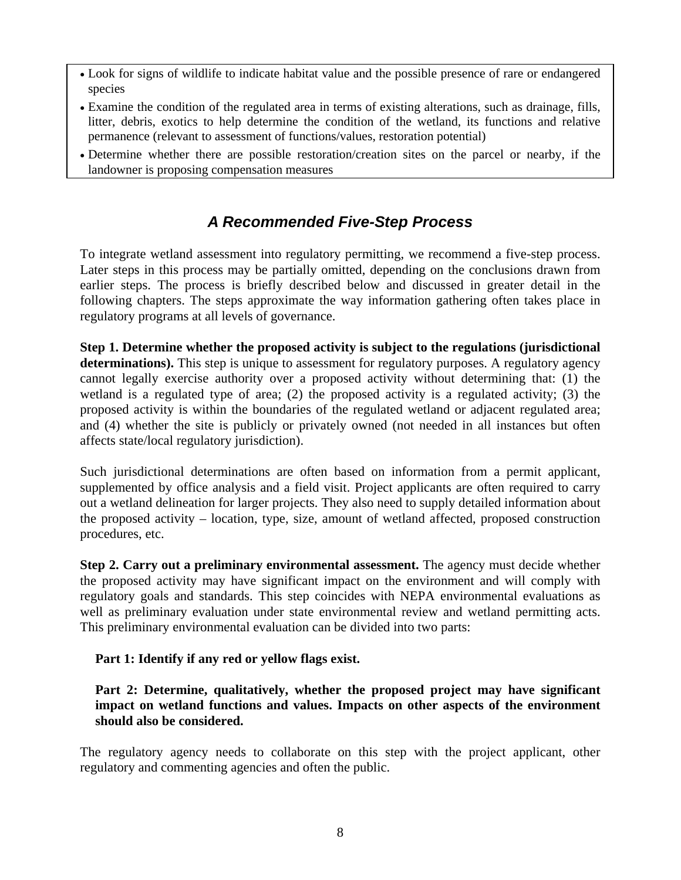- Look for signs of wildlife to indicate habitat value and the possible presence of rare or endangered species
- Examine the condition of the regulated area in terms of existing alterations, such as drainage, fills, litter, debris, exotics to help determine the condition of the wetland, its functions and relative permanence (relevant to assessment of functions/values, restoration potential)
- Determine whether there are possible restoration/creation sites on the parcel or nearby, if the landowner is proposing compensation measures

## *A Recommended Five-Step Process*

To integrate wetland assessment into regulatory permitting, we recommend a five-step process. Later steps in this process may be partially omitted, depending on the conclusions drawn from earlier steps. The process is briefly described below and discussed in greater detail in the following chapters. The steps approximate the way information gathering often takes place in regulatory programs at all levels of governance.

**Step 1. Determine whether the proposed activity is subject to the regulations (jurisdictional determinations).** This step is unique to assessment for regulatory purposes. A regulatory agency cannot legally exercise authority over a proposed activity without determining that: (1) the wetland is a regulated type of area; (2) the proposed activity is a regulated activity; (3) the proposed activity is within the boundaries of the regulated wetland or adjacent regulated area; and (4) whether the site is publicly or privately owned (not needed in all instances but often affects state/local regulatory jurisdiction).

Such jurisdictional determinations are often based on information from a permit applicant, supplemented by office analysis and a field visit. Project applicants are often required to carry out a wetland delineation for larger projects. They also need to supply detailed information about the proposed activity – location, type, size, amount of wetland affected, proposed construction procedures, etc.

**Step 2. Carry out a preliminary environmental assessment.** The agency must decide whether the proposed activity may have significant impact on the environment and will comply with regulatory goals and standards. This step coincides with NEPA environmental evaluations as well as preliminary evaluation under state environmental review and wetland permitting acts. This preliminary environmental evaluation can be divided into two parts:

**Part 1: Identify if any red or yellow flags exist.**

**Part 2: Determine, qualitatively, whether the proposed project may have significant impact on wetland functions and values. Impacts on other aspects of the environment should also be considered.**

The regulatory agency needs to collaborate on this step with the project applicant, other regulatory and commenting agencies and often the public.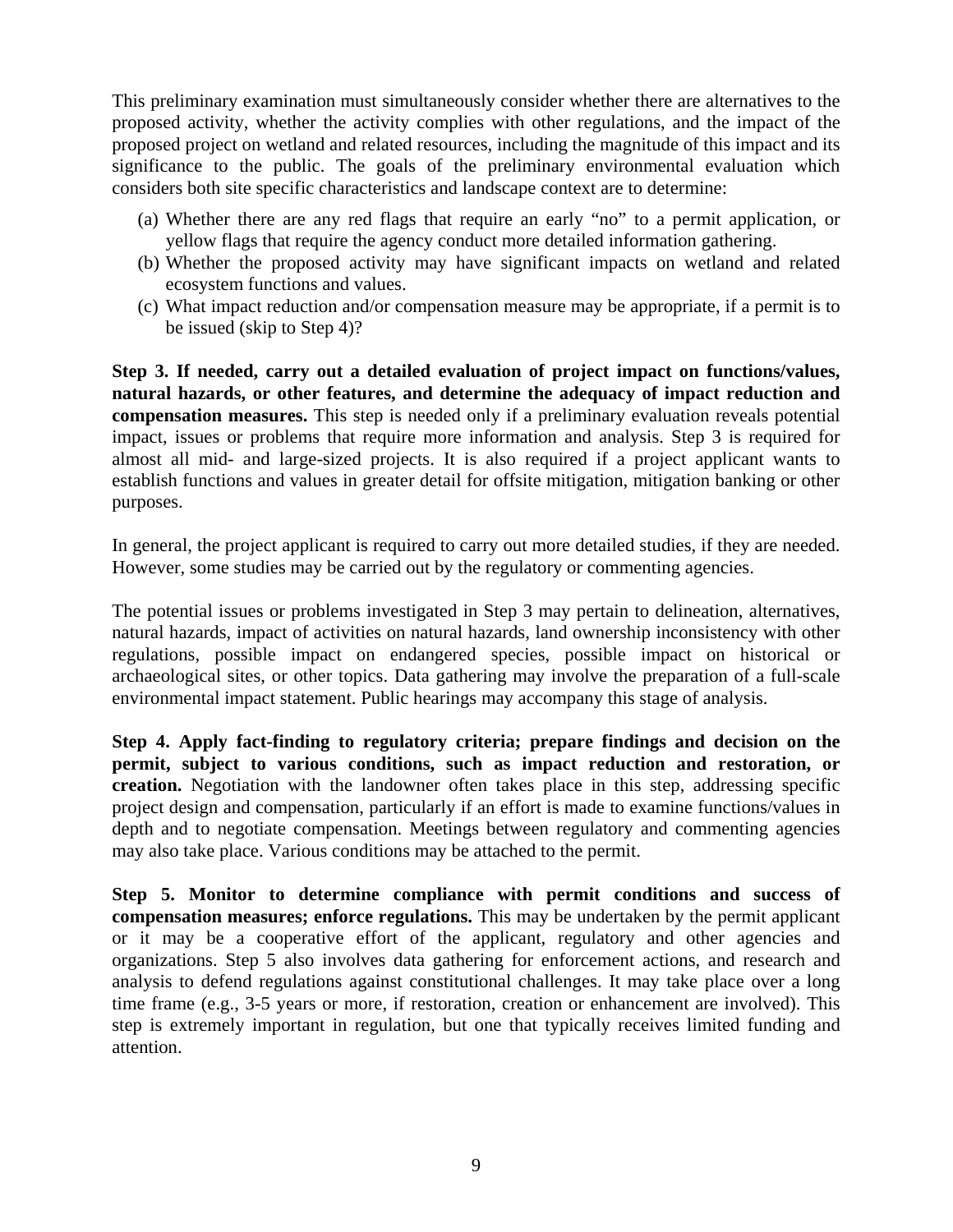This preliminary examination must simultaneously consider whether there are alternatives to the proposed activity, whether the activity complies with other regulations, and the impact of the proposed project on wetland and related resources, including the magnitude of this impact and its significance to the public. The goals of the preliminary environmental evaluation which considers both site specific characteristics and landscape context are to determine:

(a) Whether there are any red flags that require an early "no" to a permit application, or yellow flags that require the agency conduct more detailed information gathering.
(b) Whether the proposed activity may have significant impacts on wetland and related ecosystem functions and values.
(c) What impact reduction and/or compensation measure may be appropriate, if a permit is to be issued (skip to Step 4)?

**Step 3. If needed, carry out a detailed evaluation of project impact on functions/values, natural hazards, or other features, and determine the adequacy of impact reduction and compensation measures.** This step is needed only if a preliminary evaluation reveals potential impact, issues or problems that require more information and analysis. Step 3 is required for almost all mid- and large-sized projects. It is also required if a project applicant wants to establish functions and values in greater detail for offsite mitigation, mitigation banking or other purposes.

In general, the project applicant is required to carry out more detailed studies, if they are needed. However, some studies may be carried out by the regulatory or commenting agencies.

The potential issues or problems investigated in Step 3 may pertain to delineation, alternatives, natural hazards, impact of activities on natural hazards, land ownership inconsistency with other regulations, possible impact on endangered species, possible impact on historical or archaeological sites, or other topics. Data gathering may involve the preparation of a full-scale environmental impact statement. Public hearings may accompany this stage of analysis.

**Step 4. Apply fact-finding to regulatory criteria; prepare findings and decision on the permit, subject to various conditions, such as impact reduction and restoration, or creation.** Negotiation with the landowner often takes place in this step, addressing specific project design and compensation, particularly if an effort is made to examine functions/values in depth and to negotiate compensation. Meetings between regulatory and commenting agencies may also take place. Various conditions may be attached to the permit.

**Step 5. Monitor to determine compliance with permit conditions and success of compensation measures; enforce regulations.** This may be undertaken by the permit applicant or it may be a cooperative effort of the applicant, regulatory and other agencies and organizations. Step 5 also involves data gathering for enforcement actions, and research and analysis to defend regulations against constitutional challenges. It may take place over a long time frame (e.g., 3-5 years or more, if restoration, creation or enhancement are involved). This step is extremely important in regulation, but one that typically receives limited funding and attention.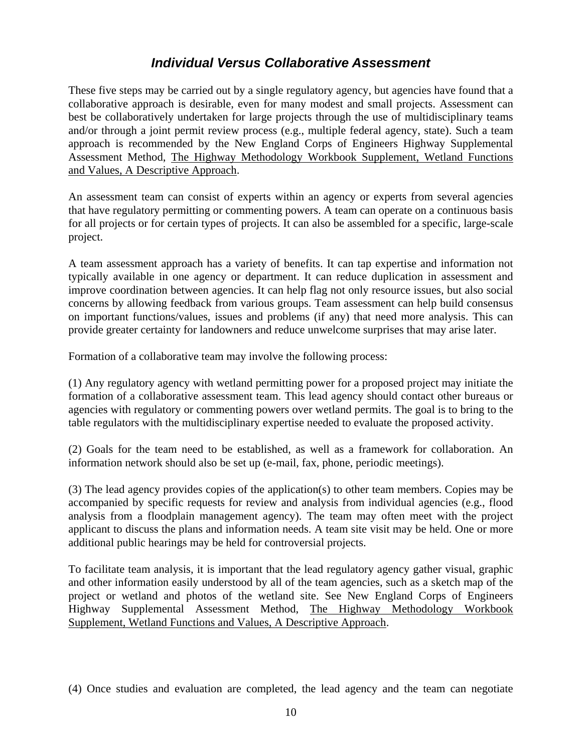## *Individual Versus Collaborative Assessment*

These five steps may be carried out by a single regulatory agency, but agencies have found that a collaborative approach is desirable, even for many modest and small projects. Assessment can best be collaboratively undertaken for large projects through the use of multidisciplinary teams and/or through a joint permit review process (e.g., multiple federal agency, state). Such a team approach is recommended by the New England Corps of Engineers Highway Supplemental Assessment Method, The Highway Methodology Workbook Supplement, Wetland Functions and Values, A Descriptive Approach.

An assessment team can consist of experts within an agency or experts from several agencies that have regulatory permitting or commenting powers. A team can operate on a continuous basis for all projects or for certain types of projects. It can also be assembled for a specific, large-scale project.

A team assessment approach has a variety of benefits. It can tap expertise and information not typically available in one agency or department. It can reduce duplication in assessment and improve coordination between agencies. It can help flag not only resource issues, but also social concerns by allowing feedback from various groups. Team assessment can help build consensus on important functions/values, issues and problems (if any) that need more analysis. This can provide greater certainty for landowners and reduce unwelcome surprises that may arise later.

Formation of a collaborative team may involve the following process:

(1) Any regulatory agency with wetland permitting power for a proposed project may initiate the formation of a collaborative assessment team. This lead agency should contact other bureaus or agencies with regulatory or commenting powers over wetland permits. The goal is to bring to the table regulators with the multidisciplinary expertise needed to evaluate the proposed activity.

(2) Goals for the team need to be established, as well as a framework for collaboration. An information network should also be set up (e-mail, fax, phone, periodic meetings).

(3) The lead agency provides copies of the application(s) to other team members. Copies may be accompanied by specific requests for review and analysis from individual agencies (e.g., flood analysis from a floodplain management agency). The team may often meet with the project applicant to discuss the plans and information needs. A team site visit may be held. One or more additional public hearings may be held for controversial projects.

To facilitate team analysis, it is important that the lead regulatory agency gather visual, graphic and other information easily understood by all of the team agencies, such as a sketch map of the project or wetland and photos of the wetland site. See New England Corps of Engineers Highway Supplemental Assessment Method, The Highway Methodology Workbook Supplement, Wetland Functions and Values, A Descriptive Approach.

(4) Once studies and evaluation are completed, the lead agency and the team can negotiate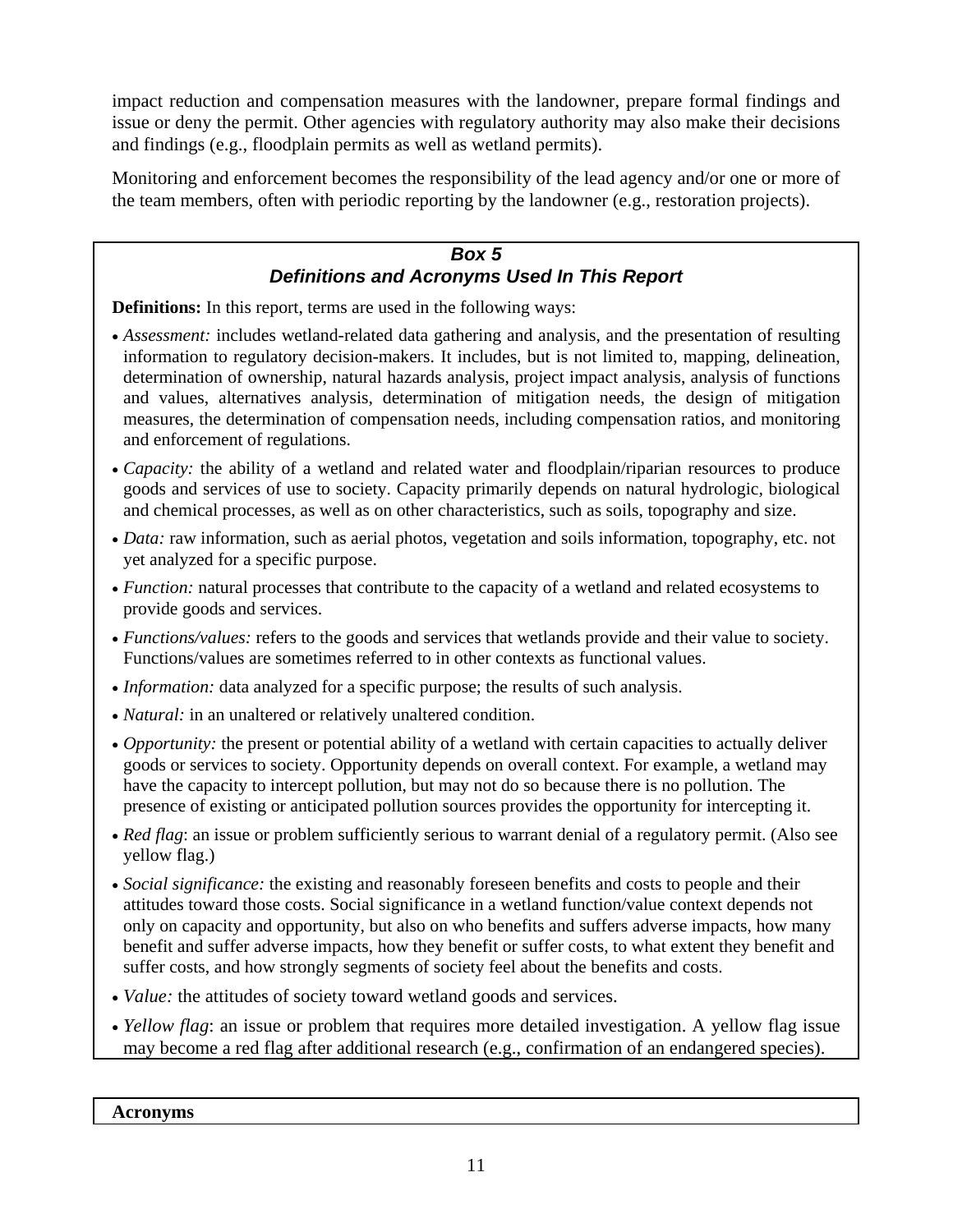impact reduction and compensation measures with the landowner, prepare formal findings and issue or deny the permit. Other agencies with regulatory authority may also make their decisions and findings (e.g., floodplain permits as well as wetland permits).

Monitoring and enforcement becomes the responsibility of the lead agency and/or one or more of the team members, often with periodic reporting by the landowner (e.g., restoration projects).

### *Box 5*
### *Definitions and Acronyms Used In This Report*

**Definitions:** In this report, terms are used in the following ways:

- *Assessment:* includes wetland-related data gathering and analysis, and the presentation of resulting information to regulatory decision-makers. It includes, but is not limited to, mapping, delineation, determination of ownership, natural hazards analysis, project impact analysis, analysis of functions and values, alternatives analysis, determination of mitigation needs, the design of mitigation measures, the determination of compensation needs, including compensation ratios, and monitoring and enforcement of regulations.
- *Capacity:* the ability of a wetland and related water and floodplain/riparian resources to produce goods and services of use to society. Capacity primarily depends on natural hydrologic, biological and chemical processes, as well as on other characteristics, such as soils, topography and size.
- *Data:* raw information, such as aerial photos, vegetation and soils information, topography, etc. not yet analyzed for a specific purpose.
- *Function:* natural processes that contribute to the capacity of a wetland and related ecosystems to provide goods and services.
- *Functions/values:* refers to the goods and services that wetlands provide and their value to society. Functions/values are sometimes referred to in other contexts as functional values.
- *Information:* data analyzed for a specific purpose; the results of such analysis.
- *Natural:* in an unaltered or relatively unaltered condition.
- *Opportunity:* the present or potential ability of a wetland with certain capacities to actually deliver goods or services to society. Opportunity depends on overall context. For example, a wetland may have the capacity to intercept pollution, but may not do so because there is no pollution. The presence of existing or anticipated pollution sources provides the opportunity for intercepting it.
- *Red flag*: an issue or problem sufficiently serious to warrant denial of a regulatory permit. (Also see yellow flag.)
- *Social significance:* the existing and reasonably foreseen benefits and costs to people and their attitudes toward those costs. Social significance in a wetland function/value context depends not only on capacity and opportunity, but also on who benefits and suffers adverse impacts, how many benefit and suffer adverse impacts, how they benefit or suffer costs, to what extent they benefit and suffer costs, and how strongly segments of society feel about the benefits and costs.
- *Value:* the attitudes of society toward wetland goods and services.
- *Yellow flag*: an issue or problem that requires more detailed investigation. A yellow flag issue may become a red flag after additional research (e.g., confirmation of an endangered species).

**Acronyms**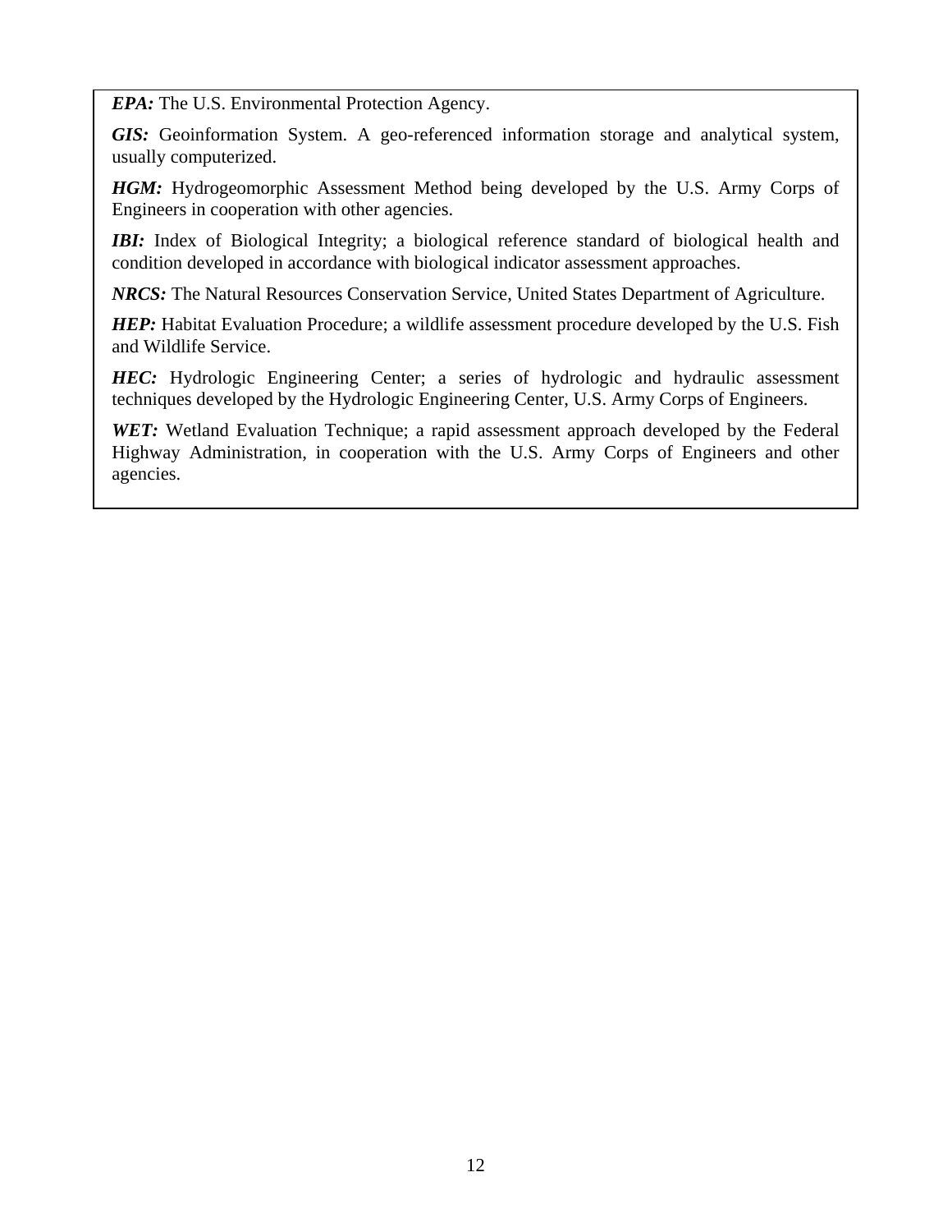***EPA:*** The U.S. Environmental Protection Agency.

***GIS:*** Geoinformation System. A geo-referenced information storage and analytical system, usually computerized.

***HGM:*** Hydrogeomorphic Assessment Method being developed by the U.S. Army Corps of Engineers in cooperation with other agencies.

***IBI:*** Index of Biological Integrity; a biological reference standard of biological health and condition developed in accordance with biological indicator assessment approaches.

***NRCS:*** The Natural Resources Conservation Service, United States Department of Agriculture.

***HEP:*** Habitat Evaluation Procedure; a wildlife assessment procedure developed by the U.S. Fish and Wildlife Service.

***HEC:*** Hydrologic Engineering Center; a series of hydrologic and hydraulic assessment techniques developed by the Hydrologic Engineering Center, U.S. Army Corps of Engineers.

***WET:*** Wetland Evaluation Technique; a rapid assessment approach developed by the Federal Highway Administration, in cooperation with the U.S. Army Corps of Engineers and other agencies.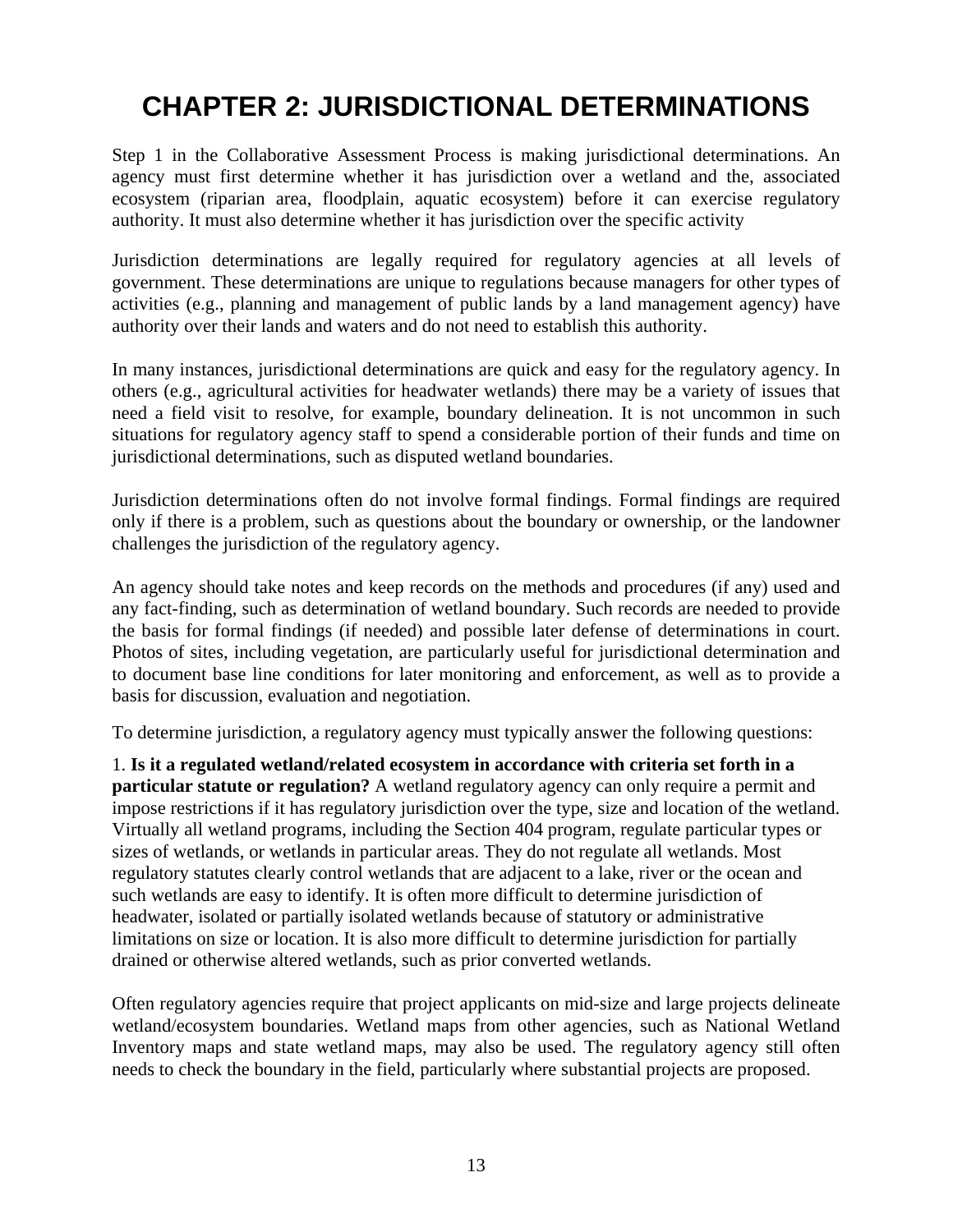# CHAPTER 2: JURISDICTIONAL DETERMINATIONS

Step 1 in the Collaborative Assessment Process is making jurisdictional determinations. An agency must first determine whether it has jurisdiction over a wetland and the, associated ecosystem (riparian area, floodplain, aquatic ecosystem) before it can exercise regulatory authority. It must also determine whether it has jurisdiction over the specific activity

Jurisdiction determinations are legally required for regulatory agencies at all levels of government. These determinations are unique to regulations because managers for other types of activities (e.g., planning and management of public lands by a land management agency) have authority over their lands and waters and do not need to establish this authority.

In many instances, jurisdictional determinations are quick and easy for the regulatory agency. In others (e.g., agricultural activities for headwater wetlands) there may be a variety of issues that need a field visit to resolve, for example, boundary delineation. It is not uncommon in such situations for regulatory agency staff to spend a considerable portion of their funds and time on jurisdictional determinations, such as disputed wetland boundaries.

Jurisdiction determinations often do not involve formal findings. Formal findings are required only if there is a problem, such as questions about the boundary or ownership, or the landowner challenges the jurisdiction of the regulatory agency.

An agency should take notes and keep records on the methods and procedures (if any) used and any fact-finding, such as determination of wetland boundary. Such records are needed to provide the basis for formal findings (if needed) and possible later defense of determinations in court. Photos of sites, including vegetation, are particularly useful for jurisdictional determination and to document base line conditions for later monitoring and enforcement, as well as to provide a basis for discussion, evaluation and negotiation.

To determine jurisdiction, a regulatory agency must typically answer the following questions:

1. **Is it a regulated wetland/related ecosystem in accordance with criteria set forth in a particular statute or regulation?** A wetland regulatory agency can only require a permit and impose restrictions if it has regulatory jurisdiction over the type, size and location of the wetland. Virtually all wetland programs, including the Section 404 program, regulate particular types or sizes of wetlands, or wetlands in particular areas. They do not regulate all wetlands. Most regulatory statutes clearly control wetlands that are adjacent to a lake, river or the ocean and such wetlands are easy to identify. It is often more difficult to determine jurisdiction of headwater, isolated or partially isolated wetlands because of statutory or administrative limitations on size or location. It is also more difficult to determine jurisdiction for partially drained or otherwise altered wetlands, such as prior converted wetlands.

Often regulatory agencies require that project applicants on mid-size and large projects delineate wetland/ecosystem boundaries. Wetland maps from other agencies, such as National Wetland Inventory maps and state wetland maps, may also be used. The regulatory agency still often needs to check the boundary in the field, particularly where substantial projects are proposed.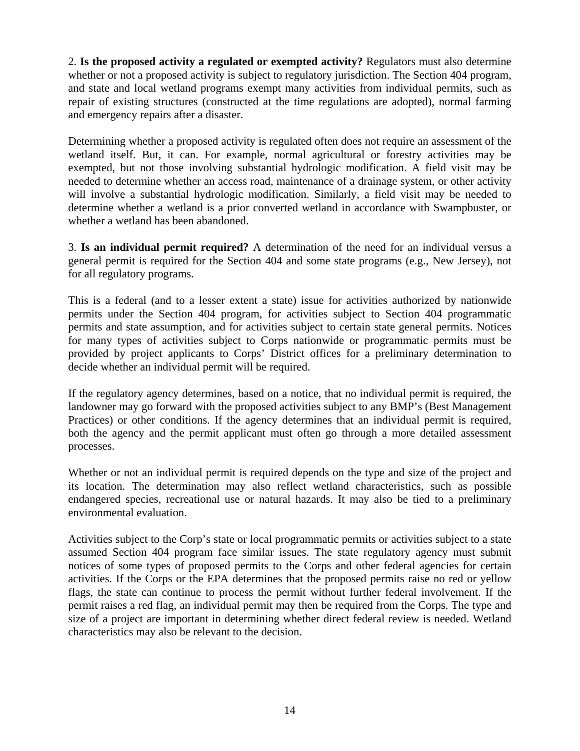2. **Is the proposed activity a regulated or exempted activity?** Regulators must also determine whether or not a proposed activity is subject to regulatory jurisdiction. The Section 404 program, and state and local wetland programs exempt many activities from individual permits, such as repair of existing structures (constructed at the time regulations are adopted), normal farming and emergency repairs after a disaster.

Determining whether a proposed activity is regulated often does not require an assessment of the wetland itself. But, it can. For example, normal agricultural or forestry activities may be exempted, but not those involving substantial hydrologic modification. A field visit may be needed to determine whether an access road, maintenance of a drainage system, or other activity will involve a substantial hydrologic modification. Similarly, a field visit may be needed to determine whether a wetland is a prior converted wetland in accordance with Swampbuster, or whether a wetland has been abandoned.

3. **Is an individual permit required?** A determination of the need for an individual versus a general permit is required for the Section 404 and some state programs (e.g., New Jersey), not for all regulatory programs.

This is a federal (and to a lesser extent a state) issue for activities authorized by nationwide permits under the Section 404 program, for activities subject to Section 404 programmatic permits and state assumption, and for activities subject to certain state general permits. Notices for many types of activities subject to Corps nationwide or programmatic permits must be provided by project applicants to Corps' District offices for a preliminary determination to decide whether an individual permit will be required.

If the regulatory agency determines, based on a notice, that no individual permit is required, the landowner may go forward with the proposed activities subject to any BMP's (Best Management Practices) or other conditions. If the agency determines that an individual permit is required, both the agency and the permit applicant must often go through a more detailed assessment processes.

Whether or not an individual permit is required depends on the type and size of the project and its location. The determination may also reflect wetland characteristics, such as possible endangered species, recreational use or natural hazards. It may also be tied to a preliminary environmental evaluation.

Activities subject to the Corp's state or local programmatic permits or activities subject to a state assumed Section 404 program face similar issues. The state regulatory agency must submit notices of some types of proposed permits to the Corps and other federal agencies for certain activities. If the Corps or the EPA determines that the proposed permits raise no red or yellow flags, the state can continue to process the permit without further federal involvement. If the permit raises a red flag, an individual permit may then be required from the Corps. The type and size of a project are important in determining whether direct federal review is needed. Wetland characteristics may also be relevant to the decision.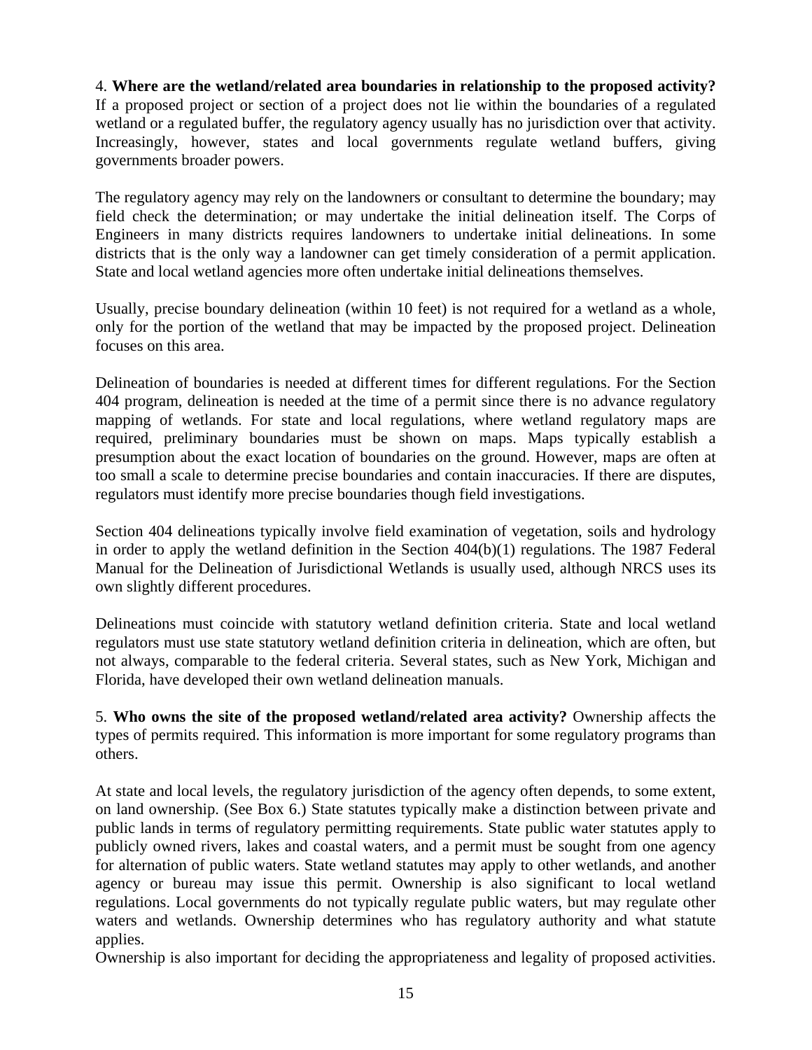4. **Where are the wetland/related area boundaries in relationship to the proposed activity?** If a proposed project or section of a project does not lie within the boundaries of a regulated wetland or a regulated buffer, the regulatory agency usually has no jurisdiction over that activity. Increasingly, however, states and local governments regulate wetland buffers, giving governments broader powers.

The regulatory agency may rely on the landowners or consultant to determine the boundary; may field check the determination; or may undertake the initial delineation itself. The Corps of Engineers in many districts requires landowners to undertake initial delineations. In some districts that is the only way a landowner can get timely consideration of a permit application. State and local wetland agencies more often undertake initial delineations themselves.

Usually, precise boundary delineation (within 10 feet) is not required for a wetland as a whole, only for the portion of the wetland that may be impacted by the proposed project. Delineation focuses on this area.

Delineation of boundaries is needed at different times for different regulations. For the Section 404 program, delineation is needed at the time of a permit since there is no advance regulatory mapping of wetlands. For state and local regulations, where wetland regulatory maps are required, preliminary boundaries must be shown on maps. Maps typically establish a presumption about the exact location of boundaries on the ground. However, maps are often at too small a scale to determine precise boundaries and contain inaccuracies. If there are disputes, regulators must identify more precise boundaries though field investigations.

Section 404 delineations typically involve field examination of vegetation, soils and hydrology in order to apply the wetland definition in the Section 404(b)(1) regulations. The 1987 Federal Manual for the Delineation of Jurisdictional Wetlands is usually used, although NRCS uses its own slightly different procedures.

Delineations must coincide with statutory wetland definition criteria. State and local wetland regulators must use state statutory wetland definition criteria in delineation, which are often, but not always, comparable to the federal criteria. Several states, such as New York, Michigan and Florida, have developed their own wetland delineation manuals.

5. **Who owns the site of the proposed wetland/related area activity?** Ownership affects the types of permits required. This information is more important for some regulatory programs than others.

At state and local levels, the regulatory jurisdiction of the agency often depends, to some extent, on land ownership. (See Box 6.) State statutes typically make a distinction between private and public lands in terms of regulatory permitting requirements. State public water statutes apply to publicly owned rivers, lakes and coastal waters, and a permit must be sought from one agency for alternation of public waters. State wetland statutes may apply to other wetlands, and another agency or bureau may issue this permit. Ownership is also significant to local wetland regulations. Local governments do not typically regulate public waters, but may regulate other waters and wetlands. Ownership determines who has regulatory authority and what statute applies.

Ownership is also important for deciding the appropriateness and legality of proposed activities.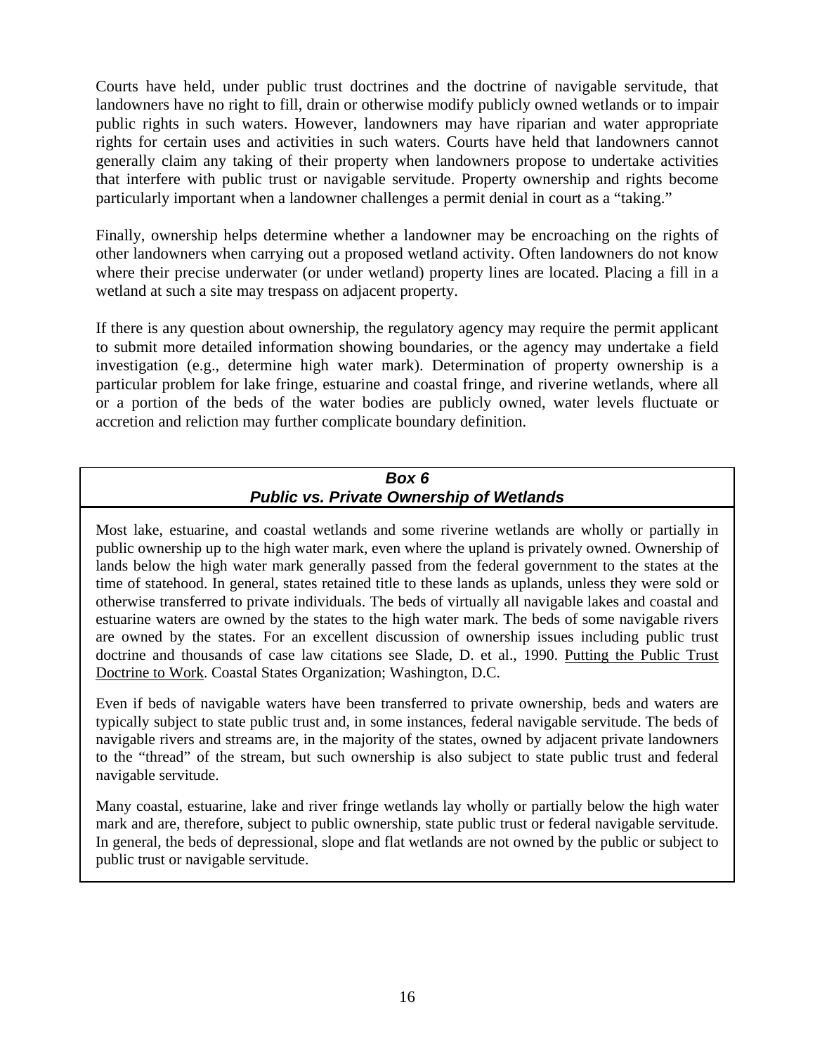Courts have held, under public trust doctrines and the doctrine of navigable servitude, that landowners have no right to fill, drain or otherwise modify publicly owned wetlands or to impair public rights in such waters. However, landowners may have riparian and water appropriate rights for certain uses and activities in such waters. Courts have held that landowners cannot generally claim any taking of their property when landowners propose to undertake activities that interfere with public trust or navigable servitude. Property ownership and rights become particularly important when a landowner challenges a permit denial in court as a "taking."

Finally, ownership helps determine whether a landowner may be encroaching on the rights of other landowners when carrying out a proposed wetland activity. Often landowners do not know where their precise underwater (or under wetland) property lines are located. Placing a fill in a wetland at such a site may trespass on adjacent property.

If there is any question about ownership, the regulatory agency may require the permit applicant to submit more detailed information showing boundaries, or the agency may undertake a field investigation (e.g., determine high water mark). Determination of property ownership is a particular problem for lake fringe, estuarine and coastal fringe, and riverine wetlands, where all or a portion of the beds of the water bodies are publicly owned, water levels fluctuate or accretion and reliction may further complicate boundary definition.

### *Box 6*
### *Public vs. Private Ownership of Wetlands*

Most lake, estuarine, and coastal wetlands and some riverine wetlands are wholly or partially in public ownership up to the high water mark, even where the upland is privately owned. Ownership of lands below the high water mark generally passed from the federal government to the states at the time of statehood. In general, states retained title to these lands as uplands, unless they were sold or otherwise transferred to private individuals. The beds of virtually all navigable lakes and coastal and estuarine waters are owned by the states to the high water mark. The beds of some navigable rivers are owned by the states. For an excellent discussion of ownership issues including public trust doctrine and thousands of case law citations see Slade, D. et al., 1990. Putting the Public Trust Doctrine to Work. Coastal States Organization; Washington, D.C.

Even if beds of navigable waters have been transferred to private ownership, beds and waters are typically subject to state public trust and, in some instances, federal navigable servitude. The beds of navigable rivers and streams are, in the majority of the states, owned by adjacent private landowners to the "thread" of the stream, but such ownership is also subject to state public trust and federal navigable servitude.

Many coastal, estuarine, lake and river fringe wetlands lay wholly or partially below the high water mark and are, therefore, subject to public ownership, state public trust or federal navigable servitude. In general, the beds of depressional, slope and flat wetlands are not owned by the public or subject to public trust or navigable servitude.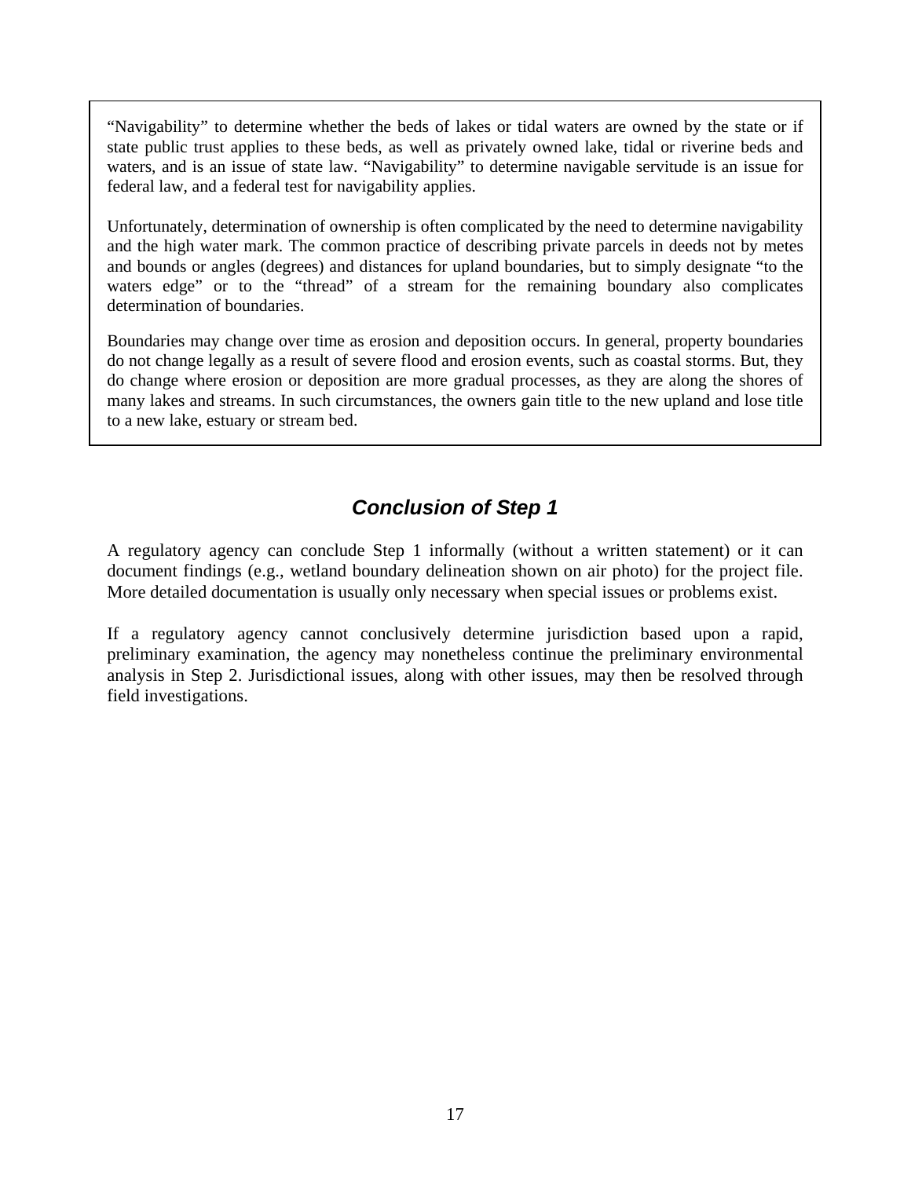"Navigability" to determine whether the beds of lakes or tidal waters are owned by the state or if state public trust applies to these beds, as well as privately owned lake, tidal or riverine beds and waters, and is an issue of state law. "Navigability" to determine navigable servitude is an issue for federal law, and a federal test for navigability applies.

Unfortunately, determination of ownership is often complicated by the need to determine navigability and the high water mark. The common practice of describing private parcels in deeds not by metes and bounds or angles (degrees) and distances for upland boundaries, but to simply designate "to the waters edge" or to the "thread" of a stream for the remaining boundary also complicates determination of boundaries.

Boundaries may change over time as erosion and deposition occurs. In general, property boundaries do not change legally as a result of severe flood and erosion events, such as coastal storms. But, they do change where erosion or deposition are more gradual processes, as they are along the shores of many lakes and streams. In such circumstances, the owners gain title to the new upland and lose title to a new lake, estuary or stream bed.

## *Conclusion of Step 1*

A regulatory agency can conclude Step 1 informally (without a written statement) or it can document findings (e.g., wetland boundary delineation shown on air photo) for the project file. More detailed documentation is usually only necessary when special issues or problems exist.

If a regulatory agency cannot conclusively determine jurisdiction based upon a rapid, preliminary examination, the agency may nonetheless continue the preliminary environmental analysis in Step 2. Jurisdictional issues, along with other issues, may then be resolved through field investigations.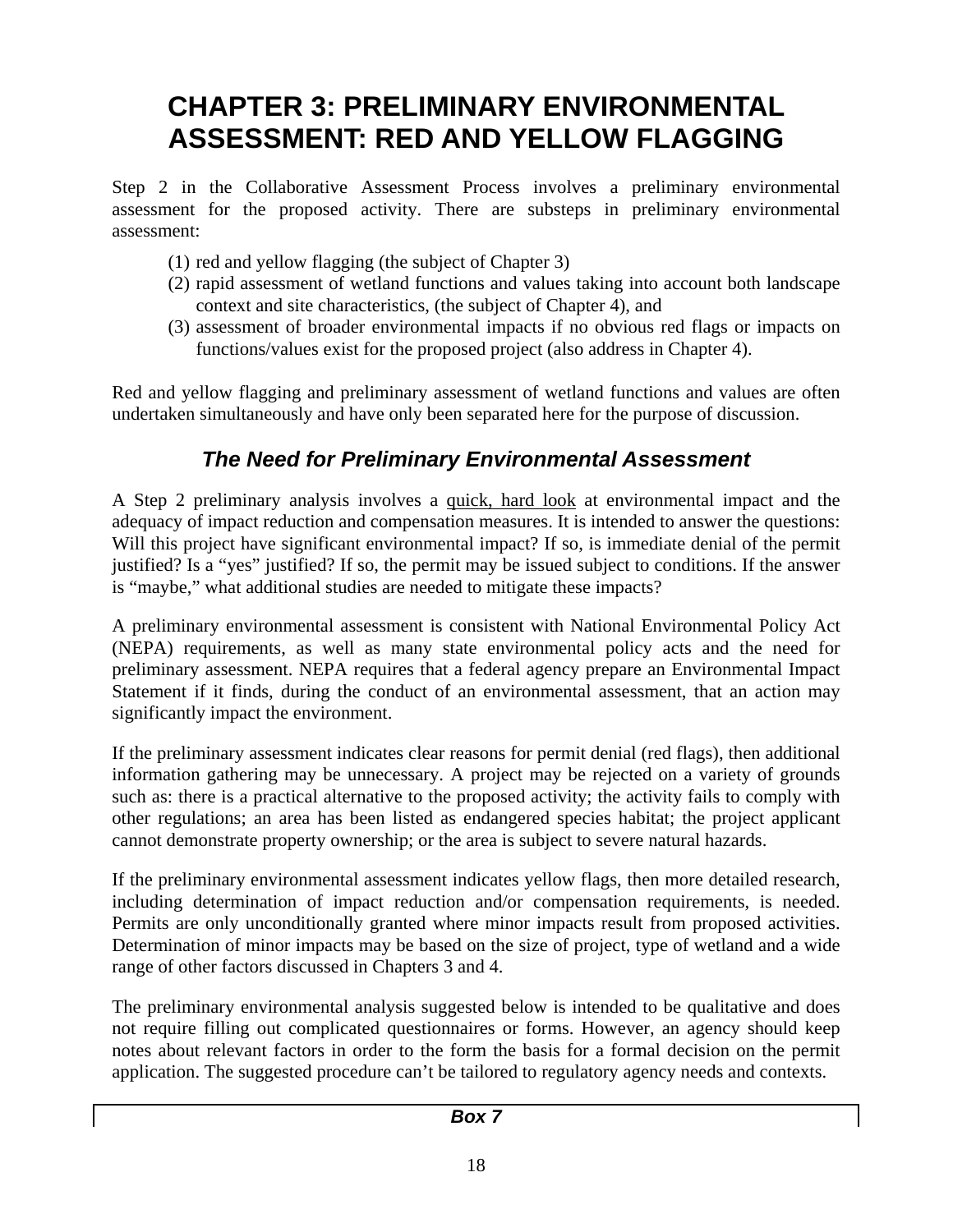# CHAPTER 3: PRELIMINARY ENVIRONMENTAL ASSESSMENT: RED AND YELLOW FLAGGING

Step 2 in the Collaborative Assessment Process involves a preliminary environmental assessment for the proposed activity. There are substeps in preliminary environmental assessment:

(1) red and yellow flagging (the subject of Chapter 3)
(2) rapid assessment of wetland functions and values taking into account both landscape context and site characteristics, (the subject of Chapter 4), and
(3) assessment of broader environmental impacts if no obvious red flags or impacts on functions/values exist for the proposed project (also address in Chapter 4).

Red and yellow flagging and preliminary assessment of wetland functions and values are often undertaken simultaneously and have only been separated here for the purpose of discussion.

## *The Need for Preliminary Environmental Assessment*

A Step 2 preliminary analysis involves a quick, hard look at environmental impact and the adequacy of impact reduction and compensation measures. It is intended to answer the questions: Will this project have significant environmental impact? If so, is immediate denial of the permit justified? Is a "yes" justified? If so, the permit may be issued subject to conditions. If the answer is "maybe," what additional studies are needed to mitigate these impacts?

A preliminary environmental assessment is consistent with National Environmental Policy Act (NEPA) requirements, as well as many state environmental policy acts and the need for preliminary assessment. NEPA requires that a federal agency prepare an Environmental Impact Statement if it finds, during the conduct of an environmental assessment, that an action may significantly impact the environment.

If the preliminary assessment indicates clear reasons for permit denial (red flags), then additional information gathering may be unnecessary. A project may be rejected on a variety of grounds such as: there is a practical alternative to the proposed activity; the activity fails to comply with other regulations; an area has been listed as endangered species habitat; the project applicant cannot demonstrate property ownership; or the area is subject to severe natural hazards.

If the preliminary environmental assessment indicates yellow flags, then more detailed research, including determination of impact reduction and/or compensation requirements, is needed. Permits are only unconditionally granted where minor impacts result from proposed activities. Determination of minor impacts may be based on the size of project, type of wetland and a wide range of other factors discussed in Chapters 3 and 4.

The preliminary environmental analysis suggested below is intended to be qualitative and does not require filling out complicated questionnaires or forms. However, an agency should keep notes about relevant factors in order to the form the basis for a formal decision on the permit application. The suggested procedure can't be tailored to regulatory agency needs and contexts.

**Box 7**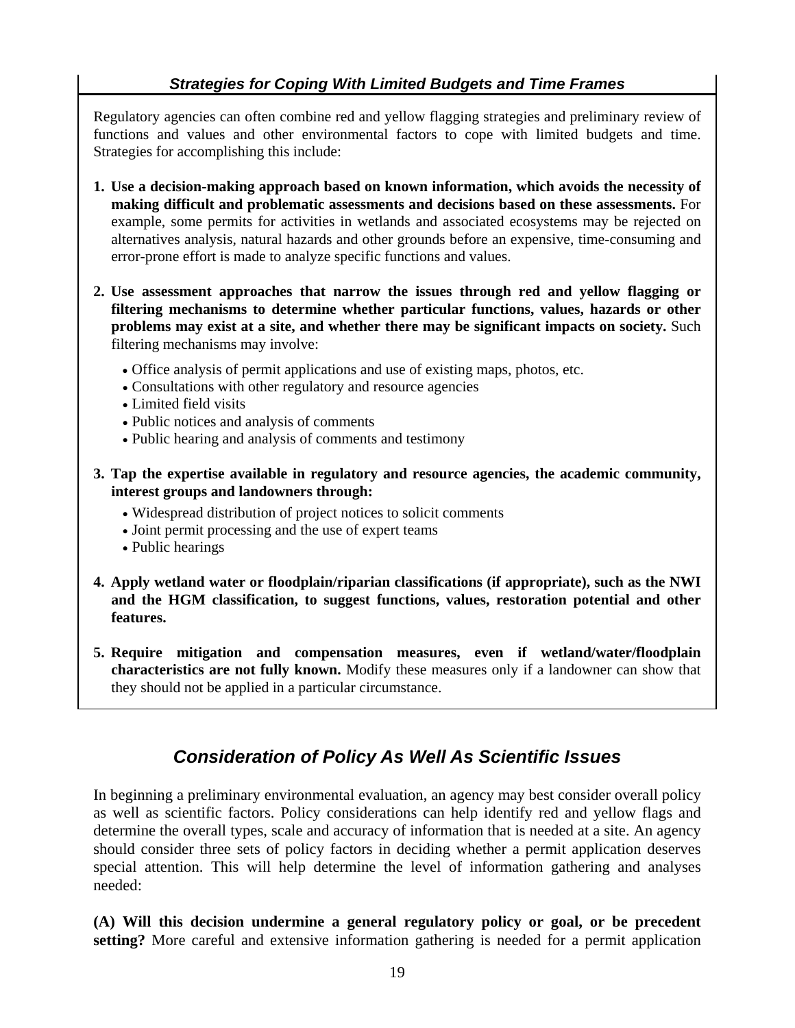### *Strategies for Coping With Limited Budgets and Time Frames*

Regulatory agencies can often combine red and yellow flagging strategies and preliminary review of functions and values and other environmental factors to cope with limited budgets and time. Strategies for accomplishing this include:

1. **Use a decision-making approach based on known information, which avoids the necessity of making difficult and problematic assessments and decisions based on these assessments.** For example, some permits for activities in wetlands and associated ecosystems may be rejected on alternatives analysis, natural hazards and other grounds before an expensive, time-consuming and error-prone effort is made to analyze specific functions and values.

2. **Use assessment approaches that narrow the issues through red and yellow flagging or filtering mechanisms to determine whether particular functions, values, hazards or other problems may exist at a site, and whether there may be significant impacts on society.** Such filtering mechanisms may involve:
   - Office analysis of permit applications and use of existing maps, photos, etc.
   - Consultations with other regulatory and resource agencies
   - Limited field visits
   - Public notices and analysis of comments
   - Public hearing and analysis of comments and testimony

3. **Tap the expertise available in regulatory and resource agencies, the academic community, interest groups and landowners through:**
   - Widespread distribution of project notices to solicit comments
   - Joint permit processing and the use of expert teams
   - Public hearings

4. **Apply wetland water or floodplain/riparian classifications (if appropriate), such as the NWI and the HGM classification, to suggest functions, values, restoration potential and other features.**

5. **Require mitigation and compensation measures, even if wetland/water/floodplain characteristics are not fully known.** Modify these measures only if a landowner can show that they should not be applied in a particular circumstance.

## *Consideration of Policy As Well As Scientific Issues*

In beginning a preliminary environmental evaluation, an agency may best consider overall policy as well as scientific factors. Policy considerations can help identify red and yellow flags and determine the overall types, scale and accuracy of information that is needed at a site. An agency should consider three sets of policy factors in deciding whether a permit application deserves special attention. This will help determine the level of information gathering and analyses needed:

**(A) Will this decision undermine a general regulatory policy or goal, or be precedent setting?** More careful and extensive information gathering is needed for a permit application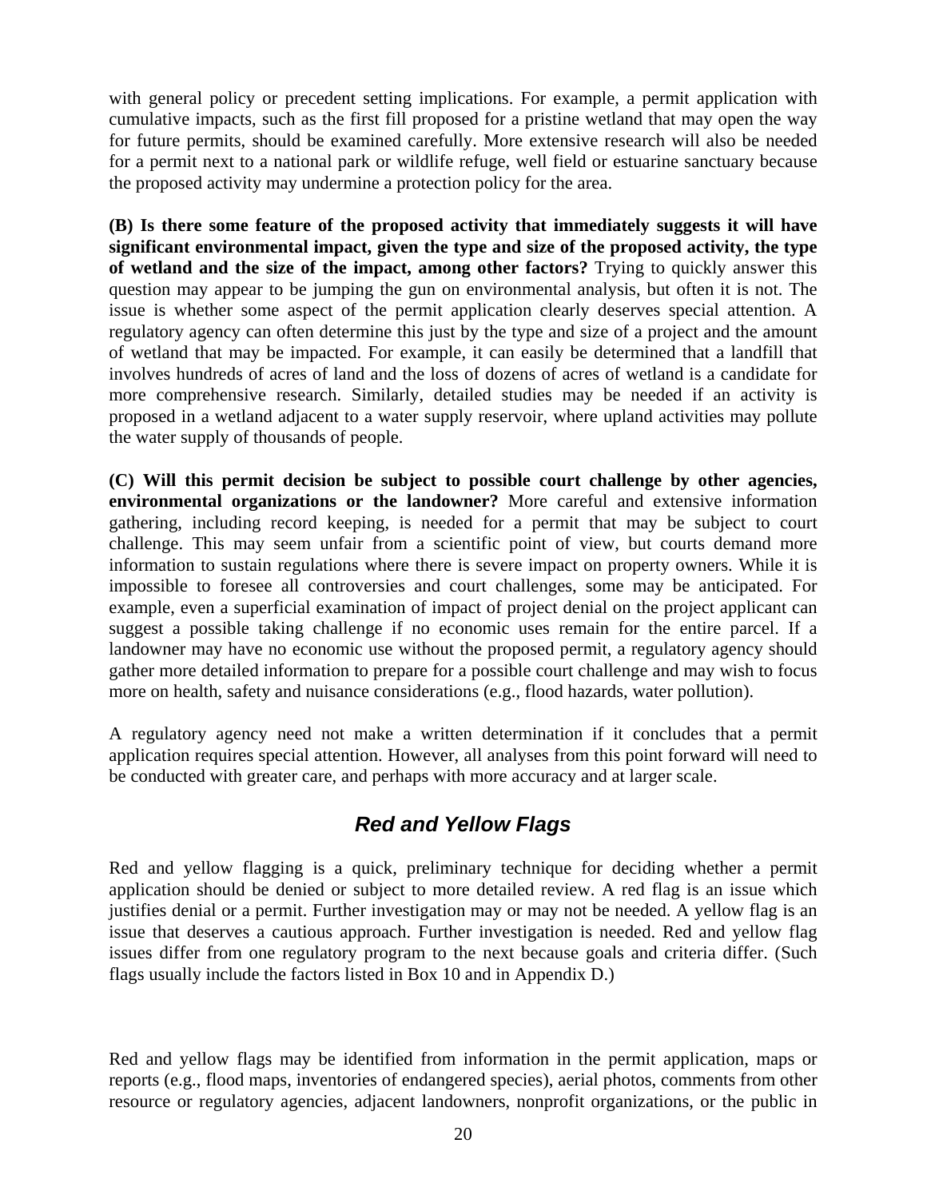with general policy or precedent setting implications. For example, a permit application with cumulative impacts, such as the first fill proposed for a pristine wetland that may open the way for future permits, should be examined carefully. More extensive research will also be needed for a permit next to a national park or wildlife refuge, well field or estuarine sanctuary because the proposed activity may undermine a protection policy for the area.

**(B) Is there some feature of the proposed activity that immediately suggests it will have significant environmental impact, given the type and size of the proposed activity, the type of wetland and the size of the impact, among other factors?** Trying to quickly answer this question may appear to be jumping the gun on environmental analysis, but often it is not. The issue is whether some aspect of the permit application clearly deserves special attention. A regulatory agency can often determine this just by the type and size of a project and the amount of wetland that may be impacted. For example, it can easily be determined that a landfill that involves hundreds of acres of land and the loss of dozens of acres of wetland is a candidate for more comprehensive research. Similarly, detailed studies may be needed if an activity is proposed in a wetland adjacent to a water supply reservoir, where upland activities may pollute the water supply of thousands of people.

**(C) Will this permit decision be subject to possible court challenge by other agencies, environmental organizations or the landowner?** More careful and extensive information gathering, including record keeping, is needed for a permit that may be subject to court challenge. This may seem unfair from a scientific point of view, but courts demand more information to sustain regulations where there is severe impact on property owners. While it is impossible to foresee all controversies and court challenges, some may be anticipated. For example, even a superficial examination of impact of project denial on the project applicant can suggest a possible taking challenge if no economic uses remain for the entire parcel. If a landowner may have no economic use without the proposed permit, a regulatory agency should gather more detailed information to prepare for a possible court challenge and may wish to focus more on health, safety and nuisance considerations (e.g., flood hazards, water pollution).

A regulatory agency need not make a written determination if it concludes that a permit application requires special attention. However, all analyses from this point forward will need to be conducted with greater care, and perhaps with more accuracy and at larger scale.

## *Red and Yellow Flags*

Red and yellow flagging is a quick, preliminary technique for deciding whether a permit application should be denied or subject to more detailed review. A red flag is an issue which justifies denial or a permit. Further investigation may or may not be needed. A yellow flag is an issue that deserves a cautious approach. Further investigation is needed. Red and yellow flag issues differ from one regulatory program to the next because goals and criteria differ. (Such flags usually include the factors listed in Box 10 and in Appendix D.)

Red and yellow flags may be identified from information in the permit application, maps or reports (e.g., flood maps, inventories of endangered species), aerial photos, comments from other resource or regulatory agencies, adjacent landowners, nonprofit organizations, or the public in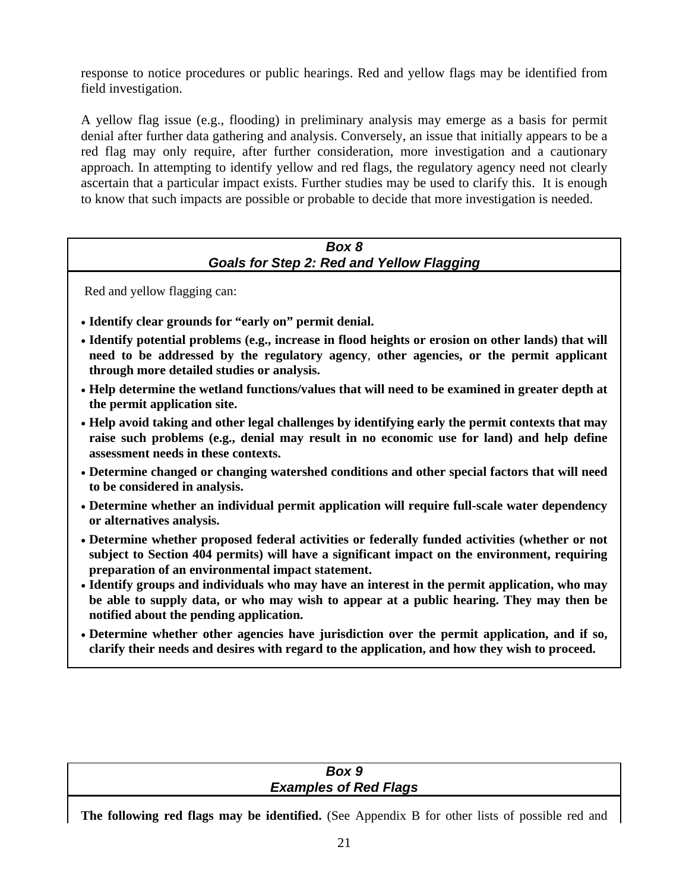response to notice procedures or public hearings. Red and yellow flags may be identified from field investigation.

A yellow flag issue (e.g., flooding) in preliminary analysis may emerge as a basis for permit denial after further data gathering and analysis. Conversely, an issue that initially appears to be a red flag may only require, after further consideration, more investigation and a cautionary approach. In attempting to identify yellow and red flags, the regulatory agency need not clearly ascertain that a particular impact exists. Further studies may be used to clarify this. It is enough to know that such impacts are possible or probable to decide that more investigation is needed.

### *Box 8*
### *Goals for Step 2: Red and Yellow Flagging*

Red and yellow flagging can:

- **Identify clear grounds for "early on" permit denial.**
- **Identify potential problems (e.g., increase in flood heights or erosion on other lands) that will need to be addressed by the regulatory agency, other agencies, or the permit applicant through more detailed studies or analysis.**
- **Help determine the wetland functions/values that will need to be examined in greater depth at the permit application site.**
- **Help avoid taking and other legal challenges by identifying early the permit contexts that may raise such problems (e.g., denial may result in no economic use for land) and help define assessment needs in these contexts.**
- **Determine changed or changing watershed conditions and other special factors that will need to be considered in analysis.**
- **Determine whether an individual permit application will require full-scale water dependency or alternatives analysis.**
- **Determine whether proposed federal activities or federally funded activities (whether or not subject to Section 404 permits) will have a significant impact on the environment, requiring preparation of an environmental impact statement.**
- **Identify groups and individuals who may have an interest in the permit application, who may be able to supply data, or who may wish to appear at a public hearing. They may then be notified about the pending application.**
- **Determine whether other agencies have jurisdiction over the permit application, and if so, clarify their needs and desires with regard to the application, and how they wish to proceed.**

### *Box 9*
### *Examples of Red Flags*

**The following red flags may be identified.** (See Appendix B for other lists of possible red and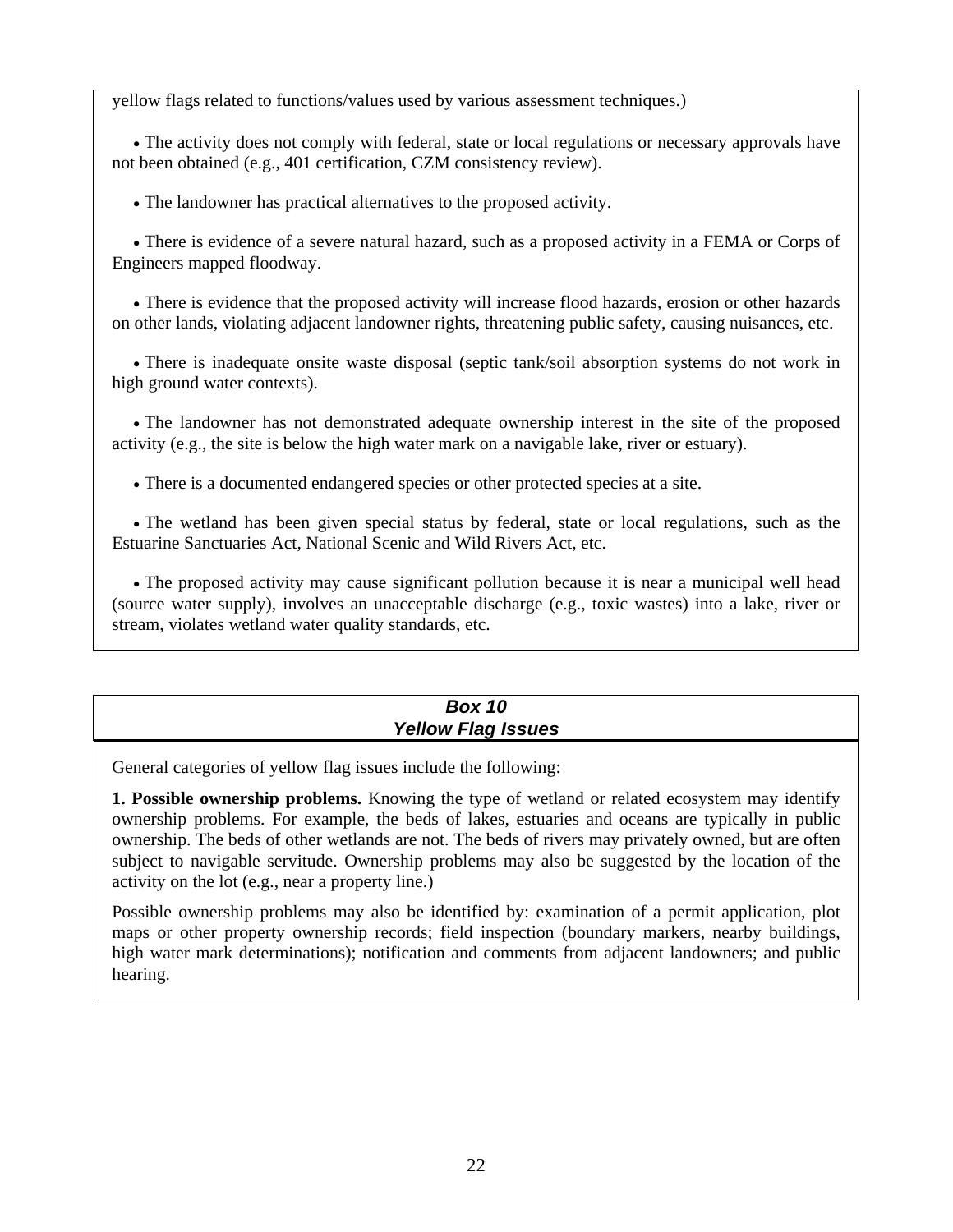yellow flags related to functions/values used by various assessment techniques.)

- The activity does not comply with federal, state or local regulations or necessary approvals have not been obtained (e.g., 401 certification, CZM consistency review).

- The landowner has practical alternatives to the proposed activity.

- There is evidence of a severe natural hazard, such as a proposed activity in a FEMA or Corps of Engineers mapped floodway.

- There is evidence that the proposed activity will increase flood hazards, erosion or other hazards on other lands, violating adjacent landowner rights, threatening public safety, causing nuisances, etc.

- There is inadequate onsite waste disposal (septic tank/soil absorption systems do not work in high ground water contexts).

- The landowner has not demonstrated adequate ownership interest in the site of the proposed activity (e.g., the site is below the high water mark on a navigable lake, river or estuary).

- There is a documented endangered species or other protected species at a site.

- The wetland has been given special status by federal, state or local regulations, such as the Estuarine Sanctuaries Act, National Scenic and Wild Rivers Act, etc.

- The proposed activity may cause significant pollution because it is near a municipal well head (source water supply), involves an unacceptable discharge (e.g., toxic wastes) into a lake, river or stream, violates wetland water quality standards, etc.

### *Box 10*
### *Yellow Flag Issues*

General categories of yellow flag issues include the following:

**1. Possible ownership problems.** Knowing the type of wetland or related ecosystem may identify ownership problems. For example, the beds of lakes, estuaries and oceans are typically in public ownership. The beds of other wetlands are not. The beds of rivers may privately owned, but are often subject to navigable servitude. Ownership problems may also be suggested by the location of the activity on the lot (e.g., near a property line.)

Possible ownership problems may also be identified by: examination of a permit application, plot maps or other property ownership records; field inspection (boundary markers, nearby buildings, high water mark determinations); notification and comments from adjacent landowners; and public hearing.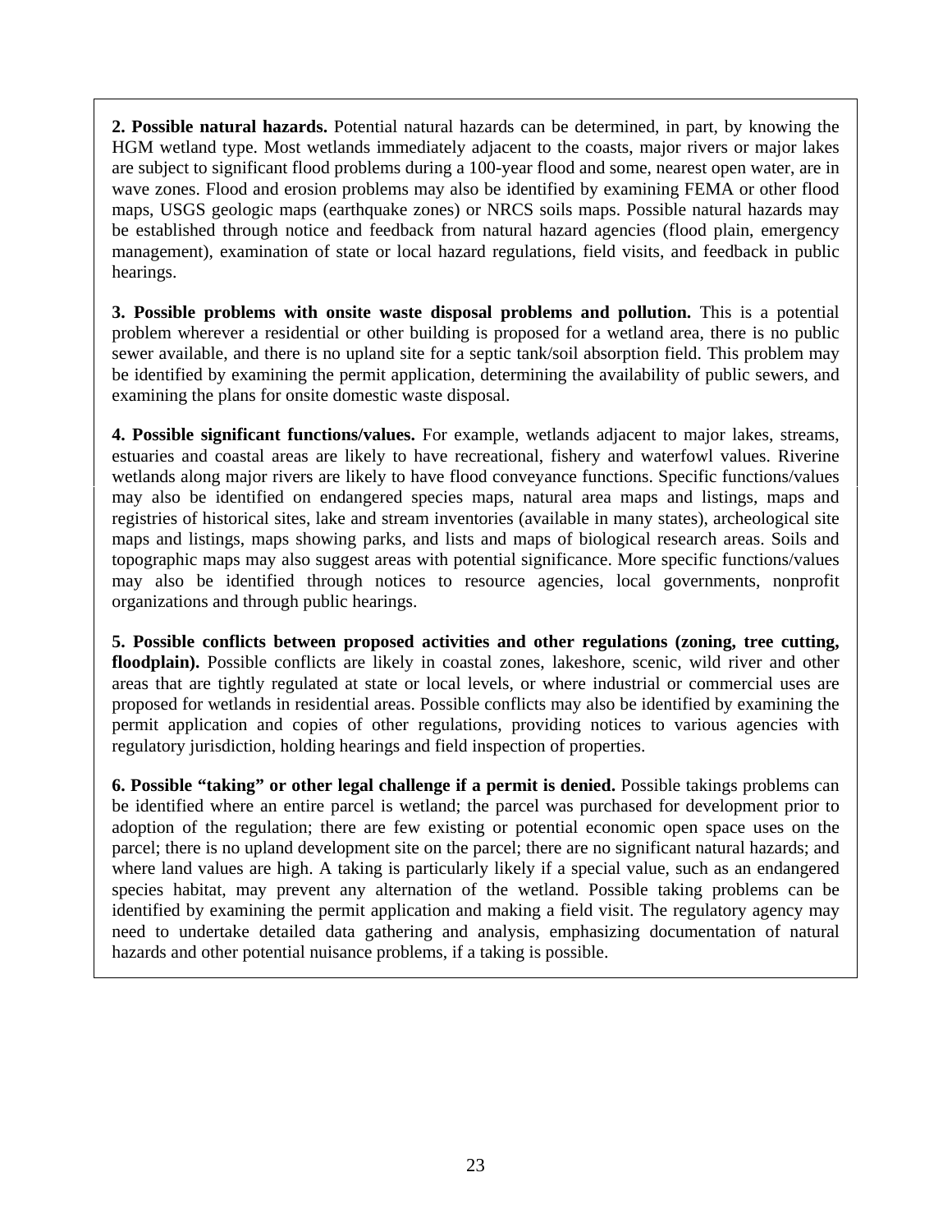**2. Possible natural hazards.** Potential natural hazards can be determined, in part, by knowing the HGM wetland type. Most wetlands immediately adjacent to the coasts, major rivers or major lakes are subject to significant flood problems during a 100-year flood and some, nearest open water, are in wave zones. Flood and erosion problems may also be identified by examining FEMA or other flood maps, USGS geologic maps (earthquake zones) or NRCS soils maps. Possible natural hazards may be established through notice and feedback from natural hazard agencies (flood plain, emergency management), examination of state or local hazard regulations, field visits, and feedback in public hearings.

**3. Possible problems with onsite waste disposal problems and pollution.** This is a potential problem wherever a residential or other building is proposed for a wetland area, there is no public sewer available, and there is no upland site for a septic tank/soil absorption field. This problem may be identified by examining the permit application, determining the availability of public sewers, and examining the plans for onsite domestic waste disposal.

**4. Possible significant functions/values.** For example, wetlands adjacent to major lakes, streams, estuaries and coastal areas are likely to have recreational, fishery and waterfowl values. Riverine wetlands along major rivers are likely to have flood conveyance functions. Specific functions/values may also be identified on endangered species maps, natural area maps and listings, maps and registries of historical sites, lake and stream inventories (available in many states), archeological site maps and listings, maps showing parks, and lists and maps of biological research areas. Soils and topographic maps may also suggest areas with potential significance. More specific functions/values may also be identified through notices to resource agencies, local governments, nonprofit organizations and through public hearings.

**5. Possible conflicts between proposed activities and other regulations (zoning, tree cutting, floodplain).** Possible conflicts are likely in coastal zones, lakeshore, scenic, wild river and other areas that are tightly regulated at state or local levels, or where industrial or commercial uses are proposed for wetlands in residential areas. Possible conflicts may also be identified by examining the permit application and copies of other regulations, providing notices to various agencies with regulatory jurisdiction, holding hearings and field inspection of properties.

**6. Possible "taking" or other legal challenge if a permit is denied.** Possible takings problems can be identified where an entire parcel is wetland; the parcel was purchased for development prior to adoption of the regulation; there are few existing or potential economic open space uses on the parcel; there is no upland development site on the parcel; there are no significant natural hazards; and where land values are high. A taking is particularly likely if a special value, such as an endangered species habitat, may prevent any alternation of the wetland. Possible taking problems can be identified by examining the permit application and making a field visit. The regulatory agency may need to undertake detailed data gathering and analysis, emphasizing documentation of natural hazards and other potential nuisance problems, if a taking is possible.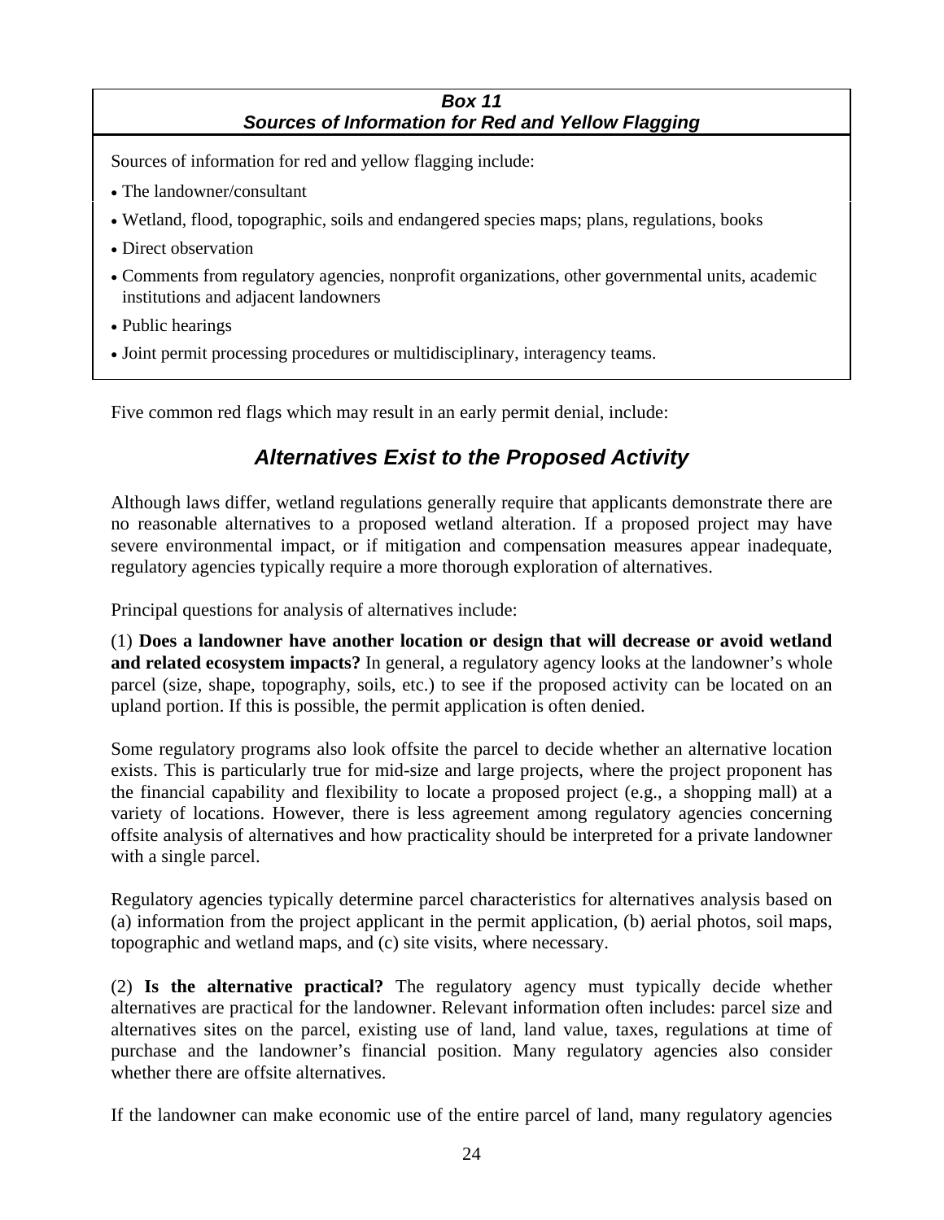**Box 11**
***Sources of Information for Red and Yellow Flagging***

Sources of information for red and yellow flagging include:

- The landowner/consultant
- Wetland, flood, topographic, soils and endangered species maps; plans, regulations, books
- Direct observation
- Comments from regulatory agencies, nonprofit organizations, other governmental units, academic institutions and adjacent landowners
- Public hearings
- Joint permit processing procedures or multidisciplinary, interagency teams.

Five common red flags which may result in an early permit denial, include:

## *Alternatives Exist to the Proposed Activity*

Although laws differ, wetland regulations generally require that applicants demonstrate there are no reasonable alternatives to a proposed wetland alteration. If a proposed project may have severe environmental impact, or if mitigation and compensation measures appear inadequate, regulatory agencies typically require a more thorough exploration of alternatives.

Principal questions for analysis of alternatives include:

(1) **Does a landowner have another location or design that will decrease or avoid wetland and related ecosystem impacts?** In general, a regulatory agency looks at the landowner's whole parcel (size, shape, topography, soils, etc.) to see if the proposed activity can be located on an upland portion. If this is possible, the permit application is often denied.

Some regulatory programs also look offsite the parcel to decide whether an alternative location exists. This is particularly true for mid-size and large projects, where the project proponent has the financial capability and flexibility to locate a proposed project (e.g., a shopping mall) at a variety of locations. However, there is less agreement among regulatory agencies concerning offsite analysis of alternatives and how practicality should be interpreted for a private landowner with a single parcel.

Regulatory agencies typically determine parcel characteristics for alternatives analysis based on (a) information from the project applicant in the permit application, (b) aerial photos, soil maps, topographic and wetland maps, and (c) site visits, where necessary.

(2) **Is the alternative practical?** The regulatory agency must typically decide whether alternatives are practical for the landowner. Relevant information often includes: parcel size and alternatives sites on the parcel, existing use of land, land value, taxes, regulations at time of purchase and the landowner's financial position. Many regulatory agencies also consider whether there are offsite alternatives.

If the landowner can make economic use of the entire parcel of land, many regulatory agencies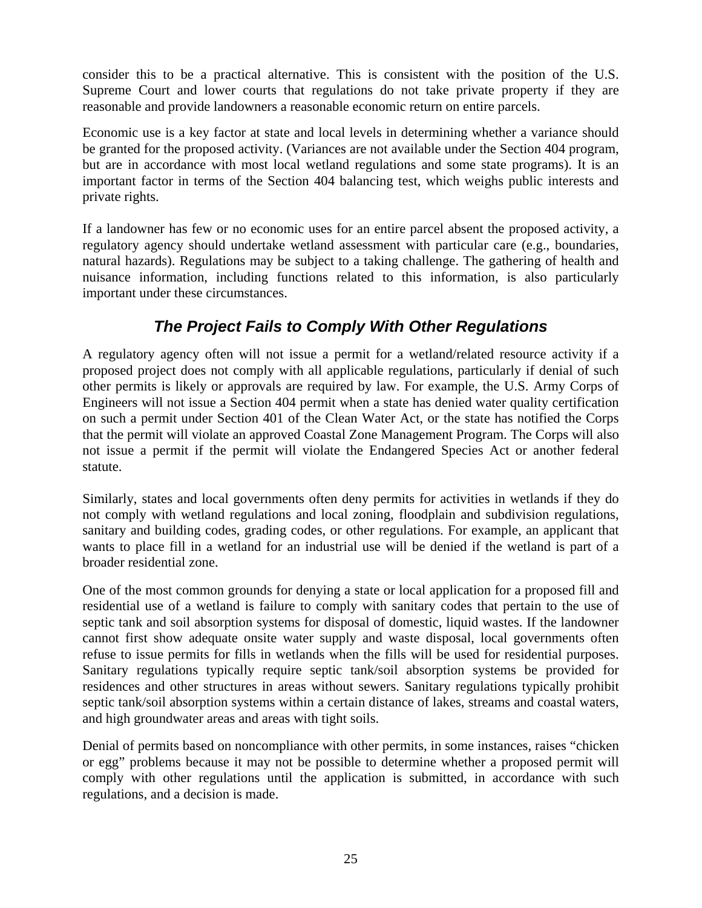consider this to be a practical alternative. This is consistent with the position of the U.S. Supreme Court and lower courts that regulations do not take private property if they are reasonable and provide landowners a reasonable economic return on entire parcels.

Economic use is a key factor at state and local levels in determining whether a variance should be granted for the proposed activity. (Variances are not available under the Section 404 program, but are in accordance with most local wetland regulations and some state programs). It is an important factor in terms of the Section 404 balancing test, which weighs public interests and private rights.

If a landowner has few or no economic uses for an entire parcel absent the proposed activity, a regulatory agency should undertake wetland assessment with particular care (e.g., boundaries, natural hazards). Regulations may be subject to a taking challenge. The gathering of health and nuisance information, including functions related to this information, is also particularly important under these circumstances.

## *The Project Fails to Comply With Other Regulations*

A regulatory agency often will not issue a permit for a wetland/related resource activity if a proposed project does not comply with all applicable regulations, particularly if denial of such other permits is likely or approvals are required by law. For example, the U.S. Army Corps of Engineers will not issue a Section 404 permit when a state has denied water quality certification on such a permit under Section 401 of the Clean Water Act, or the state has notified the Corps that the permit will violate an approved Coastal Zone Management Program. The Corps will also not issue a permit if the permit will violate the Endangered Species Act or another federal statute.

Similarly, states and local governments often deny permits for activities in wetlands if they do not comply with wetland regulations and local zoning, floodplain and subdivision regulations, sanitary and building codes, grading codes, or other regulations. For example, an applicant that wants to place fill in a wetland for an industrial use will be denied if the wetland is part of a broader residential zone.

One of the most common grounds for denying a state or local application for a proposed fill and residential use of a wetland is failure to comply with sanitary codes that pertain to the use of septic tank and soil absorption systems for disposal of domestic, liquid wastes. If the landowner cannot first show adequate onsite water supply and waste disposal, local governments often refuse to issue permits for fills in wetlands when the fills will be used for residential purposes. Sanitary regulations typically require septic tank/soil absorption systems be provided for residences and other structures in areas without sewers. Sanitary regulations typically prohibit septic tank/soil absorption systems within a certain distance of lakes, streams and coastal waters, and high groundwater areas and areas with tight soils.

Denial of permits based on noncompliance with other permits, in some instances, raises "chicken or egg" problems because it may not be possible to determine whether a proposed permit will comply with other regulations until the application is submitted, in accordance with such regulations, and a decision is made.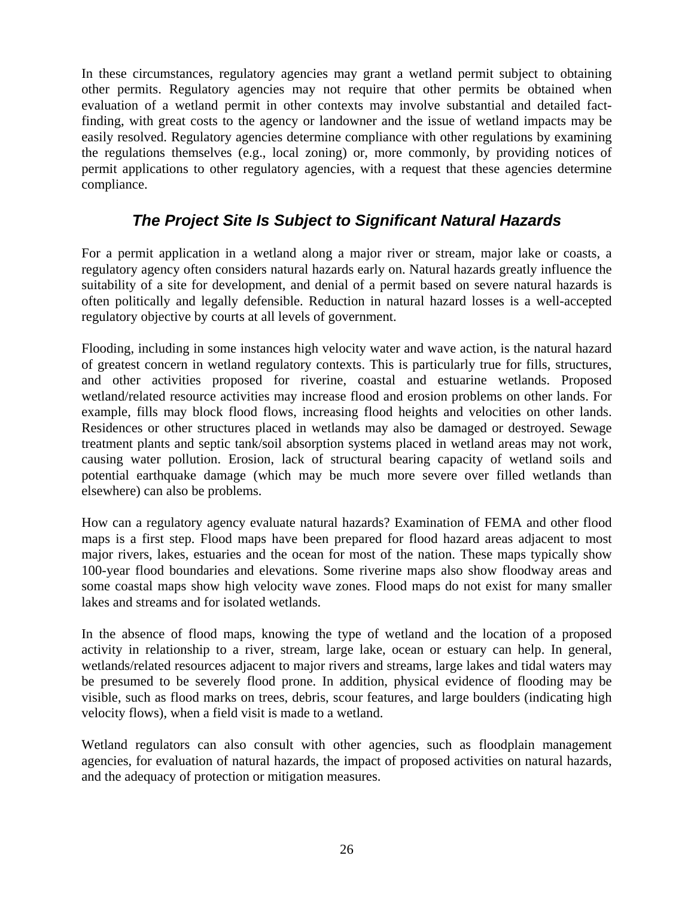In these circumstances, regulatory agencies may grant a wetland permit subject to obtaining other permits. Regulatory agencies may not require that other permits be obtained when evaluation of a wetland permit in other contexts may involve substantial and detailed fact-finding, with great costs to the agency or landowner and the issue of wetland impacts may be easily resolved. Regulatory agencies determine compliance with other regulations by examining the regulations themselves (e.g., local zoning) or, more commonly, by providing notices of permit applications to other regulatory agencies, with a request that these agencies determine compliance.

## *The Project Site Is Subject to Significant Natural Hazards*

For a permit application in a wetland along a major river or stream, major lake or coasts, a regulatory agency often considers natural hazards early on. Natural hazards greatly influence the suitability of a site for development, and denial of a permit based on severe natural hazards is often politically and legally defensible. Reduction in natural hazard losses is a well-accepted regulatory objective by courts at all levels of government.

Flooding, including in some instances high velocity water and wave action, is the natural hazard of greatest concern in wetland regulatory contexts. This is particularly true for fills, structures, and other activities proposed for riverine, coastal and estuarine wetlands. Proposed wetland/related resource activities may increase flood and erosion problems on other lands. For example, fills may block flood flows, increasing flood heights and velocities on other lands. Residences or other structures placed in wetlands may also be damaged or destroyed. Sewage treatment plants and septic tank/soil absorption systems placed in wetland areas may not work, causing water pollution. Erosion, lack of structural bearing capacity of wetland soils and potential earthquake damage (which may be much more severe over filled wetlands than elsewhere) can also be problems.

How can a regulatory agency evaluate natural hazards? Examination of FEMA and other flood maps is a first step. Flood maps have been prepared for flood hazard areas adjacent to most major rivers, lakes, estuaries and the ocean for most of the nation. These maps typically show 100-year flood boundaries and elevations. Some riverine maps also show floodway areas and some coastal maps show high velocity wave zones. Flood maps do not exist for many smaller lakes and streams and for isolated wetlands.

In the absence of flood maps, knowing the type of wetland and the location of a proposed activity in relationship to a river, stream, large lake, ocean or estuary can help. In general, wetlands/related resources adjacent to major rivers and streams, large lakes and tidal waters may be presumed to be severely flood prone. In addition, physical evidence of flooding may be visible, such as flood marks on trees, debris, scour features, and large boulders (indicating high velocity flows), when a field visit is made to a wetland.

Wetland regulators can also consult with other agencies, such as floodplain management agencies, for evaluation of natural hazards, the impact of proposed activities on natural hazards, and the adequacy of protection or mitigation measures.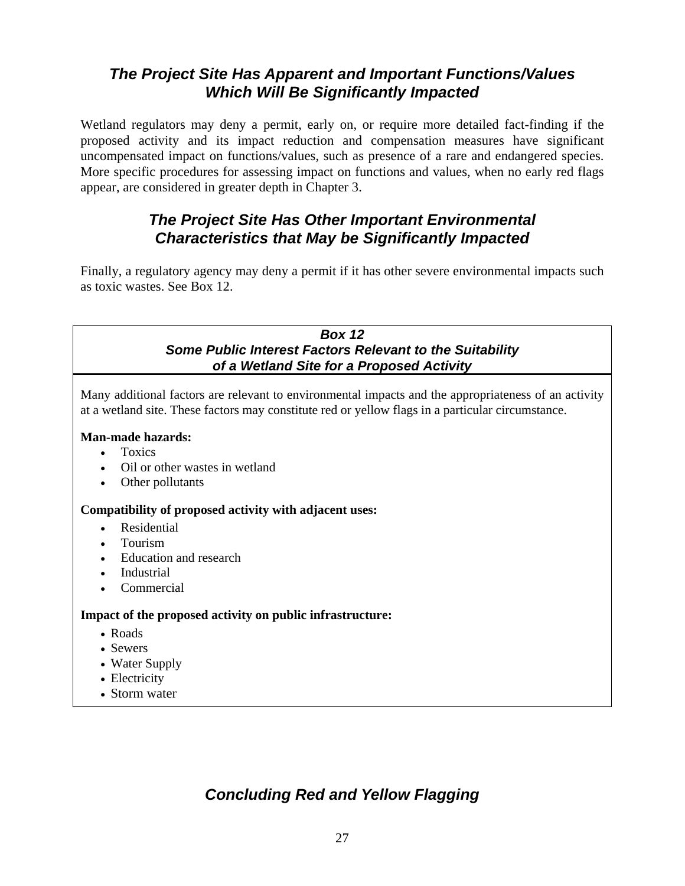## *The Project Site Has Apparent and Important Functions/Values Which Will Be Significantly Impacted*

Wetland regulators may deny a permit, early on, or require more detailed fact-finding if the proposed activity and its impact reduction and compensation measures have significant uncompensated impact on functions/values, such as presence of a rare and endangered species. More specific procedures for assessing impact on functions and values, when no early red flags appear, are considered in greater depth in Chapter 3.

## *The Project Site Has Other Important Environmental Characteristics that May be Significantly Impacted*

Finally, a regulatory agency may deny a permit if it has other severe environmental impacts such as toxic wastes. See Box 12.

### *Box 12*
### *Some Public Interest Factors Relevant to the Suitability of a Wetland Site for a Proposed Activity*

Many additional factors are relevant to environmental impacts and the appropriateness of an activity at a wetland site. These factors may constitute red or yellow flags in a particular circumstance.

**Man-made hazards:**

- Toxics
- Oil or other wastes in wetland
- Other pollutants

**Compatibility of proposed activity with adjacent uses:**

- Residential
- Tourism
- Education and research
- Industrial
- Commercial

**Impact of the proposed activity on public infrastructure:**

- Roads
- Sewers
- Water Supply
- Electricity
- Storm water

## *Concluding Red and Yellow Flagging*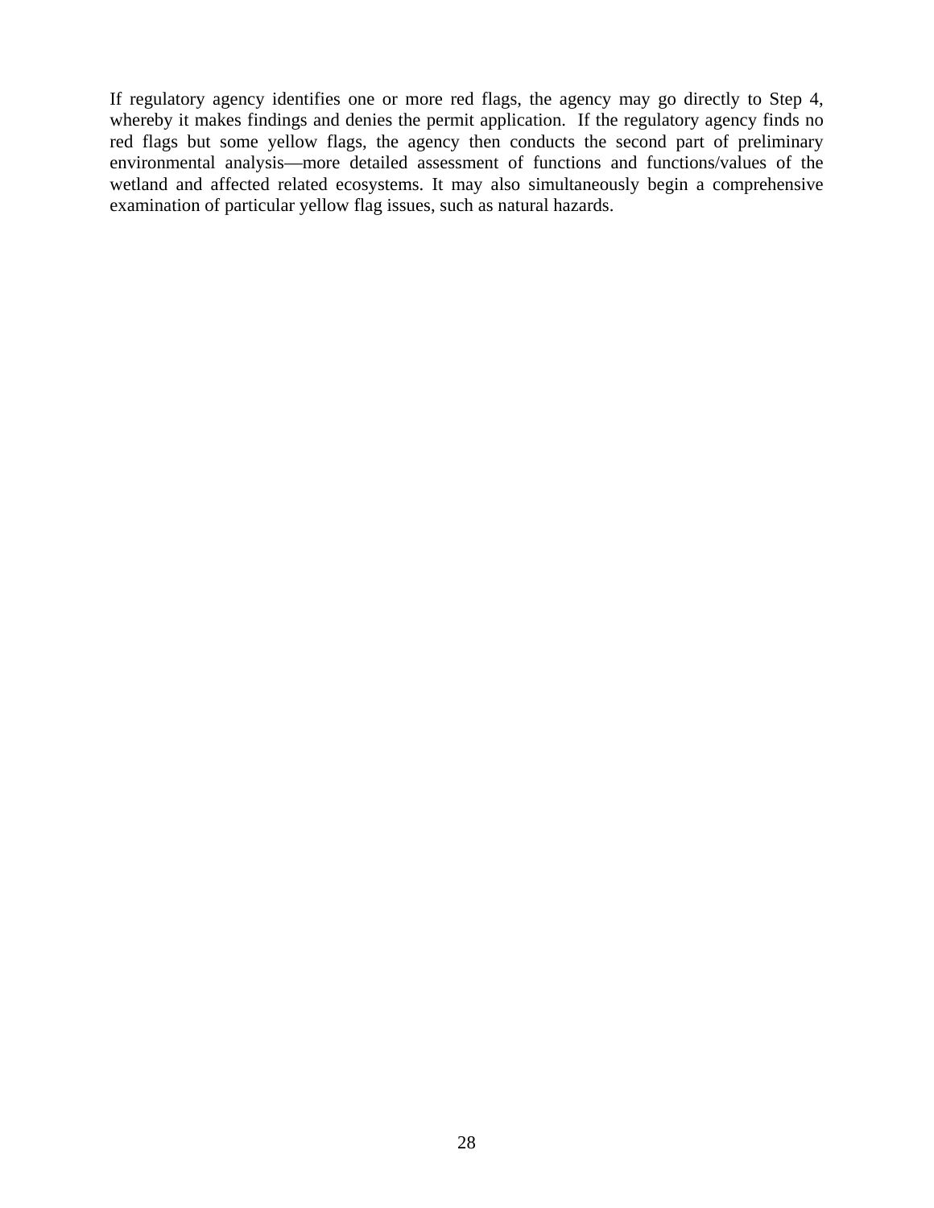If regulatory agency identifies one or more red flags, the agency may go directly to Step 4, whereby it makes findings and denies the permit application. If the regulatory agency finds no red flags but some yellow flags, the agency then conducts the second part of preliminary environmental analysis—more detailed assessment of functions and functions/values of the wetland and affected related ecosystems. It may also simultaneously begin a comprehensive examination of particular yellow flag issues, such as natural hazards.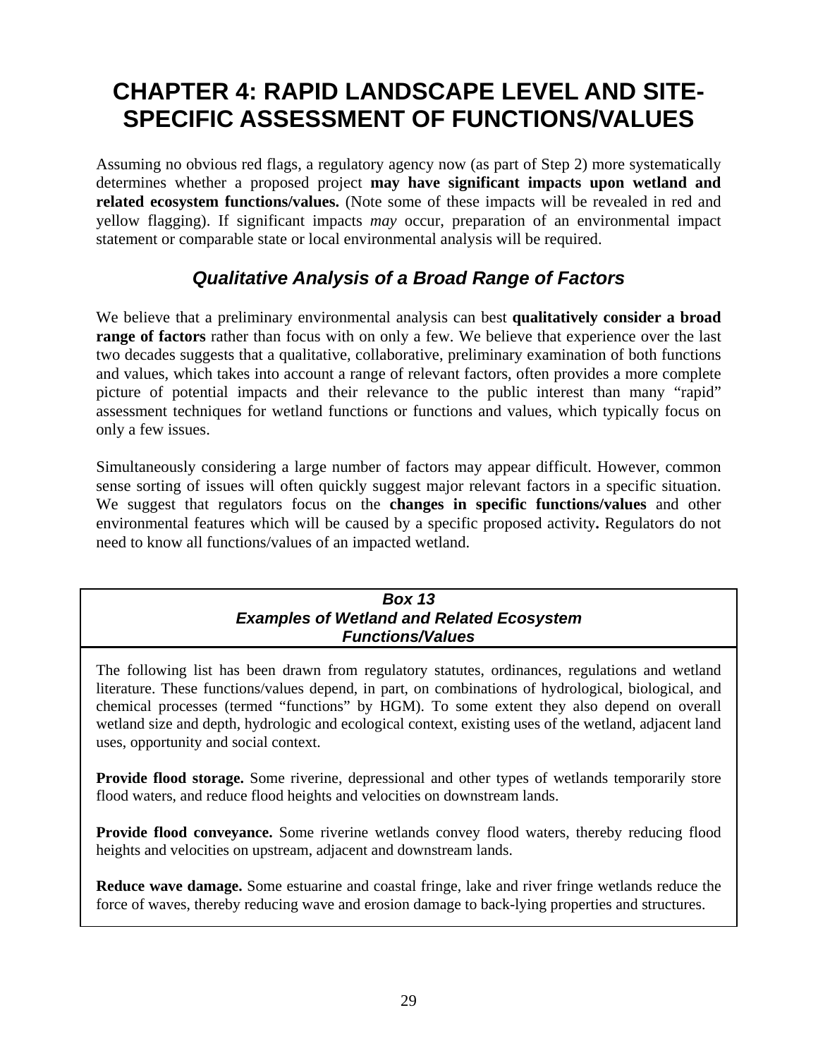# CHAPTER 4: RAPID LANDSCAPE LEVEL AND SITE-SPECIFIC ASSESSMENT OF FUNCTIONS/VALUES

Assuming no obvious red flags, a regulatory agency now (as part of Step 2) more systematically determines whether a proposed project **may have significant impacts upon wetland and related ecosystem functions/values.** (Note some of these impacts will be revealed in red and yellow flagging). If significant impacts *may* occur, preparation of an environmental impact statement or comparable state or local environmental analysis will be required.

## *Qualitative Analysis of a Broad Range of Factors*

We believe that a preliminary environmental analysis can best **qualitatively consider a broad range of factors** rather than focus with on only a few. We believe that experience over the last two decades suggests that a qualitative, collaborative, preliminary examination of both functions and values, which takes into account a range of relevant factors, often provides a more complete picture of potential impacts and their relevance to the public interest than many "rapid" assessment techniques for wetland functions or functions and values, which typically focus on only a few issues.

Simultaneously considering a large number of factors may appear difficult. However, common sense sorting of issues will often quickly suggest major relevant factors in a specific situation. We suggest that regulators focus on the **changes in specific functions/values** and other environmental features which will be caused by a specific proposed activity**.** Regulators do not need to know all functions/values of an impacted wetland.

---

***Box 13***
***Examples of Wetland and Related Ecosystem Functions/Values***

The following list has been drawn from regulatory statutes, ordinances, regulations and wetland literature. These functions/values depend, in part, on combinations of hydrological, biological, and chemical processes (termed "functions" by HGM). To some extent they also depend on overall wetland size and depth, hydrologic and ecological context, existing uses of the wetland, adjacent land uses, opportunity and social context.

**Provide flood storage.** Some riverine, depressional and other types of wetlands temporarily store flood waters, and reduce flood heights and velocities on downstream lands.

**Provide flood conveyance.** Some riverine wetlands convey flood waters, thereby reducing flood heights and velocities on upstream, adjacent and downstream lands.

**Reduce wave damage.** Some estuarine and coastal fringe, lake and river fringe wetlands reduce the force of waves, thereby reducing wave and erosion damage to back-lying properties and structures.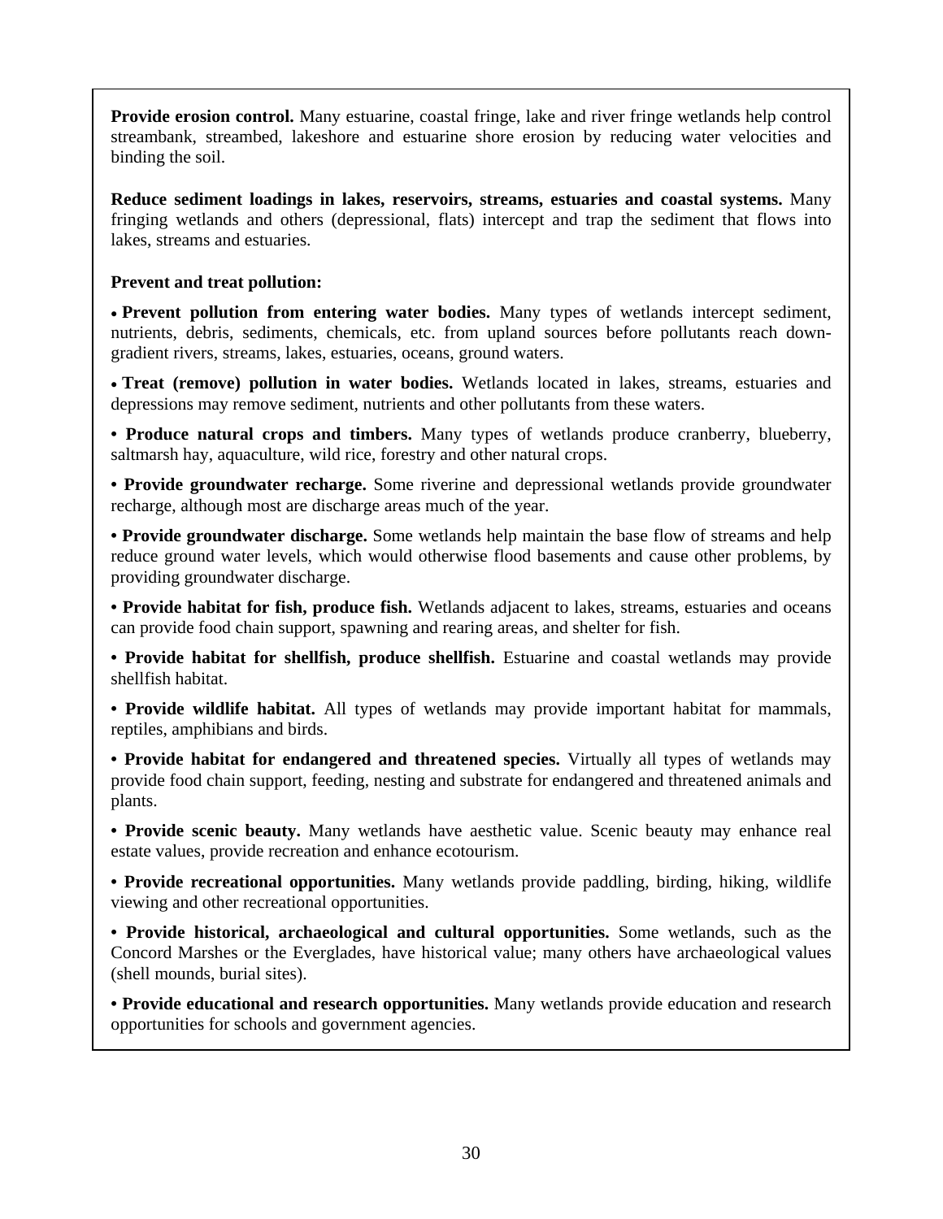**Provide erosion control.** Many estuarine, coastal fringe, lake and river fringe wetlands help control streambank, streambed, lakeshore and estuarine shore erosion by reducing water velocities and binding the soil.

**Reduce sediment loadings in lakes, reservoirs, streams, estuaries and coastal systems.** Many fringing wetlands and others (depressional, flats) intercept and trap the sediment that flows into lakes, streams and estuaries.

**Prevent and treat pollution:**

- **Prevent pollution from entering water bodies.** Many types of wetlands intercept sediment, nutrients, debris, sediments, chemicals, etc. from upland sources before pollutants reach down-gradient rivers, streams, lakes, estuaries, oceans, ground waters.

- **Treat (remove) pollution in water bodies.** Wetlands located in lakes, streams, estuaries and depressions may remove sediment, nutrients and other pollutants from these waters.

- **Produce natural crops and timbers.** Many types of wetlands produce cranberry, blueberry, saltmarsh hay, aquaculture, wild rice, forestry and other natural crops.

- **Provide groundwater recharge.** Some riverine and depressional wetlands provide groundwater recharge, although most are discharge areas much of the year.

- **Provide groundwater discharge.** Some wetlands help maintain the base flow of streams and help reduce ground water levels, which would otherwise flood basements and cause other problems, by providing groundwater discharge.

- **Provide habitat for fish, produce fish.** Wetlands adjacent to lakes, streams, estuaries and oceans can provide food chain support, spawning and rearing areas, and shelter for fish.

- **Provide habitat for shellfish, produce shellfish.** Estuarine and coastal wetlands may provide shellfish habitat.

- **Provide wildlife habitat.** All types of wetlands may provide important habitat for mammals, reptiles, amphibians and birds.

- **Provide habitat for endangered and threatened species.** Virtually all types of wetlands may provide food chain support, feeding, nesting and substrate for endangered and threatened animals and plants.

- **Provide scenic beauty.** Many wetlands have aesthetic value. Scenic beauty may enhance real estate values, provide recreation and enhance ecotourism.

- **Provide recreational opportunities.** Many wetlands provide paddling, birding, hiking, wildlife viewing and other recreational opportunities.

- **Provide historical, archaeological and cultural opportunities.** Some wetlands, such as the Concord Marshes or the Everglades, have historical value; many others have archaeological values (shell mounds, burial sites).

- **Provide educational and research opportunities.** Many wetlands provide education and research opportunities for schools and government agencies.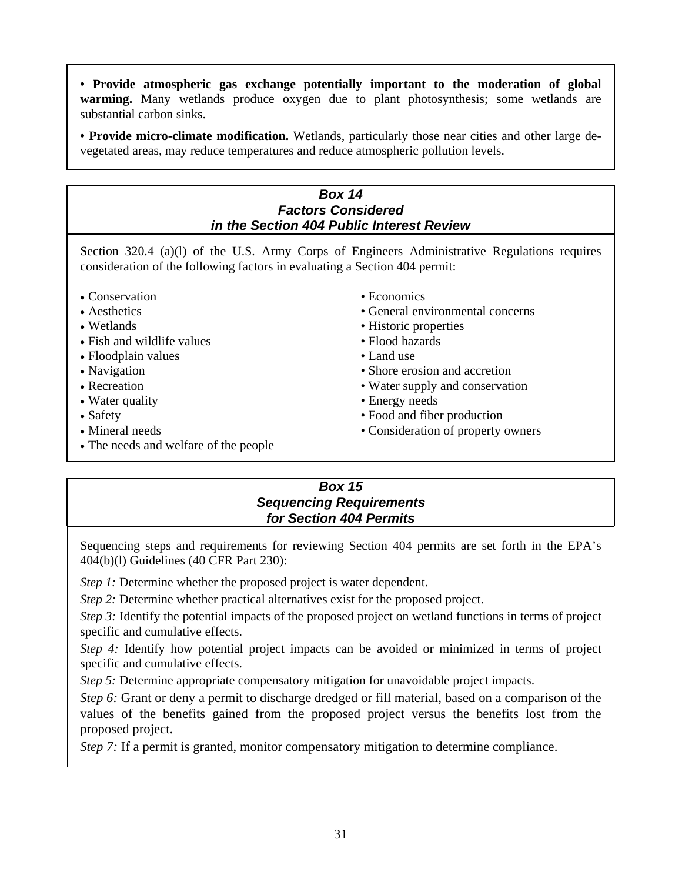**• Provide atmospheric gas exchange potentially important to the moderation of global warming.** Many wetlands produce oxygen due to plant photosynthesis; some wetlands are substantial carbon sinks.

**• Provide micro-climate modification.** Wetlands, particularly those near cities and other large de-vegetated areas, may reduce temperatures and reduce atmospheric pollution levels.

### *Box 14*
### *Factors Considered in the Section 404 Public Interest Review*

Section 320.4 (a)(l) of the U.S. Army Corps of Engineers Administrative Regulations requires consideration of the following factors in evaluating a Section 404 permit:

- Conservation
- Aesthetics
- Wetlands
- Fish and wildlife values
- Floodplain values
- Navigation
- Recreation
- Water quality
- Safety
- Mineral needs
- The needs and welfare of the people
- Economics
- General environmental concerns
- Historic properties
- Flood hazards
- Land use
- Shore erosion and accretion
- Water supply and conservation
- Energy needs
- Food and fiber production
- Consideration of property owners

### *Box 15*
### *Sequencing Requirements for Section 404 Permits*

Sequencing steps and requirements for reviewing Section 404 permits are set forth in the EPA's 404(b)(l) Guidelines (40 CFR Part 230):

*Step 1:* Determine whether the proposed project is water dependent.

*Step 2:* Determine whether practical alternatives exist for the proposed project.

*Step 3:* Identify the potential impacts of the proposed project on wetland functions in terms of project specific and cumulative effects.

*Step 4:* Identify how potential project impacts can be avoided or minimized in terms of project specific and cumulative effects.

*Step 5:* Determine appropriate compensatory mitigation for unavoidable project impacts.

*Step 6:* Grant or deny a permit to discharge dredged or fill material, based on a comparison of the values of the benefits gained from the proposed project versus the benefits lost from the proposed project.

*Step 7:* If a permit is granted, monitor compensatory mitigation to determine compliance.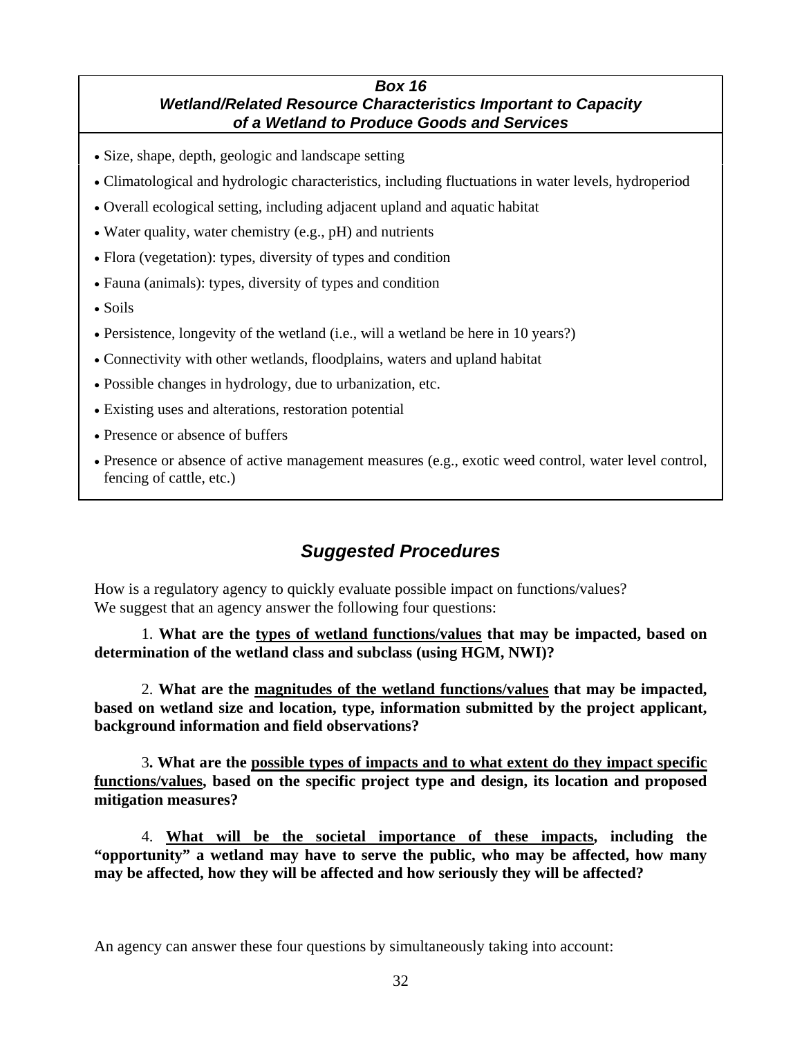**_Box 16_**
**_Wetland/Related Resource Characteristics Important to Capacity of a Wetland to Produce Goods and Services_**

- Size, shape, depth, geologic and landscape setting
- Climatological and hydrologic characteristics, including fluctuations in water levels, hydroperiod
- Overall ecological setting, including adjacent upland and aquatic habitat
- Water quality, water chemistry (e.g., pH) and nutrients
- Flora (vegetation): types, diversity of types and condition
- Fauna (animals): types, diversity of types and condition
- Soils
- Persistence, longevity of the wetland (i.e., will a wetland be here in 10 years?)
- Connectivity with other wetlands, floodplains, waters and upland habitat
- Possible changes in hydrology, due to urbanization, etc.
- Existing uses and alterations, restoration potential
- Presence or absence of buffers
- Presence or absence of active management measures (e.g., exotic weed control, water level control, fencing of cattle, etc.)

## _Suggested Procedures_

How is a regulatory agency to quickly evaluate possible impact on functions/values? We suggest that an agency answer the following four questions:

1. **What are the <u>types of wetland functions/values</u> that may be impacted, based on determination of the wetland class and subclass (using HGM, NWI)?**

2. **What are the <u>magnitudes of the wetland functions/values</u> that may be impacted, based on wetland size and location, type, information submitted by the project applicant, background information and field observations?**

3. **What are the <u>possible types of impacts and to what extent do they impact specific functions/values</u>, based on the specific project type and design, its location and proposed mitigation measures?**

4. **<u>What will be the societal importance of these impacts</u>, including the "opportunity" a wetland may have to serve the public, who may be affected, how many may be affected, how they will be affected and how seriously they will be affected?**

An agency can answer these four questions by simultaneously taking into account: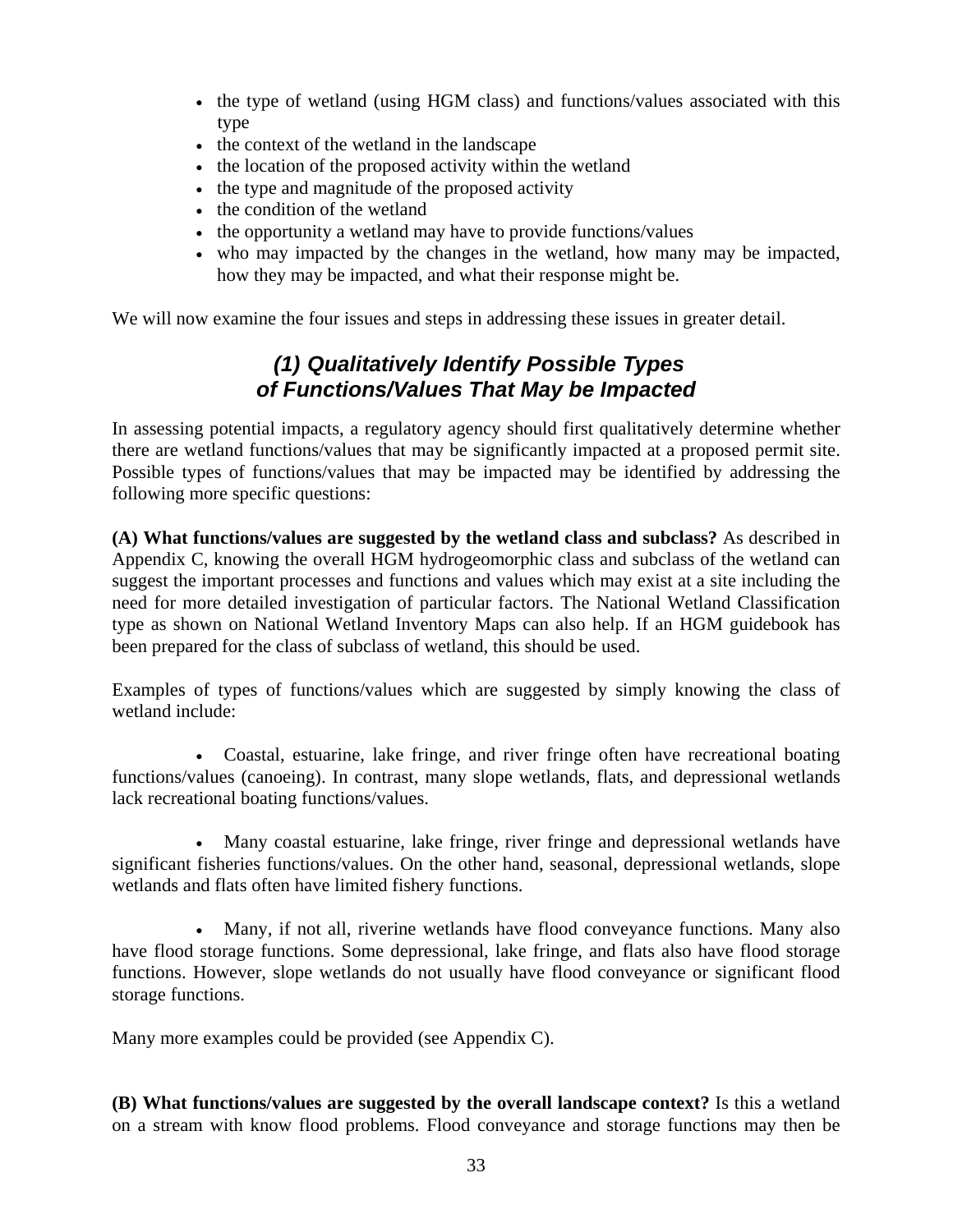- the type of wetland (using HGM class) and functions/values associated with this type
- the context of the wetland in the landscape
- the location of the proposed activity within the wetland
- the type and magnitude of the proposed activity
- the condition of the wetland
- the opportunity a wetland may have to provide functions/values
- who may impacted by the changes in the wetland, how many may be impacted, how they may be impacted, and what their response might be.

We will now examine the four issues and steps in addressing these issues in greater detail.

## *(1) Qualitatively Identify Possible Types of Functions/Values That May be Impacted*

In assessing potential impacts, a regulatory agency should first qualitatively determine whether there are wetland functions/values that may be significantly impacted at a proposed permit site. Possible types of functions/values that may be impacted may be identified by addressing the following more specific questions:

**(A) What functions/values are suggested by the wetland class and subclass?** As described in Appendix C, knowing the overall HGM hydrogeomorphic class and subclass of the wetland can suggest the important processes and functions and values which may exist at a site including the need for more detailed investigation of particular factors. The National Wetland Classification type as shown on National Wetland Inventory Maps can also help. If an HGM guidebook has been prepared for the class of subclass of wetland, this should be used.

Examples of types of functions/values which are suggested by simply knowing the class of wetland include:

- Coastal, estuarine, lake fringe, and river fringe often have recreational boating functions/values (canoeing). In contrast, many slope wetlands, flats, and depressional wetlands lack recreational boating functions/values.

- Many coastal estuarine, lake fringe, river fringe and depressional wetlands have significant fisheries functions/values. On the other hand, seasonal, depressional wetlands, slope wetlands and flats often have limited fishery functions.

- Many, if not all, riverine wetlands have flood conveyance functions. Many also have flood storage functions. Some depressional, lake fringe, and flats also have flood storage functions. However, slope wetlands do not usually have flood conveyance or significant flood storage functions.

Many more examples could be provided (see Appendix C).

**(B) What functions/values are suggested by the overall landscape context?** Is this a wetland on a stream with know flood problems. Flood conveyance and storage functions may then be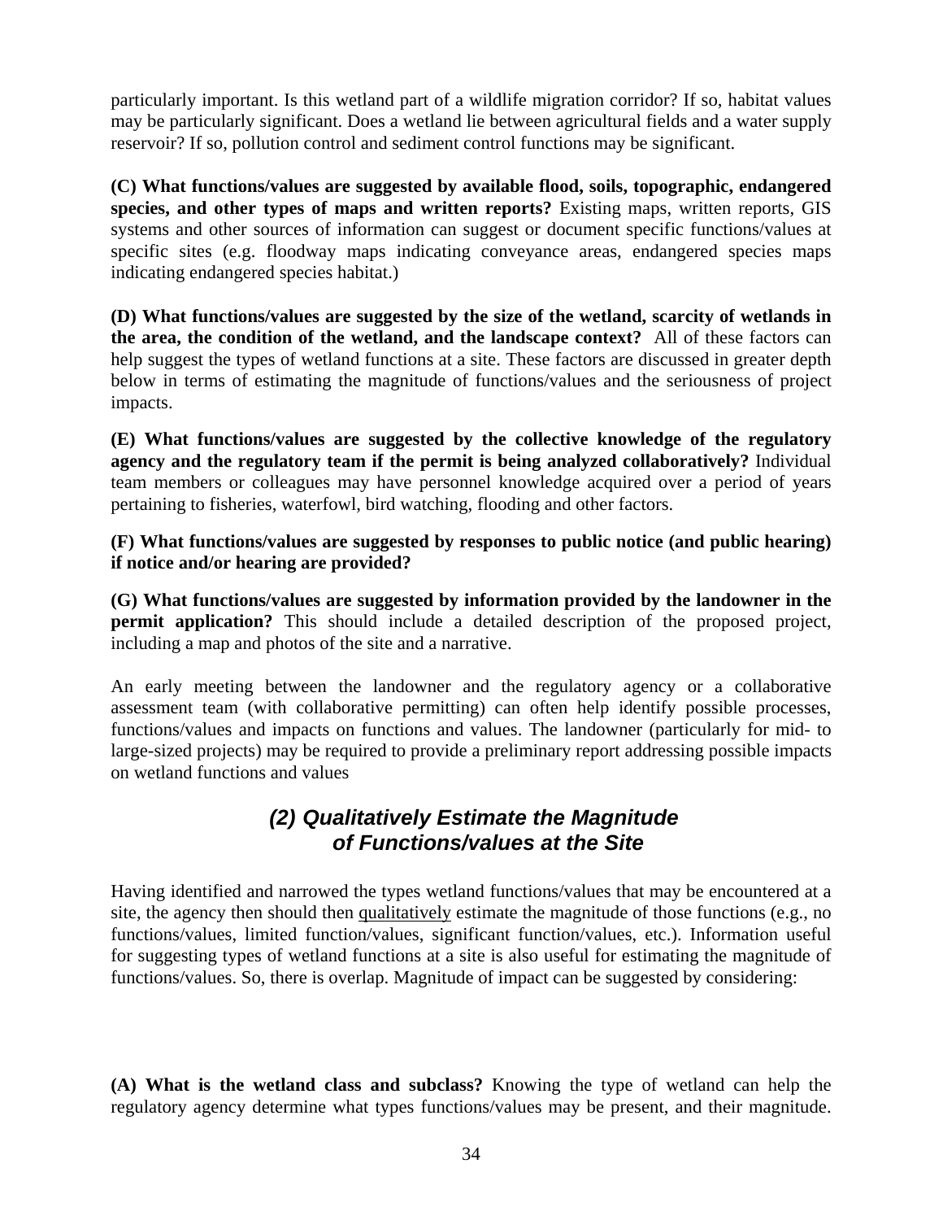particularly important. Is this wetland part of a wildlife migration corridor? If so, habitat values may be particularly significant. Does a wetland lie between agricultural fields and a water supply reservoir? If so, pollution control and sediment control functions may be significant.

**(C) What functions/values are suggested by available flood, soils, topographic, endangered species, and other types of maps and written reports?** Existing maps, written reports, GIS systems and other sources of information can suggest or document specific functions/values at specific sites (e.g. floodway maps indicating conveyance areas, endangered species maps indicating endangered species habitat.)

**(D) What functions/values are suggested by the size of the wetland, scarcity of wetlands in the area, the condition of the wetland, and the landscape context?** All of these factors can help suggest the types of wetland functions at a site. These factors are discussed in greater depth below in terms of estimating the magnitude of functions/values and the seriousness of project impacts.

**(E) What functions/values are suggested by the collective knowledge of the regulatory agency and the regulatory team if the permit is being analyzed collaboratively?** Individual team members or colleagues may have personnel knowledge acquired over a period of years pertaining to fisheries, waterfowl, bird watching, flooding and other factors.

**(F) What functions/values are suggested by responses to public notice (and public hearing) if notice and/or hearing are provided?**

**(G) What functions/values are suggested by information provided by the landowner in the permit application?** This should include a detailed description of the proposed project, including a map and photos of the site and a narrative.

An early meeting between the landowner and the regulatory agency or a collaborative assessment team (with collaborative permitting) can often help identify possible processes, functions/values and impacts on functions and values. The landowner (particularly for mid- to large-sized projects) may be required to provide a preliminary report addressing possible impacts on wetland functions and values

## *(2) Qualitatively Estimate the Magnitude of Functions/values at the Site*

Having identified and narrowed the types wetland functions/values that may be encountered at a site, the agency then should then qualitatively estimate the magnitude of those functions (e.g., no functions/values, limited function/values, significant function/values, etc.). Information useful for suggesting types of wetland functions at a site is also useful for estimating the magnitude of functions/values. So, there is overlap. Magnitude of impact can be suggested by considering:

**(A) What is the wetland class and subclass?** Knowing the type of wetland can help the regulatory agency determine what types functions/values may be present, and their magnitude.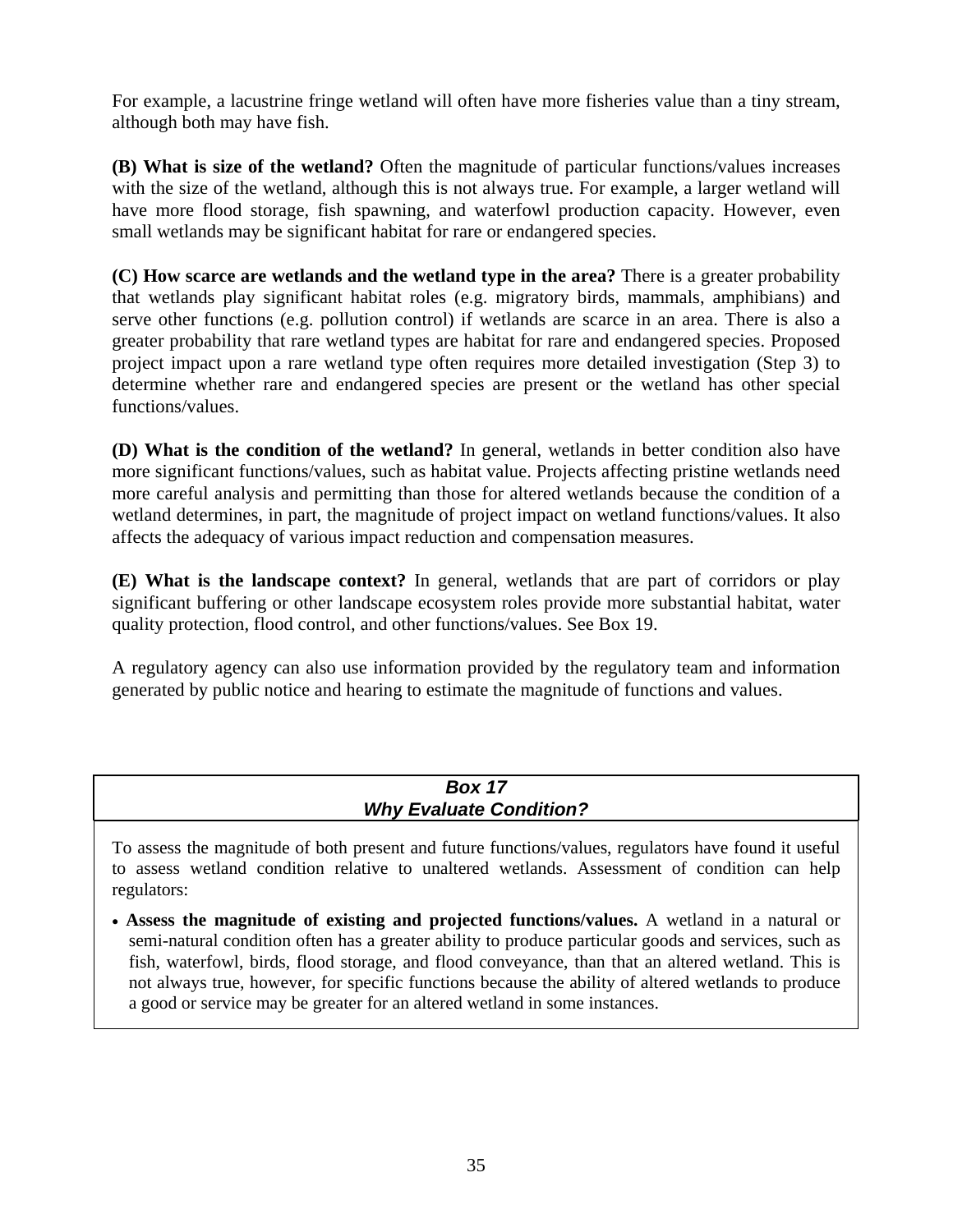For example, a lacustrine fringe wetland will often have more fisheries value than a tiny stream, although both may have fish.

**(B) What is size of the wetland?** Often the magnitude of particular functions/values increases with the size of the wetland, although this is not always true. For example, a larger wetland will have more flood storage, fish spawning, and waterfowl production capacity. However, even small wetlands may be significant habitat for rare or endangered species.

**(C) How scarce are wetlands and the wetland type in the area?** There is a greater probability that wetlands play significant habitat roles (e.g. migratory birds, mammals, amphibians) and serve other functions (e.g. pollution control) if wetlands are scarce in an area. There is also a greater probability that rare wetland types are habitat for rare and endangered species. Proposed project impact upon a rare wetland type often requires more detailed investigation (Step 3) to determine whether rare and endangered species are present or the wetland has other special functions/values.

**(D) What is the condition of the wetland?** In general, wetlands in better condition also have more significant functions/values, such as habitat value. Projects affecting pristine wetlands need more careful analysis and permitting than those for altered wetlands because the condition of a wetland determines, in part, the magnitude of project impact on wetland functions/values. It also affects the adequacy of various impact reduction and compensation measures.

**(E) What is the landscape context?** In general, wetlands that are part of corridors or play significant buffering or other landscape ecosystem roles provide more substantial habitat, water quality protection, flood control, and other functions/values. See Box 19.

A regulatory agency can also use information provided by the regulatory team and information generated by public notice and hearing to estimate the magnitude of functions and values.

### *Box 17*
### *Why Evaluate Condition?*

To assess the magnitude of both present and future functions/values, regulators have found it useful to assess wetland condition relative to unaltered wetlands. Assessment of condition can help regulators:

- **Assess the magnitude of existing and projected functions/values.** A wetland in a natural or semi-natural condition often has a greater ability to produce particular goods and services, such as fish, waterfowl, birds, flood storage, and flood conveyance, than that an altered wetland. This is not always true, however, for specific functions because the ability of altered wetlands to produce a good or service may be greater for an altered wetland in some instances.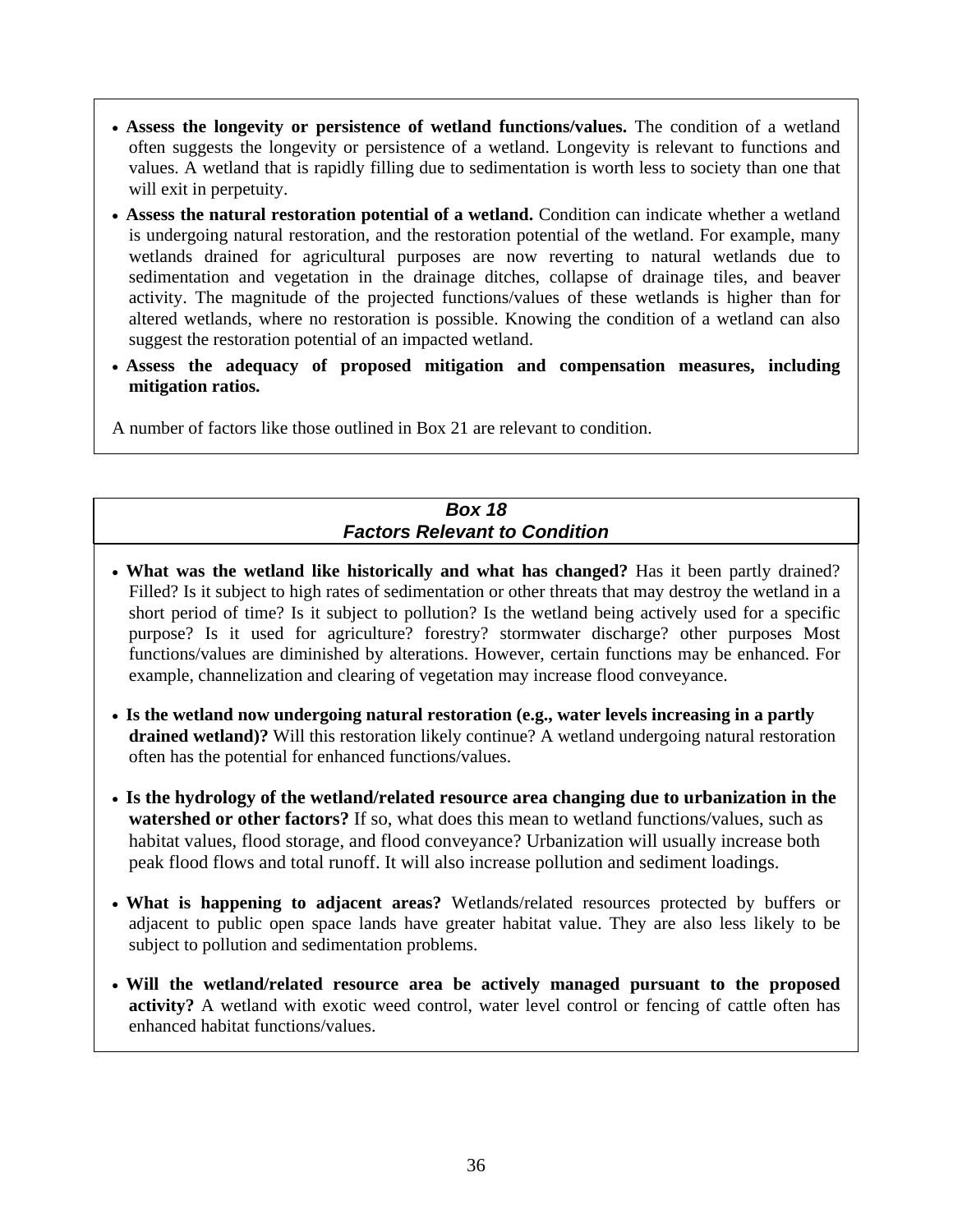- **Assess the longevity or persistence of wetland functions/values.** The condition of a wetland often suggests the longevity or persistence of a wetland. Longevity is relevant to functions and values. A wetland that is rapidly filling due to sedimentation is worth less to society than one that will exit in perpetuity.
- **Assess the natural restoration potential of a wetland.** Condition can indicate whether a wetland is undergoing natural restoration, and the restoration potential of the wetland. For example, many wetlands drained for agricultural purposes are now reverting to natural wetlands due to sedimentation and vegetation in the drainage ditches, collapse of drainage tiles, and beaver activity. The magnitude of the projected functions/values of these wetlands is higher than for altered wetlands, where no restoration is possible. Knowing the condition of a wetland can also suggest the restoration potential of an impacted wetland.
- **Assess the adequacy of proposed mitigation and compensation measures, including mitigation ratios.**

A number of factors like those outlined in Box 21 are relevant to condition.

### *Box 18*
### *Factors Relevant to Condition*

- **What was the wetland like historically and what has changed?** Has it been partly drained? Filled? Is it subject to high rates of sedimentation or other threats that may destroy the wetland in a short period of time? Is it subject to pollution? Is the wetland being actively used for a specific purpose? Is it used for agriculture? forestry? stormwater discharge? other purposes Most functions/values are diminished by alterations. However, certain functions may be enhanced. For example, channelization and clearing of vegetation may increase flood conveyance.
- **Is the wetland now undergoing natural restoration (e.g., water levels increasing in a partly drained wetland)?** Will this restoration likely continue? A wetland undergoing natural restoration often has the potential for enhanced functions/values.
- **Is the hydrology of the wetland/related resource area changing due to urbanization in the watershed or other factors?** If so, what does this mean to wetland functions/values, such as habitat values, flood storage, and flood conveyance? Urbanization will usually increase both peak flood flows and total runoff. It will also increase pollution and sediment loadings.
- **What is happening to adjacent areas?** Wetlands/related resources protected by buffers or adjacent to public open space lands have greater habitat value. They are also less likely to be subject to pollution and sedimentation problems.
- **Will the wetland/related resource area be actively managed pursuant to the proposed activity?** A wetland with exotic weed control, water level control or fencing of cattle often has enhanced habitat functions/values.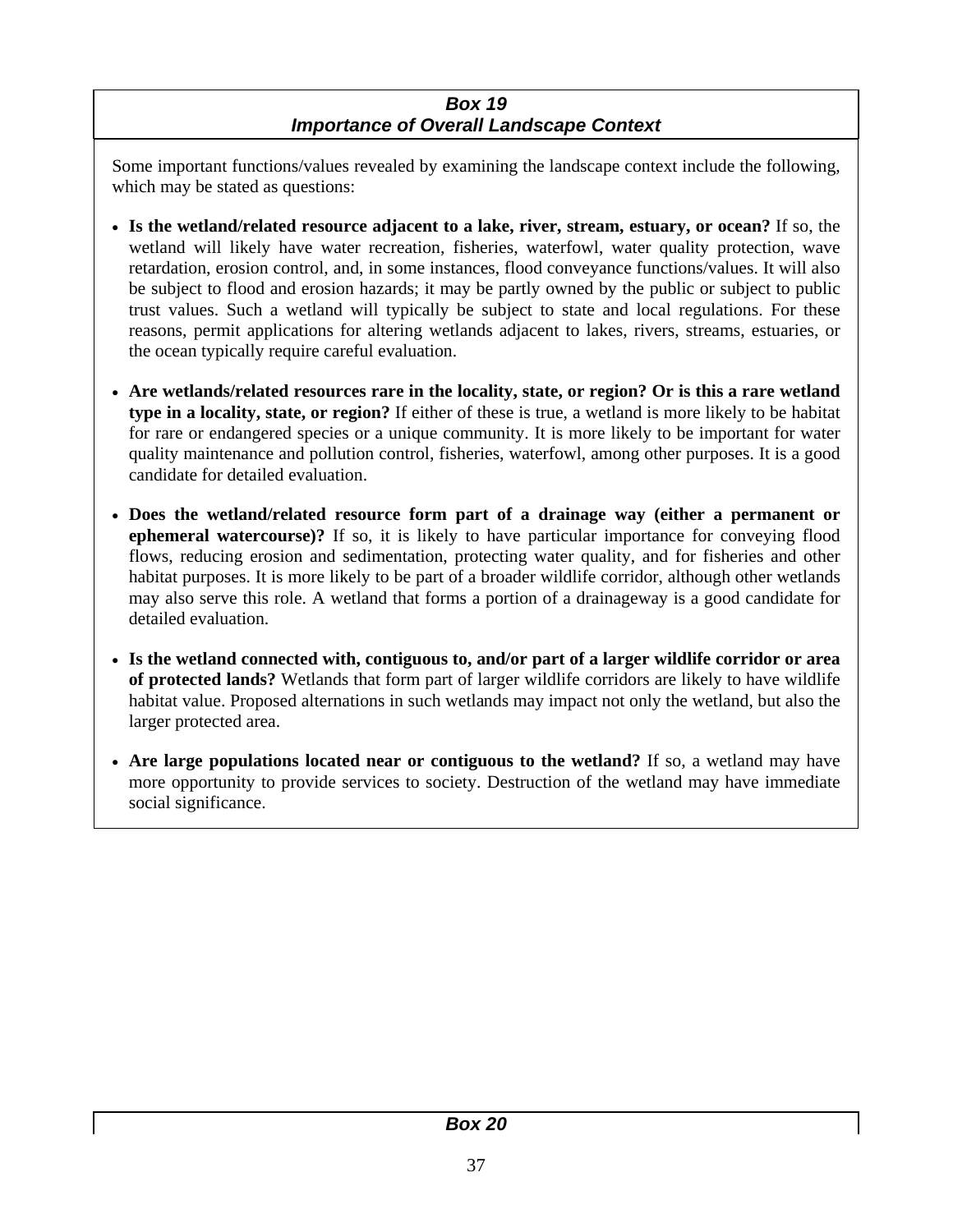### *Box 19*
### *Importance of Overall Landscape Context*

Some important functions/values revealed by examining the landscape context include the following, which may be stated as questions:

- **Is the wetland/related resource adjacent to a lake, river, stream, estuary, or ocean?** If so, the wetland will likely have water recreation, fisheries, waterfowl, water quality protection, wave retardation, erosion control, and, in some instances, flood conveyance functions/values. It will also be subject to flood and erosion hazards; it may be partly owned by the public or subject to public trust values. Such a wetland will typically be subject to state and local regulations. For these reasons, permit applications for altering wetlands adjacent to lakes, rivers, streams, estuaries, or the ocean typically require careful evaluation.
- **Are wetlands/related resources rare in the locality, state, or region? Or is this a rare wetland type in a locality, state, or region?** If either of these is true, a wetland is more likely to be habitat for rare or endangered species or a unique community. It is more likely to be important for water quality maintenance and pollution control, fisheries, waterfowl, among other purposes. It is a good candidate for detailed evaluation.
- **Does the wetland/related resource form part of a drainage way (either a permanent or ephemeral watercourse)?** If so, it is likely to have particular importance for conveying flood flows, reducing erosion and sedimentation, protecting water quality, and for fisheries and other habitat purposes. It is more likely to be part of a broader wildlife corridor, although other wetlands may also serve this role. A wetland that forms a portion of a drainageway is a good candidate for detailed evaluation.
- **Is the wetland connected with, contiguous to, and/or part of a larger wildlife corridor or area of protected lands?** Wetlands that form part of larger wildlife corridors are likely to have wildlife habitat value. Proposed alternations in such wetlands may impact not only the wetland, but also the larger protected area.
- **Are large populations located near or contiguous to the wetland?** If so, a wetland may have more opportunity to provide services to society. Destruction of the wetland may have immediate social significance.

### *Box 20*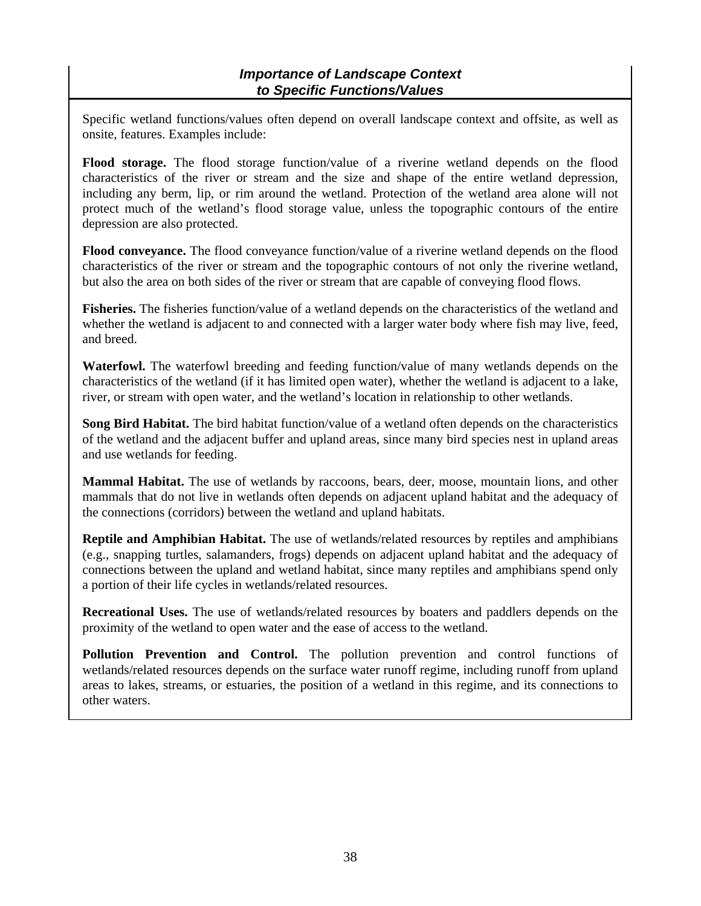### *Importance of Landscape Context to Specific Functions/Values*

Specific wetland functions/values often depend on overall landscape context and offsite, as well as onsite, features. Examples include:

**Flood storage.** The flood storage function/value of a riverine wetland depends on the flood characteristics of the river or stream and the size and shape of the entire wetland depression, including any berm, lip, or rim around the wetland. Protection of the wetland area alone will not protect much of the wetland's flood storage value, unless the topographic contours of the entire depression are also protected.

**Flood conveyance.** The flood conveyance function/value of a riverine wetland depends on the flood characteristics of the river or stream and the topographic contours of not only the riverine wetland, but also the area on both sides of the river or stream that are capable of conveying flood flows.

**Fisheries.** The fisheries function/value of a wetland depends on the characteristics of the wetland and whether the wetland is adjacent to and connected with a larger water body where fish may live, feed, and breed.

**Waterfowl.** The waterfowl breeding and feeding function/value of many wetlands depends on the characteristics of the wetland (if it has limited open water), whether the wetland is adjacent to a lake, river, or stream with open water, and the wetland's location in relationship to other wetlands.

**Song Bird Habitat.** The bird habitat function/value of a wetland often depends on the characteristics of the wetland and the adjacent buffer and upland areas, since many bird species nest in upland areas and use wetlands for feeding.

**Mammal Habitat.** The use of wetlands by raccoons, bears, deer, moose, mountain lions, and other mammals that do not live in wetlands often depends on adjacent upland habitat and the adequacy of the connections (corridors) between the wetland and upland habitats.

**Reptile and Amphibian Habitat.** The use of wetlands/related resources by reptiles and amphibians (e.g., snapping turtles, salamanders, frogs) depends on adjacent upland habitat and the adequacy of connections between the upland and wetland habitat, since many reptiles and amphibians spend only a portion of their life cycles in wetlands/related resources.

**Recreational Uses.** The use of wetlands/related resources by boaters and paddlers depends on the proximity of the wetland to open water and the ease of access to the wetland.

**Pollution Prevention and Control.** The pollution prevention and control functions of wetlands/related resources depends on the surface water runoff regime, including runoff from upland areas to lakes, streams, or estuaries, the position of a wetland in this regime, and its connections to other waters.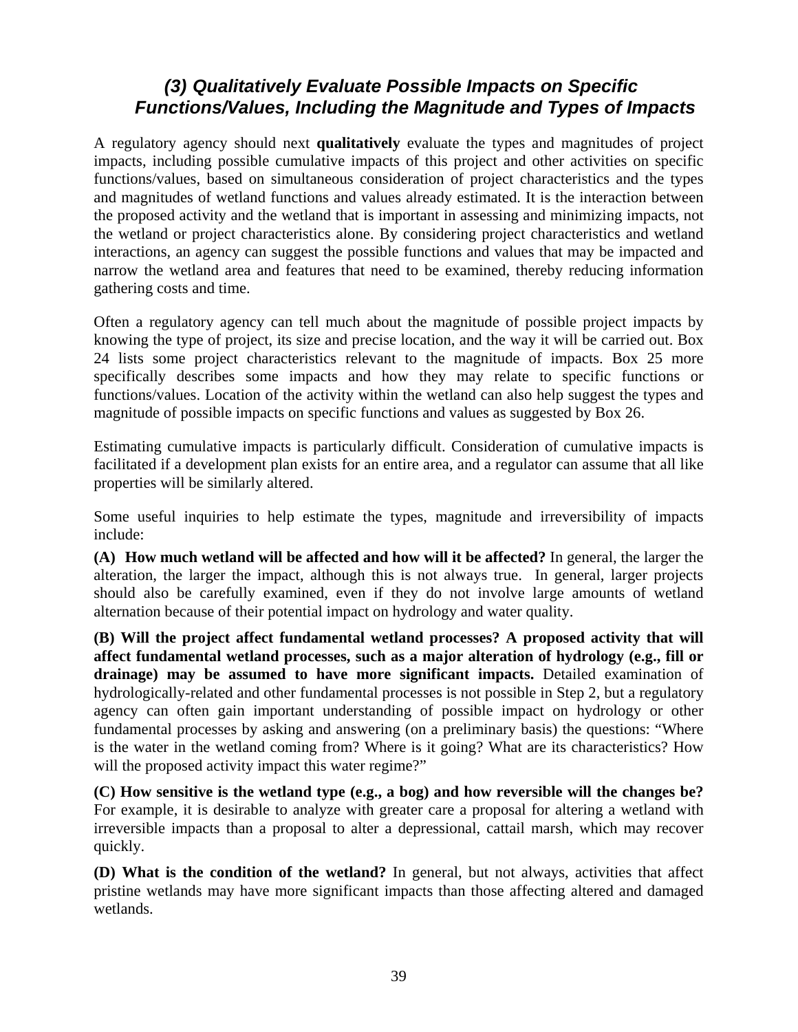### *(3) Qualitatively Evaluate Possible Impacts on Specific Functions/Values, Including the Magnitude and Types of Impacts*

A regulatory agency should next **qualitatively** evaluate the types and magnitudes of project impacts, including possible cumulative impacts of this project and other activities on specific functions/values, based on simultaneous consideration of project characteristics and the types and magnitudes of wetland functions and values already estimated. It is the interaction between the proposed activity and the wetland that is important in assessing and minimizing impacts, not the wetland or project characteristics alone. By considering project characteristics and wetland interactions, an agency can suggest the possible functions and values that may be impacted and narrow the wetland area and features that need to be examined, thereby reducing information gathering costs and time.

Often a regulatory agency can tell much about the magnitude of possible project impacts by knowing the type of project, its size and precise location, and the way it will be carried out. Box 24 lists some project characteristics relevant to the magnitude of impacts. Box 25 more specifically describes some impacts and how they may relate to specific functions or functions/values. Location of the activity within the wetland can also help suggest the types and magnitude of possible impacts on specific functions and values as suggested by Box 26.

Estimating cumulative impacts is particularly difficult. Consideration of cumulative impacts is facilitated if a development plan exists for an entire area, and a regulator can assume that all like properties will be similarly altered.

Some useful inquiries to help estimate the types, magnitude and irreversibility of impacts include:

**(A) How much wetland will be affected and how will it be affected?** In general, the larger the alteration, the larger the impact, although this is not always true. In general, larger projects should also be carefully examined, even if they do not involve large amounts of wetland alternation because of their potential impact on hydrology and water quality.

**(B) Will the project affect fundamental wetland processes? A proposed activity that will affect fundamental wetland processes, such as a major alteration of hydrology (e.g., fill or drainage) may be assumed to have more significant impacts.** Detailed examination of hydrologically-related and other fundamental processes is not possible in Step 2, but a regulatory agency can often gain important understanding of possible impact on hydrology or other fundamental processes by asking and answering (on a preliminary basis) the questions: "Where is the water in the wetland coming from? Where is it going? What are its characteristics? How will the proposed activity impact this water regime?"

**(C) How sensitive is the wetland type (e.g., a bog) and how reversible will the changes be?** For example, it is desirable to analyze with greater care a proposal for altering a wetland with irreversible impacts than a proposal to alter a depressional, cattail marsh, which may recover quickly.

**(D) What is the condition of the wetland?** In general, but not always, activities that affect pristine wetlands may have more significant impacts than those affecting altered and damaged wetlands.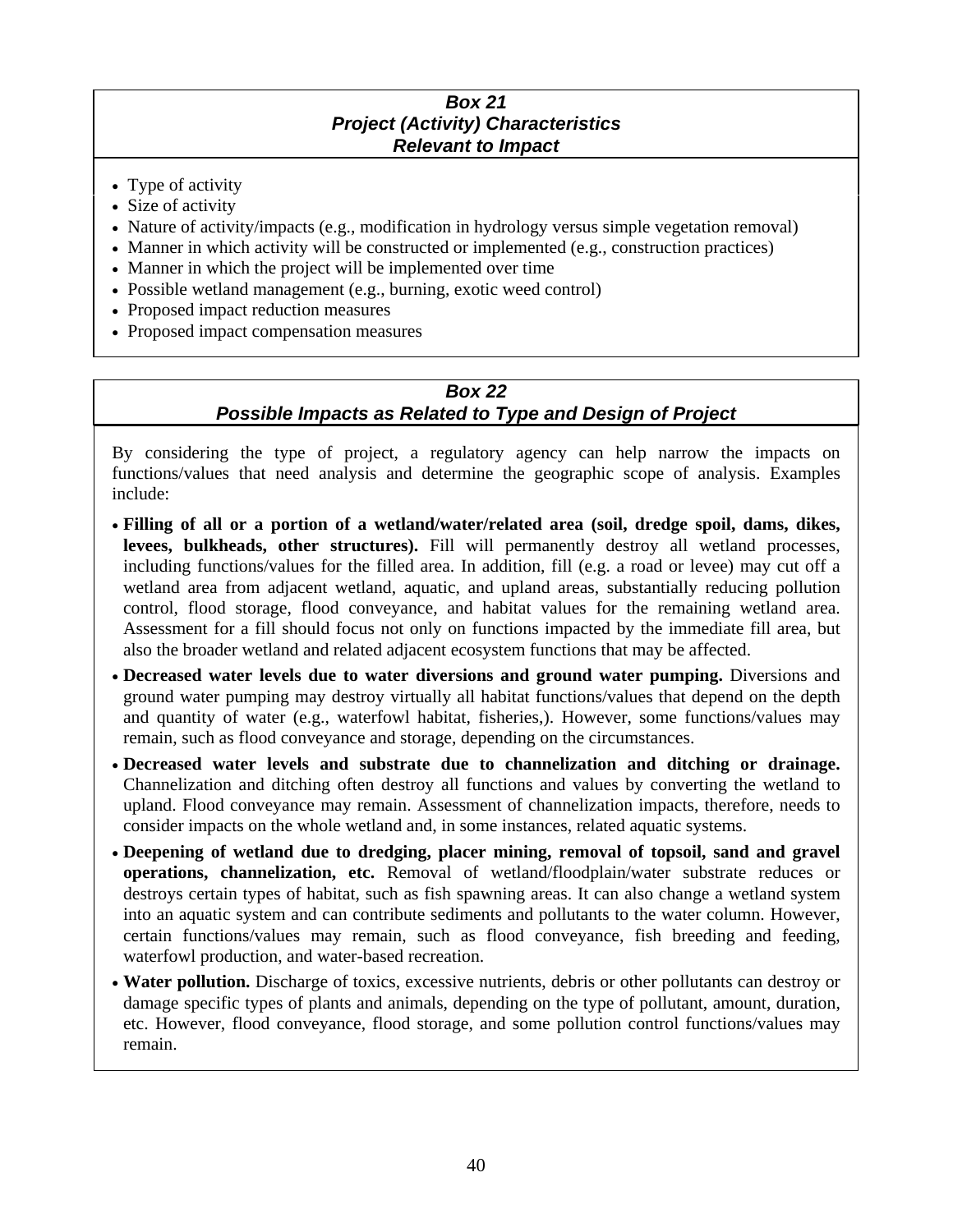### *Box 21*
### *Project (Activity) Characteristics*
### *Relevant to Impact*

- Type of activity
- Size of activity
- Nature of activity/impacts (e.g., modification in hydrology versus simple vegetation removal)
- Manner in which activity will be constructed or implemented (e.g., construction practices)
- Manner in which the project will be implemented over time
- Possible wetland management (e.g., burning, exotic weed control)
- Proposed impact reduction measures
- Proposed impact compensation measures

### *Box 22*
### *Possible Impacts as Related to Type and Design of Project*

By considering the type of project, a regulatory agency can help narrow the impacts on functions/values that need analysis and determine the geographic scope of analysis. Examples include:

- **Filling of all or a portion of a wetland/water/related area (soil, dredge spoil, dams, dikes, levees, bulkheads, other structures).** Fill will permanently destroy all wetland processes, including functions/values for the filled area. In addition, fill (e.g. a road or levee) may cut off a wetland area from adjacent wetland, aquatic, and upland areas, substantially reducing pollution control, flood storage, flood conveyance, and habitat values for the remaining wetland area. Assessment for a fill should focus not only on functions impacted by the immediate fill area, but also the broader wetland and related adjacent ecosystem functions that may be affected.
- **Decreased water levels due to water diversions and ground water pumping.** Diversions and ground water pumping may destroy virtually all habitat functions/values that depend on the depth and quantity of water (e.g., waterfowl habitat, fisheries,). However, some functions/values may remain, such as flood conveyance and storage, depending on the circumstances.
- **Decreased water levels and substrate due to channelization and ditching or drainage.** Channelization and ditching often destroy all functions and values by converting the wetland to upland. Flood conveyance may remain. Assessment of channelization impacts, therefore, needs to consider impacts on the whole wetland and, in some instances, related aquatic systems.
- **Deepening of wetland due to dredging, placer mining, removal of topsoil, sand and gravel operations, channelization, etc.** Removal of wetland/floodplain/water substrate reduces or destroys certain types of habitat, such as fish spawning areas. It can also change a wetland system into an aquatic system and can contribute sediments and pollutants to the water column. However, certain functions/values may remain, such as flood conveyance, fish breeding and feeding, waterfowl production, and water-based recreation.
- **Water pollution.** Discharge of toxics, excessive nutrients, debris or other pollutants can destroy or damage specific types of plants and animals, depending on the type of pollutant, amount, duration, etc. However, flood conveyance, flood storage, and some pollution control functions/values may remain.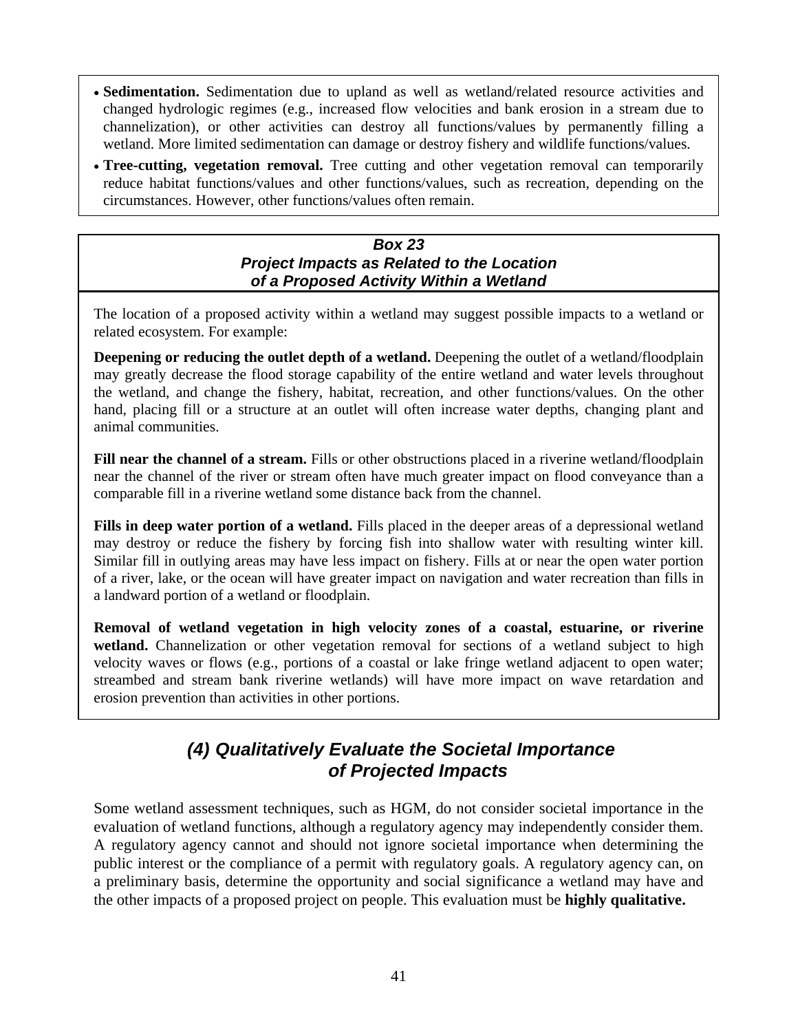- **Sedimentation.** Sedimentation due to upland as well as wetland/related resource activities and changed hydrologic regimes (e.g., increased flow velocities and bank erosion in a stream due to channelization), or other activities can destroy all functions/values by permanently filling a wetland. More limited sedimentation can damage or destroy fishery and wildlife functions/values.
- **Tree-cutting, vegetation removal.** Tree cutting and other vegetation removal can temporarily reduce habitat functions/values and other functions/values, such as recreation, depending on the circumstances. However, other functions/values often remain.

### *Box 23*
### *Project Impacts as Related to the Location of a Proposed Activity Within a Wetland*

The location of a proposed activity within a wetland may suggest possible impacts to a wetland or related ecosystem. For example:

**Deepening or reducing the outlet depth of a wetland.** Deepening the outlet of a wetland/floodplain may greatly decrease the flood storage capability of the entire wetland and water levels throughout the wetland, and change the fishery, habitat, recreation, and other functions/values. On the other hand, placing fill or a structure at an outlet will often increase water depths, changing plant and animal communities.

**Fill near the channel of a stream.** Fills or other obstructions placed in a riverine wetland/floodplain near the channel of the river or stream often have much greater impact on flood conveyance than a comparable fill in a riverine wetland some distance back from the channel.

**Fills in deep water portion of a wetland.** Fills placed in the deeper areas of a depressional wetland may destroy or reduce the fishery by forcing fish into shallow water with resulting winter kill. Similar fill in outlying areas may have less impact on fishery. Fills at or near the open water portion of a river, lake, or the ocean will have greater impact on navigation and water recreation than fills in a landward portion of a wetland or floodplain.

**Removal of wetland vegetation in high velocity zones of a coastal, estuarine, or riverine wetland.** Channelization or other vegetation removal for sections of a wetland subject to high velocity waves or flows (e.g., portions of a coastal or lake fringe wetland adjacent to open water; streambed and stream bank riverine wetlands) will have more impact on wave retardation and erosion prevention than activities in other portions.

## *(4) Qualitatively Evaluate the Societal Importance of Projected Impacts*

Some wetland assessment techniques, such as HGM, do not consider societal importance in the evaluation of wetland functions, although a regulatory agency may independently consider them. A regulatory agency cannot and should not ignore societal importance when determining the public interest or the compliance of a permit with regulatory goals. A regulatory agency can, on a preliminary basis, determine the opportunity and social significance a wetland may have and the other impacts of a proposed project on people. This evaluation must be **highly qualitative.**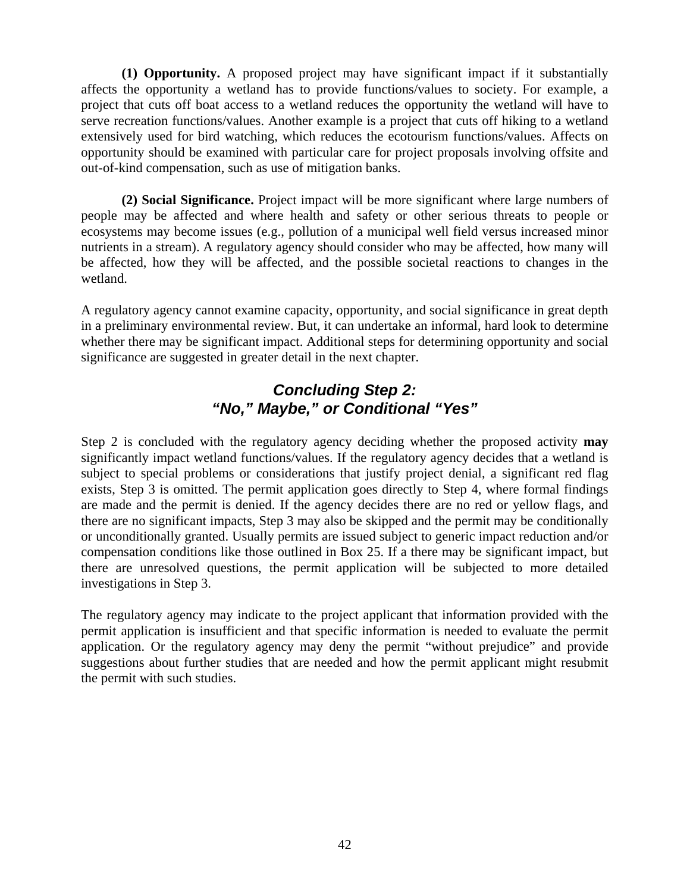**(1) Opportunity.** A proposed project may have significant impact if it substantially affects the opportunity a wetland has to provide functions/values to society. For example, a project that cuts off boat access to a wetland reduces the opportunity the wetland will have to serve recreation functions/values. Another example is a project that cuts off hiking to a wetland extensively used for bird watching, which reduces the ecotourism functions/values. Affects on opportunity should be examined with particular care for project proposals involving offsite and out-of-kind compensation, such as use of mitigation banks.

**(2) Social Significance.** Project impact will be more significant where large numbers of people may be affected and where health and safety or other serious threats to people or ecosystems may become issues (e.g., pollution of a municipal well field versus increased minor nutrients in a stream). A regulatory agency should consider who may be affected, how many will be affected, how they will be affected, and the possible societal reactions to changes in the wetland.

A regulatory agency cannot examine capacity, opportunity, and social significance in great depth in a preliminary environmental review. But, it can undertake an informal, hard look to determine whether there may be significant impact. Additional steps for determining opportunity and social significance are suggested in greater detail in the next chapter.

## *Concluding Step 2: "No," Maybe," or Conditional "Yes"*

Step 2 is concluded with the regulatory agency deciding whether the proposed activity **may** significantly impact wetland functions/values. If the regulatory agency decides that a wetland is subject to special problems or considerations that justify project denial, a significant red flag exists, Step 3 is omitted. The permit application goes directly to Step 4, where formal findings are made and the permit is denied. If the agency decides there are no red or yellow flags, and there are no significant impacts, Step 3 may also be skipped and the permit may be conditionally or unconditionally granted. Usually permits are issued subject to generic impact reduction and/or compensation conditions like those outlined in Box 25. If a there may be significant impact, but there are unresolved questions, the permit application will be subjected to more detailed investigations in Step 3.

The regulatory agency may indicate to the project applicant that information provided with the permit application is insufficient and that specific information is needed to evaluate the permit application. Or the regulatory agency may deny the permit "without prejudice" and provide suggestions about further studies that are needed and how the permit applicant might resubmit the permit with such studies.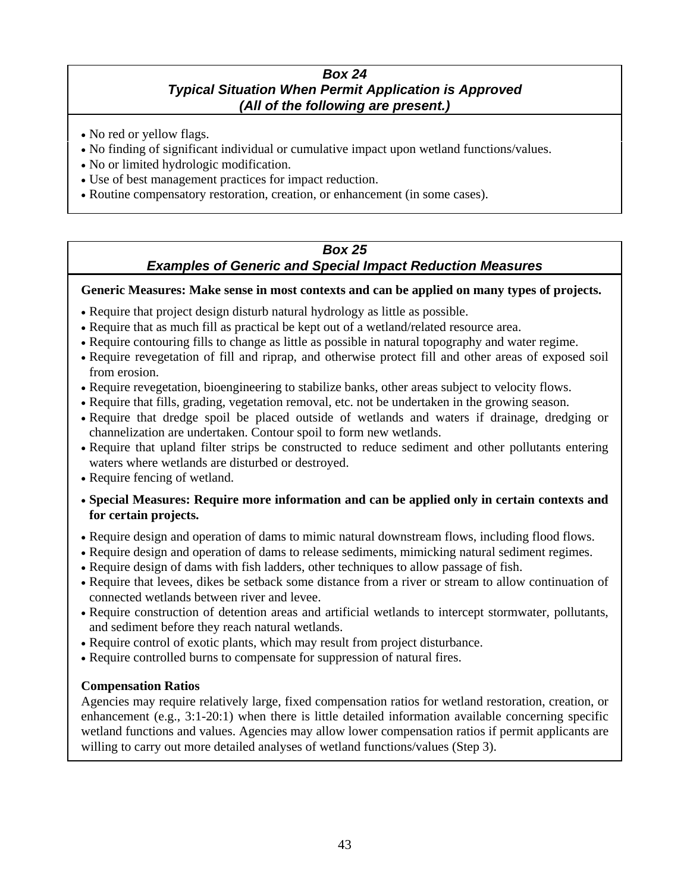### *Box 24*
### *Typical Situation When Permit Application is Approved*
### *(All of the following are present.)*

- No red or yellow flags.
- No finding of significant individual or cumulative impact upon wetland functions/values.
- No or limited hydrologic modification.
- Use of best management practices for impact reduction.
- Routine compensatory restoration, creation, or enhancement (in some cases).

### *Box 25*
### *Examples of Generic and Special Impact Reduction Measures*

**Generic Measures: Make sense in most contexts and can be applied on many types of projects.**

- Require that project design disturb natural hydrology as little as possible.
- Require that as much fill as practical be kept out of a wetland/related resource area.
- Require contouring fills to change as little as possible in natural topography and water regime.
- Require revegetation of fill and riprap, and otherwise protect fill and other areas of exposed soil from erosion.
- Require revegetation, bioengineering to stabilize banks, other areas subject to velocity flows.
- Require that fills, grading, vegetation removal, etc. not be undertaken in the growing season.
- Require that dredge spoil be placed outside of wetlands and waters if drainage, dredging or channelization are undertaken. Contour spoil to form new wetlands.
- Require that upland filter strips be constructed to reduce sediment and other pollutants entering waters where wetlands are disturbed or destroyed.
- Require fencing of wetland.
- **Special Measures: Require more information and can be applied only in certain contexts and for certain projects.**
- Require design and operation of dams to mimic natural downstream flows, including flood flows.
- Require design and operation of dams to release sediments, mimicking natural sediment regimes.
- Require design of dams with fish ladders, other techniques to allow passage of fish.
- Require that levees, dikes be setback some distance from a river or stream to allow continuation of connected wetlands between river and levee.
- Require construction of detention areas and artificial wetlands to intercept stormwater, pollutants, and sediment before they reach natural wetlands.
- Require control of exotic plants, which may result from project disturbance.
- Require controlled burns to compensate for suppression of natural fires.

**Compensation Ratios**

Agencies may require relatively large, fixed compensation ratios for wetland restoration, creation, or enhancement (e.g., 3:1-20:1) when there is little detailed information available concerning specific wetland functions and values. Agencies may allow lower compensation ratios if permit applicants are willing to carry out more detailed analyses of wetland functions/values (Step 3).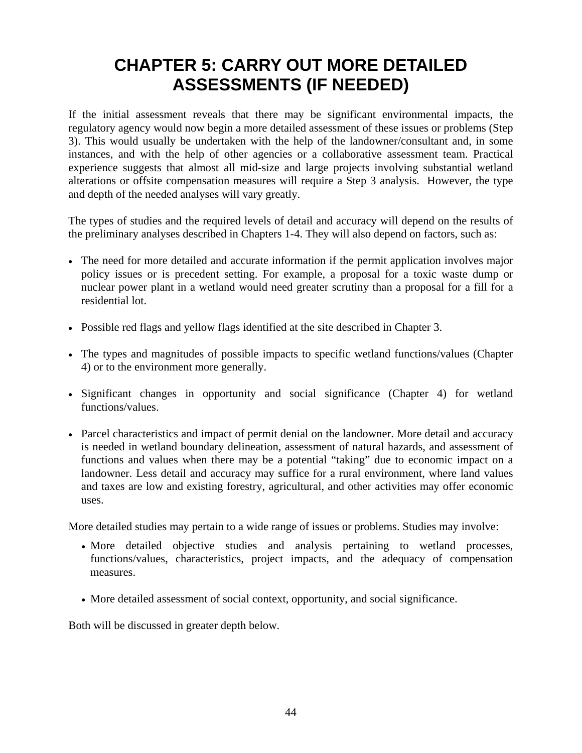# CHAPTER 5: CARRY OUT MORE DETAILED ASSESSMENTS (IF NEEDED)

If the initial assessment reveals that there may be significant environmental impacts, the regulatory agency would now begin a more detailed assessment of these issues or problems (Step 3). This would usually be undertaken with the help of the landowner/consultant and, in some instances, and with the help of other agencies or a collaborative assessment team. Practical experience suggests that almost all mid-size and large projects involving substantial wetland alterations or offsite compensation measures will require a Step 3 analysis. However, the type and depth of the needed analyses will vary greatly.

The types of studies and the required levels of detail and accuracy will depend on the results of the preliminary analyses described in Chapters 1-4. They will also depend on factors, such as:

- The need for more detailed and accurate information if the permit application involves major policy issues or is precedent setting. For example, a proposal for a toxic waste dump or nuclear power plant in a wetland would need greater scrutiny than a proposal for a fill for a residential lot.
- Possible red flags and yellow flags identified at the site described in Chapter 3.
- The types and magnitudes of possible impacts to specific wetland functions/values (Chapter 4) or to the environment more generally.
- Significant changes in opportunity and social significance (Chapter 4) for wetland functions/values.
- Parcel characteristics and impact of permit denial on the landowner. More detail and accuracy is needed in wetland boundary delineation, assessment of natural hazards, and assessment of functions and values when there may be a potential "taking" due to economic impact on a landowner. Less detail and accuracy may suffice for a rural environment, where land values and taxes are low and existing forestry, agricultural, and other activities may offer economic uses.

More detailed studies may pertain to a wide range of issues or problems. Studies may involve:

- More detailed objective studies and analysis pertaining to wetland processes, functions/values, characteristics, project impacts, and the adequacy of compensation measures.
- More detailed assessment of social context, opportunity, and social significance.

Both will be discussed in greater depth below.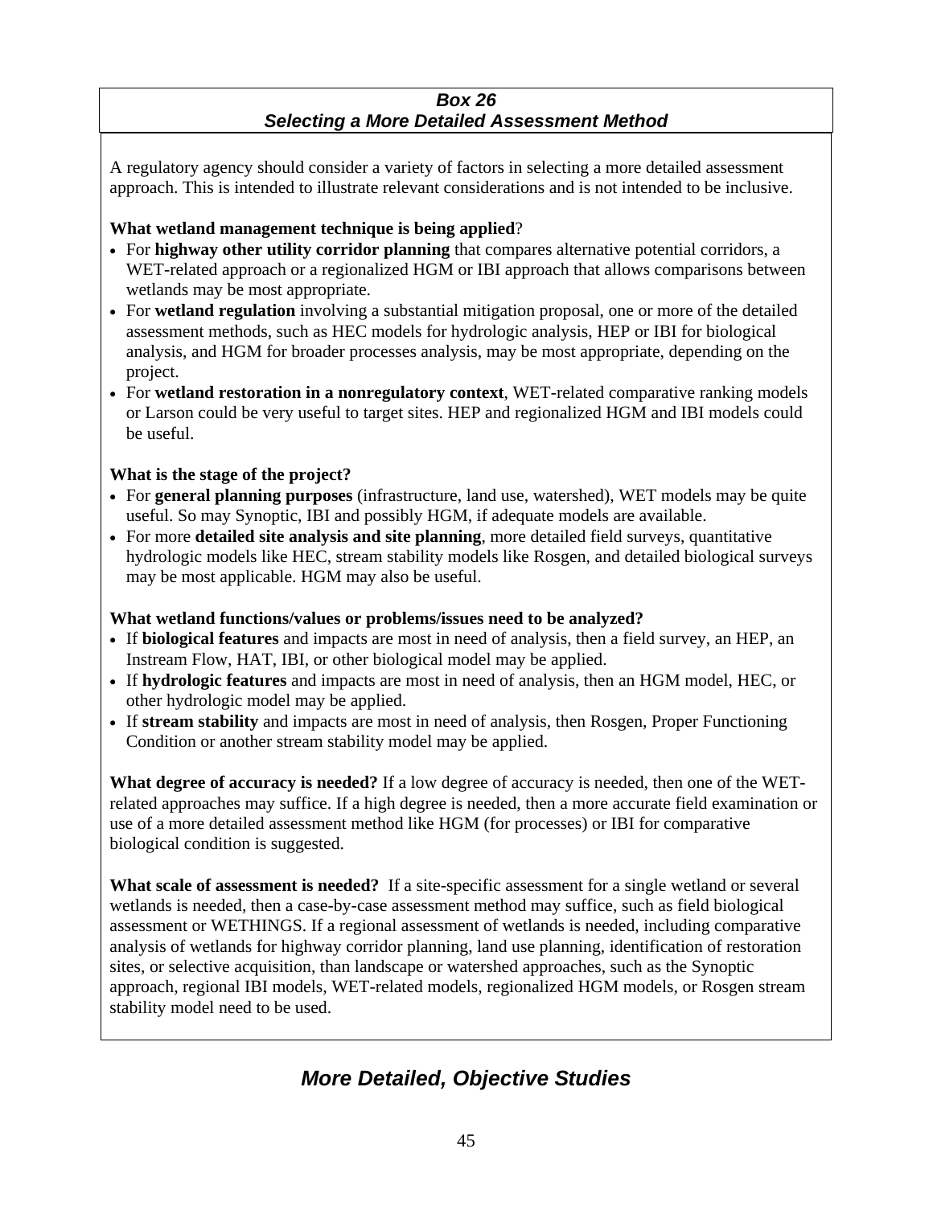**_Box 26_**
**_Selecting a More Detailed Assessment Method_**

A regulatory agency should consider a variety of factors in selecting a more detailed assessment approach. This is intended to illustrate relevant considerations and is not intended to be inclusive.

**What wetland management technique is being applied**?

- For **highway other utility corridor planning** that compares alternative potential corridors, a WET-related approach or a regionalized HGM or IBI approach that allows comparisons between wetlands may be most appropriate.
- For **wetland regulation** involving a substantial mitigation proposal, one or more of the detailed assessment methods, such as HEC models for hydrologic analysis, HEP or IBI for biological analysis, and HGM for broader processes analysis, may be most appropriate, depending on the project.
- For **wetland restoration in a nonregulatory context**, WET-related comparative ranking models or Larson could be very useful to target sites. HEP and regionalized HGM and IBI models could be useful.

**What is the stage of the project?**

- For **general planning purposes** (infrastructure, land use, watershed), WET models may be quite useful. So may Synoptic, IBI and possibly HGM, if adequate models are available.
- For more **detailed site analysis and site planning**, more detailed field surveys, quantitative hydrologic models like HEC, stream stability models like Rosgen, and detailed biological surveys may be most applicable. HGM may also be useful.

**What wetland functions/values or problems/issues need to be analyzed?**

- If **biological features** and impacts are most in need of analysis, then a field survey, an HEP, an Instream Flow, HAT, IBI, or other biological model may be applied.
- If **hydrologic features** and impacts are most in need of analysis, then an HGM model, HEC, or other hydrologic model may be applied.
- If **stream stability** and impacts are most in need of analysis, then Rosgen, Proper Functioning Condition or another stream stability model may be applied.

**What degree of accuracy is needed?** If a low degree of accuracy is needed, then one of the WET-related approaches may suffice. If a high degree is needed, then a more accurate field examination or use of a more detailed assessment method like HGM (for processes) or IBI for comparative biological condition is suggested.

**What scale of assessment is needed?** If a site-specific assessment for a single wetland or several wetlands is needed, then a case-by-case assessment method may suffice, such as field biological assessment or WETHINGS. If a regional assessment of wetlands is needed, including comparative analysis of wetlands for highway corridor planning, land use planning, identification of restoration sites, or selective acquisition, than landscape or watershed approaches, such as the Synoptic approach, regional IBI models, WET-related models, regionalized HGM models, or Rosgen stream stability model need to be used.

## _More Detailed, Objective Studies_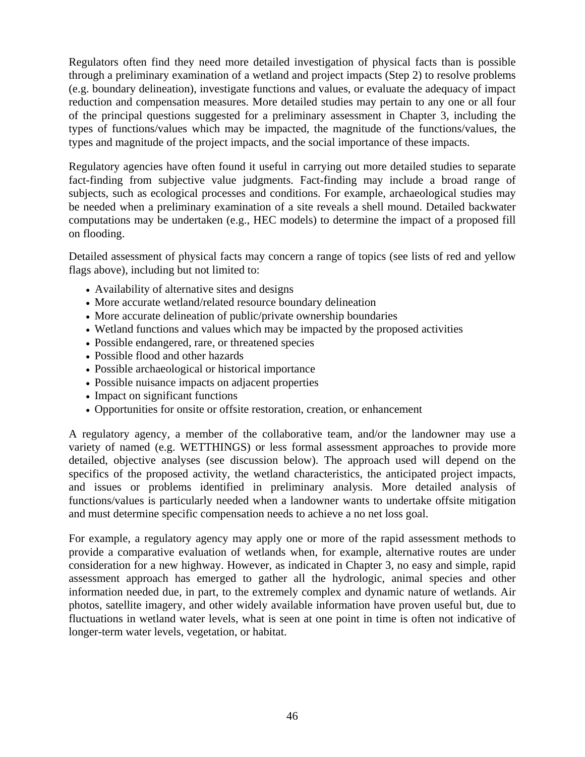Regulators often find they need more detailed investigation of physical facts than is possible through a preliminary examination of a wetland and project impacts (Step 2) to resolve problems (e.g. boundary delineation), investigate functions and values, or evaluate the adequacy of impact reduction and compensation measures. More detailed studies may pertain to any one or all four of the principal questions suggested for a preliminary assessment in Chapter 3, including the types of functions/values which may be impacted, the magnitude of the functions/values, the types and magnitude of the project impacts, and the social importance of these impacts.

Regulatory agencies have often found it useful in carrying out more detailed studies to separate fact-finding from subjective value judgments. Fact-finding may include a broad range of subjects, such as ecological processes and conditions. For example, archaeological studies may be needed when a preliminary examination of a site reveals a shell mound. Detailed backwater computations may be undertaken (e.g., HEC models) to determine the impact of a proposed fill on flooding.

Detailed assessment of physical facts may concern a range of topics (see lists of red and yellow flags above), including but not limited to:

- Availability of alternative sites and designs
- More accurate wetland/related resource boundary delineation
- More accurate delineation of public/private ownership boundaries
- Wetland functions and values which may be impacted by the proposed activities
- Possible endangered, rare, or threatened species
- Possible flood and other hazards
- Possible archaeological or historical importance
- Possible nuisance impacts on adjacent properties
- Impact on significant functions
- Opportunities for onsite or offsite restoration, creation, or enhancement

A regulatory agency, a member of the collaborative team, and/or the landowner may use a variety of named (e.g. WETTHINGS) or less formal assessment approaches to provide more detailed, objective analyses (see discussion below). The approach used will depend on the specifics of the proposed activity, the wetland characteristics, the anticipated project impacts, and issues or problems identified in preliminary analysis. More detailed analysis of functions/values is particularly needed when a landowner wants to undertake offsite mitigation and must determine specific compensation needs to achieve a no net loss goal.

For example, a regulatory agency may apply one or more of the rapid assessment methods to provide a comparative evaluation of wetlands when, for example, alternative routes are under consideration for a new highway. However, as indicated in Chapter 3, no easy and simple, rapid assessment approach has emerged to gather all the hydrologic, animal species and other information needed due, in part, to the extremely complex and dynamic nature of wetlands. Air photos, satellite imagery, and other widely available information have proven useful but, due to fluctuations in wetland water levels, what is seen at one point in time is often not indicative of longer-term water levels, vegetation, or habitat.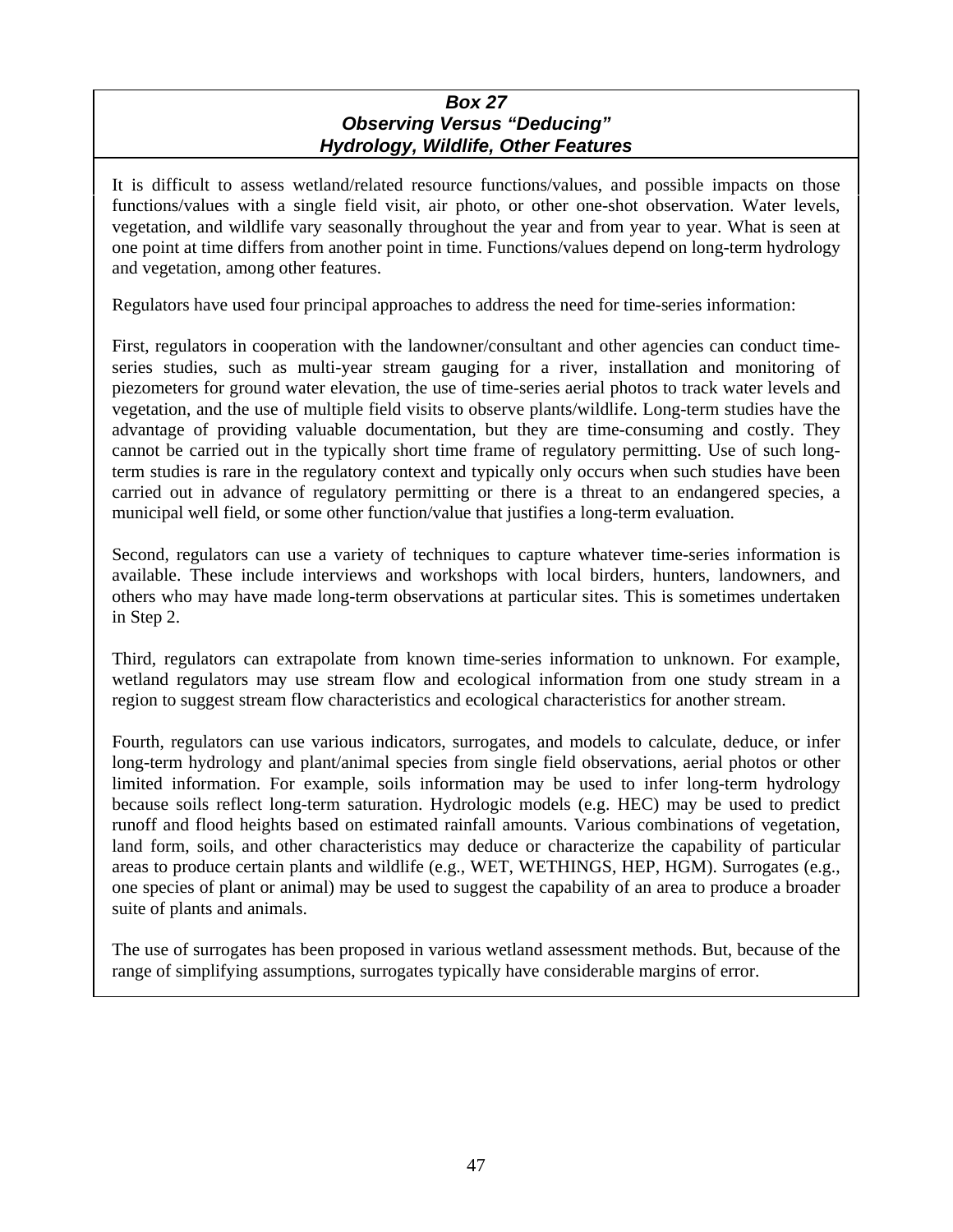### *Box 27*
### *Observing Versus "Deducing"*
### *Hydrology, Wildlife, Other Features*

It is difficult to assess wetland/related resource functions/values, and possible impacts on those functions/values with a single field visit, air photo, or other one-shot observation. Water levels, vegetation, and wildlife vary seasonally throughout the year and from year to year. What is seen at one point at time differs from another point in time. Functions/values depend on long-term hydrology and vegetation, among other features.

Regulators have used four principal approaches to address the need for time-series information:

First, regulators in cooperation with the landowner/consultant and other agencies can conduct time-series studies, such as multi-year stream gauging for a river, installation and monitoring of piezometers for ground water elevation, the use of time-series aerial photos to track water levels and vegetation, and the use of multiple field visits to observe plants/wildlife. Long-term studies have the advantage of providing valuable documentation, but they are time-consuming and costly. They cannot be carried out in the typically short time frame of regulatory permitting. Use of such long-term studies is rare in the regulatory context and typically only occurs when such studies have been carried out in advance of regulatory permitting or there is a threat to an endangered species, a municipal well field, or some other function/value that justifies a long-term evaluation.

Second, regulators can use a variety of techniques to capture whatever time-series information is available. These include interviews and workshops with local birders, hunters, landowners, and others who may have made long-term observations at particular sites. This is sometimes undertaken in Step 2.

Third, regulators can extrapolate from known time-series information to unknown. For example, wetland regulators may use stream flow and ecological information from one study stream in a region to suggest stream flow characteristics and ecological characteristics for another stream.

Fourth, regulators can use various indicators, surrogates, and models to calculate, deduce, or infer long-term hydrology and plant/animal species from single field observations, aerial photos or other limited information. For example, soils information may be used to infer long-term hydrology because soils reflect long-term saturation. Hydrologic models (e.g. HEC) may be used to predict runoff and flood heights based on estimated rainfall amounts. Various combinations of vegetation, land form, soils, and other characteristics may deduce or characterize the capability of particular areas to produce certain plants and wildlife (e.g., WET, WETHINGS, HEP, HGM). Surrogates (e.g., one species of plant or animal) may be used to suggest the capability of an area to produce a broader suite of plants and animals.

The use of surrogates has been proposed in various wetland assessment methods. But, because of the range of simplifying assumptions, surrogates typically have considerable margins of error.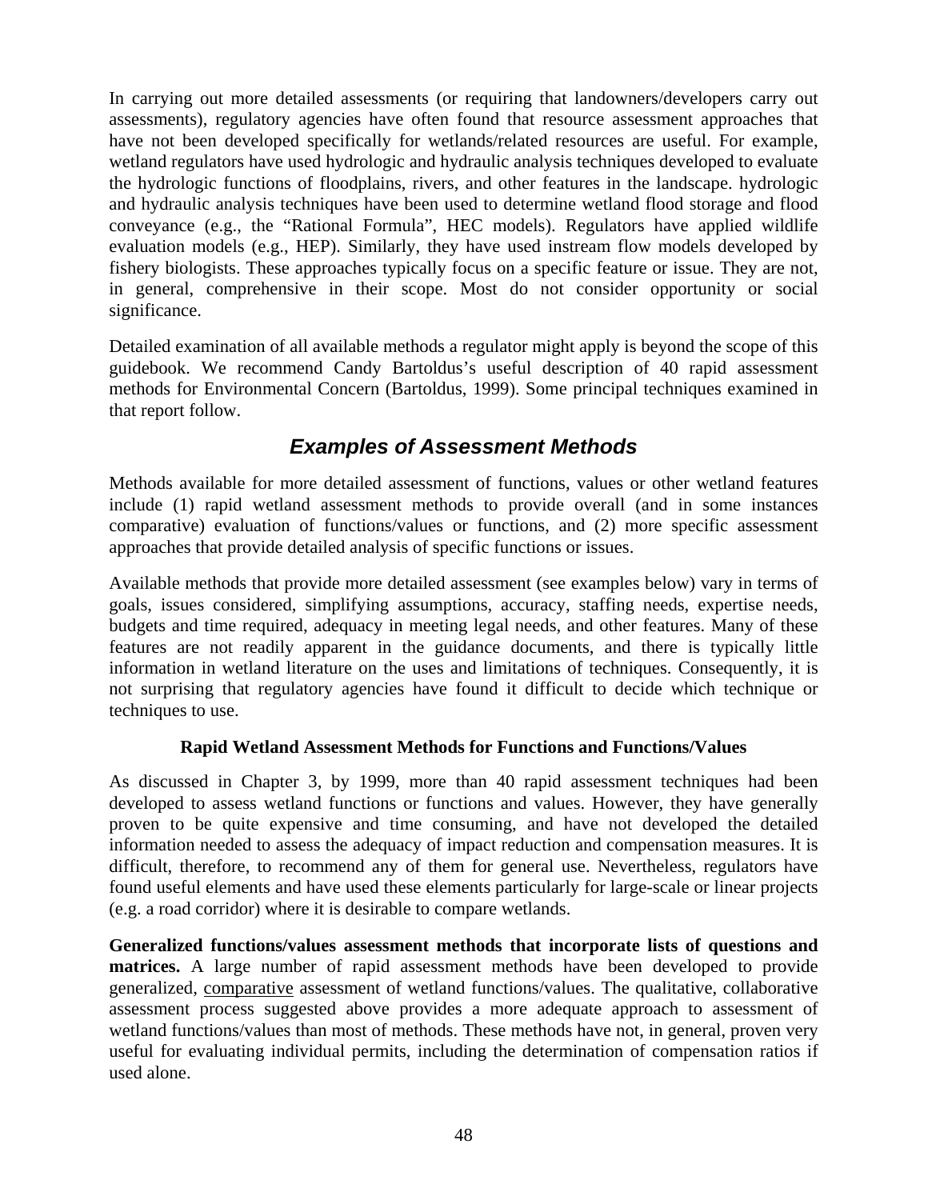In carrying out more detailed assessments (or requiring that landowners/developers carry out assessments), regulatory agencies have often found that resource assessment approaches that have not been developed specifically for wetlands/related resources are useful. For example, wetland regulators have used hydrologic and hydraulic analysis techniques developed to evaluate the hydrologic functions of floodplains, rivers, and other features in the landscape. hydrologic and hydraulic analysis techniques have been used to determine wetland flood storage and flood conveyance (e.g., the "Rational Formula", HEC models). Regulators have applied wildlife evaluation models (e.g., HEP). Similarly, they have used instream flow models developed by fishery biologists. These approaches typically focus on a specific feature or issue. They are not, in general, comprehensive in their scope. Most do not consider opportunity or social significance.

Detailed examination of all available methods a regulator might apply is beyond the scope of this guidebook. We recommend Candy Bartoldus's useful description of 40 rapid assessment methods for Environmental Concern (Bartoldus, 1999). Some principal techniques examined in that report follow.

## *Examples of Assessment Methods*

Methods available for more detailed assessment of functions, values or other wetland features include (1) rapid wetland assessment methods to provide overall (and in some instances comparative) evaluation of functions/values or functions, and (2) more specific assessment approaches that provide detailed analysis of specific functions or issues.

Available methods that provide more detailed assessment (see examples below) vary in terms of goals, issues considered, simplifying assumptions, accuracy, staffing needs, expertise needs, budgets and time required, adequacy in meeting legal needs, and other features. Many of these features are not readily apparent in the guidance documents, and there is typically little information in wetland literature on the uses and limitations of techniques. Consequently, it is not surprising that regulatory agencies have found it difficult to decide which technique or techniques to use.

### Rapid Wetland Assessment Methods for Functions and Functions/Values

As discussed in Chapter 3, by 1999, more than 40 rapid assessment techniques had been developed to assess wetland functions or functions and values. However, they have generally proven to be quite expensive and time consuming, and have not developed the detailed information needed to assess the adequacy of impact reduction and compensation measures. It is difficult, therefore, to recommend any of them for general use. Nevertheless, regulators have found useful elements and have used these elements particularly for large-scale or linear projects (e.g. a road corridor) where it is desirable to compare wetlands.

**Generalized functions/values assessment methods that incorporate lists of questions and matrices.** A large number of rapid assessment methods have been developed to provide generalized, <u>comparative</u> assessment of wetland functions/values. The qualitative, collaborative assessment process suggested above provides a more adequate approach to assessment of wetland functions/values than most of methods. These methods have not, in general, proven very useful for evaluating individual permits, including the determination of compensation ratios if used alone.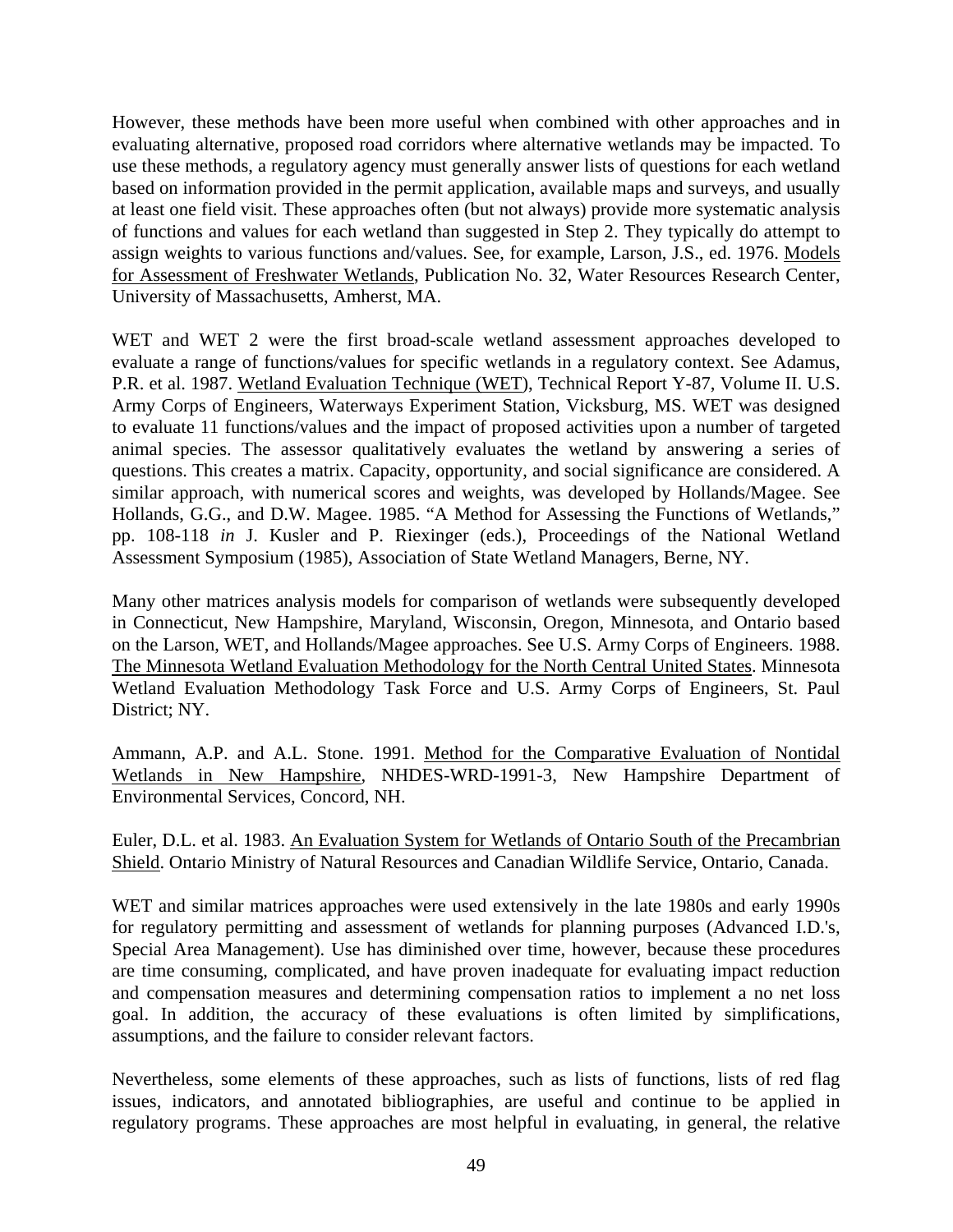However, these methods have been more useful when combined with other approaches and in evaluating alternative, proposed road corridors where alternative wetlands may be impacted. To use these methods, a regulatory agency must generally answer lists of questions for each wetland based on information provided in the permit application, available maps and surveys, and usually at least one field visit. These approaches often (but not always) provide more systematic analysis of functions and values for each wetland than suggested in Step 2. They typically do attempt to assign weights to various functions and/values. See, for example, Larson, J.S., ed. 1976. Models for Assessment of Freshwater Wetlands, Publication No. 32, Water Resources Research Center, University of Massachusetts, Amherst, MA.

WET and WET 2 were the first broad-scale wetland assessment approaches developed to evaluate a range of functions/values for specific wetlands in a regulatory context. See Adamus, P.R. et al. 1987. Wetland Evaluation Technique (WET), Technical Report Y-87, Volume II. U.S. Army Corps of Engineers, Waterways Experiment Station, Vicksburg, MS. WET was designed to evaluate 11 functions/values and the impact of proposed activities upon a number of targeted animal species. The assessor qualitatively evaluates the wetland by answering a series of questions. This creates a matrix. Capacity, opportunity, and social significance are considered. A similar approach, with numerical scores and weights, was developed by Hollands/Magee. See Hollands, G.G., and D.W. Magee. 1985. "A Method for Assessing the Functions of Wetlands," pp. 108-118 *in* J. Kusler and P. Riexinger (eds.), Proceedings of the National Wetland Assessment Symposium (1985), Association of State Wetland Managers, Berne, NY.

Many other matrices analysis models for comparison of wetlands were subsequently developed in Connecticut, New Hampshire, Maryland, Wisconsin, Oregon, Minnesota, and Ontario based on the Larson, WET, and Hollands/Magee approaches. See U.S. Army Corps of Engineers. 1988. The Minnesota Wetland Evaluation Methodology for the North Central United States. Minnesota Wetland Evaluation Methodology Task Force and U.S. Army Corps of Engineers, St. Paul District; NY.

Ammann, A.P. and A.L. Stone. 1991. Method for the Comparative Evaluation of Nontidal Wetlands in New Hampshire, NHDES-WRD-1991-3, New Hampshire Department of Environmental Services, Concord, NH.

Euler, D.L. et al. 1983. An Evaluation System for Wetlands of Ontario South of the Precambrian Shield. Ontario Ministry of Natural Resources and Canadian Wildlife Service, Ontario, Canada.

WET and similar matrices approaches were used extensively in the late 1980s and early 1990s for regulatory permitting and assessment of wetlands for planning purposes (Advanced I.D.'s, Special Area Management). Use has diminished over time, however, because these procedures are time consuming, complicated, and have proven inadequate for evaluating impact reduction and compensation measures and determining compensation ratios to implement a no net loss goal. In addition, the accuracy of these evaluations is often limited by simplifications, assumptions, and the failure to consider relevant factors.

Nevertheless, some elements of these approaches, such as lists of functions, lists of red flag issues, indicators, and annotated bibliographies, are useful and continue to be applied in regulatory programs. These approaches are most helpful in evaluating, in general, the relative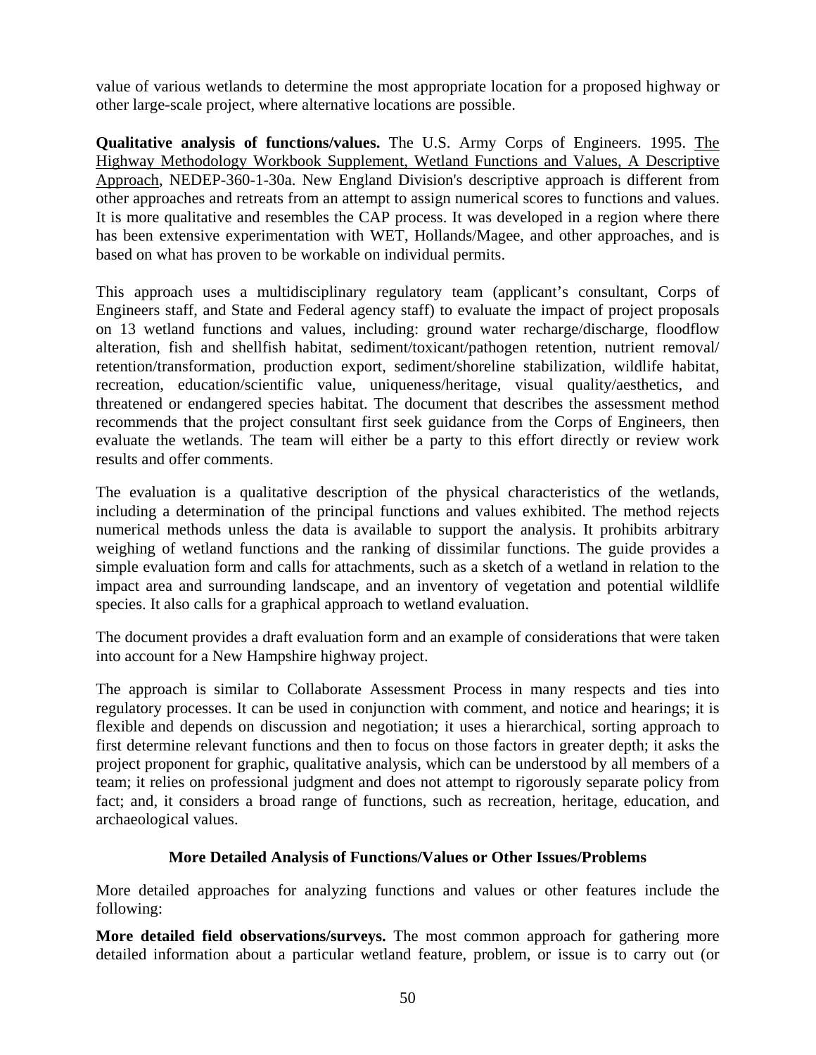value of various wetlands to determine the most appropriate location for a proposed highway or other large-scale project, where alternative locations are possible.

**Qualitative analysis of functions/values.** The U.S. Army Corps of Engineers. 1995. The Highway Methodology Workbook Supplement, Wetland Functions and Values, A Descriptive Approach, NEDEP-360-1-30a. New England Division's descriptive approach is different from other approaches and retreats from an attempt to assign numerical scores to functions and values. It is more qualitative and resembles the CAP process. It was developed in a region where there has been extensive experimentation with WET, Hollands/Magee, and other approaches, and is based on what has proven to be workable on individual permits.

This approach uses a multidisciplinary regulatory team (applicant's consultant, Corps of Engineers staff, and State and Federal agency staff) to evaluate the impact of project proposals on 13 wetland functions and values, including: ground water recharge/discharge, floodflow alteration, fish and shellfish habitat, sediment/toxicant/pathogen retention, nutrient removal/ retention/transformation, production export, sediment/shoreline stabilization, wildlife habitat, recreation, education/scientific value, uniqueness/heritage, visual quality/aesthetics, and threatened or endangered species habitat. The document that describes the assessment method recommends that the project consultant first seek guidance from the Corps of Engineers, then evaluate the wetlands. The team will either be a party to this effort directly or review work results and offer comments.

The evaluation is a qualitative description of the physical characteristics of the wetlands, including a determination of the principal functions and values exhibited. The method rejects numerical methods unless the data is available to support the analysis. It prohibits arbitrary weighing of wetland functions and the ranking of dissimilar functions. The guide provides a simple evaluation form and calls for attachments, such as a sketch of a wetland in relation to the impact area and surrounding landscape, and an inventory of vegetation and potential wildlife species. It also calls for a graphical approach to wetland evaluation.

The document provides a draft evaluation form and an example of considerations that were taken into account for a New Hampshire highway project.

The approach is similar to Collaborate Assessment Process in many respects and ties into regulatory processes. It can be used in conjunction with comment, and notice and hearings; it is flexible and depends on discussion and negotiation; it uses a hierarchical, sorting approach to first determine relevant functions and then to focus on those factors in greater depth; it asks the project proponent for graphic, qualitative analysis, which can be understood by all members of a team; it relies on professional judgment and does not attempt to rigorously separate policy from fact; and, it considers a broad range of functions, such as recreation, heritage, education, and archaeological values.

### More Detailed Analysis of Functions/Values or Other Issues/Problems

More detailed approaches for analyzing functions and values or other features include the following:

**More detailed field observations/surveys.** The most common approach for gathering more detailed information about a particular wetland feature, problem, or issue is to carry out (or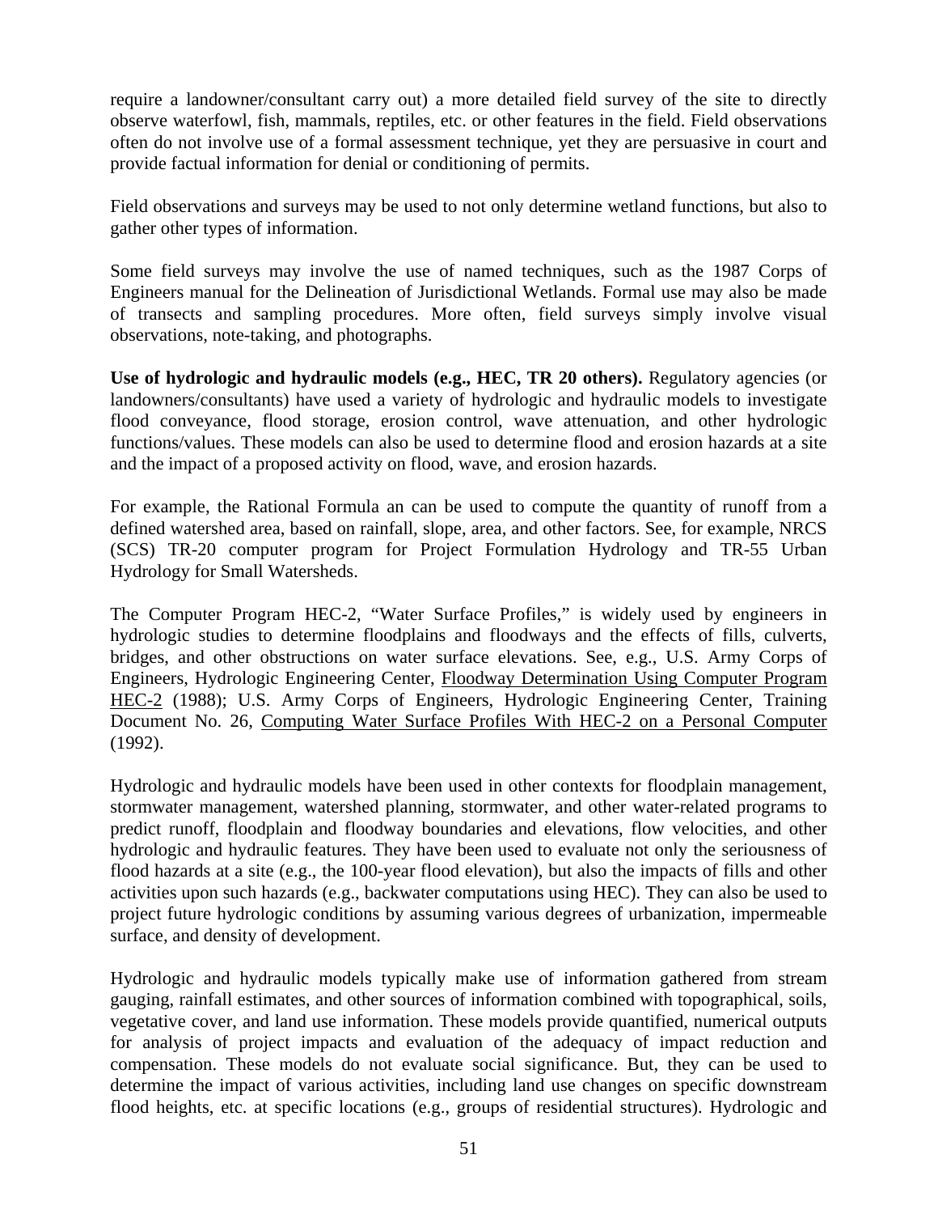require a landowner/consultant carry out) a more detailed field survey of the site to directly observe waterfowl, fish, mammals, reptiles, etc. or other features in the field. Field observations often do not involve use of a formal assessment technique, yet they are persuasive in court and provide factual information for denial or conditioning of permits.

Field observations and surveys may be used to not only determine wetland functions, but also to gather other types of information.

Some field surveys may involve the use of named techniques, such as the 1987 Corps of Engineers manual for the Delineation of Jurisdictional Wetlands. Formal use may also be made of transects and sampling procedures. More often, field surveys simply involve visual observations, note-taking, and photographs.

**Use of hydrologic and hydraulic models (e.g., HEC, TR 20 others).** Regulatory agencies (or landowners/consultants) have used a variety of hydrologic and hydraulic models to investigate flood conveyance, flood storage, erosion control, wave attenuation, and other hydrologic functions/values. These models can also be used to determine flood and erosion hazards at a site and the impact of a proposed activity on flood, wave, and erosion hazards.

For example, the Rational Formula an can be used to compute the quantity of runoff from a defined watershed area, based on rainfall, slope, area, and other factors. See, for example, NRCS (SCS) TR-20 computer program for Project Formulation Hydrology and TR-55 Urban Hydrology for Small Watersheds.

The Computer Program HEC-2, "Water Surface Profiles," is widely used by engineers in hydrologic studies to determine floodplains and floodways and the effects of fills, culverts, bridges, and other obstructions on water surface elevations. See, e.g., U.S. Army Corps of Engineers, Hydrologic Engineering Center, Floodway Determination Using Computer Program HEC-2 (1988); U.S. Army Corps of Engineers, Hydrologic Engineering Center, Training Document No. 26, Computing Water Surface Profiles With HEC-2 on a Personal Computer (1992).

Hydrologic and hydraulic models have been used in other contexts for floodplain management, stormwater management, watershed planning, stormwater, and other water-related programs to predict runoff, floodplain and floodway boundaries and elevations, flow velocities, and other hydrologic and hydraulic features. They have been used to evaluate not only the seriousness of flood hazards at a site (e.g., the 100-year flood elevation), but also the impacts of fills and other activities upon such hazards (e.g., backwater computations using HEC). They can also be used to project future hydrologic conditions by assuming various degrees of urbanization, impermeable surface, and density of development.

Hydrologic and hydraulic models typically make use of information gathered from stream gauging, rainfall estimates, and other sources of information combined with topographical, soils, vegetative cover, and land use information. These models provide quantified, numerical outputs for analysis of project impacts and evaluation of the adequacy of impact reduction and compensation. These models do not evaluate social significance. But, they can be used to determine the impact of various activities, including land use changes on specific downstream flood heights, etc. at specific locations (e.g., groups of residential structures). Hydrologic and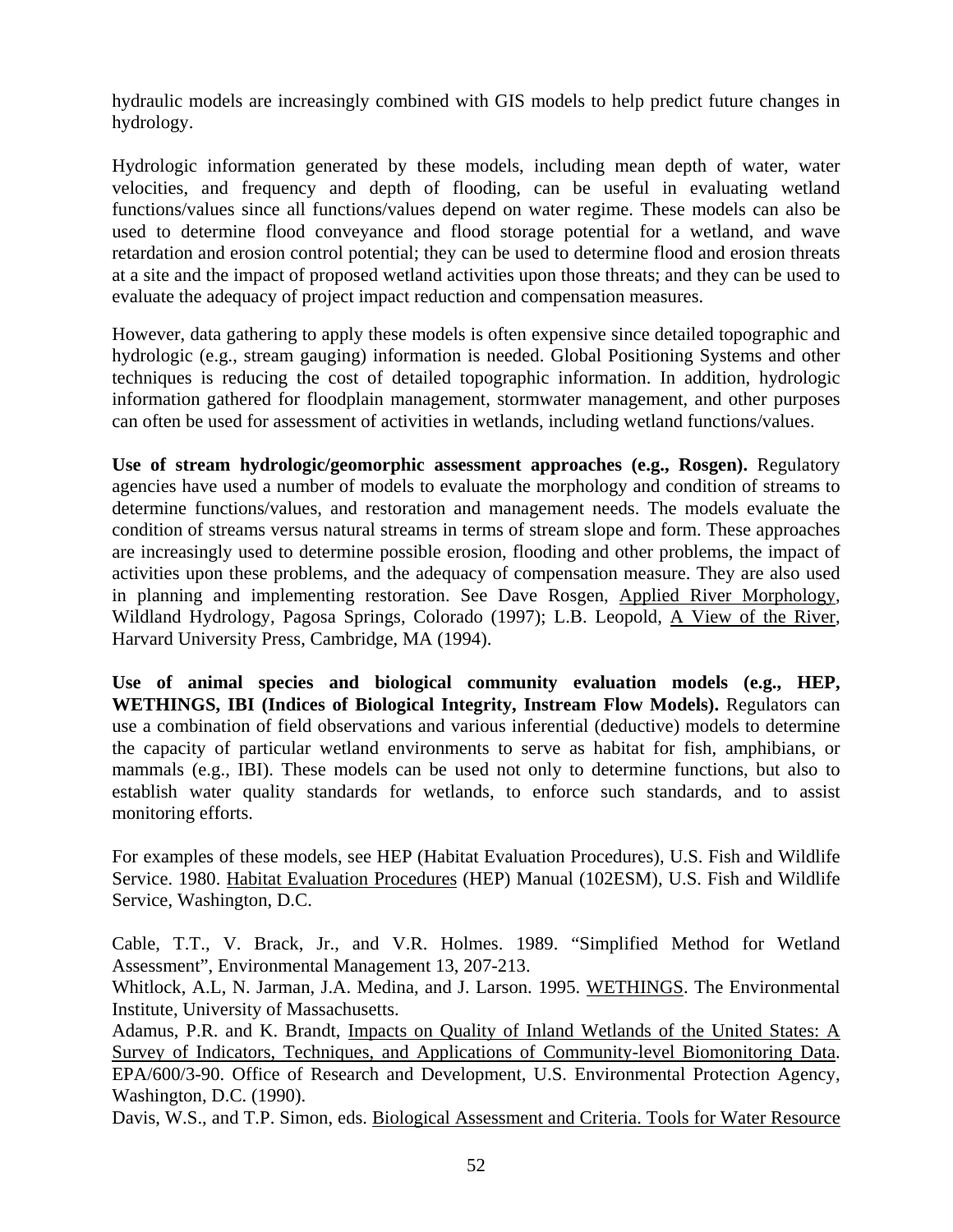hydraulic models are increasingly combined with GIS models to help predict future changes in hydrology.

Hydrologic information generated by these models, including mean depth of water, water velocities, and frequency and depth of flooding, can be useful in evaluating wetland functions/values since all functions/values depend on water regime. These models can also be used to determine flood conveyance and flood storage potential for a wetland, and wave retardation and erosion control potential; they can be used to determine flood and erosion threats at a site and the impact of proposed wetland activities upon those threats; and they can be used to evaluate the adequacy of project impact reduction and compensation measures.

However, data gathering to apply these models is often expensive since detailed topographic and hydrologic (e.g., stream gauging) information is needed. Global Positioning Systems and other techniques is reducing the cost of detailed topographic information. In addition, hydrologic information gathered for floodplain management, stormwater management, and other purposes can often be used for assessment of activities in wetlands, including wetland functions/values.

**Use of stream hydrologic/geomorphic assessment approaches (e.g., Rosgen).** Regulatory agencies have used a number of models to evaluate the morphology and condition of streams to determine functions/values, and restoration and management needs. The models evaluate the condition of streams versus natural streams in terms of stream slope and form. These approaches are increasingly used to determine possible erosion, flooding and other problems, the impact of activities upon these problems, and the adequacy of compensation measure. They are also used in planning and implementing restoration. See Dave Rosgen, Applied River Morphology, Wildland Hydrology, Pagosa Springs, Colorado (1997); L.B. Leopold, A View of the River, Harvard University Press, Cambridge, MA (1994).

**Use of animal species and biological community evaluation models (e.g., HEP, WETHINGS, IBI (Indices of Biological Integrity, Instream Flow Models).** Regulators can use a combination of field observations and various inferential (deductive) models to determine the capacity of particular wetland environments to serve as habitat for fish, amphibians, or mammals (e.g., IBI). These models can be used not only to determine functions, but also to establish water quality standards for wetlands, to enforce such standards, and to assist monitoring efforts.

For examples of these models, see HEP (Habitat Evaluation Procedures), U.S. Fish and Wildlife Service. 1980. Habitat Evaluation Procedures (HEP) Manual (102ESM), U.S. Fish and Wildlife Service, Washington, D.C.

Cable, T.T., V. Brack, Jr., and V.R. Holmes. 1989. "Simplified Method for Wetland Assessment", Environmental Management 13, 207-213.
Whitlock, A.L, N. Jarman, J.A. Medina, and J. Larson. 1995. WETHINGS. The Environmental Institute, University of Massachusetts.
Adamus, P.R. and K. Brandt, Impacts on Quality of Inland Wetlands of the United States: A Survey of Indicators, Techniques, and Applications of Community-level Biomonitoring Data. EPA/600/3-90. Office of Research and Development, U.S. Environmental Protection Agency, Washington, D.C. (1990).
Davis, W.S., and T.P. Simon, eds. Biological Assessment and Criteria. Tools for Water Resource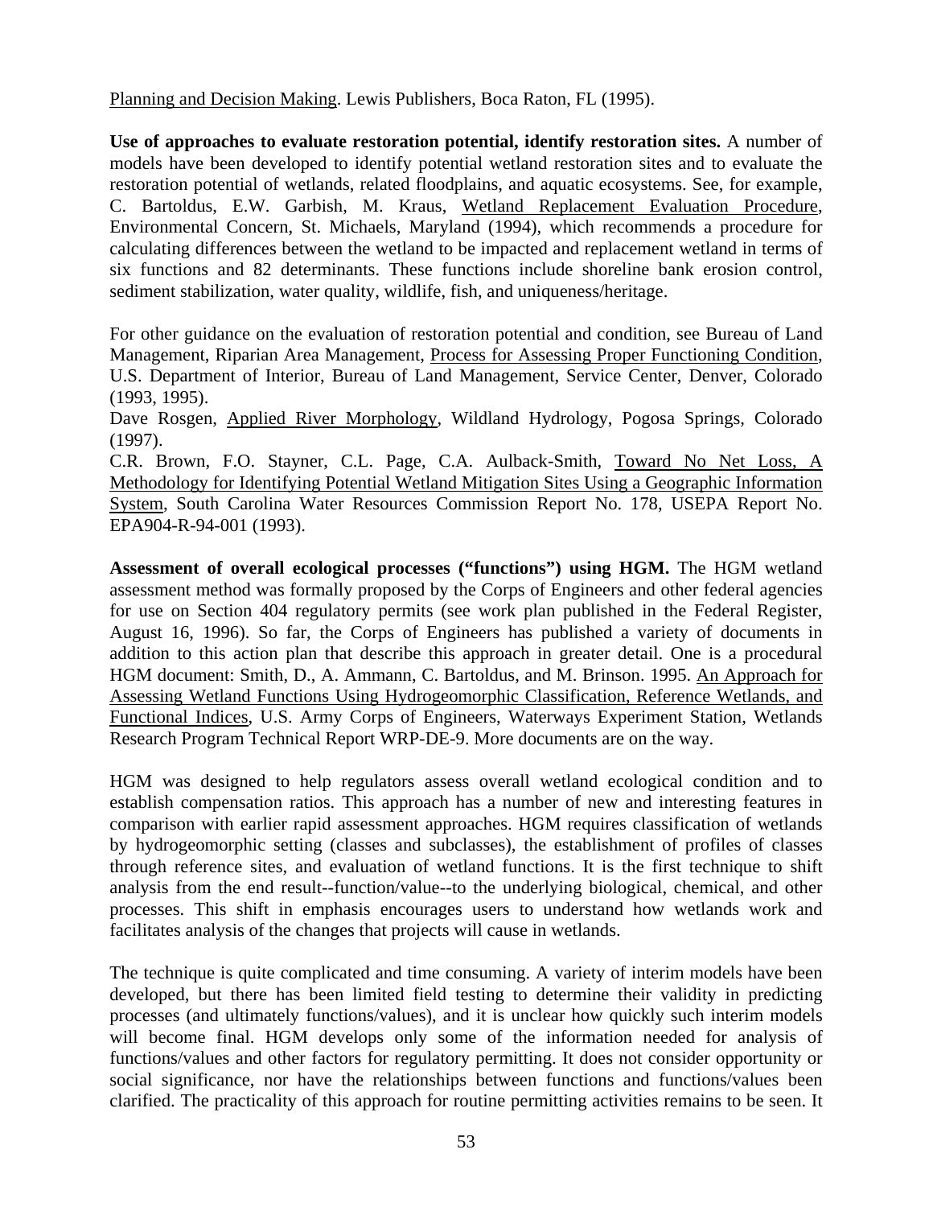Planning and Decision Making. Lewis Publishers, Boca Raton, FL (1995).

**Use of approaches to evaluate restoration potential, identify restoration sites.** A number of models have been developed to identify potential wetland restoration sites and to evaluate the restoration potential of wetlands, related floodplains, and aquatic ecosystems. See, for example, C. Bartoldus, E.W. Garbish, M. Kraus, Wetland Replacement Evaluation Procedure, Environmental Concern, St. Michaels, Maryland (1994), which recommends a procedure for calculating differences between the wetland to be impacted and replacement wetland in terms of six functions and 82 determinants. These functions include shoreline bank erosion control, sediment stabilization, water quality, wildlife, fish, and uniqueness/heritage.

For other guidance on the evaluation of restoration potential and condition, see Bureau of Land Management, Riparian Area Management, Process for Assessing Proper Functioning Condition, U.S. Department of Interior, Bureau of Land Management, Service Center, Denver, Colorado (1993, 1995).

Dave Rosgen, Applied River Morphology, Wildland Hydrology, Pogosa Springs, Colorado (1997).

C.R. Brown, F.O. Stayner, C.L. Page, C.A. Aulback-Smith, Toward No Net Loss, A Methodology for Identifying Potential Wetland Mitigation Sites Using a Geographic Information System, South Carolina Water Resources Commission Report No. 178, USEPA Report No. EPA904-R-94-001 (1993).

**Assessment of overall ecological processes ("functions") using HGM.** The HGM wetland assessment method was formally proposed by the Corps of Engineers and other federal agencies for use on Section 404 regulatory permits (see work plan published in the Federal Register, August 16, 1996). So far, the Corps of Engineers has published a variety of documents in addition to this action plan that describe this approach in greater detail. One is a procedural HGM document: Smith, D., A. Ammann, C. Bartoldus, and M. Brinson. 1995. An Approach for Assessing Wetland Functions Using Hydrogeomorphic Classification, Reference Wetlands, and Functional Indices, U.S. Army Corps of Engineers, Waterways Experiment Station, Wetlands Research Program Technical Report WRP-DE-9. More documents are on the way.

HGM was designed to help regulators assess overall wetland ecological condition and to establish compensation ratios. This approach has a number of new and interesting features in comparison with earlier rapid assessment approaches. HGM requires classification of wetlands by hydrogeomorphic setting (classes and subclasses), the establishment of profiles of classes through reference sites, and evaluation of wetland functions. It is the first technique to shift analysis from the end result--function/value--to the underlying biological, chemical, and other processes. This shift in emphasis encourages users to understand how wetlands work and facilitates analysis of the changes that projects will cause in wetlands.

The technique is quite complicated and time consuming. A variety of interim models have been developed, but there has been limited field testing to determine their validity in predicting processes (and ultimately functions/values), and it is unclear how quickly such interim models will become final. HGM develops only some of the information needed for analysis of functions/values and other factors for regulatory permitting. It does not consider opportunity or social significance, nor have the relationships between functions and functions/values been clarified. The practicality of this approach for routine permitting activities remains to be seen. It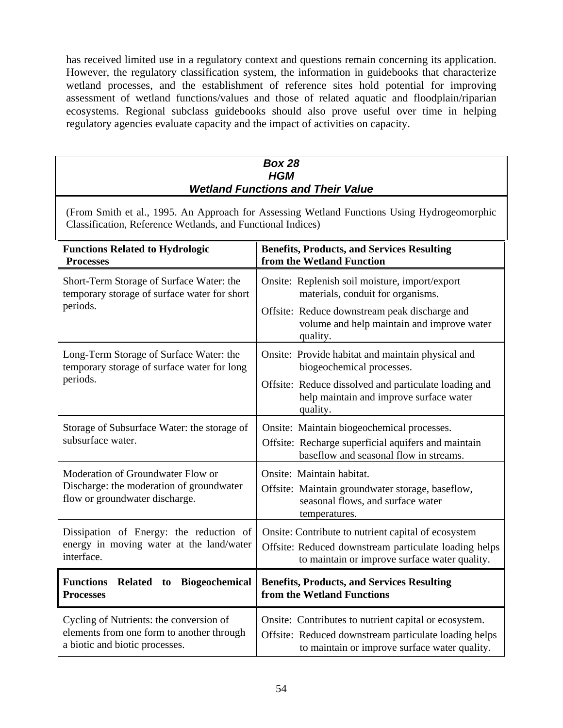has received limited use in a regulatory context and questions remain concerning its application. However, the regulatory classification system, the information in guidebooks that characterize wetland processes, and the establishment of reference sites hold potential for improving assessment of wetland functions/values and those of related aquatic and floodplain/riparian ecosystems. Regional subclass guidebooks should also prove useful over time in helping regulatory agencies evaluate capacity and the impact of activities on capacity.

### *Box 28*
### *HGM*
### *Wetland Functions and Their Value*

(From Smith et al., 1995. An Approach for Assessing Wetland Functions Using Hydrogeomorphic Classification, Reference Wetlands, and Functional Indices)

| **Functions Related to Hydrologic Processes** | **Benefits, Products, and Services Resulting from the Wetland Function** |
|---|---|
| Short-Term Storage of Surface Water: the temporary storage of surface water for short periods. | Onsite: Replenish soil moisture, import/export materials, conduit for organisms.<br>Offsite: Reduce downstream peak discharge and volume and help maintain and improve water quality. |
| Long-Term Storage of Surface Water: the temporary storage of surface water for long periods. | Onsite: Provide habitat and maintain physical and biogeochemical processes.<br>Offsite: Reduce dissolved and particulate loading and help maintain and improve surface water quality. |
| Storage of Subsurface Water: the storage of subsurface water. | Onsite: Maintain biogeochemical processes.<br>Offsite: Recharge superficial aquifers and maintain baseflow and seasonal flow in streams. |
| Moderation of Groundwater Flow or Discharge: the moderation of groundwater flow or groundwater discharge. | Onsite: Maintain habitat.<br>Offsite: Maintain groundwater storage, baseflow, seasonal flows, and surface water temperatures. |
| Dissipation of Energy: the reduction of energy in moving water at the land/water interface. | Onsite: Contribute to nutrient capital of ecosystem<br>Offsite: Reduced downstream particulate loading helps to maintain or improve surface water quality. |
| **Functions Related to Biogeochemical Processes** | **Benefits, Products, and Services Resulting from the Wetland Functions** |
| Cycling of Nutrients: the conversion of elements from one form to another through a biotic and biotic processes. | Onsite: Contributes to nutrient capital or ecosystem.<br>Offsite: Reduced downstream particulate loading helps to maintain or improve surface water quality. |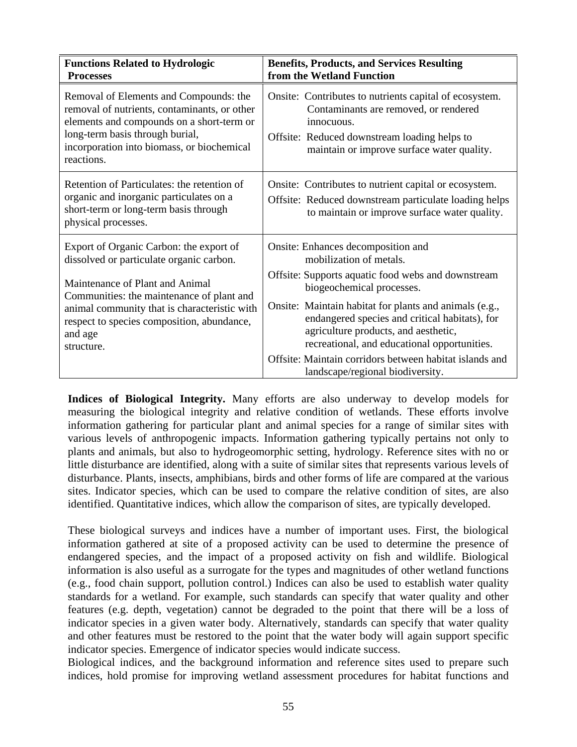| Functions Related to Hydrologic Processes | Benefits, Products, and Services Resulting from the Wetland Function |
| --- | --- |
| Removal of Elements and Compounds: the removal of nutrients, contaminants, or other elements and compounds on a short-term or long-term basis through burial, incorporation into biomass, or biochemical reactions. | Onsite: Contributes to nutrients capital of ecosystem. Contaminants are removed, or rendered innocuous.<br>Offsite: Reduced downstream loading helps to maintain or improve surface water quality. |
| Retention of Particulates: the retention of organic and inorganic particulates on a short-term or long-term basis through physical processes. | Onsite: Contributes to nutrient capital or ecosystem.<br>Offsite: Reduced downstream particulate loading helps to maintain or improve surface water quality. |
| Export of Organic Carbon: the export of dissolved or particulate organic carbon. | Onsite: Enhances decomposition and mobilization of metals.<br>Offsite: Supports aquatic food webs and downstream biogeochemical processes. |
| Maintenance of Plant and Animal Communities: the maintenance of plant and animal community that is characteristic with respect to species composition, abundance, and age structure. | Onsite: Maintain habitat for plants and animals (e.g., endangered species and critical habitats), for agriculture products, and aesthetic, recreational, and educational opportunities.<br>Offsite: Maintain corridors between habitat islands and landscape/regional biodiversity. |

**Indices of Biological Integrity.** Many efforts are also underway to develop models for measuring the biological integrity and relative condition of wetlands. These efforts involve information gathering for particular plant and animal species for a range of similar sites with various levels of anthropogenic impacts. Information gathering typically pertains not only to plants and animals, but also to hydrogeomorphic setting, hydrology. Reference sites with no or little disturbance are identified, along with a suite of similar sites that represents various levels of disturbance. Plants, insects, amphibians, birds and other forms of life are compared at the various sites. Indicator species, which can be used to compare the relative condition of sites, are also identified. Quantitative indices, which allow the comparison of sites, are typically developed.

These biological surveys and indices have a number of important uses. First, the biological information gathered at site of a proposed activity can be used to determine the presence of endangered species, and the impact of a proposed activity on fish and wildlife. Biological information is also useful as a surrogate for the types and magnitudes of other wetland functions (e.g., food chain support, pollution control.) Indices can also be used to establish water quality standards for a wetland. For example, such standards can specify that water quality and other features (e.g. depth, vegetation) cannot be degraded to the point that there will be a loss of indicator species in a given water body. Alternatively, standards can specify that water quality and other features must be restored to the point that the water body will again support specific indicator species. Emergence of indicator species would indicate success.

Biological indices, and the background information and reference sites used to prepare such indices, hold promise for improving wetland assessment procedures for habitat functions and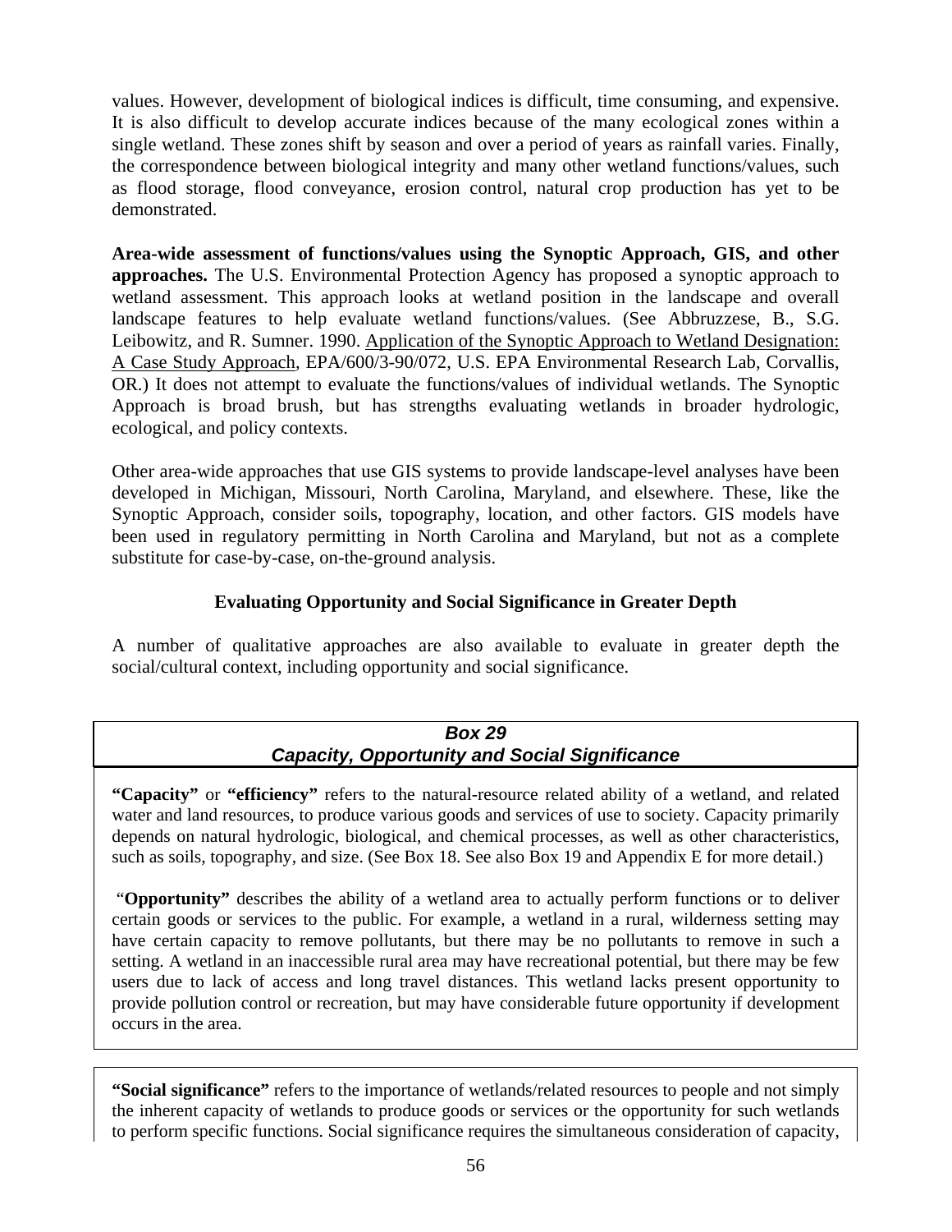values. However, development of biological indices is difficult, time consuming, and expensive. It is also difficult to develop accurate indices because of the many ecological zones within a single wetland. These zones shift by season and over a period of years as rainfall varies. Finally, the correspondence between biological integrity and many other wetland functions/values, such as flood storage, flood conveyance, erosion control, natural crop production has yet to be demonstrated.

**Area-wide assessment of functions/values using the Synoptic Approach, GIS, and other approaches.** The U.S. Environmental Protection Agency has proposed a synoptic approach to wetland assessment. This approach looks at wetland position in the landscape and overall landscape features to help evaluate wetland functions/values. (See Abbruzzese, B., S.G. Leibowitz, and R. Sumner. 1990. Application of the Synoptic Approach to Wetland Designation: A Case Study Approach, EPA/600/3-90/072, U.S. EPA Environmental Research Lab, Corvallis, OR.) It does not attempt to evaluate the functions/values of individual wetlands. The Synoptic Approach is broad brush, but has strengths evaluating wetlands in broader hydrologic, ecological, and policy contexts.

Other area-wide approaches that use GIS systems to provide landscape-level analyses have been developed in Michigan, Missouri, North Carolina, Maryland, and elsewhere. These, like the Synoptic Approach, consider soils, topography, location, and other factors. GIS models have been used in regulatory permitting in North Carolina and Maryland, but not as a complete substitute for case-by-case, on-the-ground analysis.

### Evaluating Opportunity and Social Significance in Greater Depth

A number of qualitative approaches are also available to evaluate in greater depth the social/cultural context, including opportunity and social significance.

***Box 29***
***Capacity, Opportunity and Social Significance***

**"Capacity"** or **"efficiency"** refers to the natural-resource related ability of a wetland, and related water and land resources, to produce various goods and services of use to society. Capacity primarily depends on natural hydrologic, biological, and chemical processes, as well as other characteristics, such as soils, topography, and size. (See Box 18. See also Box 19 and Appendix E for more detail.)

"**Opportunity"** describes the ability of a wetland area to actually perform functions or to deliver certain goods or services to the public. For example, a wetland in a rural, wilderness setting may have certain capacity to remove pollutants, but there may be no pollutants to remove in such a setting. A wetland in an inaccessible rural area may have recreational potential, but there may be few users due to lack of access and long travel distances. This wetland lacks present opportunity to provide pollution control or recreation, but may have considerable future opportunity if development occurs in the area.

**"Social significance"** refers to the importance of wetlands/related resources to people and not simply the inherent capacity of wetlands to produce goods or services or the opportunity for such wetlands to perform specific functions. Social significance requires the simultaneous consideration of capacity,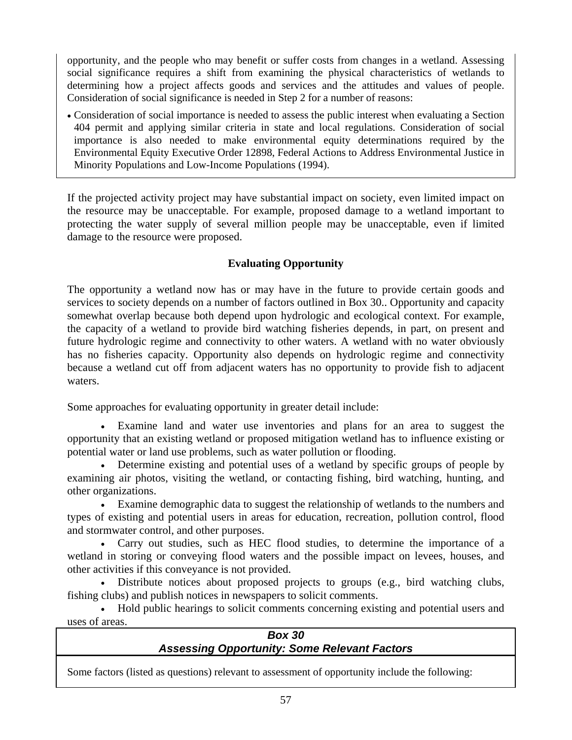opportunity, and the people who may benefit or suffer costs from changes in a wetland. Assessing social significance requires a shift from examining the physical characteristics of wetlands to determining how a project affects goods and services and the attitudes and values of people. Consideration of social significance is needed in Step 2 for a number of reasons:

- Consideration of social importance is needed to assess the public interest when evaluating a Section 404 permit and applying similar criteria in state and local regulations. Consideration of social importance is also needed to make environmental equity determinations required by the Environmental Equity Executive Order 12898, Federal Actions to Address Environmental Justice in Minority Populations and Low-Income Populations (1994).

If the projected activity project may have substantial impact on society, even limited impact on the resource may be unacceptable. For example, proposed damage to a wetland important to protecting the water supply of several million people may be unacceptable, even if limited damage to the resource were proposed.

## Evaluating Opportunity

The opportunity a wetland now has or may have in the future to provide certain goods and services to society depends on a number of factors outlined in Box 30.. Opportunity and capacity somewhat overlap because both depend upon hydrologic and ecological context. For example, the capacity of a wetland to provide bird watching fisheries depends, in part, on present and future hydrologic regime and connectivity to other waters. A wetland with no water obviously has no fisheries capacity. Opportunity also depends on hydrologic regime and connectivity because a wetland cut off from adjacent waters has no opportunity to provide fish to adjacent waters.

Some approaches for evaluating opportunity in greater detail include:

- Examine land and water use inventories and plans for an area to suggest the opportunity that an existing wetland or proposed mitigation wetland has to influence existing or potential water or land use problems, such as water pollution or flooding.
- Determine existing and potential uses of a wetland by specific groups of people by examining air photos, visiting the wetland, or contacting fishing, bird watching, hunting, and other organizations.
- Examine demographic data to suggest the relationship of wetlands to the numbers and types of existing and potential users in areas for education, recreation, pollution control, flood and stormwater control, and other purposes.
- Carry out studies, such as HEC flood studies, to determine the importance of a wetland in storing or conveying flood waters and the possible impact on levees, houses, and other activities if this conveyance is not provided.
- Distribute notices about proposed projects to groups (e.g., bird watching clubs, fishing clubs) and publish notices in newspapers to solicit comments.
- Hold public hearings to solicit comments concerning existing and potential users and uses of areas.

### *Box 30*
### *Assessing Opportunity: Some Relevant Factors*

Some factors (listed as questions) relevant to assessment of opportunity include the following: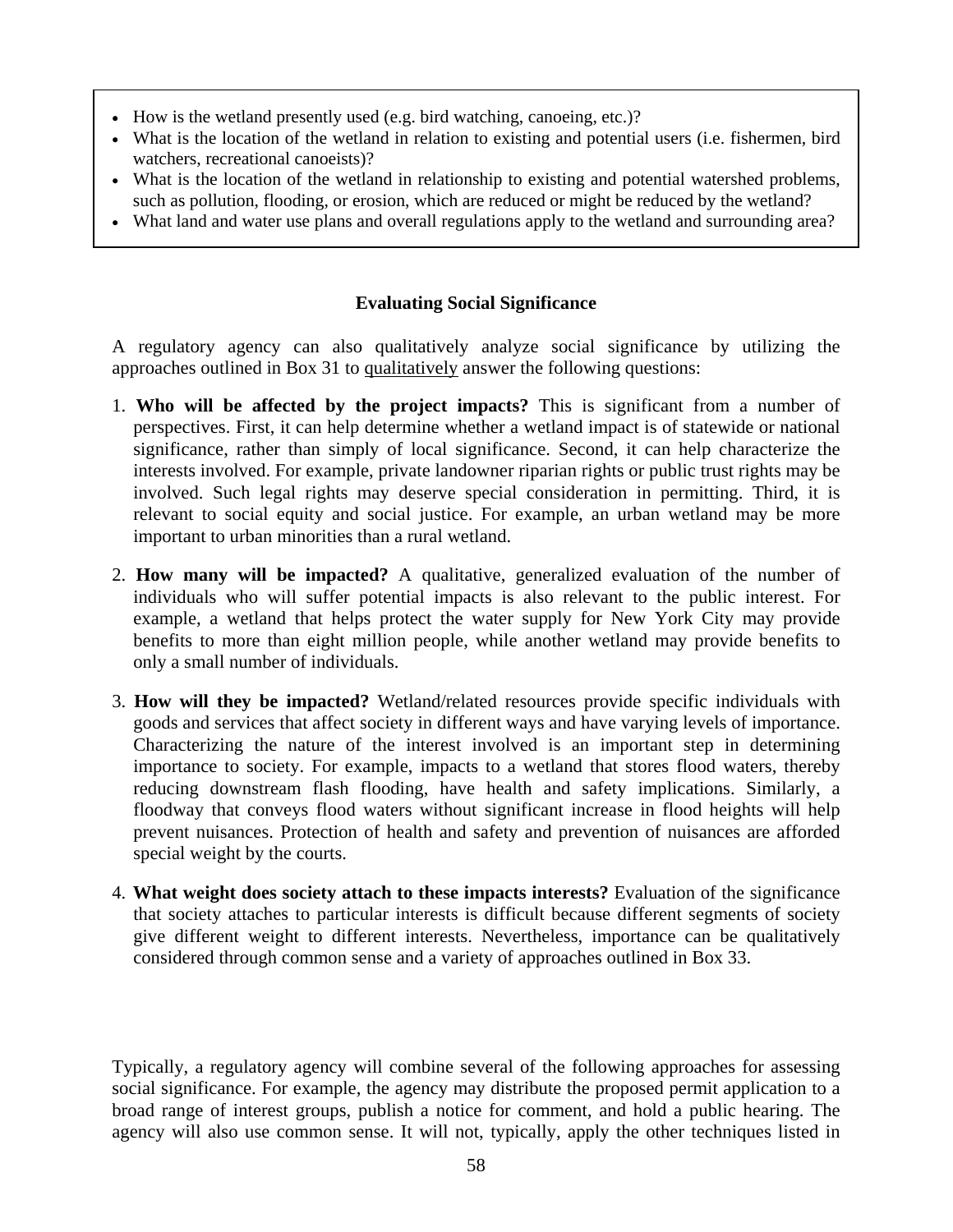- How is the wetland presently used (e.g. bird watching, canoeing, etc.)?
- What is the location of the wetland in relation to existing and potential users (i.e. fishermen, bird watchers, recreational canoeists)?
- What is the location of the wetland in relationship to existing and potential watershed problems, such as pollution, flooding, or erosion, which are reduced or might be reduced by the wetland?
- What land and water use plans and overall regulations apply to the wetland and surrounding area?

### Evaluating Social Significance

A regulatory agency can also qualitatively analyze social significance by utilizing the approaches outlined in Box 31 to qualitatively answer the following questions:

1. **Who will be affected by the project impacts?** This is significant from a number of perspectives. First, it can help determine whether a wetland impact is of statewide or national significance, rather than simply of local significance. Second, it can help characterize the interests involved. For example, private landowner riparian rights or public trust rights may be involved. Such legal rights may deserve special consideration in permitting. Third, it is relevant to social equity and social justice. For example, an urban wetland may be more important to urban minorities than a rural wetland.

2. **How many will be impacted?** A qualitative, generalized evaluation of the number of individuals who will suffer potential impacts is also relevant to the public interest. For example, a wetland that helps protect the water supply for New York City may provide benefits to more than eight million people, while another wetland may provide benefits to only a small number of individuals.

3. **How will they be impacted?** Wetland/related resources provide specific individuals with goods and services that affect society in different ways and have varying levels of importance. Characterizing the nature of the interest involved is an important step in determining importance to society. For example, impacts to a wetland that stores flood waters, thereby reducing downstream flash flooding, have health and safety implications. Similarly, a floodway that conveys flood waters without significant increase in flood heights will help prevent nuisances. Protection of health and safety and prevention of nuisances are afforded special weight by the courts.

4. **What weight does society attach to these impacts interests?** Evaluation of the significance that society attaches to particular interests is difficult because different segments of society give different weight to different interests. Nevertheless, importance can be qualitatively considered through common sense and a variety of approaches outlined in Box 33.

Typically, a regulatory agency will combine several of the following approaches for assessing social significance. For example, the agency may distribute the proposed permit application to a broad range of interest groups, publish a notice for comment, and hold a public hearing. The agency will also use common sense. It will not, typically, apply the other techniques listed in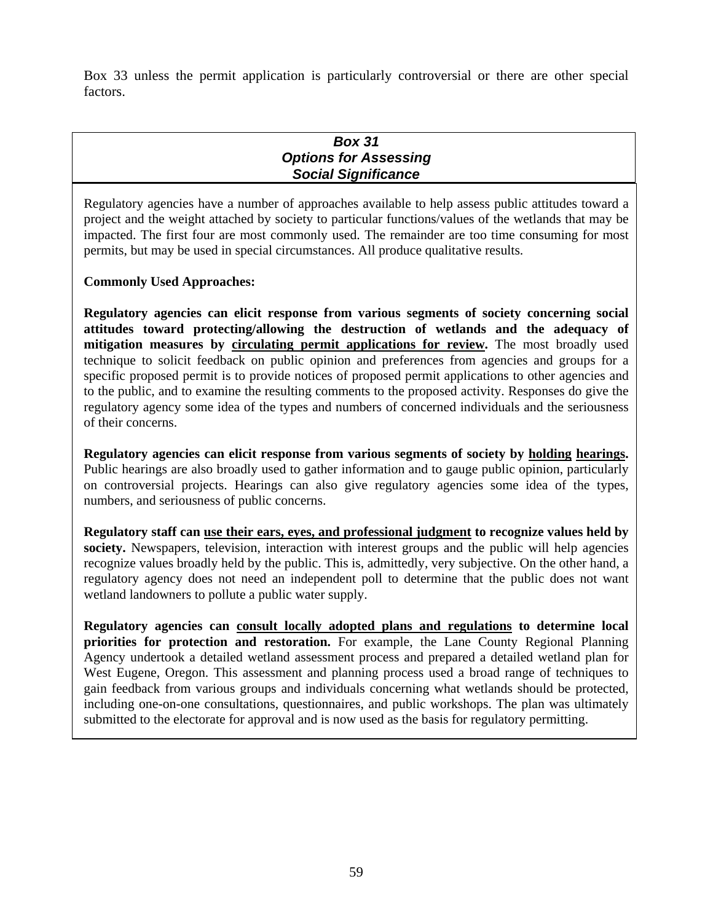Box 33 unless the permit application is particularly controversial or there are other special factors.

### *Box 31*
### *Options for Assessing Social Significance*

Regulatory agencies have a number of approaches available to help assess public attitudes toward a project and the weight attached by society to particular functions/values of the wetlands that may be impacted. The first four are most commonly used. The remainder are too time consuming for most permits, but may be used in special circumstances. All produce qualitative results.

**Commonly Used Approaches:**

**Regulatory agencies can elicit response from various segments of society concerning social attitudes toward protecting/allowing the destruction of wetlands and the adequacy of mitigation measures by <u>circulating permit applications for review</u>.** The most broadly used technique to solicit feedback on public opinion and preferences from agencies and groups for a specific proposed permit is to provide notices of proposed permit applications to other agencies and to the public, and to examine the resulting comments to the proposed activity. Responses do give the regulatory agency some idea of the types and numbers of concerned individuals and the seriousness of their concerns.

**Regulatory agencies can elicit response from various segments of society by <u>holding hearings</u>.** Public hearings are also broadly used to gather information and to gauge public opinion, particularly on controversial projects. Hearings can also give regulatory agencies some idea of the types, numbers, and seriousness of public concerns.

**Regulatory staff can <u>use their ears, eyes, and professional judgment</u> to recognize values held by society.** Newspapers, television, interaction with interest groups and the public will help agencies recognize values broadly held by the public. This is, admittedly, very subjective. On the other hand, a regulatory agency does not need an independent poll to determine that the public does not want wetland landowners to pollute a public water supply.

**Regulatory agencies can <u>consult locally adopted plans and regulations</u> to determine local priorities for protection and restoration.** For example, the Lane County Regional Planning Agency undertook a detailed wetland assessment process and prepared a detailed wetland plan for West Eugene, Oregon. This assessment and planning process used a broad range of techniques to gain feedback from various groups and individuals concerning what wetlands should be protected, including one-on-one consultations, questionnaires, and public workshops. The plan was ultimately submitted to the electorate for approval and is now used as the basis for regulatory permitting.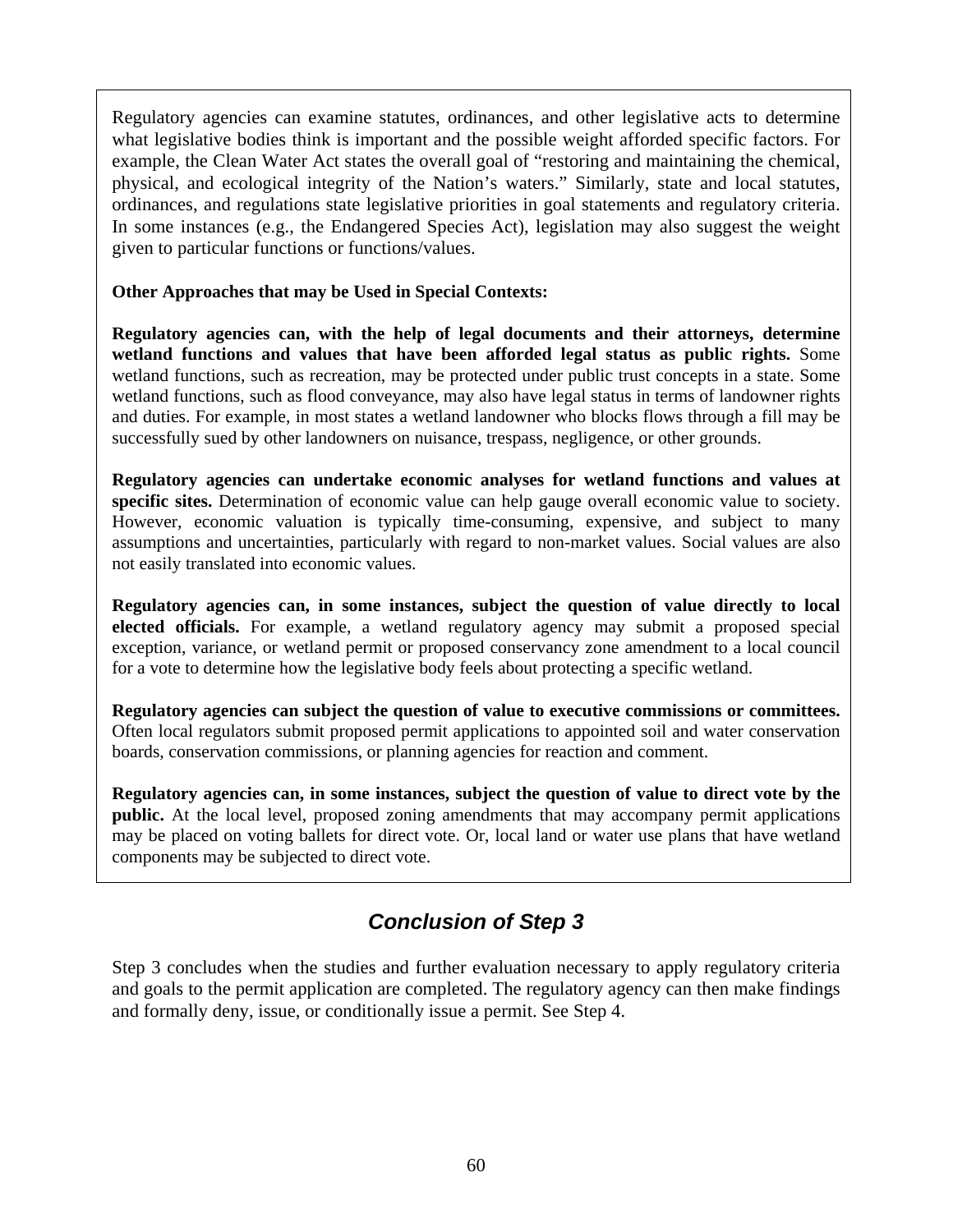Regulatory agencies can examine statutes, ordinances, and other legislative acts to determine what legislative bodies think is important and the possible weight afforded specific factors. For example, the Clean Water Act states the overall goal of "restoring and maintaining the chemical, physical, and ecological integrity of the Nation's waters." Similarly, state and local statutes, ordinances, and regulations state legislative priorities in goal statements and regulatory criteria. In some instances (e.g., the Endangered Species Act), legislation may also suggest the weight given to particular functions or functions/values.

**Other Approaches that may be Used in Special Contexts:**

**Regulatory agencies can, with the help of legal documents and their attorneys, determine wetland functions and values that have been afforded legal status as public rights.** Some wetland functions, such as recreation, may be protected under public trust concepts in a state. Some wetland functions, such as flood conveyance, may also have legal status in terms of landowner rights and duties. For example, in most states a wetland landowner who blocks flows through a fill may be successfully sued by other landowners on nuisance, trespass, negligence, or other grounds.

**Regulatory agencies can undertake economic analyses for wetland functions and values at specific sites.** Determination of economic value can help gauge overall economic value to society. However, economic valuation is typically time-consuming, expensive, and subject to many assumptions and uncertainties, particularly with regard to non-market values. Social values are also not easily translated into economic values.

**Regulatory agencies can, in some instances, subject the question of value directly to local elected officials.** For example, a wetland regulatory agency may submit a proposed special exception, variance, or wetland permit or proposed conservancy zone amendment to a local council for a vote to determine how the legislative body feels about protecting a specific wetland.

**Regulatory agencies can subject the question of value to executive commissions or committees.** Often local regulators submit proposed permit applications to appointed soil and water conservation boards, conservation commissions, or planning agencies for reaction and comment.

**Regulatory agencies can, in some instances, subject the question of value to direct vote by the public.** At the local level, proposed zoning amendments that may accompany permit applications may be placed on voting ballets for direct vote. Or, local land or water use plans that have wetland components may be subjected to direct vote.

## *Conclusion of Step 3*

Step 3 concludes when the studies and further evaluation necessary to apply regulatory criteria and goals to the permit application are completed. The regulatory agency can then make findings and formally deny, issue, or conditionally issue a permit. See Step 4.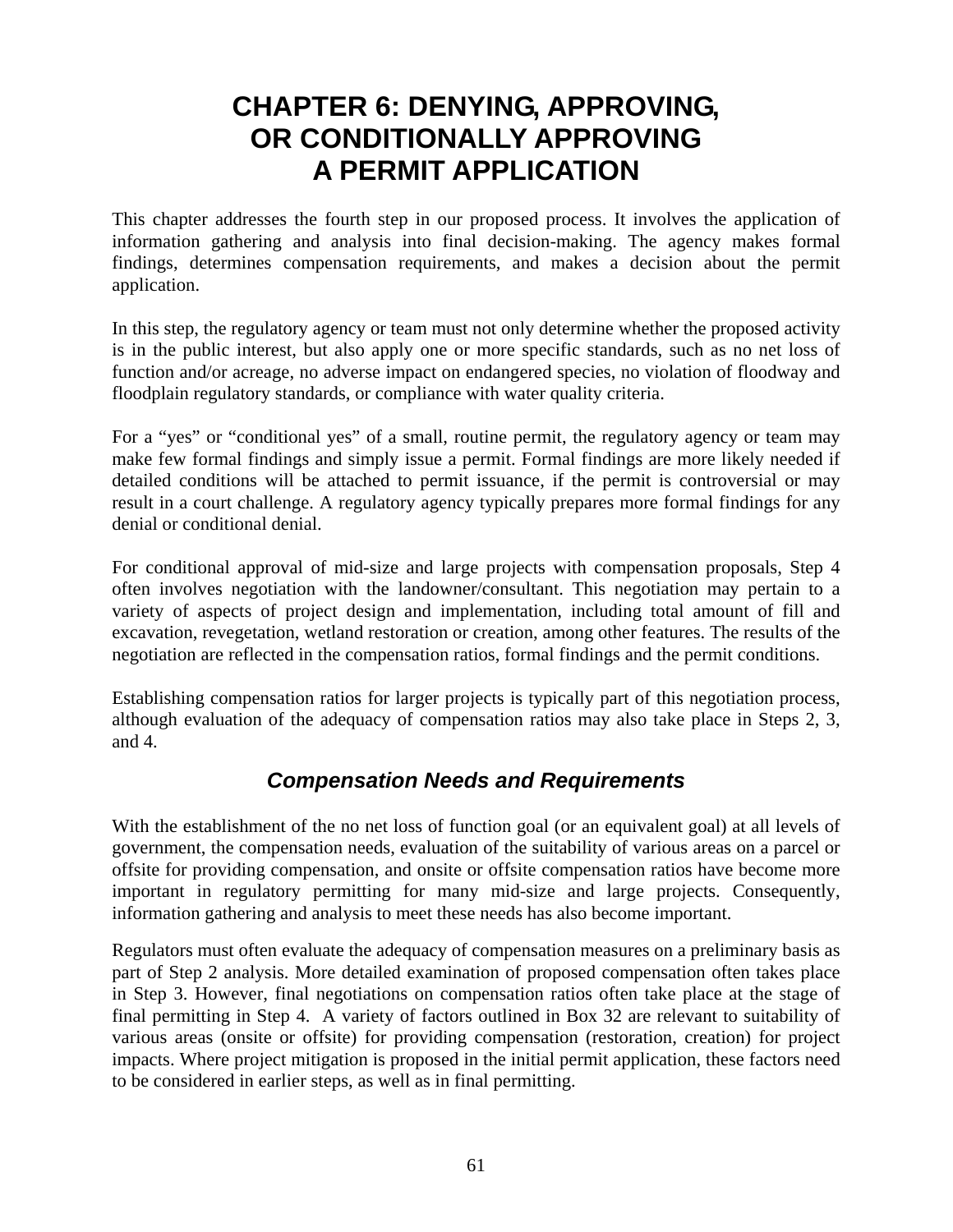# CHAPTER 6: DENYING, APPROVING, OR CONDITIONALLY APPROVING A PERMIT APPLICATION

This chapter addresses the fourth step in our proposed process. It involves the application of information gathering and analysis into final decision-making. The agency makes formal findings, determines compensation requirements, and makes a decision about the permit application.

In this step, the regulatory agency or team must not only determine whether the proposed activity is in the public interest, but also apply one or more specific standards, such as no net loss of function and/or acreage, no adverse impact on endangered species, no violation of floodway and floodplain regulatory standards, or compliance with water quality criteria.

For a "yes" or "conditional yes" of a small, routine permit, the regulatory agency or team may make few formal findings and simply issue a permit. Formal findings are more likely needed if detailed conditions will be attached to permit issuance, if the permit is controversial or may result in a court challenge. A regulatory agency typically prepares more formal findings for any denial or conditional denial.

For conditional approval of mid-size and large projects with compensation proposals, Step 4 often involves negotiation with the landowner/consultant. This negotiation may pertain to a variety of aspects of project design and implementation, including total amount of fill and excavation, revegetation, wetland restoration or creation, among other features. The results of the negotiation are reflected in the compensation ratios, formal findings and the permit conditions.

Establishing compensation ratios for larger projects is typically part of this negotiation process, although evaluation of the adequacy of compensation ratios may also take place in Steps 2, 3, and 4.

## *Compensation Needs and Requirements*

With the establishment of the no net loss of function goal (or an equivalent goal) at all levels of government, the compensation needs, evaluation of the suitability of various areas on a parcel or offsite for providing compensation, and onsite or offsite compensation ratios have become more important in regulatory permitting for many mid-size and large projects. Consequently, information gathering and analysis to meet these needs has also become important.

Regulators must often evaluate the adequacy of compensation measures on a preliminary basis as part of Step 2 analysis. More detailed examination of proposed compensation often takes place in Step 3. However, final negotiations on compensation ratios often take place at the stage of final permitting in Step 4. A variety of factors outlined in Box 32 are relevant to suitability of various areas (onsite or offsite) for providing compensation (restoration, creation) for project impacts. Where project mitigation is proposed in the initial permit application, these factors need to be considered in earlier steps, as well as in final permitting.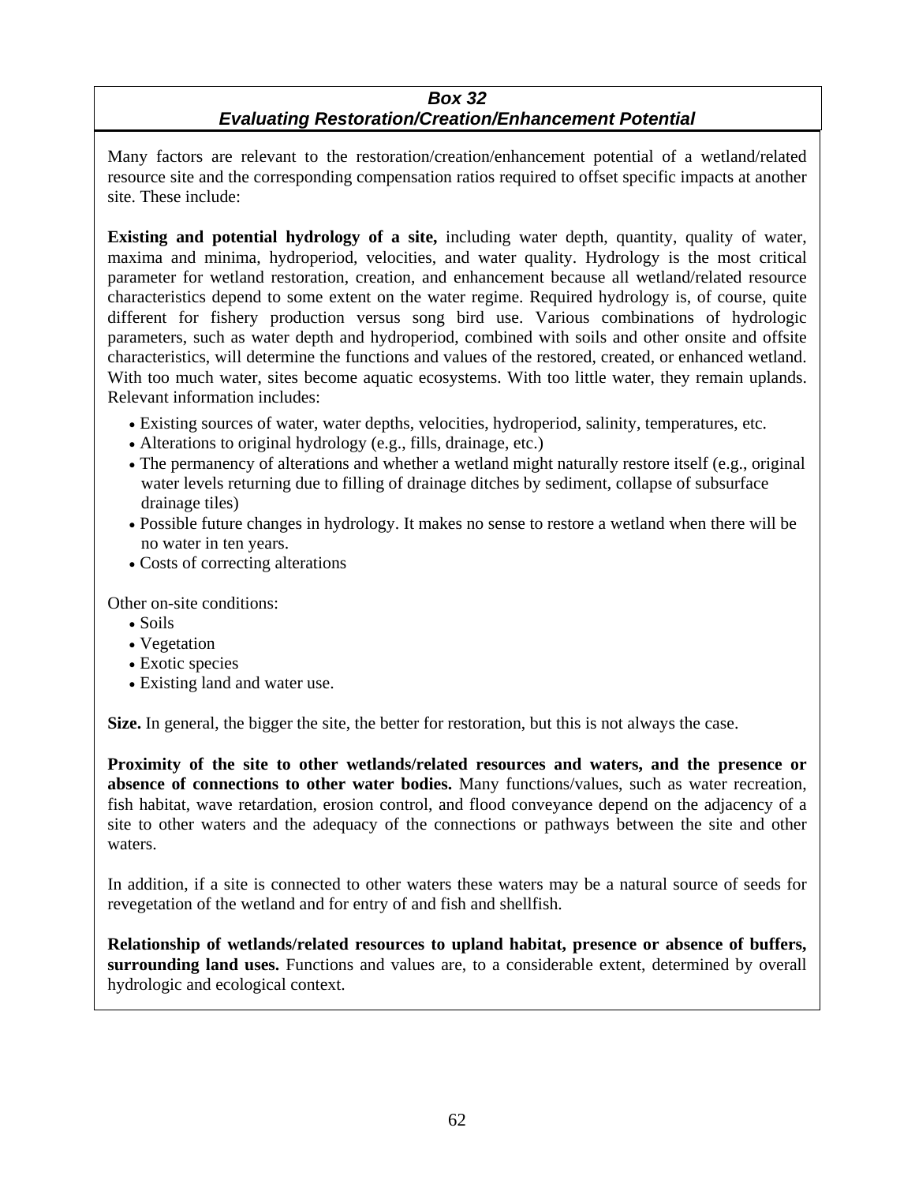### *Box 32*
### *Evaluating Restoration/Creation/Enhancement Potential*

Many factors are relevant to the restoration/creation/enhancement potential of a wetland/related resource site and the corresponding compensation ratios required to offset specific impacts at another site. These include:

**Existing and potential hydrology of a site,** including water depth, quantity, quality of water, maxima and minima, hydroperiod, velocities, and water quality. Hydrology is the most critical parameter for wetland restoration, creation, and enhancement because all wetland/related resource characteristics depend to some extent on the water regime. Required hydrology is, of course, quite different for fishery production versus song bird use. Various combinations of hydrologic parameters, such as water depth and hydroperiod, combined with soils and other onsite and offsite characteristics, will determine the functions and values of the restored, created, or enhanced wetland. With too much water, sites become aquatic ecosystems. With too little water, they remain uplands. Relevant information includes:

- Existing sources of water, water depths, velocities, hydroperiod, salinity, temperatures, etc.
- Alterations to original hydrology (e.g., fills, drainage, etc.)
- The permanency of alterations and whether a wetland might naturally restore itself (e.g., original water levels returning due to filling of drainage ditches by sediment, collapse of subsurface drainage tiles)
- Possible future changes in hydrology. It makes no sense to restore a wetland when there will be no water in ten years.
- Costs of correcting alterations

Other on-site conditions:

- Soils
- Vegetation
- Exotic species
- Existing land and water use.

**Size.** In general, the bigger the site, the better for restoration, but this is not always the case.

**Proximity of the site to other wetlands/related resources and waters, and the presence or absence of connections to other water bodies.** Many functions/values, such as water recreation, fish habitat, wave retardation, erosion control, and flood conveyance depend on the adjacency of a site to other waters and the adequacy of the connections or pathways between the site and other waters.

In addition, if a site is connected to other waters these waters may be a natural source of seeds for revegetation of the wetland and for entry of and fish and shellfish.

**Relationship of wetlands/related resources to upland habitat, presence or absence of buffers, surrounding land uses.** Functions and values are, to a considerable extent, determined by overall hydrologic and ecological context.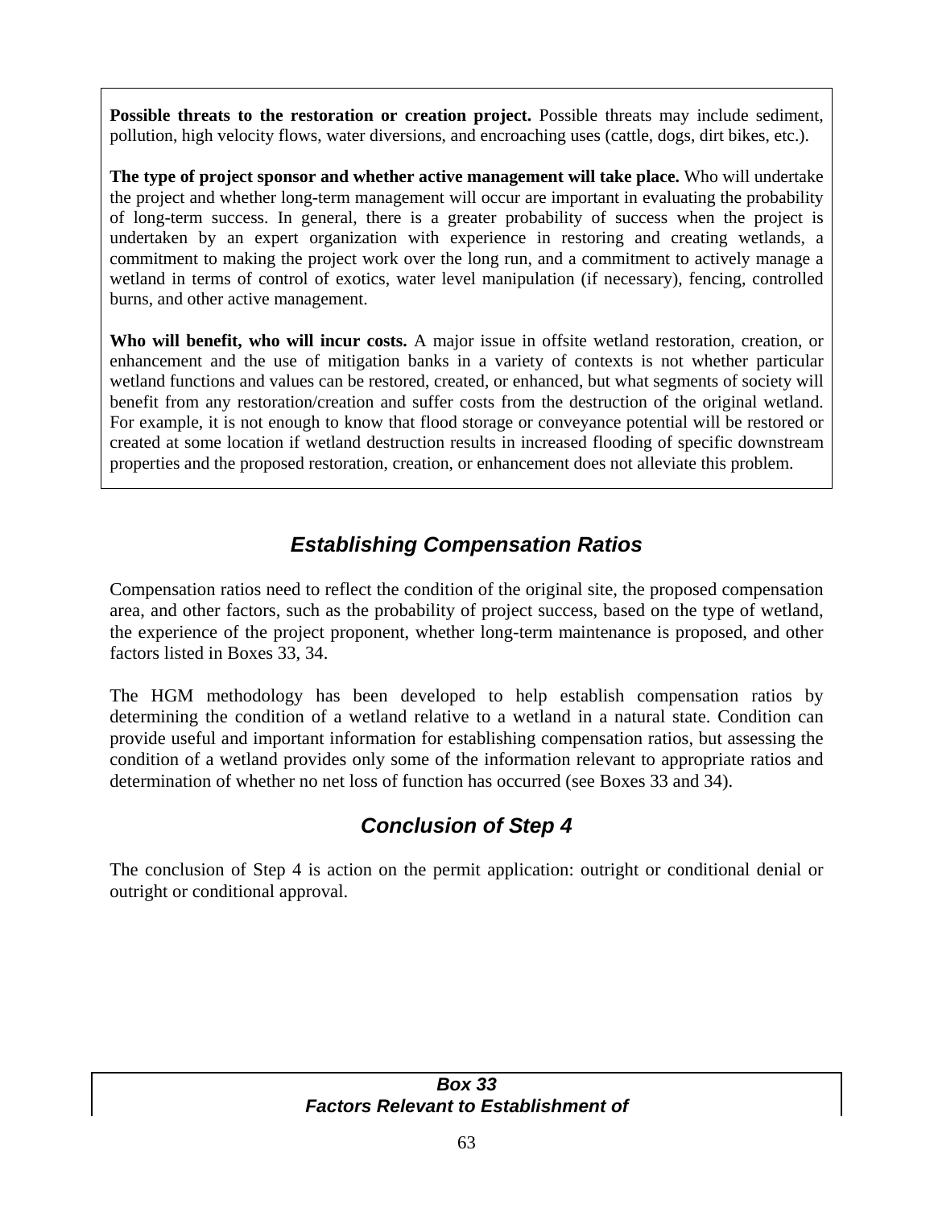**Possible threats to the restoration or creation project.** Possible threats may include sediment, pollution, high velocity flows, water diversions, and encroaching uses (cattle, dogs, dirt bikes, etc.).

**The type of project sponsor and whether active management will take place.** Who will undertake the project and whether long-term management will occur are important in evaluating the probability of long-term success. In general, there is a greater probability of success when the project is undertaken by an expert organization with experience in restoring and creating wetlands, a commitment to making the project work over the long run, and a commitment to actively manage a wetland in terms of control of exotics, water level manipulation (if necessary), fencing, controlled burns, and other active management.

**Who will benefit, who will incur costs.** A major issue in offsite wetland restoration, creation, or enhancement and the use of mitigation banks in a variety of contexts is not whether particular wetland functions and values can be restored, created, or enhanced, but what segments of society will benefit from any restoration/creation and suffer costs from the destruction of the original wetland. For example, it is not enough to know that flood storage or conveyance potential will be restored or created at some location if wetland destruction results in increased flooding of specific downstream properties and the proposed restoration, creation, or enhancement does not alleviate this problem.

## *Establishing Compensation Ratios*

Compensation ratios need to reflect the condition of the original site, the proposed compensation area, and other factors, such as the probability of project success, based on the type of wetland, the experience of the project proponent, whether long-term maintenance is proposed, and other factors listed in Boxes 33, 34.

The HGM methodology has been developed to help establish compensation ratios by determining the condition of a wetland relative to a wetland in a natural state. Condition can provide useful and important information for establishing compensation ratios, but assessing the condition of a wetland provides only some of the information relevant to appropriate ratios and determination of whether no net loss of function has occurred (see Boxes 33 and 34).

## *Conclusion of Step 4*

The conclusion of Step 4 is action on the permit application: outright or conditional denial or outright or conditional approval.

***Box 33***
***Factors Relevant to Establishment of***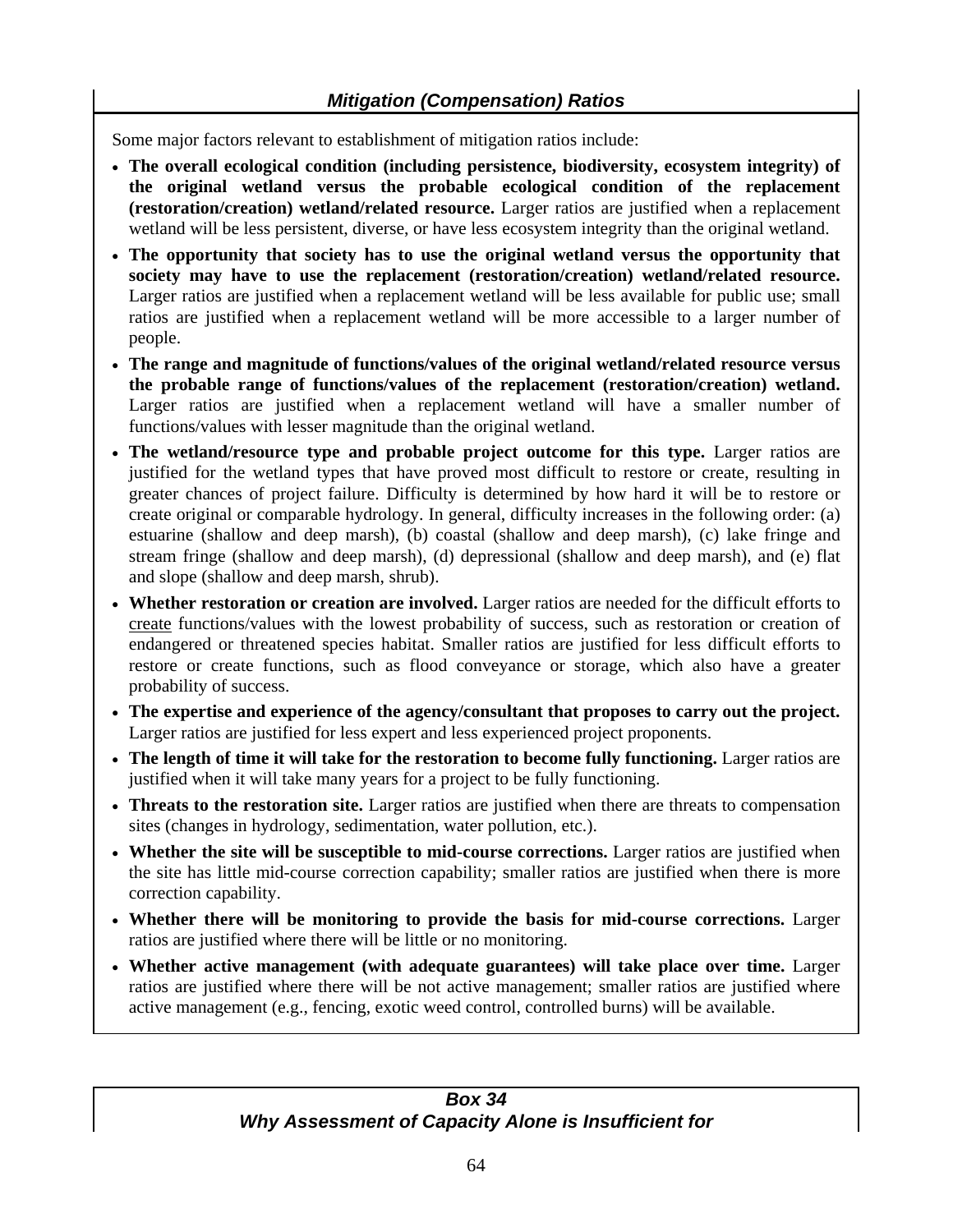### *Mitigation (Compensation) Ratios*

Some major factors relevant to establishment of mitigation ratios include:

- **The overall ecological condition (including persistence, biodiversity, ecosystem integrity) of the original wetland versus the probable ecological condition of the replacement (restoration/creation) wetland/related resource.** Larger ratios are justified when a replacement wetland will be less persistent, diverse, or have less ecosystem integrity than the original wetland.
- **The opportunity that society has to use the original wetland versus the opportunity that society may have to use the replacement (restoration/creation) wetland/related resource.** Larger ratios are justified when a replacement wetland will be less available for public use; small ratios are justified when a replacement wetland will be more accessible to a larger number of people.
- **The range and magnitude of functions/values of the original wetland/related resource versus the probable range of functions/values of the replacement (restoration/creation) wetland.** Larger ratios are justified when a replacement wetland will have a smaller number of functions/values with lesser magnitude than the original wetland.
- **The wetland/resource type and probable project outcome for this type.** Larger ratios are justified for the wetland types that have proved most difficult to restore or create, resulting in greater chances of project failure. Difficulty is determined by how hard it will be to restore or create original or comparable hydrology. In general, difficulty increases in the following order: (a) estuarine (shallow and deep marsh), (b) coastal (shallow and deep marsh), (c) lake fringe and stream fringe (shallow and deep marsh), (d) depressional (shallow and deep marsh), and (e) flat and slope (shallow and deep marsh, shrub).
- **Whether restoration or creation are involved.** Larger ratios are needed for the difficult efforts to create functions/values with the lowest probability of success, such as restoration or creation of endangered or threatened species habitat. Smaller ratios are justified for less difficult efforts to restore or create functions, such as flood conveyance or storage, which also have a greater probability of success.
- **The expertise and experience of the agency/consultant that proposes to carry out the project.** Larger ratios are justified for less expert and less experienced project proponents.
- **The length of time it will take for the restoration to become fully functioning.** Larger ratios are justified when it will take many years for a project to be fully functioning.
- **Threats to the restoration site.** Larger ratios are justified when there are threats to compensation sites (changes in hydrology, sedimentation, water pollution, etc.).
- **Whether the site will be susceptible to mid-course corrections.** Larger ratios are justified when the site has little mid-course correction capability; smaller ratios are justified when there is more correction capability.
- **Whether there will be monitoring to provide the basis for mid-course corrections.** Larger ratios are justified where there will be little or no monitoring.
- **Whether active management (with adequate guarantees) will take place over time.** Larger ratios are justified where there will be not active management; smaller ratios are justified where active management (e.g., fencing, exotic weed control, controlled burns) will be available.

### *Box 34*
### *Why Assessment of Capacity Alone is Insufficient for*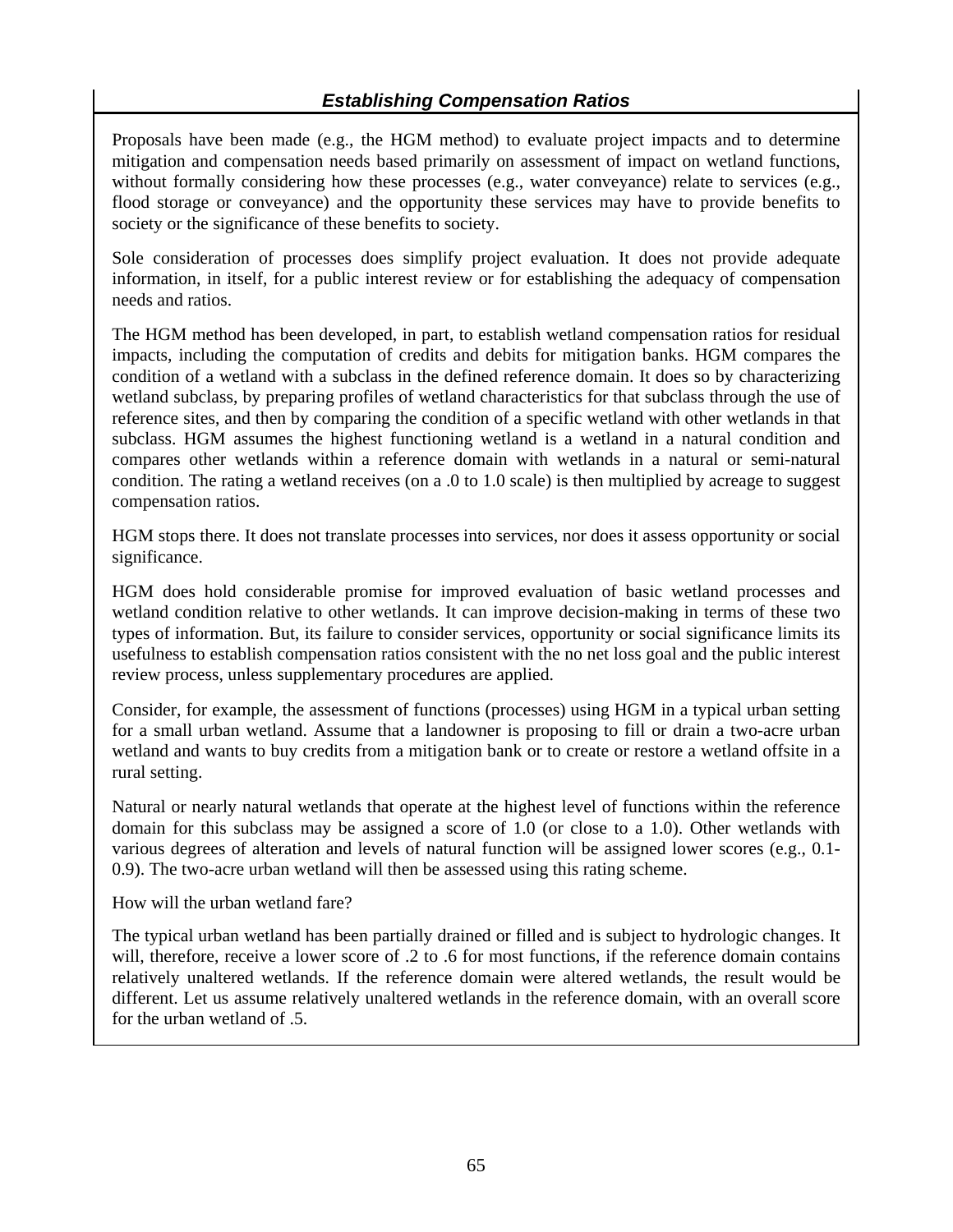### *Establishing Compensation Ratios*

Proposals have been made (e.g., the HGM method) to evaluate project impacts and to determine mitigation and compensation needs based primarily on assessment of impact on wetland functions, without formally considering how these processes (e.g., water conveyance) relate to services (e.g., flood storage or conveyance) and the opportunity these services may have to provide benefits to society or the significance of these benefits to society.

Sole consideration of processes does simplify project evaluation. It does not provide adequate information, in itself, for a public interest review or for establishing the adequacy of compensation needs and ratios.

The HGM method has been developed, in part, to establish wetland compensation ratios for residual impacts, including the computation of credits and debits for mitigation banks. HGM compares the condition of a wetland with a subclass in the defined reference domain. It does so by characterizing wetland subclass, by preparing profiles of wetland characteristics for that subclass through the use of reference sites, and then by comparing the condition of a specific wetland with other wetlands in that subclass. HGM assumes the highest functioning wetland is a wetland in a natural condition and compares other wetlands within a reference domain with wetlands in a natural or semi-natural condition. The rating a wetland receives (on a .0 to 1.0 scale) is then multiplied by acreage to suggest compensation ratios.

HGM stops there. It does not translate processes into services, nor does it assess opportunity or social significance.

HGM does hold considerable promise for improved evaluation of basic wetland processes and wetland condition relative to other wetlands. It can improve decision-making in terms of these two types of information. But, its failure to consider services, opportunity or social significance limits its usefulness to establish compensation ratios consistent with the no net loss goal and the public interest review process, unless supplementary procedures are applied.

Consider, for example, the assessment of functions (processes) using HGM in a typical urban setting for a small urban wetland. Assume that a landowner is proposing to fill or drain a two-acre urban wetland and wants to buy credits from a mitigation bank or to create or restore a wetland offsite in a rural setting.

Natural or nearly natural wetlands that operate at the highest level of functions within the reference domain for this subclass may be assigned a score of 1.0 (or close to a 1.0). Other wetlands with various degrees of alteration and levels of natural function will be assigned lower scores (e.g., 0.1-0.9). The two-acre urban wetland will then be assessed using this rating scheme.

How will the urban wetland fare?

The typical urban wetland has been partially drained or filled and is subject to hydrologic changes. It will, therefore, receive a lower score of .2 to .6 for most functions, if the reference domain contains relatively unaltered wetlands. If the reference domain were altered wetlands, the result would be different. Let us assume relatively unaltered wetlands in the reference domain, with an overall score for the urban wetland of .5.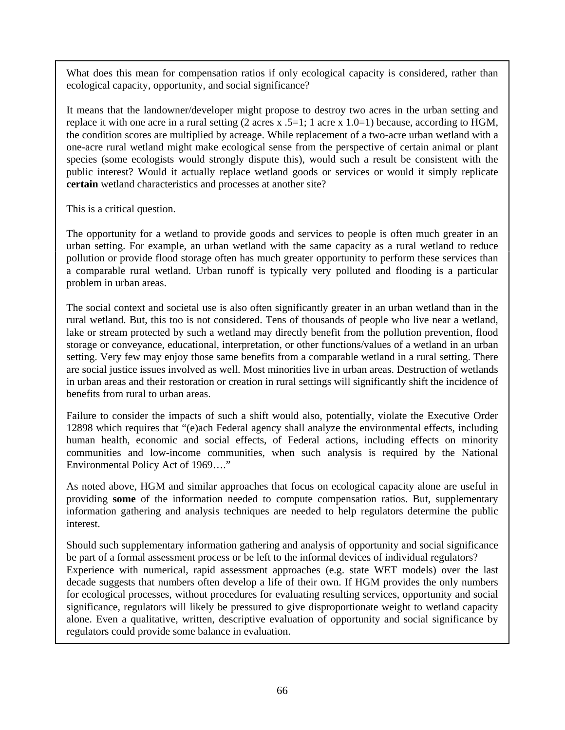What does this mean for compensation ratios if only ecological capacity is considered, rather than ecological capacity, opportunity, and social significance?

It means that the landowner/developer might propose to destroy two acres in the urban setting and replace it with one acre in a rural setting (2 acres x .5=1; 1 acre x 1.0=1) because, according to HGM, the condition scores are multiplied by acreage. While replacement of a two-acre urban wetland with a one-acre rural wetland might make ecological sense from the perspective of certain animal or plant species (some ecologists would strongly dispute this), would such a result be consistent with the public interest? Would it actually replace wetland goods or services or would it simply replicate **certain** wetland characteristics and processes at another site?

This is a critical question.

The opportunity for a wetland to provide goods and services to people is often much greater in an urban setting. For example, an urban wetland with the same capacity as a rural wetland to reduce pollution or provide flood storage often has much greater opportunity to perform these services than a comparable rural wetland. Urban runoff is typically very polluted and flooding is a particular problem in urban areas.

The social context and societal use is also often significantly greater in an urban wetland than in the rural wetland. But, this too is not considered. Tens of thousands of people who live near a wetland, lake or stream protected by such a wetland may directly benefit from the pollution prevention, flood storage or conveyance, educational, interpretation, or other functions/values of a wetland in an urban setting. Very few may enjoy those same benefits from a comparable wetland in a rural setting. There are social justice issues involved as well. Most minorities live in urban areas. Destruction of wetlands in urban areas and their restoration or creation in rural settings will significantly shift the incidence of benefits from rural to urban areas.

Failure to consider the impacts of such a shift would also, potentially, violate the Executive Order 12898 which requires that "(e)ach Federal agency shall analyze the environmental effects, including human health, economic and social effects, of Federal actions, including effects on minority communities and low-income communities, when such analysis is required by the National Environmental Policy Act of 1969…."

As noted above, HGM and similar approaches that focus on ecological capacity alone are useful in providing **some** of the information needed to compute compensation ratios. But, supplementary information gathering and analysis techniques are needed to help regulators determine the public interest.

Should such supplementary information gathering and analysis of opportunity and social significance be part of a formal assessment process or be left to the informal devices of individual regulators? Experience with numerical, rapid assessment approaches (e.g. state WET models) over the last decade suggests that numbers often develop a life of their own. If HGM provides the only numbers for ecological processes, without procedures for evaluating resulting services, opportunity and social significance, regulators will likely be pressured to give disproportionate weight to wetland capacity alone. Even a qualitative, written, descriptive evaluation of opportunity and social significance by regulators could provide some balance in evaluation.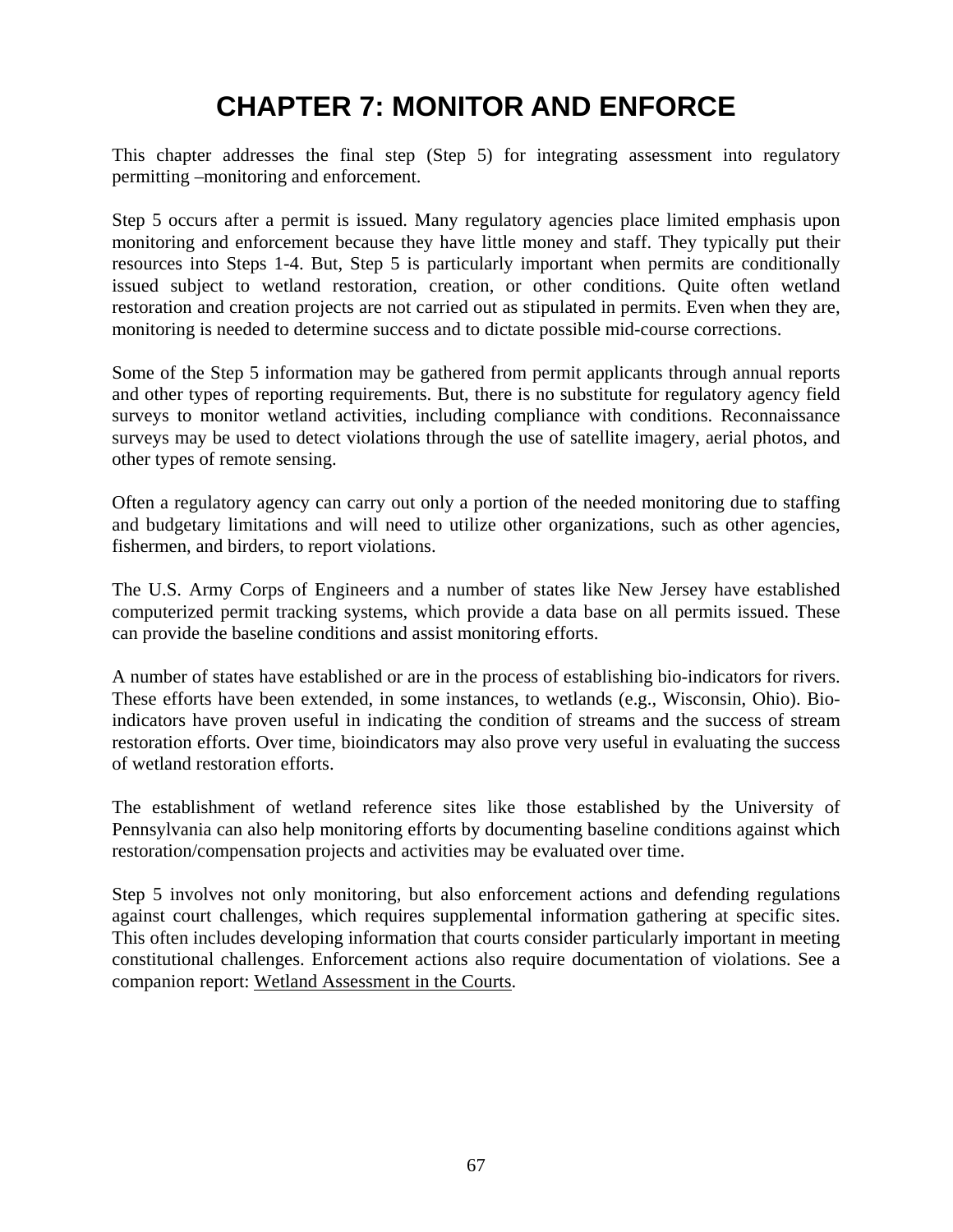# CHAPTER 7: MONITOR AND ENFORCE

This chapter addresses the final step (Step 5) for integrating assessment into regulatory permitting –monitoring and enforcement.

Step 5 occurs after a permit is issued. Many regulatory agencies place limited emphasis upon monitoring and enforcement because they have little money and staff. They typically put their resources into Steps 1-4. But, Step 5 is particularly important when permits are conditionally issued subject to wetland restoration, creation, or other conditions. Quite often wetland restoration and creation projects are not carried out as stipulated in permits. Even when they are, monitoring is needed to determine success and to dictate possible mid-course corrections.

Some of the Step 5 information may be gathered from permit applicants through annual reports and other types of reporting requirements. But, there is no substitute for regulatory agency field surveys to monitor wetland activities, including compliance with conditions. Reconnaissance surveys may be used to detect violations through the use of satellite imagery, aerial photos, and other types of remote sensing.

Often a regulatory agency can carry out only a portion of the needed monitoring due to staffing and budgetary limitations and will need to utilize other organizations, such as other agencies, fishermen, and birders, to report violations.

The U.S. Army Corps of Engineers and a number of states like New Jersey have established computerized permit tracking systems, which provide a data base on all permits issued. These can provide the baseline conditions and assist monitoring efforts.

A number of states have established or are in the process of establishing bio-indicators for rivers. These efforts have been extended, in some instances, to wetlands (e.g., Wisconsin, Ohio). Bio-indicators have proven useful in indicating the condition of streams and the success of stream restoration efforts. Over time, bioindicators may also prove very useful in evaluating the success of wetland restoration efforts.

The establishment of wetland reference sites like those established by the University of Pennsylvania can also help monitoring efforts by documenting baseline conditions against which restoration/compensation projects and activities may be evaluated over time.

Step 5 involves not only monitoring, but also enforcement actions and defending regulations against court challenges, which requires supplemental information gathering at specific sites. This often includes developing information that courts consider particularly important in meeting constitutional challenges. Enforcement actions also require documentation of violations. See a companion report: Wetland Assessment in the Courts.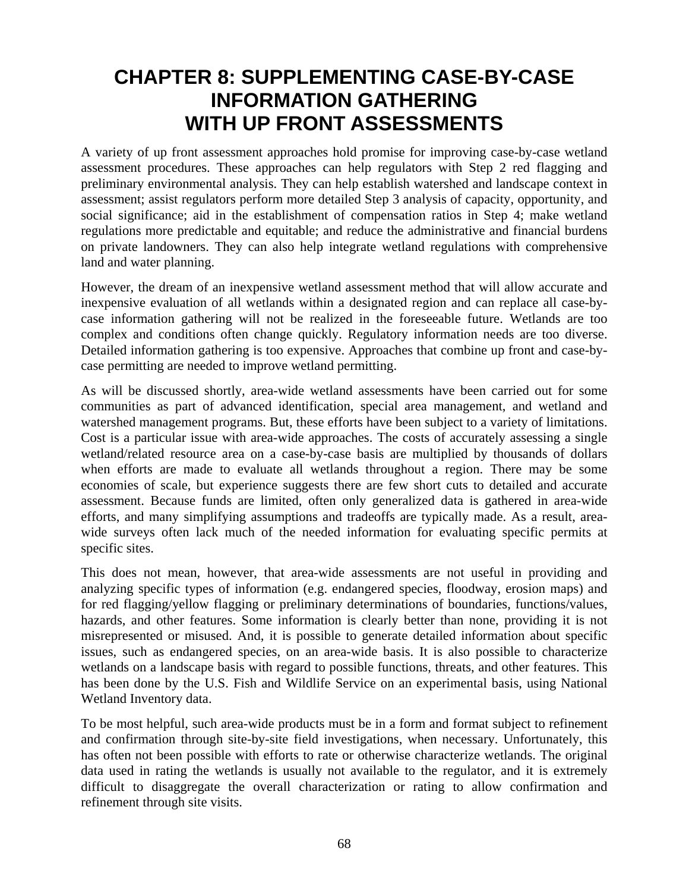# CHAPTER 8: SUPPLEMENTING CASE-BY-CASE INFORMATION GATHERING WITH UP FRONT ASSESSMENTS

A variety of up front assessment approaches hold promise for improving case-by-case wetland assessment procedures. These approaches can help regulators with Step 2 red flagging and preliminary environmental analysis. They can help establish watershed and landscape context in assessment; assist regulators perform more detailed Step 3 analysis of capacity, opportunity, and social significance; aid in the establishment of compensation ratios in Step 4; make wetland regulations more predictable and equitable; and reduce the administrative and financial burdens on private landowners. They can also help integrate wetland regulations with comprehensive land and water planning.

However, the dream of an inexpensive wetland assessment method that will allow accurate and inexpensive evaluation of all wetlands within a designated region and can replace all case-by-case information gathering will not be realized in the foreseeable future. Wetlands are too complex and conditions often change quickly. Regulatory information needs are too diverse. Detailed information gathering is too expensive. Approaches that combine up front and case-by-case permitting are needed to improve wetland permitting.

As will be discussed shortly, area-wide wetland assessments have been carried out for some communities as part of advanced identification, special area management, and wetland and watershed management programs. But, these efforts have been subject to a variety of limitations. Cost is a particular issue with area-wide approaches. The costs of accurately assessing a single wetland/related resource area on a case-by-case basis are multiplied by thousands of dollars when efforts are made to evaluate all wetlands throughout a region. There may be some economies of scale, but experience suggests there are few short cuts to detailed and accurate assessment. Because funds are limited, often only generalized data is gathered in area-wide efforts, and many simplifying assumptions and tradeoffs are typically made. As a result, area-wide surveys often lack much of the needed information for evaluating specific permits at specific sites.

This does not mean, however, that area-wide assessments are not useful in providing and analyzing specific types of information (e.g. endangered species, floodway, erosion maps) and for red flagging/yellow flagging or preliminary determinations of boundaries, functions/values, hazards, and other features. Some information is clearly better than none, providing it is not misrepresented or misused. And, it is possible to generate detailed information about specific issues, such as endangered species, on an area-wide basis. It is also possible to characterize wetlands on a landscape basis with regard to possible functions, threats, and other features. This has been done by the U.S. Fish and Wildlife Service on an experimental basis, using National Wetland Inventory data.

To be most helpful, such area-wide products must be in a form and format subject to refinement and confirmation through site-by-site field investigations, when necessary. Unfortunately, this has often not been possible with efforts to rate or otherwise characterize wetlands. The original data used in rating the wetlands is usually not available to the regulator, and it is extremely difficult to disaggregate the overall characterization or rating to allow confirmation and refinement through site visits.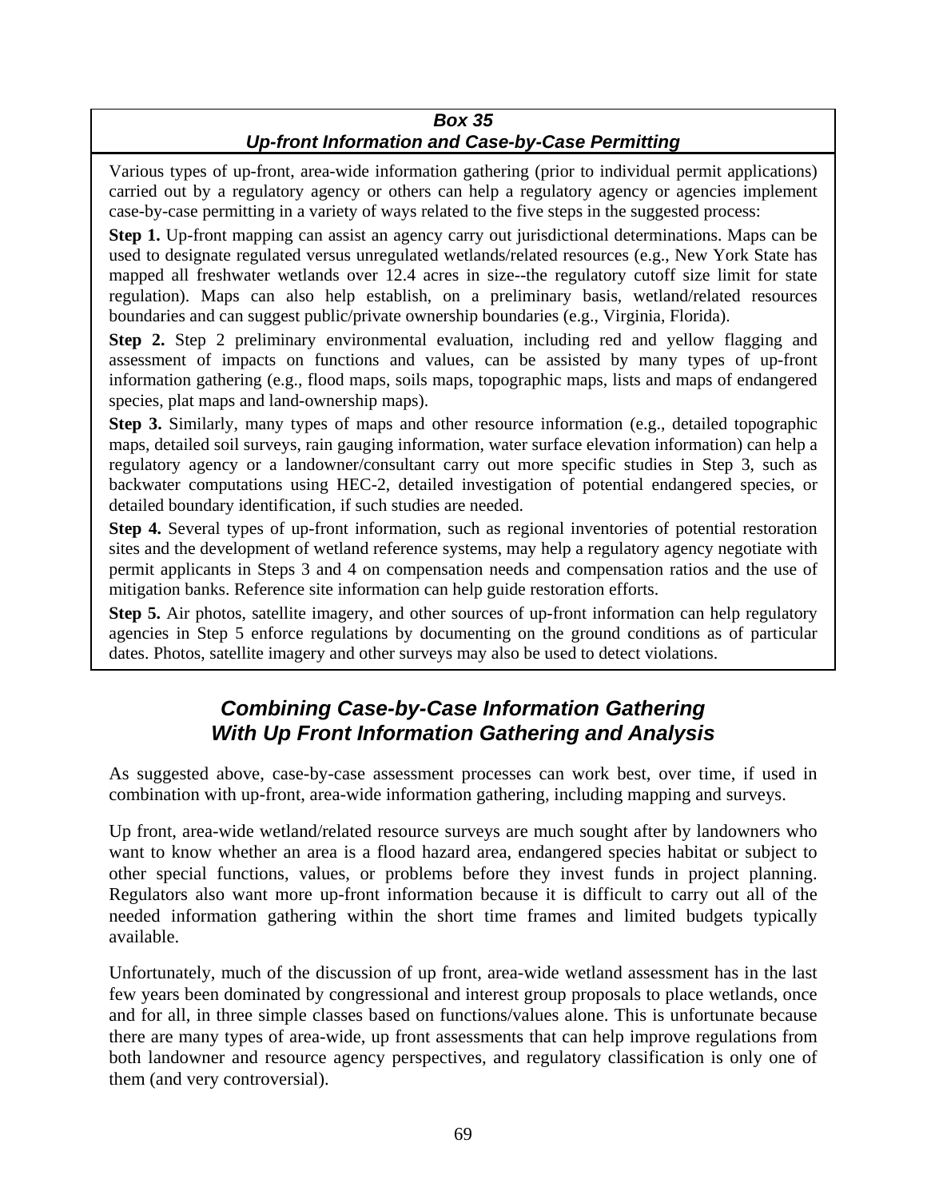**_Box 35_**
**_Up-front Information and Case-by-Case Permitting_**

Various types of up-front, area-wide information gathering (prior to individual permit applications) carried out by a regulatory agency or others can help a regulatory agency or agencies implement case-by-case permitting in a variety of ways related to the five steps in the suggested process:

**Step 1.** Up-front mapping can assist an agency carry out jurisdictional determinations. Maps can be used to designate regulated versus unregulated wetlands/related resources (e.g., New York State has mapped all freshwater wetlands over 12.4 acres in size--the regulatory cutoff size limit for state regulation). Maps can also help establish, on a preliminary basis, wetland/related resources boundaries and can suggest public/private ownership boundaries (e.g., Virginia, Florida).

**Step 2.** Step 2 preliminary environmental evaluation, including red and yellow flagging and assessment of impacts on functions and values, can be assisted by many types of up-front information gathering (e.g., flood maps, soils maps, topographic maps, lists and maps of endangered species, plat maps and land-ownership maps).

**Step 3.** Similarly, many types of maps and other resource information (e.g., detailed topographic maps, detailed soil surveys, rain gauging information, water surface elevation information) can help a regulatory agency or a landowner/consultant carry out more specific studies in Step 3, such as backwater computations using HEC-2, detailed investigation of potential endangered species, or detailed boundary identification, if such studies are needed.

**Step 4.** Several types of up-front information, such as regional inventories of potential restoration sites and the development of wetland reference systems, may help a regulatory agency negotiate with permit applicants in Steps 3 and 4 on compensation needs and compensation ratios and the use of mitigation banks. Reference site information can help guide restoration efforts.

**Step 5.** Air photos, satellite imagery, and other sources of up-front information can help regulatory agencies in Step 5 enforce regulations by documenting on the ground conditions as of particular dates. Photos, satellite imagery and other surveys may also be used to detect violations.

## _Combining Case-by-Case Information Gathering With Up Front Information Gathering and Analysis_

As suggested above, case-by-case assessment processes can work best, over time, if used in combination with up-front, area-wide information gathering, including mapping and surveys.

Up front, area-wide wetland/related resource surveys are much sought after by landowners who want to know whether an area is a flood hazard area, endangered species habitat or subject to other special functions, values, or problems before they invest funds in project planning. Regulators also want more up-front information because it is difficult to carry out all of the needed information gathering within the short time frames and limited budgets typically available.

Unfortunately, much of the discussion of up front, area-wide wetland assessment has in the last few years been dominated by congressional and interest group proposals to place wetlands, once and for all, in three simple classes based on functions/values alone. This is unfortunate because there are many types of area-wide, up front assessments that can help improve regulations from both landowner and resource agency perspectives, and regulatory classification is only one of them (and very controversial).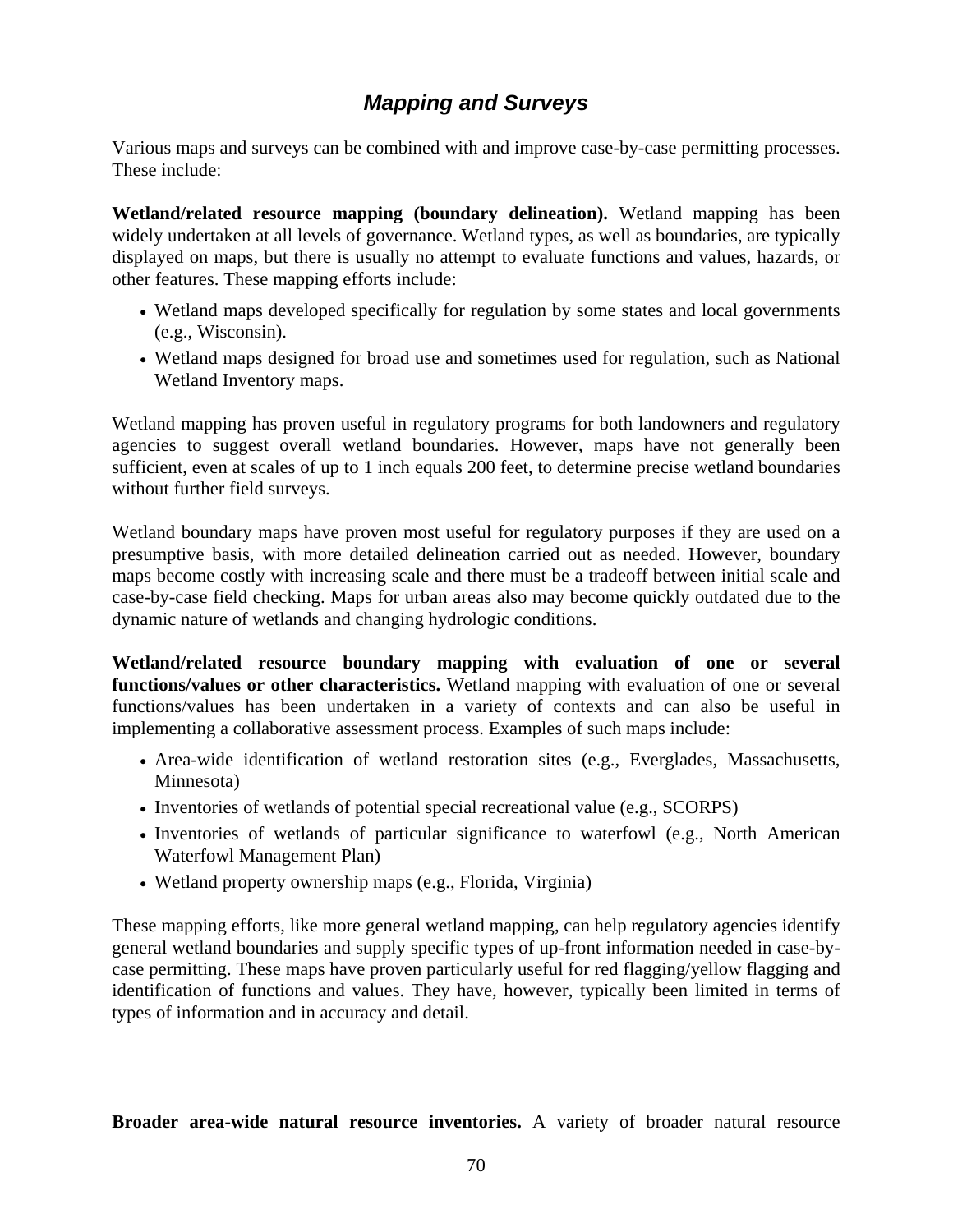## *Mapping and Surveys*

Various maps and surveys can be combined with and improve case-by-case permitting processes. These include:

**Wetland/related resource mapping (boundary delineation).** Wetland mapping has been widely undertaken at all levels of governance. Wetland types, as well as boundaries, are typically displayed on maps, but there is usually no attempt to evaluate functions and values, hazards, or other features. These mapping efforts include:

- Wetland maps developed specifically for regulation by some states and local governments (e.g., Wisconsin).
- Wetland maps designed for broad use and sometimes used for regulation, such as National Wetland Inventory maps.

Wetland mapping has proven useful in regulatory programs for both landowners and regulatory agencies to suggest overall wetland boundaries. However, maps have not generally been sufficient, even at scales of up to 1 inch equals 200 feet, to determine precise wetland boundaries without further field surveys.

Wetland boundary maps have proven most useful for regulatory purposes if they are used on a presumptive basis, with more detailed delineation carried out as needed. However, boundary maps become costly with increasing scale and there must be a tradeoff between initial scale and case-by-case field checking. Maps for urban areas also may become quickly outdated due to the dynamic nature of wetlands and changing hydrologic conditions.

**Wetland/related resource boundary mapping with evaluation of one or several functions/values or other characteristics.** Wetland mapping with evaluation of one or several functions/values has been undertaken in a variety of contexts and can also be useful in implementing a collaborative assessment process. Examples of such maps include:

- Area-wide identification of wetland restoration sites (e.g., Everglades, Massachusetts, Minnesota)
- Inventories of wetlands of potential special recreational value (e.g., SCORPS)
- Inventories of wetlands of particular significance to waterfowl (e.g., North American Waterfowl Management Plan)
- Wetland property ownership maps (e.g., Florida, Virginia)

These mapping efforts, like more general wetland mapping, can help regulatory agencies identify general wetland boundaries and supply specific types of up-front information needed in case-by-case permitting. These maps have proven particularly useful for red flagging/yellow flagging and identification of functions and values. They have, however, typically been limited in terms of types of information and in accuracy and detail.

**Broader area-wide natural resource inventories.** A variety of broader natural resource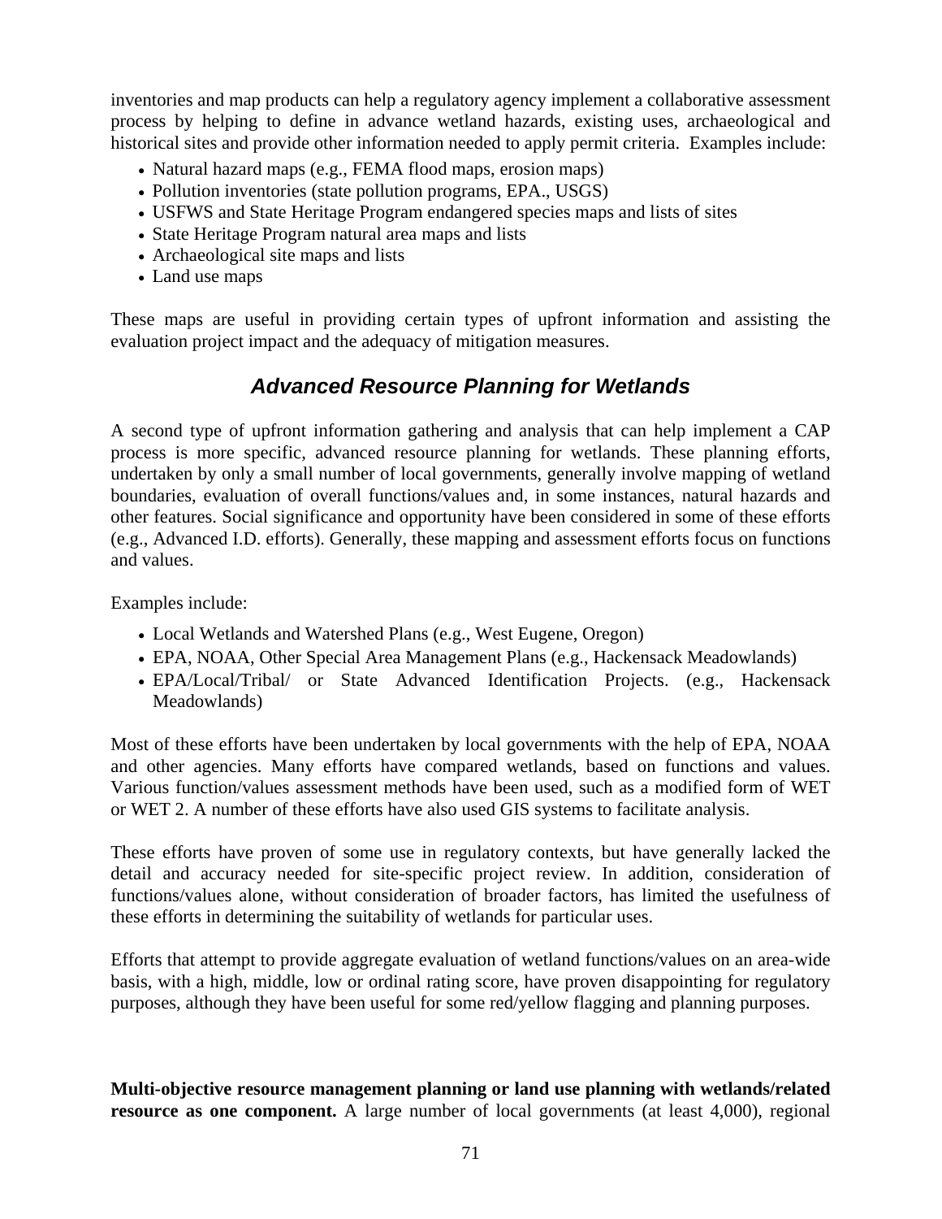inventories and map products can help a regulatory agency implement a collaborative assessment process by helping to define in advance wetland hazards, existing uses, archaeological and historical sites and provide other information needed to apply permit criteria. Examples include:

- Natural hazard maps (e.g., FEMA flood maps, erosion maps)
- Pollution inventories (state pollution programs, EPA., USGS)
- USFWS and State Heritage Program endangered species maps and lists of sites
- State Heritage Program natural area maps and lists
- Archaeological site maps and lists
- Land use maps

These maps are useful in providing certain types of upfront information and assisting the evaluation project impact and the adequacy of mitigation measures.

## *Advanced Resource Planning for Wetlands*

A second type of upfront information gathering and analysis that can help implement a CAP process is more specific, advanced resource planning for wetlands. These planning efforts, undertaken by only a small number of local governments, generally involve mapping of wetland boundaries, evaluation of overall functions/values and, in some instances, natural hazards and other features. Social significance and opportunity have been considered in some of these efforts (e.g., Advanced I.D. efforts). Generally, these mapping and assessment efforts focus on functions and values.

Examples include:

- Local Wetlands and Watershed Plans (e.g., West Eugene, Oregon)
- EPA, NOAA, Other Special Area Management Plans (e.g., Hackensack Meadowlands)
- EPA/Local/Tribal/ or State Advanced Identification Projects. (e.g., Hackensack Meadowlands)

Most of these efforts have been undertaken by local governments with the help of EPA, NOAA and other agencies. Many efforts have compared wetlands, based on functions and values. Various function/values assessment methods have been used, such as a modified form of WET or WET 2. A number of these efforts have also used GIS systems to facilitate analysis.

These efforts have proven of some use in regulatory contexts, but have generally lacked the detail and accuracy needed for site-specific project review. In addition, consideration of functions/values alone, without consideration of broader factors, has limited the usefulness of these efforts in determining the suitability of wetlands for particular uses.

Efforts that attempt to provide aggregate evaluation of wetland functions/values on an area-wide basis, with a high, middle, low or ordinal rating score, have proven disappointing for regulatory purposes, although they have been useful for some red/yellow flagging and planning purposes.

**Multi-objective resource management planning or land use planning with wetlands/related resource as one component.** A large number of local governments (at least 4,000), regional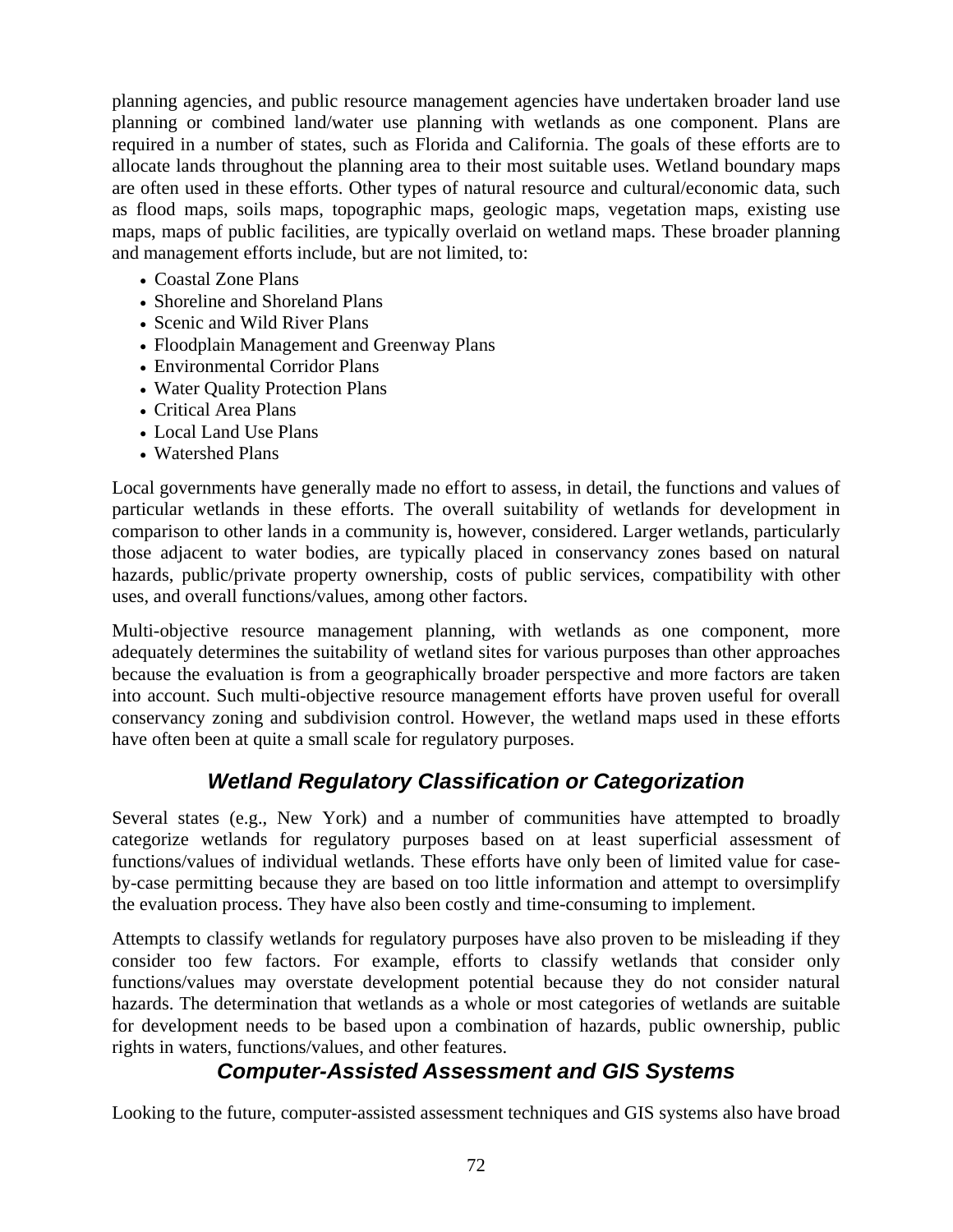planning agencies, and public resource management agencies have undertaken broader land use planning or combined land/water use planning with wetlands as one component. Plans are required in a number of states, such as Florida and California. The goals of these efforts are to allocate lands throughout the planning area to their most suitable uses. Wetland boundary maps are often used in these efforts. Other types of natural resource and cultural/economic data, such as flood maps, soils maps, topographic maps, geologic maps, vegetation maps, existing use maps, maps of public facilities, are typically overlaid on wetland maps. These broader planning and management efforts include, but are not limited, to:

- Coastal Zone Plans
- Shoreline and Shoreland Plans
- Scenic and Wild River Plans
- Floodplain Management and Greenway Plans
- Environmental Corridor Plans
- Water Quality Protection Plans
- Critical Area Plans
- Local Land Use Plans
- Watershed Plans

Local governments have generally made no effort to assess, in detail, the functions and values of particular wetlands in these efforts. The overall suitability of wetlands for development in comparison to other lands in a community is, however, considered. Larger wetlands, particularly those adjacent to water bodies, are typically placed in conservancy zones based on natural hazards, public/private property ownership, costs of public services, compatibility with other uses, and overall functions/values, among other factors.

Multi-objective resource management planning, with wetlands as one component, more adequately determines the suitability of wetland sites for various purposes than other approaches because the evaluation is from a geographically broader perspective and more factors are taken into account. Such multi-objective resource management efforts have proven useful for overall conservancy zoning and subdivision control. However, the wetland maps used in these efforts have often been at quite a small scale for regulatory purposes.

## *Wetland Regulatory Classification or Categorization*

Several states (e.g., New York) and a number of communities have attempted to broadly categorize wetlands for regulatory purposes based on at least superficial assessment of functions/values of individual wetlands. These efforts have only been of limited value for case-by-case permitting because they are based on too little information and attempt to oversimplify the evaluation process. They have also been costly and time-consuming to implement.

Attempts to classify wetlands for regulatory purposes have also proven to be misleading if they consider too few factors. For example, efforts to classify wetlands that consider only functions/values may overstate development potential because they do not consider natural hazards. The determination that wetlands as a whole or most categories of wetlands are suitable for development needs to be based upon a combination of hazards, public ownership, public rights in waters, functions/values, and other features.

## *Computer-Assisted Assessment and GIS Systems*

Looking to the future, computer-assisted assessment techniques and GIS systems also have broad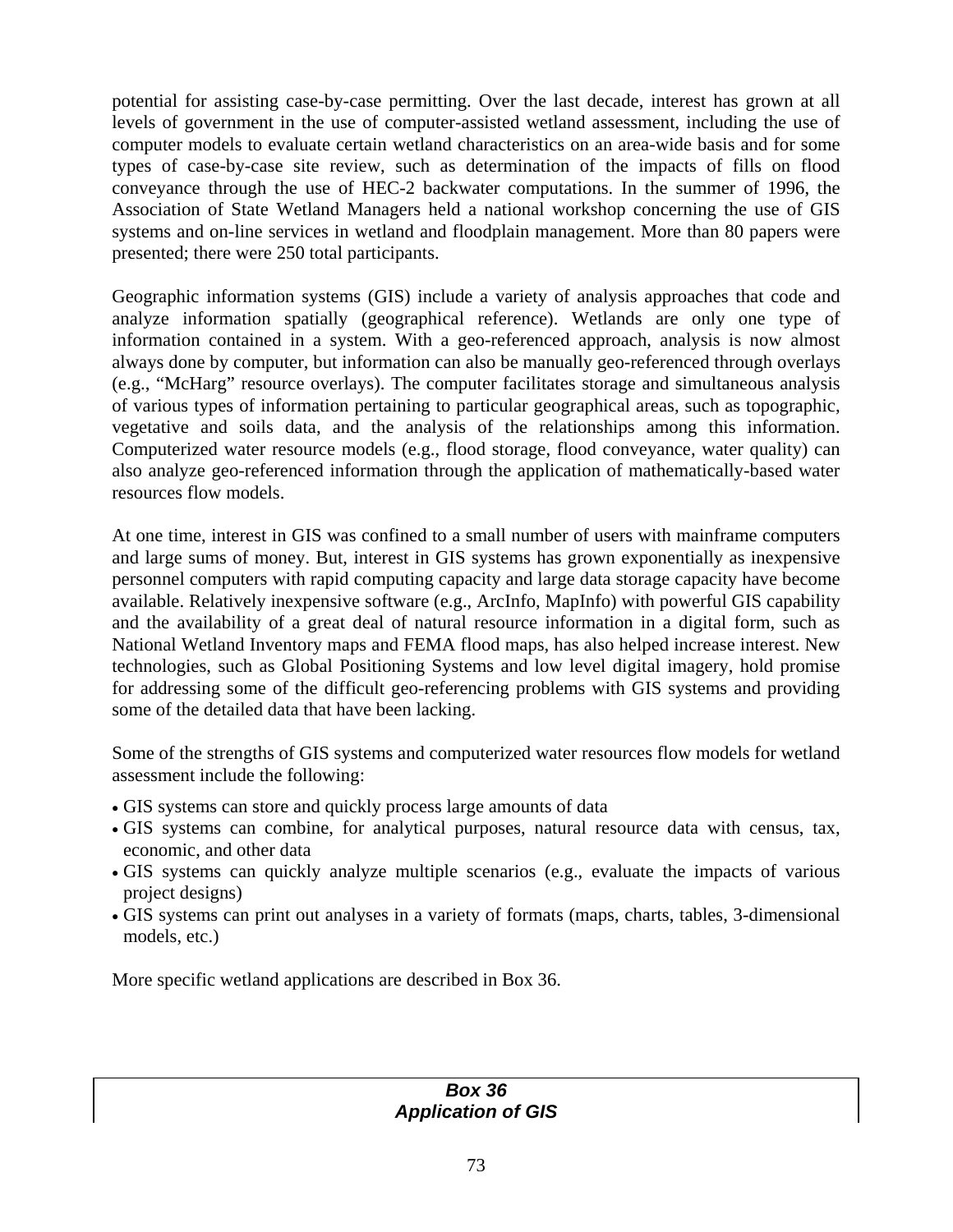potential for assisting case-by-case permitting. Over the last decade, interest has grown at all levels of government in the use of computer-assisted wetland assessment, including the use of computer models to evaluate certain wetland characteristics on an area-wide basis and for some types of case-by-case site review, such as determination of the impacts of fills on flood conveyance through the use of HEC-2 backwater computations. In the summer of 1996, the Association of State Wetland Managers held a national workshop concerning the use of GIS systems and on-line services in wetland and floodplain management. More than 80 papers were presented; there were 250 total participants.

Geographic information systems (GIS) include a variety of analysis approaches that code and analyze information spatially (geographical reference). Wetlands are only one type of information contained in a system. With a geo-referenced approach, analysis is now almost always done by computer, but information can also be manually geo-referenced through overlays (e.g., "McHarg" resource overlays). The computer facilitates storage and simultaneous analysis of various types of information pertaining to particular geographical areas, such as topographic, vegetative and soils data, and the analysis of the relationships among this information. Computerized water resource models (e.g., flood storage, flood conveyance, water quality) can also analyze geo-referenced information through the application of mathematically-based water resources flow models.

At one time, interest in GIS was confined to a small number of users with mainframe computers and large sums of money. But, interest in GIS systems has grown exponentially as inexpensive personnel computers with rapid computing capacity and large data storage capacity have become available. Relatively inexpensive software (e.g., ArcInfo, MapInfo) with powerful GIS capability and the availability of a great deal of natural resource information in a digital form, such as National Wetland Inventory maps and FEMA flood maps, has also helped increase interest. New technologies, such as Global Positioning Systems and low level digital imagery, hold promise for addressing some of the difficult geo-referencing problems with GIS systems and providing some of the detailed data that have been lacking.

Some of the strengths of GIS systems and computerized water resources flow models for wetland assessment include the following:

- GIS systems can store and quickly process large amounts of data
- GIS systems can combine, for analytical purposes, natural resource data with census, tax, economic, and other data
- GIS systems can quickly analyze multiple scenarios (e.g., evaluate the impacts of various project designs)
- GIS systems can print out analyses in a variety of formats (maps, charts, tables, 3-dimensional models, etc.)

More specific wetland applications are described in Box 36.

***Box 36***
***Application of GIS***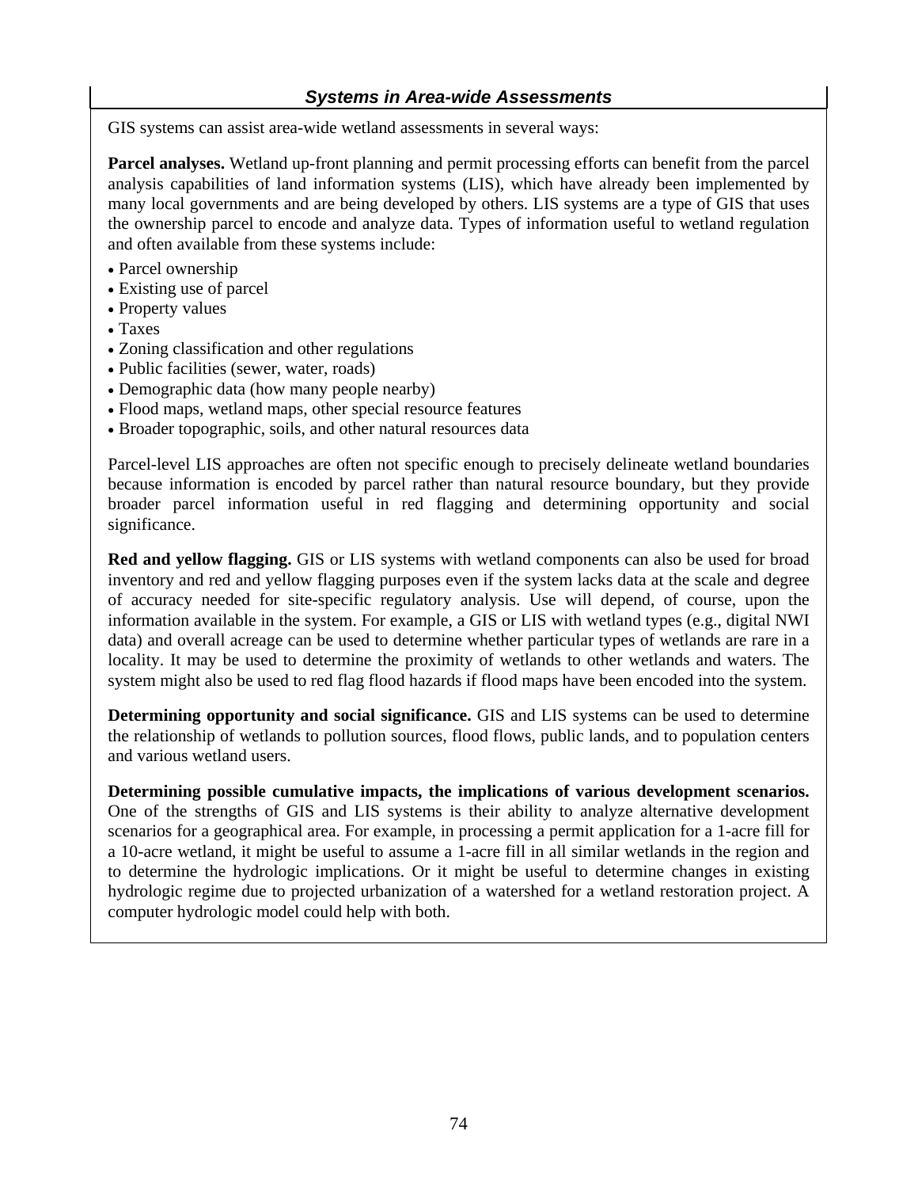### *Systems in Area-wide Assessments*

GIS systems can assist area-wide wetland assessments in several ways:

**Parcel analyses.** Wetland up-front planning and permit processing efforts can benefit from the parcel analysis capabilities of land information systems (LIS), which have already been implemented by many local governments and are being developed by others. LIS systems are a type of GIS that uses the ownership parcel to encode and analyze data. Types of information useful to wetland regulation and often available from these systems include:

- Parcel ownership
- Existing use of parcel
- Property values
- Taxes
- Zoning classification and other regulations
- Public facilities (sewer, water, roads)
- Demographic data (how many people nearby)
- Flood maps, wetland maps, other special resource features
- Broader topographic, soils, and other natural resources data

Parcel-level LIS approaches are often not specific enough to precisely delineate wetland boundaries because information is encoded by parcel rather than natural resource boundary, but they provide broader parcel information useful in red flagging and determining opportunity and social significance.

**Red and yellow flagging.** GIS or LIS systems with wetland components can also be used for broad inventory and red and yellow flagging purposes even if the system lacks data at the scale and degree of accuracy needed for site-specific regulatory analysis. Use will depend, of course, upon the information available in the system. For example, a GIS or LIS with wetland types (e.g., digital NWI data) and overall acreage can be used to determine whether particular types of wetlands are rare in a locality. It may be used to determine the proximity of wetlands to other wetlands and waters. The system might also be used to red flag flood hazards if flood maps have been encoded into the system.

**Determining opportunity and social significance.** GIS and LIS systems can be used to determine the relationship of wetlands to pollution sources, flood flows, public lands, and to population centers and various wetland users.

**Determining possible cumulative impacts, the implications of various development scenarios.** One of the strengths of GIS and LIS systems is their ability to analyze alternative development scenarios for a geographical area. For example, in processing a permit application for a 1-acre fill for a 10-acre wetland, it might be useful to assume a 1-acre fill in all similar wetlands in the region and to determine the hydrologic implications. Or it might be useful to determine changes in existing hydrologic regime due to projected urbanization of a watershed for a wetland restoration project. A computer hydrologic model could help with both.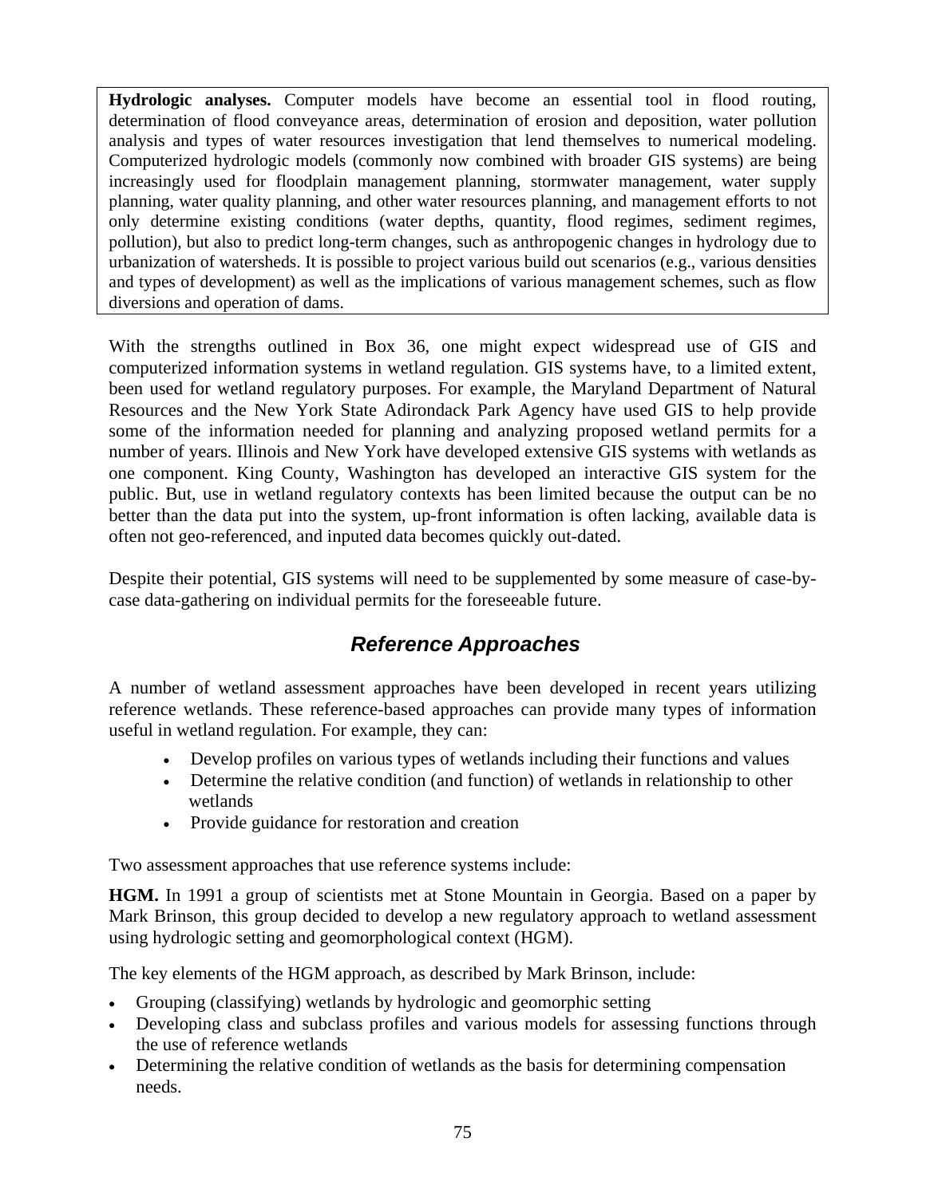**Hydrologic analyses.** Computer models have become an essential tool in flood routing, determination of flood conveyance areas, determination of erosion and deposition, water pollution analysis and types of water resources investigation that lend themselves to numerical modeling. Computerized hydrologic models (commonly now combined with broader GIS systems) are being increasingly used for floodplain management planning, stormwater management, water supply planning, water quality planning, and other water resources planning, and management efforts to not only determine existing conditions (water depths, quantity, flood regimes, sediment regimes, pollution), but also to predict long-term changes, such as anthropogenic changes in hydrology due to urbanization of watersheds. It is possible to project various build out scenarios (e.g., various densities and types of development) as well as the implications of various management schemes, such as flow diversions and operation of dams.

With the strengths outlined in Box 36, one might expect widespread use of GIS and computerized information systems in wetland regulation. GIS systems have, to a limited extent, been used for wetland regulatory purposes. For example, the Maryland Department of Natural Resources and the New York State Adirondack Park Agency have used GIS to help provide some of the information needed for planning and analyzing proposed wetland permits for a number of years. Illinois and New York have developed extensive GIS systems with wetlands as one component. King County, Washington has developed an interactive GIS system for the public. But, use in wetland regulatory contexts has been limited because the output can be no better than the data put into the system, up-front information is often lacking, available data is often not geo-referenced, and inputed data becomes quickly out-dated.

Despite their potential, GIS systems will need to be supplemented by some measure of case-by-case data-gathering on individual permits for the foreseeable future.

## *Reference Approaches*

A number of wetland assessment approaches have been developed in recent years utilizing reference wetlands. These reference-based approaches can provide many types of information useful in wetland regulation. For example, they can:

- Develop profiles on various types of wetlands including their functions and values
- Determine the relative condition (and function) of wetlands in relationship to other wetlands
- Provide guidance for restoration and creation

Two assessment approaches that use reference systems include:

**HGM.** In 1991 a group of scientists met at Stone Mountain in Georgia. Based on a paper by Mark Brinson, this group decided to develop a new regulatory approach to wetland assessment using hydrologic setting and geomorphological context (HGM).

The key elements of the HGM approach, as described by Mark Brinson, include:

- Grouping (classifying) wetlands by hydrologic and geomorphic setting
- Developing class and subclass profiles and various models for assessing functions through the use of reference wetlands
- Determining the relative condition of wetlands as the basis for determining compensation needs.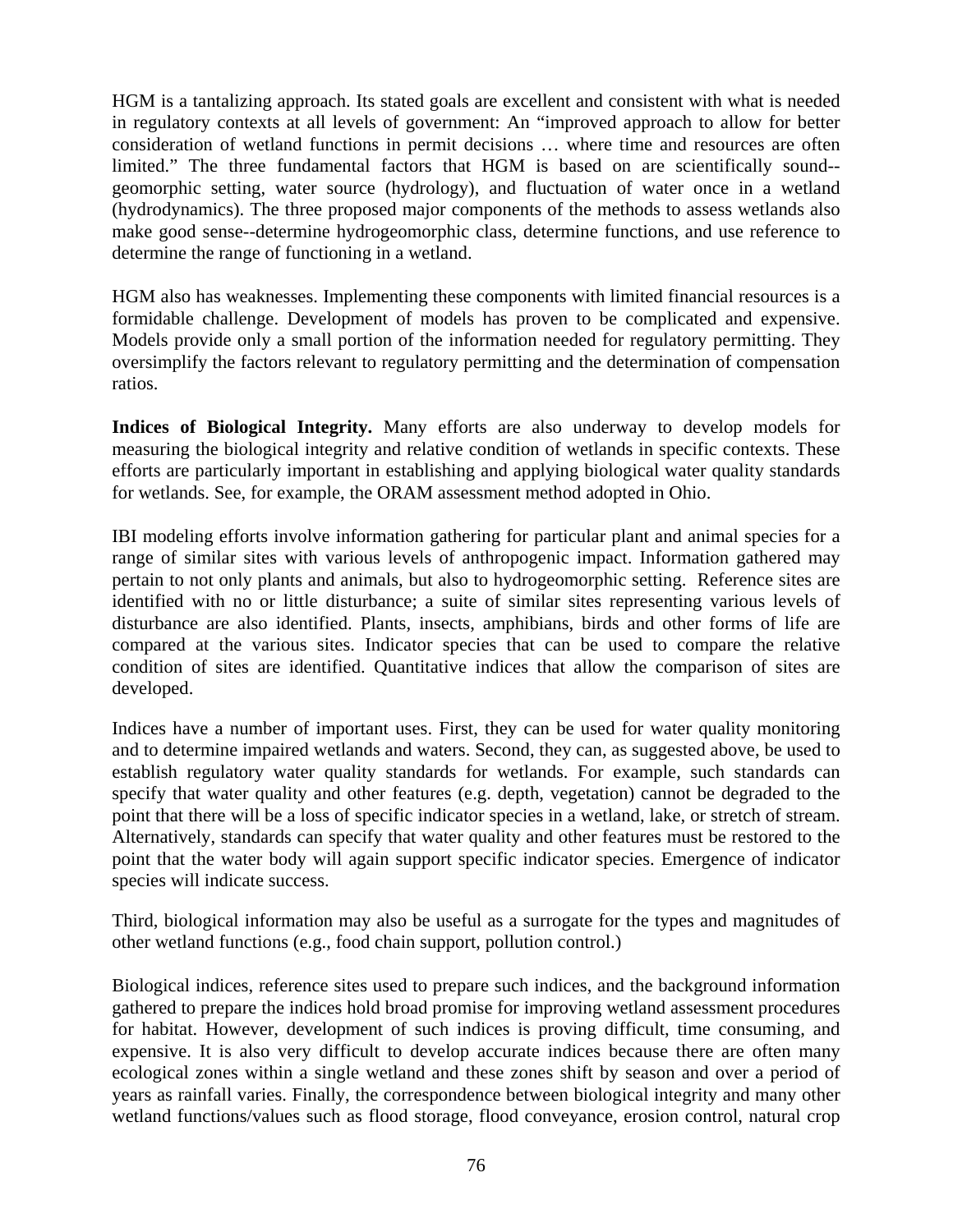HGM is a tantalizing approach. Its stated goals are excellent and consistent with what is needed in regulatory contexts at all levels of government: An "improved approach to allow for better consideration of wetland functions in permit decisions … where time and resources are often limited." The three fundamental factors that HGM is based on are scientifically sound--geomorphic setting, water source (hydrology), and fluctuation of water once in a wetland (hydrodynamics). The three proposed major components of the methods to assess wetlands also make good sense--determine hydrogeomorphic class, determine functions, and use reference to determine the range of functioning in a wetland.

HGM also has weaknesses. Implementing these components with limited financial resources is a formidable challenge. Development of models has proven to be complicated and expensive. Models provide only a small portion of the information needed for regulatory permitting. They oversimplify the factors relevant to regulatory permitting and the determination of compensation ratios.

**Indices of Biological Integrity.** Many efforts are also underway to develop models for measuring the biological integrity and relative condition of wetlands in specific contexts. These efforts are particularly important in establishing and applying biological water quality standards for wetlands. See, for example, the ORAM assessment method adopted in Ohio.

IBI modeling efforts involve information gathering for particular plant and animal species for a range of similar sites with various levels of anthropogenic impact. Information gathered may pertain to not only plants and animals, but also to hydrogeomorphic setting. Reference sites are identified with no or little disturbance; a suite of similar sites representing various levels of disturbance are also identified. Plants, insects, amphibians, birds and other forms of life are compared at the various sites. Indicator species that can be used to compare the relative condition of sites are identified. Quantitative indices that allow the comparison of sites are developed.

Indices have a number of important uses. First, they can be used for water quality monitoring and to determine impaired wetlands and waters. Second, they can, as suggested above, be used to establish regulatory water quality standards for wetlands. For example, such standards can specify that water quality and other features (e.g. depth, vegetation) cannot be degraded to the point that there will be a loss of specific indicator species in a wetland, lake, or stretch of stream. Alternatively, standards can specify that water quality and other features must be restored to the point that the water body will again support specific indicator species. Emergence of indicator species will indicate success.

Third, biological information may also be useful as a surrogate for the types and magnitudes of other wetland functions (e.g., food chain support, pollution control.)

Biological indices, reference sites used to prepare such indices, and the background information gathered to prepare the indices hold broad promise for improving wetland assessment procedures for habitat. However, development of such indices is proving difficult, time consuming, and expensive. It is also very difficult to develop accurate indices because there are often many ecological zones within a single wetland and these zones shift by season and over a period of years as rainfall varies. Finally, the correspondence between biological integrity and many other wetland functions/values such as flood storage, flood conveyance, erosion control, natural crop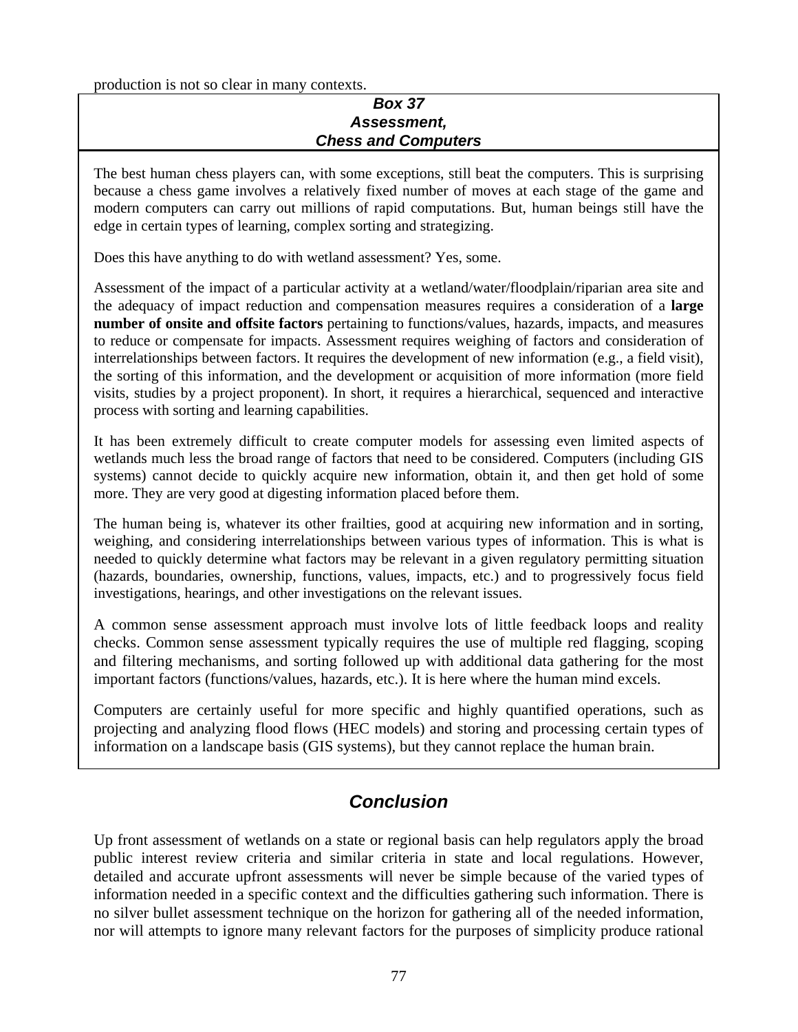production is not so clear in many contexts.

**_Box 37_**
**_Assessment,_**
**_Chess and Computers_**

The best human chess players can, with some exceptions, still beat the computers. This is surprising because a chess game involves a relatively fixed number of moves at each stage of the game and modern computers can carry out millions of rapid computations. But, human beings still have the edge in certain types of learning, complex sorting and strategizing.

Does this have anything to do with wetland assessment? Yes, some.

Assessment of the impact of a particular activity at a wetland/water/floodplain/riparian area site and the adequacy of impact reduction and compensation measures requires a consideration of a **large number of onsite and offsite factors** pertaining to functions/values, hazards, impacts, and measures to reduce or compensate for impacts. Assessment requires weighing of factors and consideration of interrelationships between factors. It requires the development of new information (e.g., a field visit), the sorting of this information, and the development or acquisition of more information (more field visits, studies by a project proponent). In short, it requires a hierarchical, sequenced and interactive process with sorting and learning capabilities.

It has been extremely difficult to create computer models for assessing even limited aspects of wetlands much less the broad range of factors that need to be considered. Computers (including GIS systems) cannot decide to quickly acquire new information, obtain it, and then get hold of some more. They are very good at digesting information placed before them.

The human being is, whatever its other frailties, good at acquiring new information and in sorting, weighing, and considering interrelationships between various types of information. This is what is needed to quickly determine what factors may be relevant in a given regulatory permitting situation (hazards, boundaries, ownership, functions, values, impacts, etc.) and to progressively focus field investigations, hearings, and other investigations on the relevant issues.

A common sense assessment approach must involve lots of little feedback loops and reality checks. Common sense assessment typically requires the use of multiple red flagging, scoping and filtering mechanisms, and sorting followed up with additional data gathering for the most important factors (functions/values, hazards, etc.). It is here where the human mind excels.

Computers are certainly useful for more specific and highly quantified operations, such as projecting and analyzing flood flows (HEC models) and storing and processing certain types of information on a landscape basis (GIS systems), but they cannot replace the human brain.

## *Conclusion*

Up front assessment of wetlands on a state or regional basis can help regulators apply the broad public interest review criteria and similar criteria in state and local regulations. However, detailed and accurate upfront assessments will never be simple because of the varied types of information needed in a specific context and the difficulties gathering such information. There is no silver bullet assessment technique on the horizon for gathering all of the needed information, nor will attempts to ignore many relevant factors for the purposes of simplicity produce rational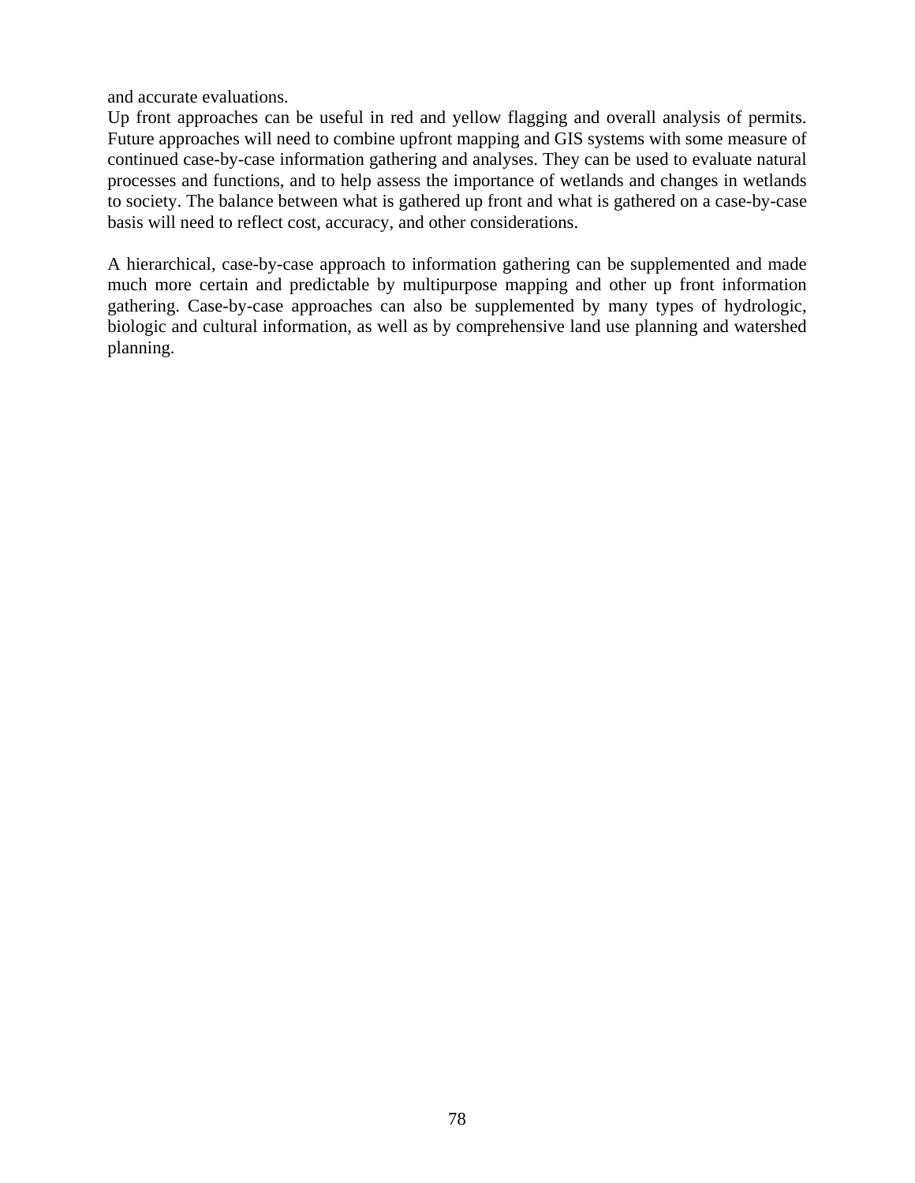and accurate evaluations.

Up front approaches can be useful in red and yellow flagging and overall analysis of permits. Future approaches will need to combine upfront mapping and GIS systems with some measure of continued case-by-case information gathering and analyses. They can be used to evaluate natural processes and functions, and to help assess the importance of wetlands and changes in wetlands to society. The balance between what is gathered up front and what is gathered on a case-by-case basis will need to reflect cost, accuracy, and other considerations.

A hierarchical, case-by-case approach to information gathering can be supplemented and made much more certain and predictable by multipurpose mapping and other up front information gathering. Case-by-case approaches can also be supplemented by many types of hydrologic, biologic and cultural information, as well as by comprehensive land use planning and watershed planning.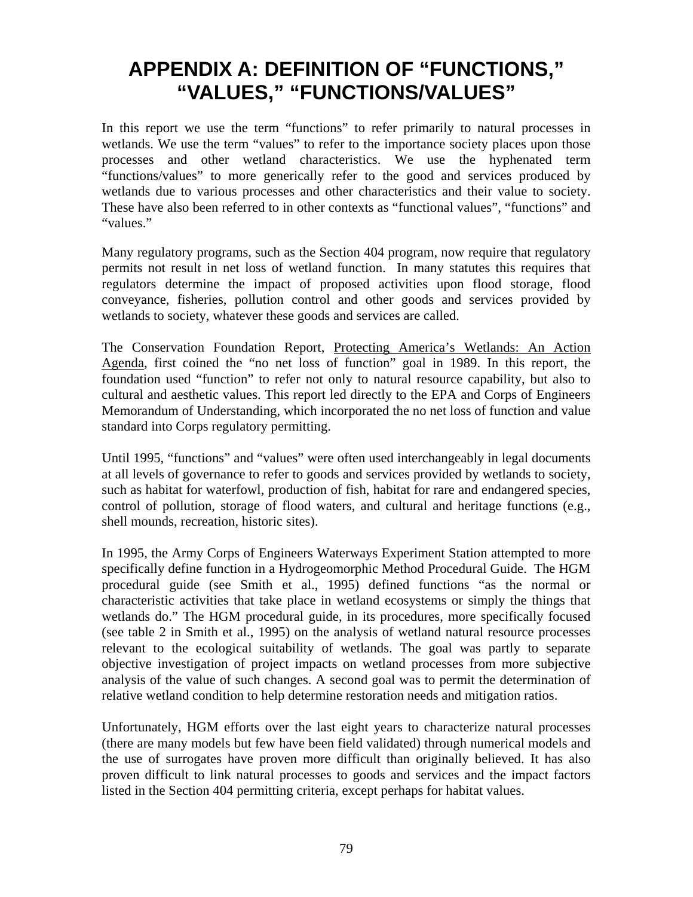# APPENDIX A: DEFINITION OF "FUNCTIONS," "VALUES," "FUNCTIONS/VALUES"

In this report we use the term "functions" to refer primarily to natural processes in wetlands. We use the term "values" to refer to the importance society places upon those processes and other wetland characteristics. We use the hyphenated term "functions/values" to more generically refer to the good and services produced by wetlands due to various processes and other characteristics and their value to society. These have also been referred to in other contexts as "functional values", "functions" and "values."

Many regulatory programs, such as the Section 404 program, now require that regulatory permits not result in net loss of wetland function. In many statutes this requires that regulators determine the impact of proposed activities upon flood storage, flood conveyance, fisheries, pollution control and other goods and services provided by wetlands to society, whatever these goods and services are called.

The Conservation Foundation Report, Protecting America's Wetlands: An Action Agenda, first coined the "no net loss of function" goal in 1989. In this report, the foundation used "function" to refer not only to natural resource capability, but also to cultural and aesthetic values. This report led directly to the EPA and Corps of Engineers Memorandum of Understanding, which incorporated the no net loss of function and value standard into Corps regulatory permitting.

Until 1995, "functions" and "values" were often used interchangeably in legal documents at all levels of governance to refer to goods and services provided by wetlands to society, such as habitat for waterfowl, production of fish, habitat for rare and endangered species, control of pollution, storage of flood waters, and cultural and heritage functions (e.g., shell mounds, recreation, historic sites).

In 1995, the Army Corps of Engineers Waterways Experiment Station attempted to more specifically define function in a Hydrogeomorphic Method Procedural Guide. The HGM procedural guide (see Smith et al., 1995) defined functions "as the normal or characteristic activities that take place in wetland ecosystems or simply the things that wetlands do." The HGM procedural guide, in its procedures, more specifically focused (see table 2 in Smith et al., 1995) on the analysis of wetland natural resource processes relevant to the ecological suitability of wetlands. The goal was partly to separate objective investigation of project impacts on wetland processes from more subjective analysis of the value of such changes. A second goal was to permit the determination of relative wetland condition to help determine restoration needs and mitigation ratios.

Unfortunately, HGM efforts over the last eight years to characterize natural processes (there are many models but few have been field validated) through numerical models and the use of surrogates have proven more difficult than originally believed. It has also proven difficult to link natural processes to goods and services and the impact factors listed in the Section 404 permitting criteria, except perhaps for habitat values.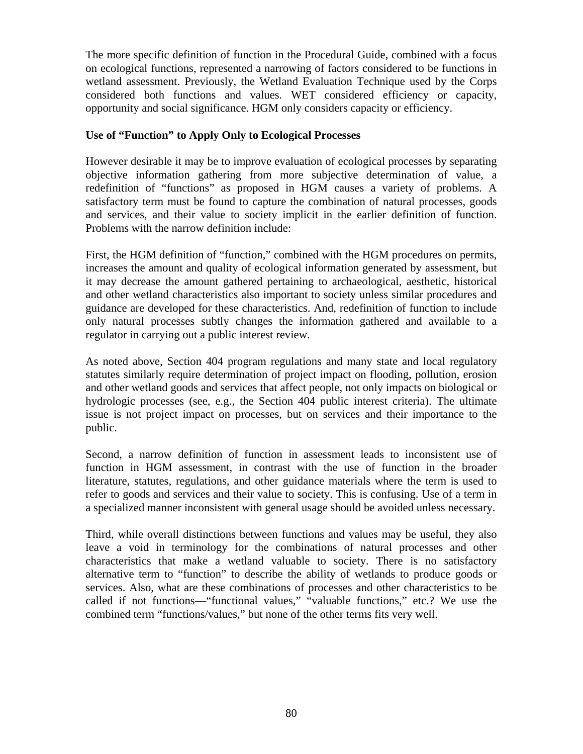The more specific definition of function in the Procedural Guide, combined with a focus on ecological functions, represented a narrowing of factors considered to be functions in wetland assessment. Previously, the Wetland Evaluation Technique used by the Corps considered both functions and values. WET considered efficiency or capacity, opportunity and social significance. HGM only considers capacity or efficiency.

**Use of "Function" to Apply Only to Ecological Processes**

However desirable it may be to improve evaluation of ecological processes by separating objective information gathering from more subjective determination of value, a redefinition of "functions" as proposed in HGM causes a variety of problems. A satisfactory term must be found to capture the combination of natural processes, goods and services, and their value to society implicit in the earlier definition of function. Problems with the narrow definition include:

First, the HGM definition of "function," combined with the HGM procedures on permits, increases the amount and quality of ecological information generated by assessment, but it may decrease the amount gathered pertaining to archaeological, aesthetic, historical and other wetland characteristics also important to society unless similar procedures and guidance are developed for these characteristics. And, redefinition of function to include only natural processes subtly changes the information gathered and available to a regulator in carrying out a public interest review.

As noted above, Section 404 program regulations and many state and local regulatory statutes similarly require determination of project impact on flooding, pollution, erosion and other wetland goods and services that affect people, not only impacts on biological or hydrologic processes (see, e.g., the Section 404 public interest criteria). The ultimate issue is not project impact on processes, but on services and their importance to the public.

Second, a narrow definition of function in assessment leads to inconsistent use of function in HGM assessment, in contrast with the use of function in the broader literature, statutes, regulations, and other guidance materials where the term is used to refer to goods and services and their value to society. This is confusing. Use of a term in a specialized manner inconsistent with general usage should be avoided unless necessary.

Third, while overall distinctions between functions and values may be useful, they also leave a void in terminology for the combinations of natural processes and other characteristics that make a wetland valuable to society. There is no satisfactory alternative term to "function" to describe the ability of wetlands to produce goods or services. Also, what are these combinations of processes and other characteristics to be called if not functions—"functional values," "valuable functions," etc.? We use the combined term "functions/values," but none of the other terms fits very well.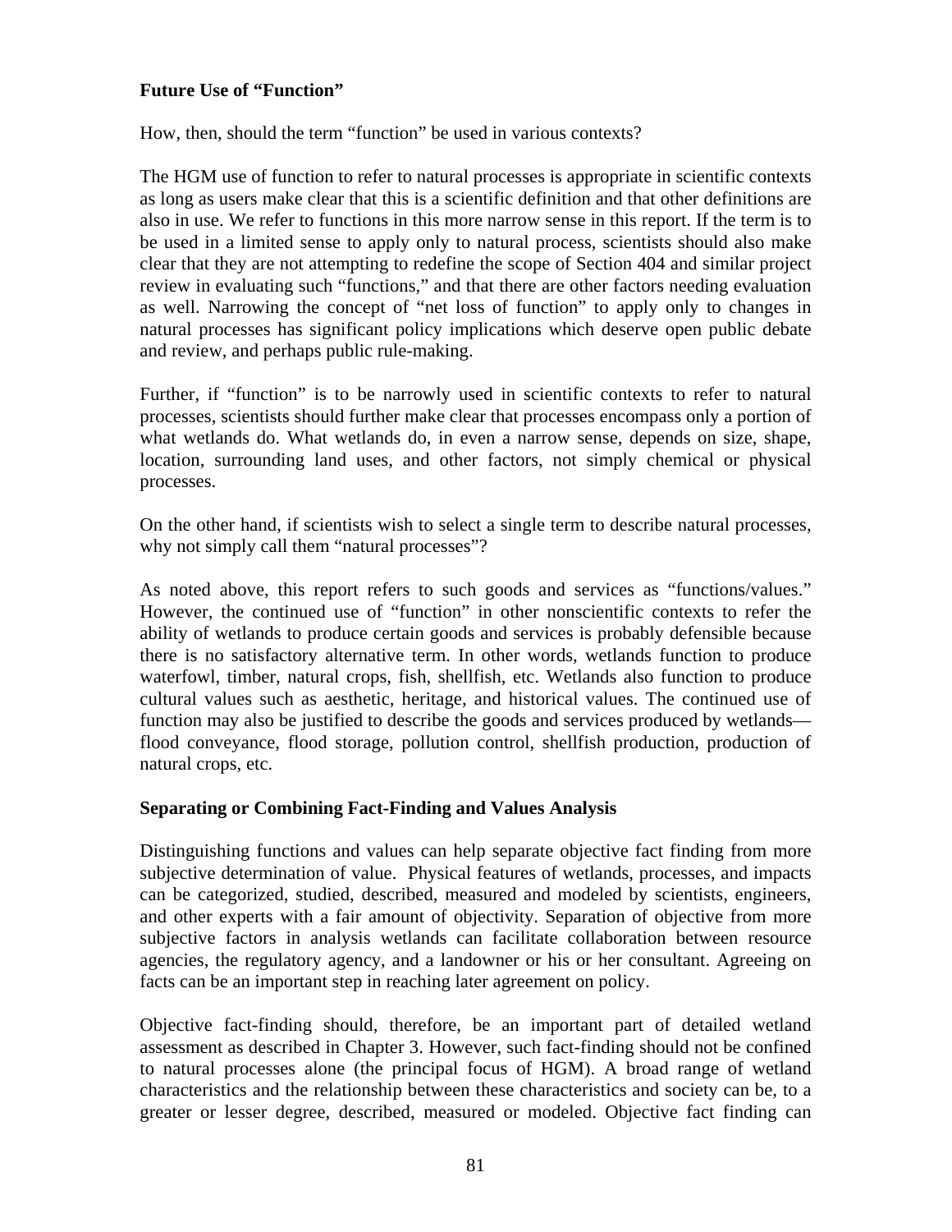### Future Use of "Function"

How, then, should the term "function" be used in various contexts?

The HGM use of function to refer to natural processes is appropriate in scientific contexts as long as users make clear that this is a scientific definition and that other definitions are also in use. We refer to functions in this more narrow sense in this report. If the term is to be used in a limited sense to apply only to natural process, scientists should also make clear that they are not attempting to redefine the scope of Section 404 and similar project review in evaluating such "functions," and that there are other factors needing evaluation as well. Narrowing the concept of "net loss of function" to apply only to changes in natural processes has significant policy implications which deserve open public debate and review, and perhaps public rule-making.

Further, if "function" is to be narrowly used in scientific contexts to refer to natural processes, scientists should further make clear that processes encompass only a portion of what wetlands do. What wetlands do, in even a narrow sense, depends on size, shape, location, surrounding land uses, and other factors, not simply chemical or physical processes.

On the other hand, if scientists wish to select a single term to describe natural processes, why not simply call them "natural processes"?

As noted above, this report refers to such goods and services as "functions/values." However, the continued use of "function" in other nonscientific contexts to refer the ability of wetlands to produce certain goods and services is probably defensible because there is no satisfactory alternative term. In other words, wetlands function to produce waterfowl, timber, natural crops, fish, shellfish, etc. Wetlands also function to produce cultural values such as aesthetic, heritage, and historical values. The continued use of function may also be justified to describe the goods and services produced by wetlands—flood conveyance, flood storage, pollution control, shellfish production, production of natural crops, etc.

### Separating or Combining Fact-Finding and Values Analysis

Distinguishing functions and values can help separate objective fact finding from more subjective determination of value. Physical features of wetlands, processes, and impacts can be categorized, studied, described, measured and modeled by scientists, engineers, and other experts with a fair amount of objectivity. Separation of objective from more subjective factors in analysis wetlands can facilitate collaboration between resource agencies, the regulatory agency, and a landowner or his or her consultant. Agreeing on facts can be an important step in reaching later agreement on policy.

Objective fact-finding should, therefore, be an important part of detailed wetland assessment as described in Chapter 3. However, such fact-finding should not be confined to natural processes alone (the principal focus of HGM). A broad range of wetland characteristics and the relationship between these characteristics and society can be, to a greater or lesser degree, described, measured or modeled. Objective fact finding can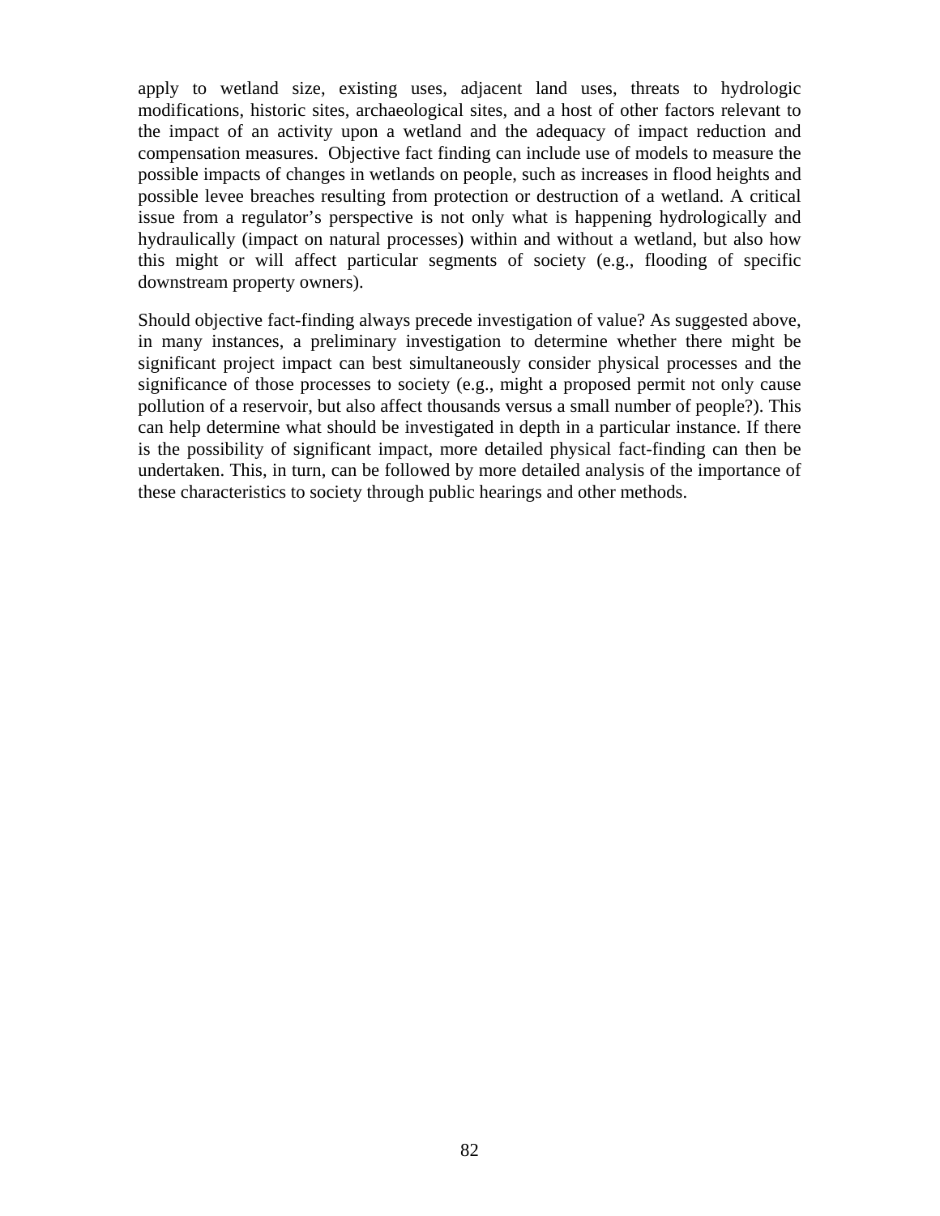apply to wetland size, existing uses, adjacent land uses, threats to hydrologic modifications, historic sites, archaeological sites, and a host of other factors relevant to the impact of an activity upon a wetland and the adequacy of impact reduction and compensation measures. Objective fact finding can include use of models to measure the possible impacts of changes in wetlands on people, such as increases in flood heights and possible levee breaches resulting from protection or destruction of a wetland. A critical issue from a regulator's perspective is not only what is happening hydrologically and hydraulically (impact on natural processes) within and without a wetland, but also how this might or will affect particular segments of society (e.g., flooding of specific downstream property owners).

Should objective fact-finding always precede investigation of value? As suggested above, in many instances, a preliminary investigation to determine whether there might be significant project impact can best simultaneously consider physical processes and the significance of those processes to society (e.g., might a proposed permit not only cause pollution of a reservoir, but also affect thousands versus a small number of people?). This can help determine what should be investigated in depth in a particular instance. If there is the possibility of significant impact, more detailed physical fact-finding can then be undertaken. This, in turn, can be followed by more detailed analysis of the importance of these characteristics to society through public hearings and other methods.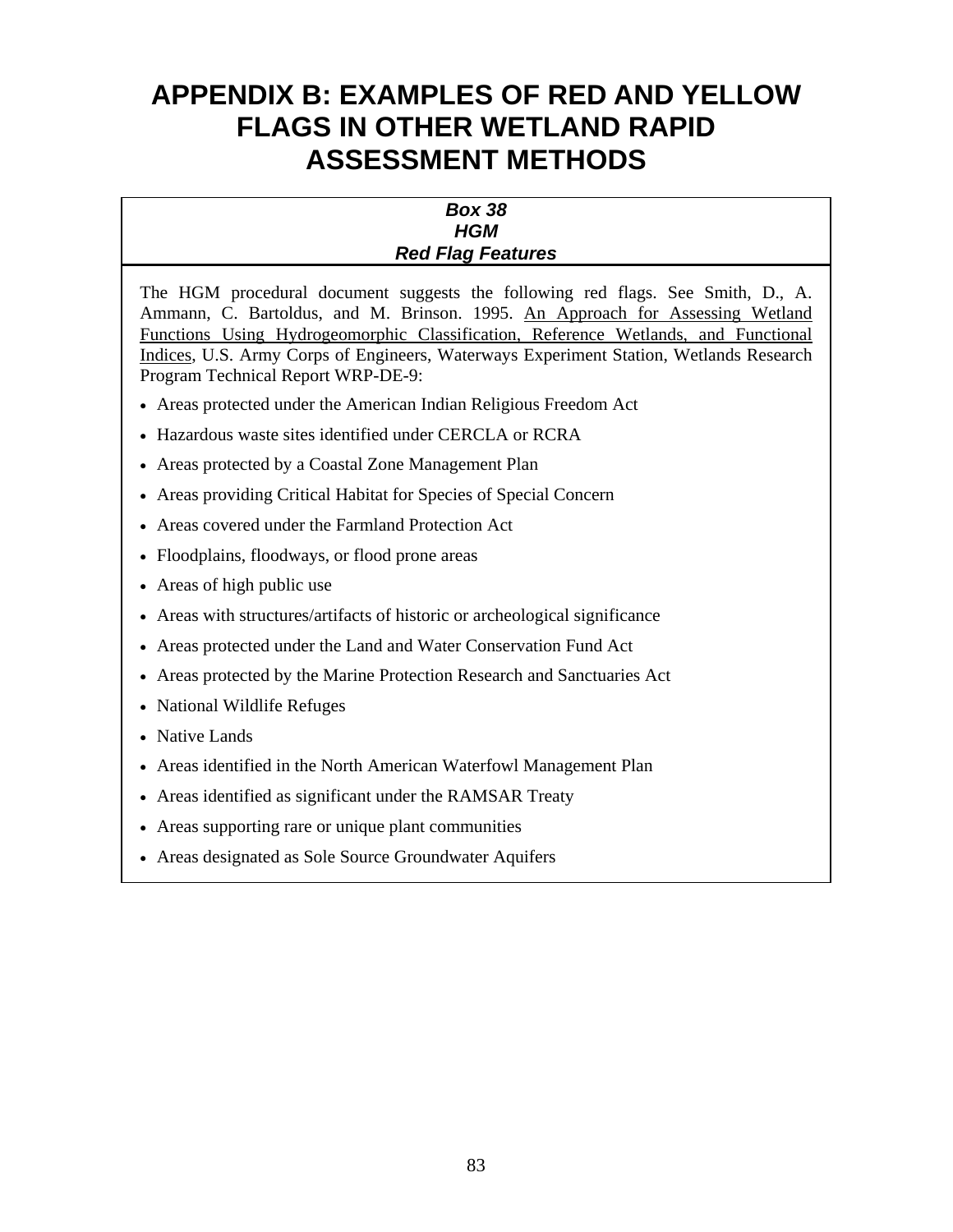# APPENDIX B: EXAMPLES OF RED AND YELLOW FLAGS IN OTHER WETLAND RAPID ASSESSMENT METHODS

***Box 38***
***HGM***
***Red Flag Features***

The HGM procedural document suggests the following red flags. See Smith, D., A. Ammann, C. Bartoldus, and M. Brinson. 1995. An Approach for Assessing Wetland Functions Using Hydrogeomorphic Classification, Reference Wetlands, and Functional Indices, U.S. Army Corps of Engineers, Waterways Experiment Station, Wetlands Research Program Technical Report WRP-DE-9:

- Areas protected under the American Indian Religious Freedom Act
- Hazardous waste sites identified under CERCLA or RCRA
- Areas protected by a Coastal Zone Management Plan
- Areas providing Critical Habitat for Species of Special Concern
- Areas covered under the Farmland Protection Act
- Floodplains, floodways, or flood prone areas
- Areas of high public use
- Areas with structures/artifacts of historic or archeological significance
- Areas protected under the Land and Water Conservation Fund Act
- Areas protected by the Marine Protection Research and Sanctuaries Act
- National Wildlife Refuges
- Native Lands
- Areas identified in the North American Waterfowl Management Plan
- Areas identified as significant under the RAMSAR Treaty
- Areas supporting rare or unique plant communities
- Areas designated as Sole Source Groundwater Aquifers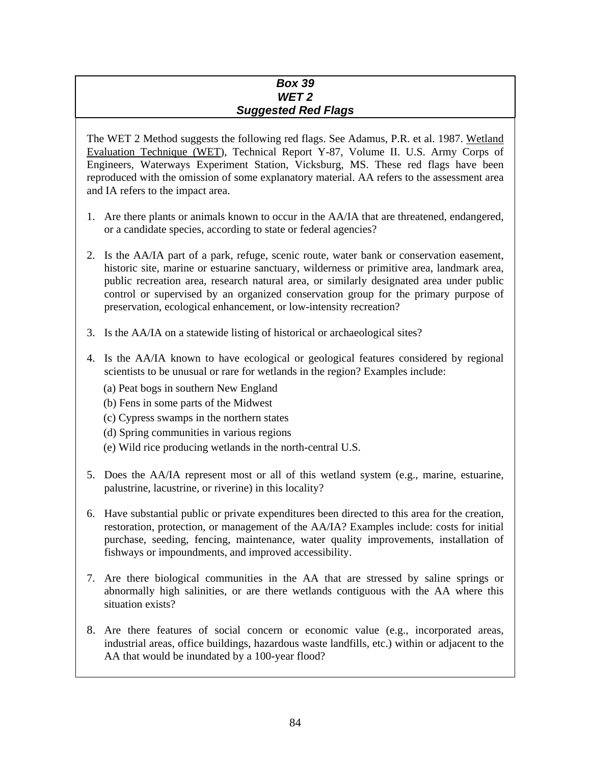## *Box 39*
## *WET 2*
## *Suggested Red Flags*

The WET 2 Method suggests the following red flags. See Adamus, P.R. et al. 1987. Wetland Evaluation Technique (WET), Technical Report Y-87, Volume II. U.S. Army Corps of Engineers, Waterways Experiment Station, Vicksburg, MS. These red flags have been reproduced with the omission of some explanatory material. AA refers to the assessment area and IA refers to the impact area.

1. Are there plants or animals known to occur in the AA/IA that are threatened, endangered, or a candidate species, according to state or federal agencies?

2. Is the AA/IA part of a park, refuge, scenic route, water bank or conservation easement, historic site, marine or estuarine sanctuary, wilderness or primitive area, landmark area, public recreation area, research natural area, or similarly designated area under public control or supervised by an organized conservation group for the primary purpose of preservation, ecological enhancement, or low-intensity recreation?

3. Is the AA/IA on a statewide listing of historical or archaeological sites?

4. Is the AA/IA known to have ecological or geological features considered by regional scientists to be unusual or rare for wetlands in the region? Examples include:
   - (a) Peat bogs in southern New England
   - (b) Fens in some parts of the Midwest
   - (c) Cypress swamps in the northern states
   - (d) Spring communities in various regions
   - (e) Wild rice producing wetlands in the north-central U.S.

5. Does the AA/IA represent most or all of this wetland system (e.g., marine, estuarine, palustrine, lacustrine, or riverine) in this locality?

6. Have substantial public or private expenditures been directed to this area for the creation, restoration, protection, or management of the AA/IA? Examples include: costs for initial purchase, seeding, fencing, maintenance, water quality improvements, installation of fishways or impoundments, and improved accessibility.

7. Are there biological communities in the AA that are stressed by saline springs or abnormally high salinities, or are there wetlands contiguous with the AA where this situation exists?

8. Are there features of social concern or economic value (e.g., incorporated areas, industrial areas, office buildings, hazardous waste landfills, etc.) within or adjacent to the AA that would be inundated by a 100-year flood?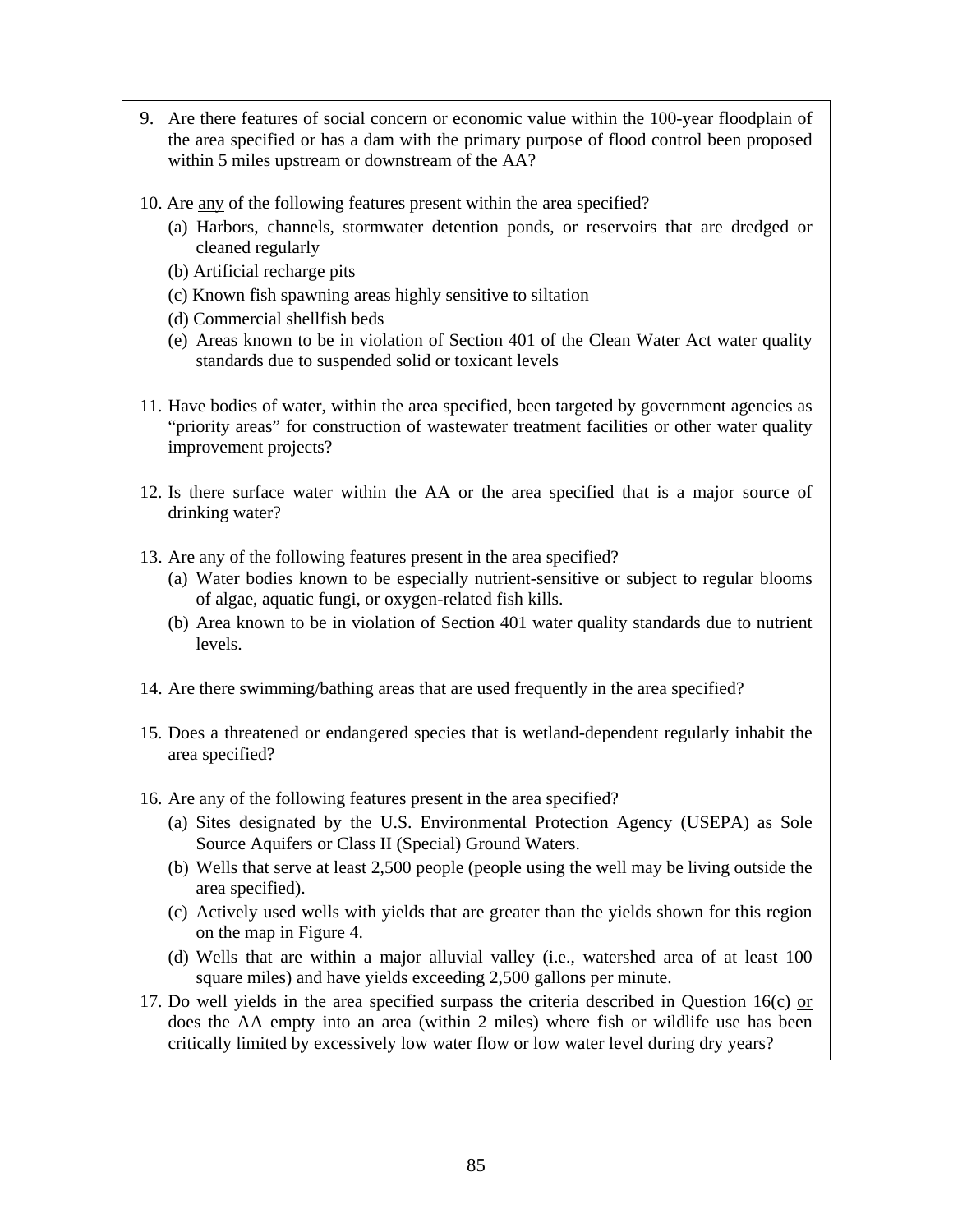9. Are there features of social concern or economic value within the 100-year floodplain of the area specified or has a dam with the primary purpose of flood control been proposed within 5 miles upstream or downstream of the AA?

10. Are <u>any</u> of the following features present within the area specified?
    - (a) Harbors, channels, stormwater detention ponds, or reservoirs that are dredged or cleaned regularly
    - (b) Artificial recharge pits
    - (c) Known fish spawning areas highly sensitive to siltation
    - (d) Commercial shellfish beds
    - (e) Areas known to be in violation of Section 401 of the Clean Water Act water quality standards due to suspended solid or toxicant levels

11. Have bodies of water, within the area specified, been targeted by government agencies as "priority areas" for construction of wastewater treatment facilities or other water quality improvement projects?

12. Is there surface water within the AA or the area specified that is a major source of drinking water?

13. Are any of the following features present in the area specified?
    - (a) Water bodies known to be especially nutrient-sensitive or subject to regular blooms of algae, aquatic fungi, or oxygen-related fish kills.
    - (b) Area known to be in violation of Section 401 water quality standards due to nutrient levels.

14. Are there swimming/bathing areas that are used frequently in the area specified?

15. Does a threatened or endangered species that is wetland-dependent regularly inhabit the area specified?

16. Are any of the following features present in the area specified?
    - (a) Sites designated by the U.S. Environmental Protection Agency (USEPA) as Sole Source Aquifers or Class II (Special) Ground Waters.
    - (b) Wells that serve at least 2,500 people (people using the well may be living outside the area specified).
    - (c) Actively used wells with yields that are greater than the yields shown for this region on the map in Figure 4.
    - (d) Wells that are within a major alluvial valley (i.e., watershed area of at least 100 square miles) <u>and</u> have yields exceeding 2,500 gallons per minute.

17. Do well yields in the area specified surpass the criteria described in Question 16(c) <u>or</u> does the AA empty into an area (within 2 miles) where fish or wildlife use has been critically limited by excessively low water flow or low water level during dry years?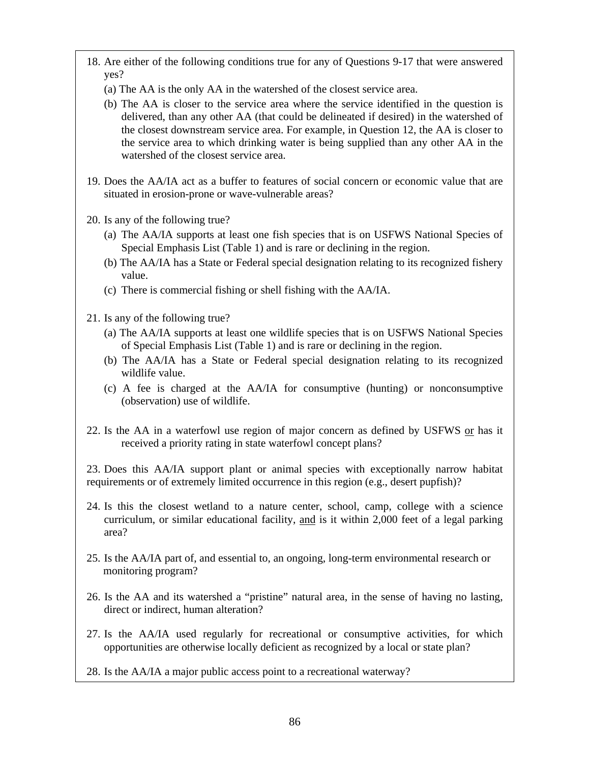18. Are either of the following conditions true for any of Questions 9-17 that were answered yes?

    (a) The AA is the only AA in the watershed of the closest service area.

    (b) The AA is closer to the service area where the service identified in the question is delivered, than any other AA (that could be delineated if desired) in the watershed of the closest downstream service area. For example, in Question 12, the AA is closer to the service area to which drinking water is being supplied than any other AA in the watershed of the closest service area.

19. Does the AA/IA act as a buffer to features of social concern or economic value that are situated in erosion-prone or wave-vulnerable areas?

20. Is any of the following true?

    (a) The AA/IA supports at least one fish species that is on USFWS National Species of Special Emphasis List (Table 1) and is rare or declining in the region.

    (b) The AA/IA has a State or Federal special designation relating to its recognized fishery value.

    (c) There is commercial fishing or shell fishing with the AA/IA.

21. Is any of the following true?

    (a) The AA/IA supports at least one wildlife species that is on USFWS National Species of Special Emphasis List (Table 1) and is rare or declining in the region.

    (b) The AA/IA has a State or Federal special designation relating to its recognized wildlife value.

    (c) A fee is charged at the AA/IA for consumptive (hunting) or nonconsumptive (observation) use of wildlife.

22. Is the AA in a waterfowl use region of major concern as defined by USFWS <u>or</u> has it received a priority rating in state waterfowl concept plans?

23. Does this AA/IA support plant or animal species with exceptionally narrow habitat requirements or of extremely limited occurrence in this region (e.g., desert pupfish)?

24. Is this the closest wetland to a nature center, school, camp, college with a science curriculum, or similar educational facility, <u>and</u> is it within 2,000 feet of a legal parking area?

25. Is the AA/IA part of, and essential to, an ongoing, long-term environmental research or monitoring program?

26. Is the AA and its watershed a "pristine" natural area, in the sense of having no lasting, direct or indirect, human alteration?

27. Is the AA/IA used regularly for recreational or consumptive activities, for which opportunities are otherwise locally deficient as recognized by a local or state plan?

28. Is the AA/IA a major public access point to a recreational waterway?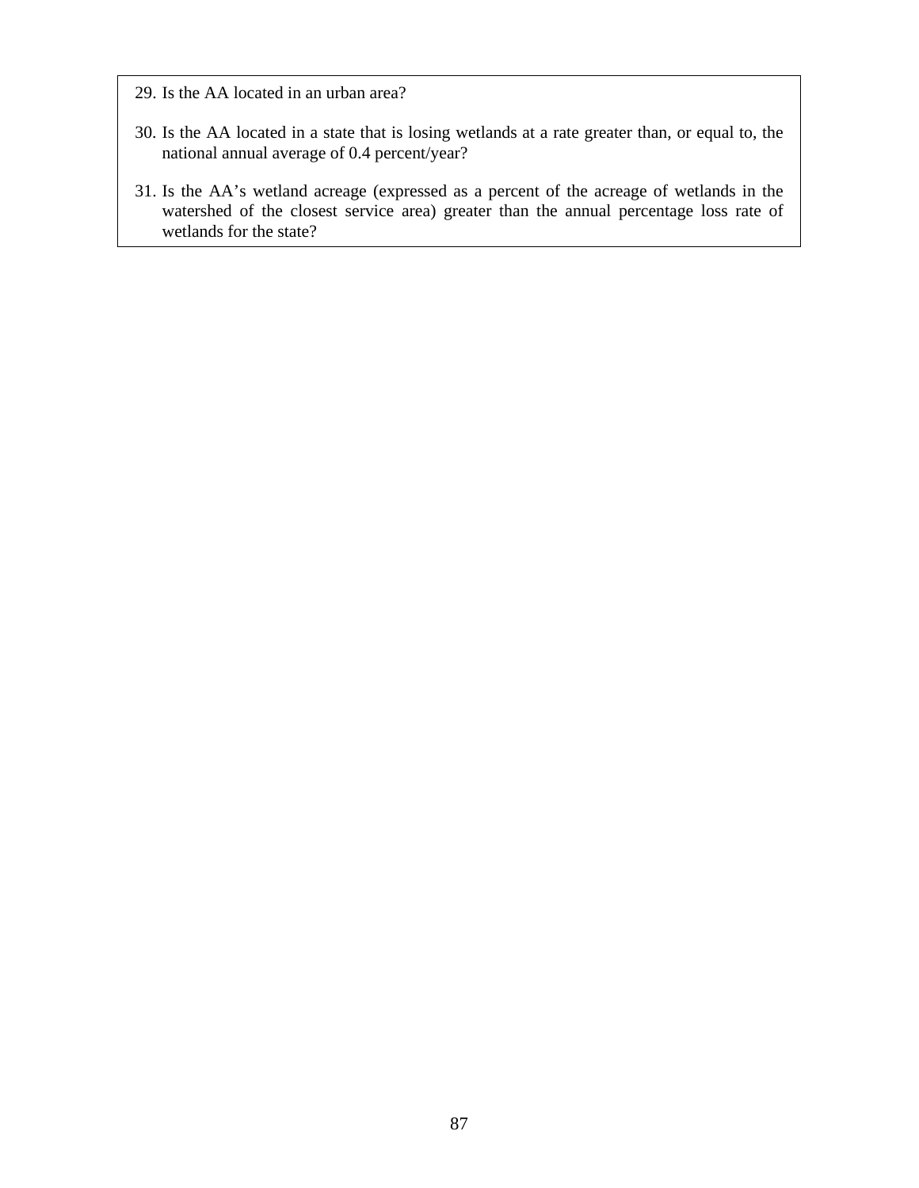29. Is the AA located in an urban area?

30. Is the AA located in a state that is losing wetlands at a rate greater than, or equal to, the national annual average of 0.4 percent/year?

31. Is the AA's wetland acreage (expressed as a percent of the acreage of wetlands in the watershed of the closest service area) greater than the annual percentage loss rate of wetlands for the state?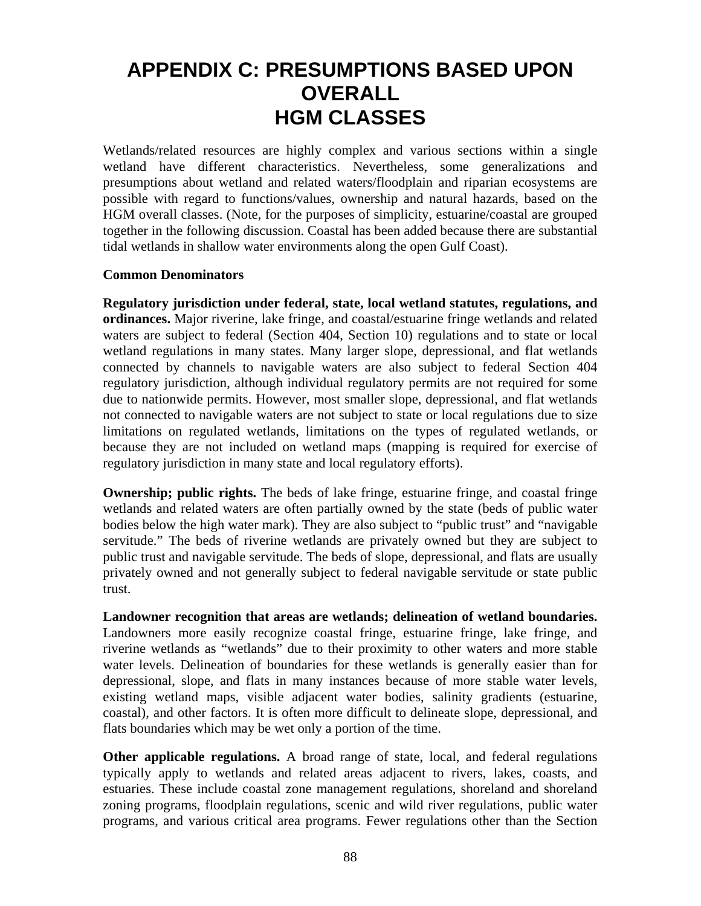# APPENDIX C: PRESUMPTIONS BASED UPON OVERALL HGM CLASSES

Wetlands/related resources are highly complex and various sections within a single wetland have different characteristics. Nevertheless, some generalizations and presumptions about wetland and related waters/floodplain and riparian ecosystems are possible with regard to functions/values, ownership and natural hazards, based on the HGM overall classes. (Note, for the purposes of simplicity, estuarine/coastal are grouped together in the following discussion. Coastal has been added because there are substantial tidal wetlands in shallow water environments along the open Gulf Coast).

**Common Denominators**

**Regulatory jurisdiction under federal, state, local wetland statutes, regulations, and ordinances.** Major riverine, lake fringe, and coastal/estuarine fringe wetlands and related waters are subject to federal (Section 404, Section 10) regulations and to state or local wetland regulations in many states. Many larger slope, depressional, and flat wetlands connected by channels to navigable waters are also subject to federal Section 404 regulatory jurisdiction, although individual regulatory permits are not required for some due to nationwide permits. However, most smaller slope, depressional, and flat wetlands not connected to navigable waters are not subject to state or local regulations due to size limitations on regulated wetlands, limitations on the types of regulated wetlands, or because they are not included on wetland maps (mapping is required for exercise of regulatory jurisdiction in many state and local regulatory efforts).

**Ownership; public rights.** The beds of lake fringe, estuarine fringe, and coastal fringe wetlands and related waters are often partially owned by the state (beds of public water bodies below the high water mark). They are also subject to "public trust" and "navigable servitude." The beds of riverine wetlands are privately owned but they are subject to public trust and navigable servitude. The beds of slope, depressional, and flats are usually privately owned and not generally subject to federal navigable servitude or state public trust.

**Landowner recognition that areas are wetlands; delineation of wetland boundaries.** Landowners more easily recognize coastal fringe, estuarine fringe, lake fringe, and riverine wetlands as "wetlands" due to their proximity to other waters and more stable water levels. Delineation of boundaries for these wetlands is generally easier than for depressional, slope, and flats in many instances because of more stable water levels, existing wetland maps, visible adjacent water bodies, salinity gradients (estuarine, coastal), and other factors. It is often more difficult to delineate slope, depressional, and flats boundaries which may be wet only a portion of the time.

**Other applicable regulations.** A broad range of state, local, and federal regulations typically apply to wetlands and related areas adjacent to rivers, lakes, coasts, and estuaries. These include coastal zone management regulations, shoreland and shoreland zoning programs, floodplain regulations, scenic and wild river regulations, public water programs, and various critical area programs. Fewer regulations other than the Section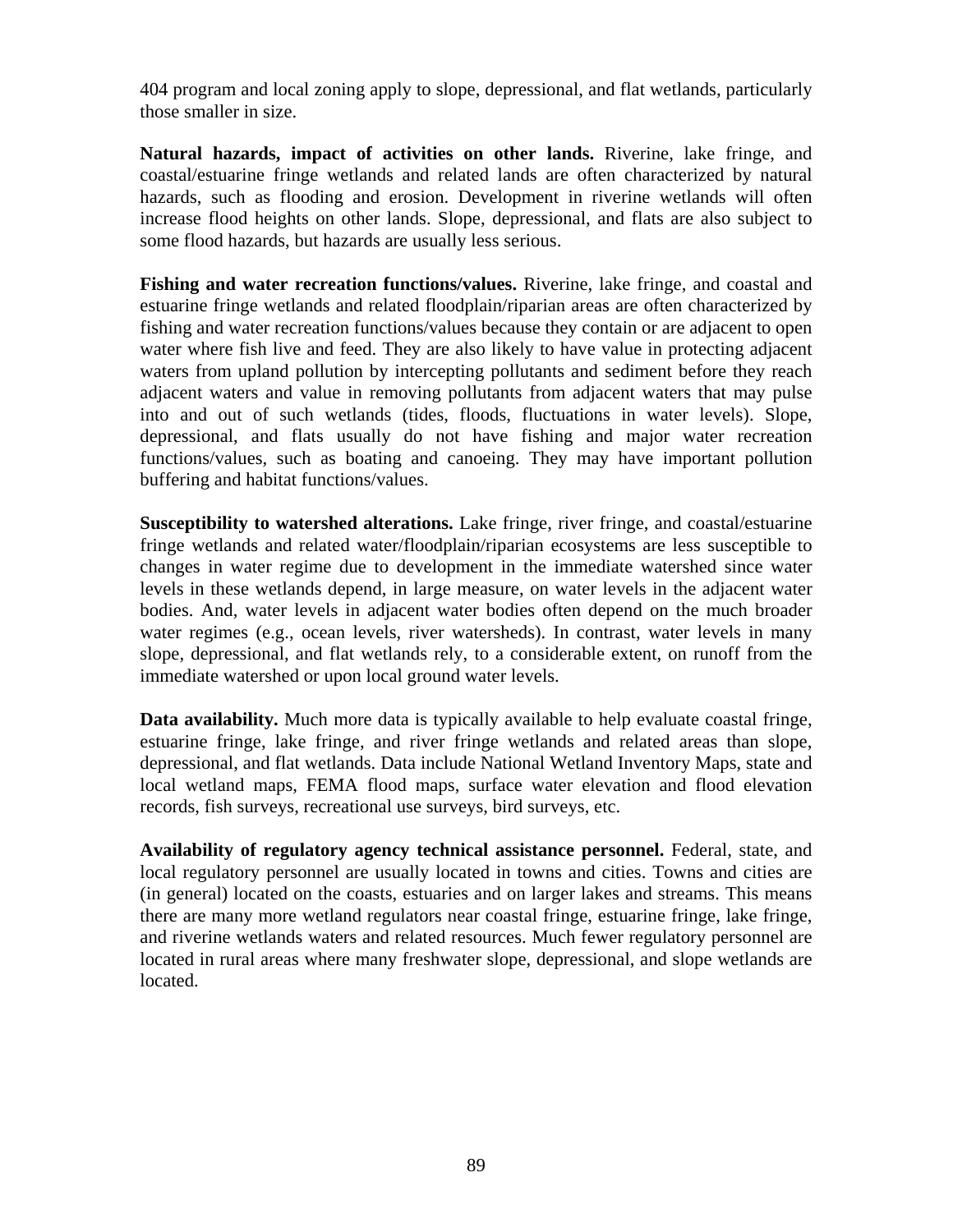404 program and local zoning apply to slope, depressional, and flat wetlands, particularly those smaller in size.

**Natural hazards, impact of activities on other lands.** Riverine, lake fringe, and coastal/estuarine fringe wetlands and related lands are often characterized by natural hazards, such as flooding and erosion. Development in riverine wetlands will often increase flood heights on other lands. Slope, depressional, and flats are also subject to some flood hazards, but hazards are usually less serious.

**Fishing and water recreation functions/values.** Riverine, lake fringe, and coastal and estuarine fringe wetlands and related floodplain/riparian areas are often characterized by fishing and water recreation functions/values because they contain or are adjacent to open water where fish live and feed. They are also likely to have value in protecting adjacent waters from upland pollution by intercepting pollutants and sediment before they reach adjacent waters and value in removing pollutants from adjacent waters that may pulse into and out of such wetlands (tides, floods, fluctuations in water levels). Slope, depressional, and flats usually do not have fishing and major water recreation functions/values, such as boating and canoeing. They may have important pollution buffering and habitat functions/values.

**Susceptibility to watershed alterations.** Lake fringe, river fringe, and coastal/estuarine fringe wetlands and related water/floodplain/riparian ecosystems are less susceptible to changes in water regime due to development in the immediate watershed since water levels in these wetlands depend, in large measure, on water levels in the adjacent water bodies. And, water levels in adjacent water bodies often depend on the much broader water regimes (e.g., ocean levels, river watersheds). In contrast, water levels in many slope, depressional, and flat wetlands rely, to a considerable extent, on runoff from the immediate watershed or upon local ground water levels.

**Data availability.** Much more data is typically available to help evaluate coastal fringe, estuarine fringe, lake fringe, and river fringe wetlands and related areas than slope, depressional, and flat wetlands. Data include National Wetland Inventory Maps, state and local wetland maps, FEMA flood maps, surface water elevation and flood elevation records, fish surveys, recreational use surveys, bird surveys, etc.

**Availability of regulatory agency technical assistance personnel.** Federal, state, and local regulatory personnel are usually located in towns and cities. Towns and cities are (in general) located on the coasts, estuaries and on larger lakes and streams. This means there are many more wetland regulators near coastal fringe, estuarine fringe, lake fringe, and riverine wetlands waters and related resources. Much fewer regulatory personnel are located in rural areas where many freshwater slope, depressional, and slope wetlands are located.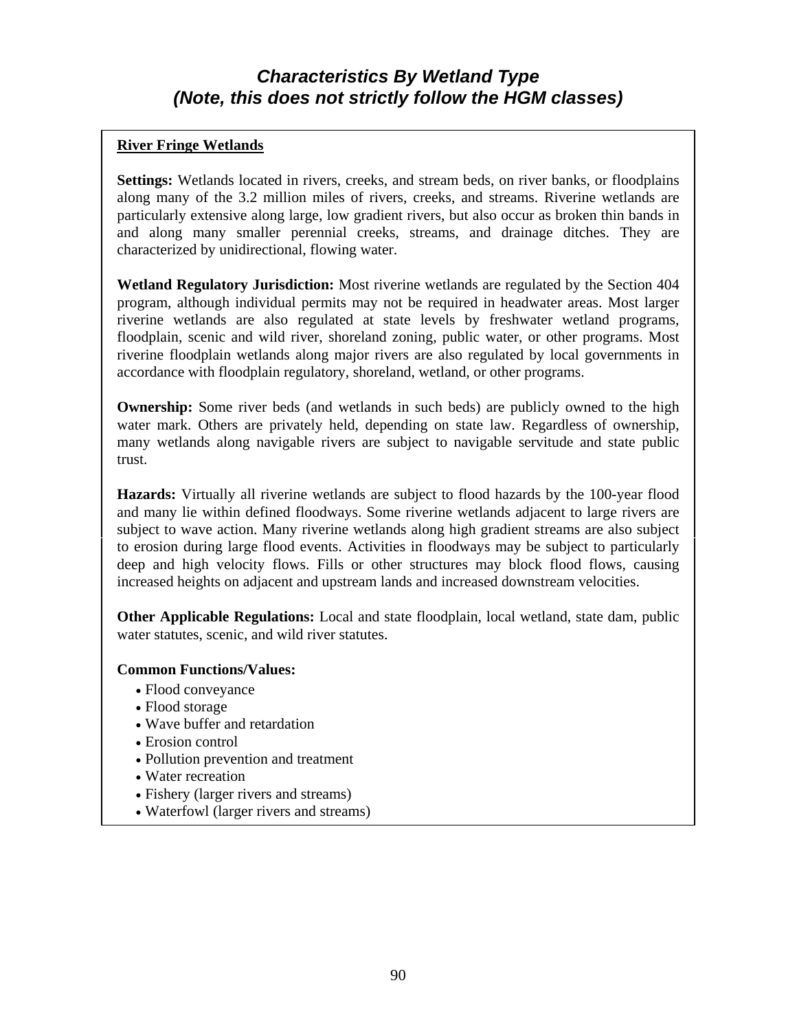## *Characteristics By Wetland Type (Note, this does not strictly follow the HGM classes)*

### River Fringe Wetlands

**Settings:** Wetlands located in rivers, creeks, and stream beds, on river banks, or floodplains along many of the 3.2 million miles of rivers, creeks, and streams. Riverine wetlands are particularly extensive along large, low gradient rivers, but also occur as broken thin bands in and along many smaller perennial creeks, streams, and drainage ditches. They are characterized by unidirectional, flowing water.

**Wetland Regulatory Jurisdiction:** Most riverine wetlands are regulated by the Section 404 program, although individual permits may not be required in headwater areas. Most larger riverine wetlands are also regulated at state levels by freshwater wetland programs, floodplain, scenic and wild river, shoreland zoning, public water, or other programs. Most riverine floodplain wetlands along major rivers are also regulated by local governments in accordance with floodplain regulatory, shoreland, wetland, or other programs.

**Ownership:** Some river beds (and wetlands in such beds) are publicly owned to the high water mark. Others are privately held, depending on state law. Regardless of ownership, many wetlands along navigable rivers are subject to navigable servitude and state public trust.

**Hazards:** Virtually all riverine wetlands are subject to flood hazards by the 100-year flood and many lie within defined floodways. Some riverine wetlands adjacent to large rivers are subject to wave action. Many riverine wetlands along high gradient streams are also subject to erosion during large flood events. Activities in floodways may be subject to particularly deep and high velocity flows. Fills or other structures may block flood flows, causing increased heights on adjacent and upstream lands and increased downstream velocities.

**Other Applicable Regulations:** Local and state floodplain, local wetland, state dam, public water statutes, scenic, and wild river statutes.

**Common Functions/Values:**

- Flood conveyance
- Flood storage
- Wave buffer and retardation
- Erosion control
- Pollution prevention and treatment
- Water recreation
- Fishery (larger rivers and streams)
- Waterfowl (larger rivers and streams)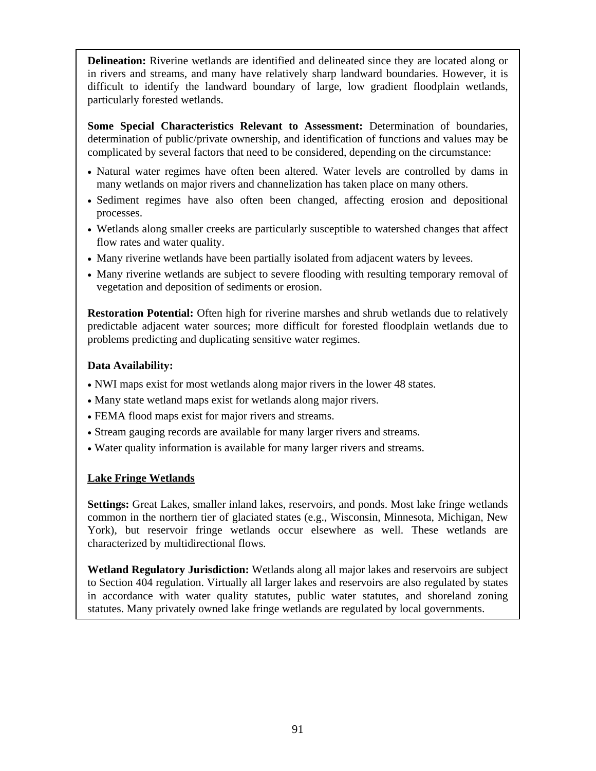**Delineation:** Riverine wetlands are identified and delineated since they are located along or in rivers and streams, and many have relatively sharp landward boundaries. However, it is difficult to identify the landward boundary of large, low gradient floodplain wetlands, particularly forested wetlands.

**Some Special Characteristics Relevant to Assessment:** Determination of boundaries, determination of public/private ownership, and identification of functions and values may be complicated by several factors that need to be considered, depending on the circumstance:

- Natural water regimes have often been altered. Water levels are controlled by dams in many wetlands on major rivers and channelization has taken place on many others.
- Sediment regimes have also often been changed, affecting erosion and depositional processes.
- Wetlands along smaller creeks are particularly susceptible to watershed changes that affect flow rates and water quality.
- Many riverine wetlands have been partially isolated from adjacent waters by levees.
- Many riverine wetlands are subject to severe flooding with resulting temporary removal of vegetation and deposition of sediments or erosion.

**Restoration Potential:** Often high for riverine marshes and shrub wetlands due to relatively predictable adjacent water sources; more difficult for forested floodplain wetlands due to problems predicting and duplicating sensitive water regimes.

**Data Availability:**

- NWI maps exist for most wetlands along major rivers in the lower 48 states.
- Many state wetland maps exist for wetlands along major rivers.
- FEMA flood maps exist for major rivers and streams.
- Stream gauging records are available for many larger rivers and streams.
- Water quality information is available for many larger rivers and streams.

### Lake Fringe Wetlands

**Settings:** Great Lakes, smaller inland lakes, reservoirs, and ponds. Most lake fringe wetlands common in the northern tier of glaciated states (e.g., Wisconsin, Minnesota, Michigan, New York), but reservoir fringe wetlands occur elsewhere as well. These wetlands are characterized by multidirectional flows.

**Wetland Regulatory Jurisdiction:** Wetlands along all major lakes and reservoirs are subject to Section 404 regulation. Virtually all larger lakes and reservoirs are also regulated by states in accordance with water quality statutes, public water statutes, and shoreland zoning statutes. Many privately owned lake fringe wetlands are regulated by local governments.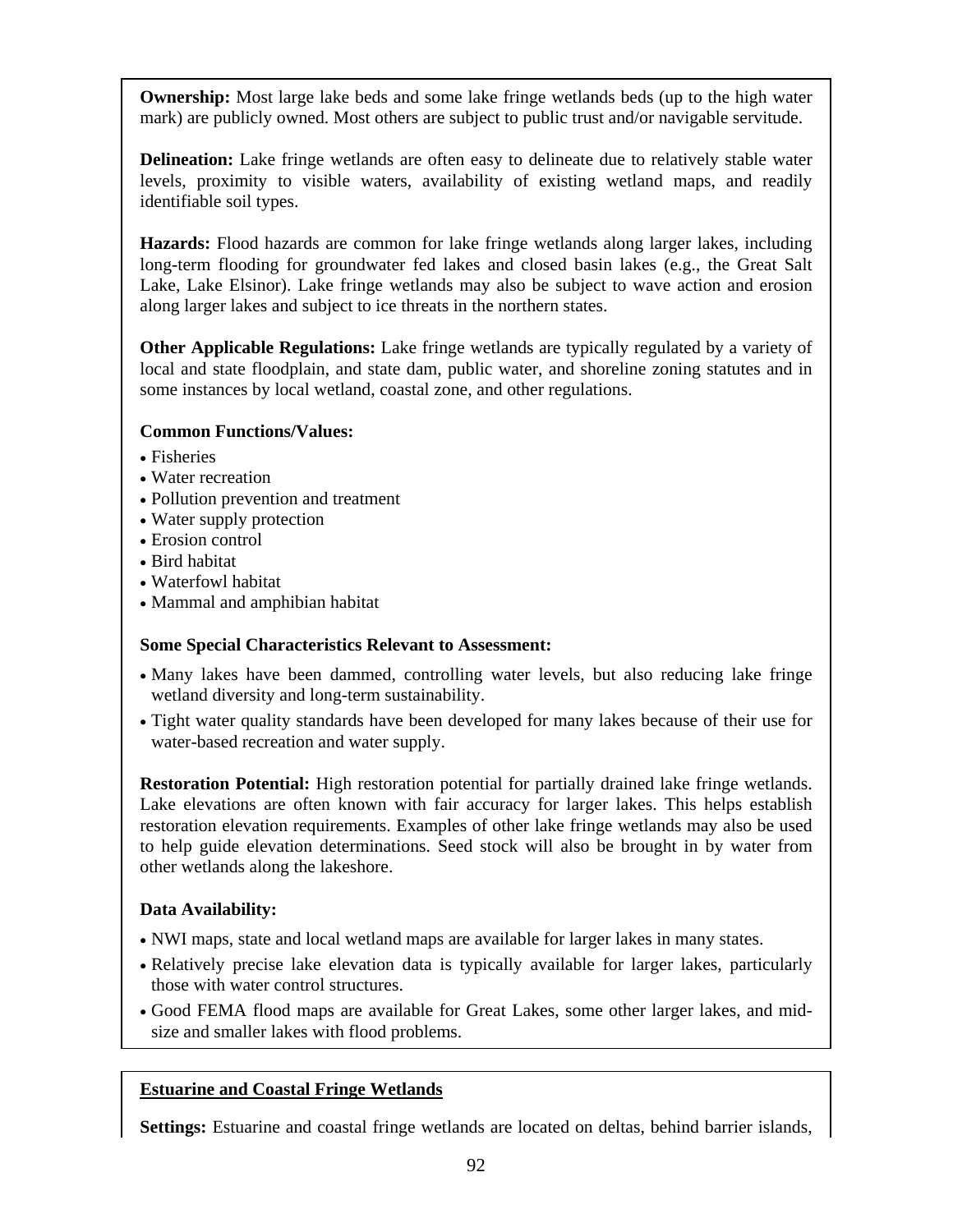**Ownership:** Most large lake beds and some lake fringe wetlands beds (up to the high water mark) are publicly owned. Most others are subject to public trust and/or navigable servitude.

**Delineation:** Lake fringe wetlands are often easy to delineate due to relatively stable water levels, proximity to visible waters, availability of existing wetland maps, and readily identifiable soil types.

**Hazards:** Flood hazards are common for lake fringe wetlands along larger lakes, including long-term flooding for groundwater fed lakes and closed basin lakes (e.g., the Great Salt Lake, Lake Elsinor). Lake fringe wetlands may also be subject to wave action and erosion along larger lakes and subject to ice threats in the northern states.

**Other Applicable Regulations:** Lake fringe wetlands are typically regulated by a variety of local and state floodplain, and state dam, public water, and shoreline zoning statutes and in some instances by local wetland, coastal zone, and other regulations.

**Common Functions/Values:**

- Fisheries
- Water recreation
- Pollution prevention and treatment
- Water supply protection
- Erosion control
- Bird habitat
- Waterfowl habitat
- Mammal and amphibian habitat

**Some Special Characteristics Relevant to Assessment:**

- Many lakes have been dammed, controlling water levels, but also reducing lake fringe wetland diversity and long-term sustainability.
- Tight water quality standards have been developed for many lakes because of their use for water-based recreation and water supply.

**Restoration Potential:** High restoration potential for partially drained lake fringe wetlands. Lake elevations are often known with fair accuracy for larger lakes. This helps establish restoration elevation requirements. Examples of other lake fringe wetlands may also be used to help guide elevation determinations. Seed stock will also be brought in by water from other wetlands along the lakeshore.

**Data Availability:**

- NWI maps, state and local wetland maps are available for larger lakes in many states.
- Relatively precise lake elevation data is typically available for larger lakes, particularly those with water control structures.
- Good FEMA flood maps are available for Great Lakes, some other larger lakes, and mid-size and smaller lakes with flood problems.

**Estuarine and Coastal Fringe Wetlands**

**Settings:** Estuarine and coastal fringe wetlands are located on deltas, behind barrier islands,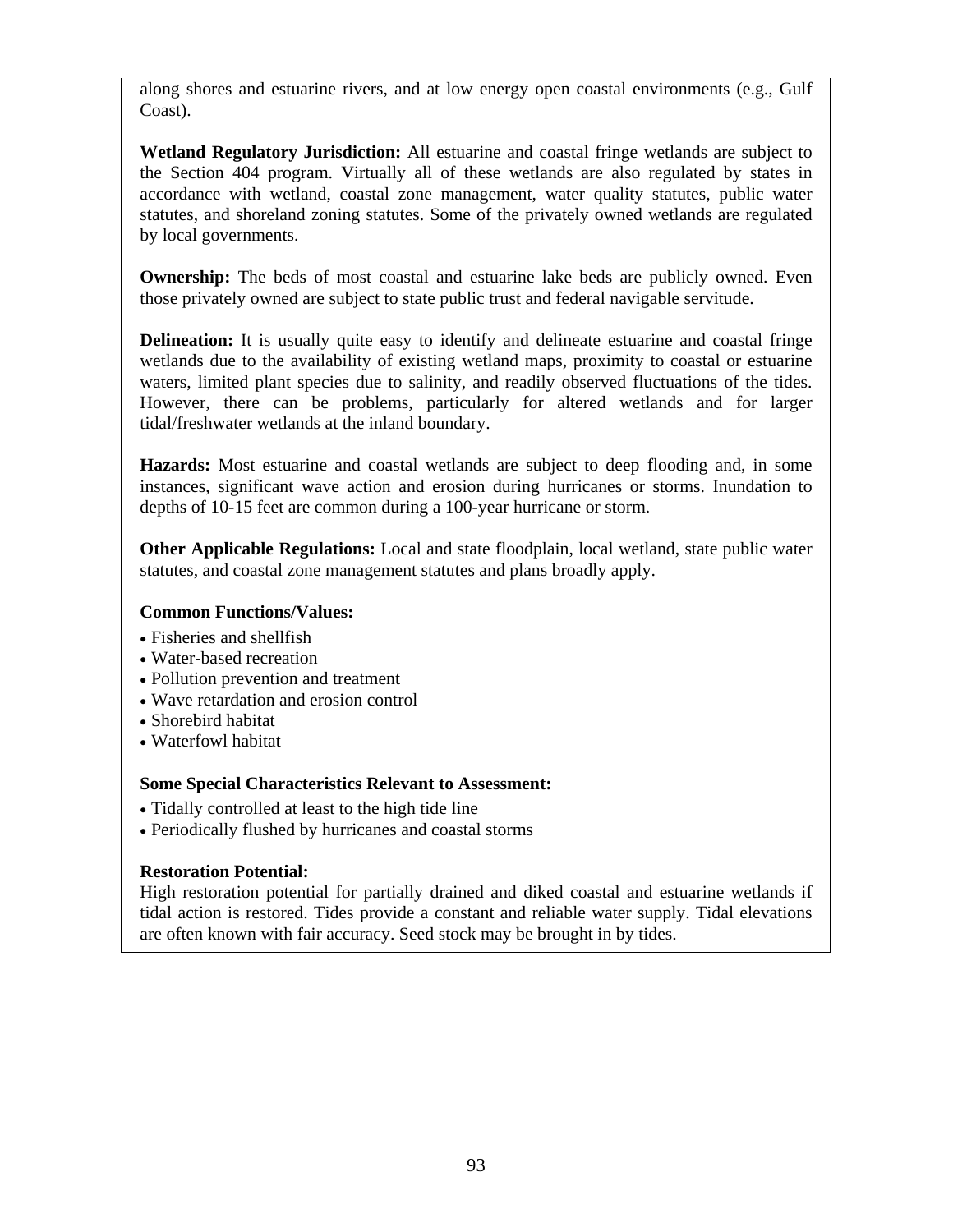along shores and estuarine rivers, and at low energy open coastal environments (e.g., Gulf Coast).

**Wetland Regulatory Jurisdiction:** All estuarine and coastal fringe wetlands are subject to the Section 404 program. Virtually all of these wetlands are also regulated by states in accordance with wetland, coastal zone management, water quality statutes, public water statutes, and shoreland zoning statutes. Some of the privately owned wetlands are regulated by local governments.

**Ownership:** The beds of most coastal and estuarine lake beds are publicly owned. Even those privately owned are subject to state public trust and federal navigable servitude.

**Delineation:** It is usually quite easy to identify and delineate estuarine and coastal fringe wetlands due to the availability of existing wetland maps, proximity to coastal or estuarine waters, limited plant species due to salinity, and readily observed fluctuations of the tides. However, there can be problems, particularly for altered wetlands and for larger tidal/freshwater wetlands at the inland boundary.

**Hazards:** Most estuarine and coastal wetlands are subject to deep flooding and, in some instances, significant wave action and erosion during hurricanes or storms. Inundation to depths of 10-15 feet are common during a 100-year hurricane or storm.

**Other Applicable Regulations:** Local and state floodplain, local wetland, state public water statutes, and coastal zone management statutes and plans broadly apply.

**Common Functions/Values:**

- Fisheries and shellfish
- Water-based recreation
- Pollution prevention and treatment
- Wave retardation and erosion control
- Shorebird habitat
- Waterfowl habitat

**Some Special Characteristics Relevant to Assessment:**

- Tidally controlled at least to the high tide line
- Periodically flushed by hurricanes and coastal storms

**Restoration Potential:**
High restoration potential for partially drained and diked coastal and estuarine wetlands if tidal action is restored. Tides provide a constant and reliable water supply. Tidal elevations are often known with fair accuracy. Seed stock may be brought in by tides.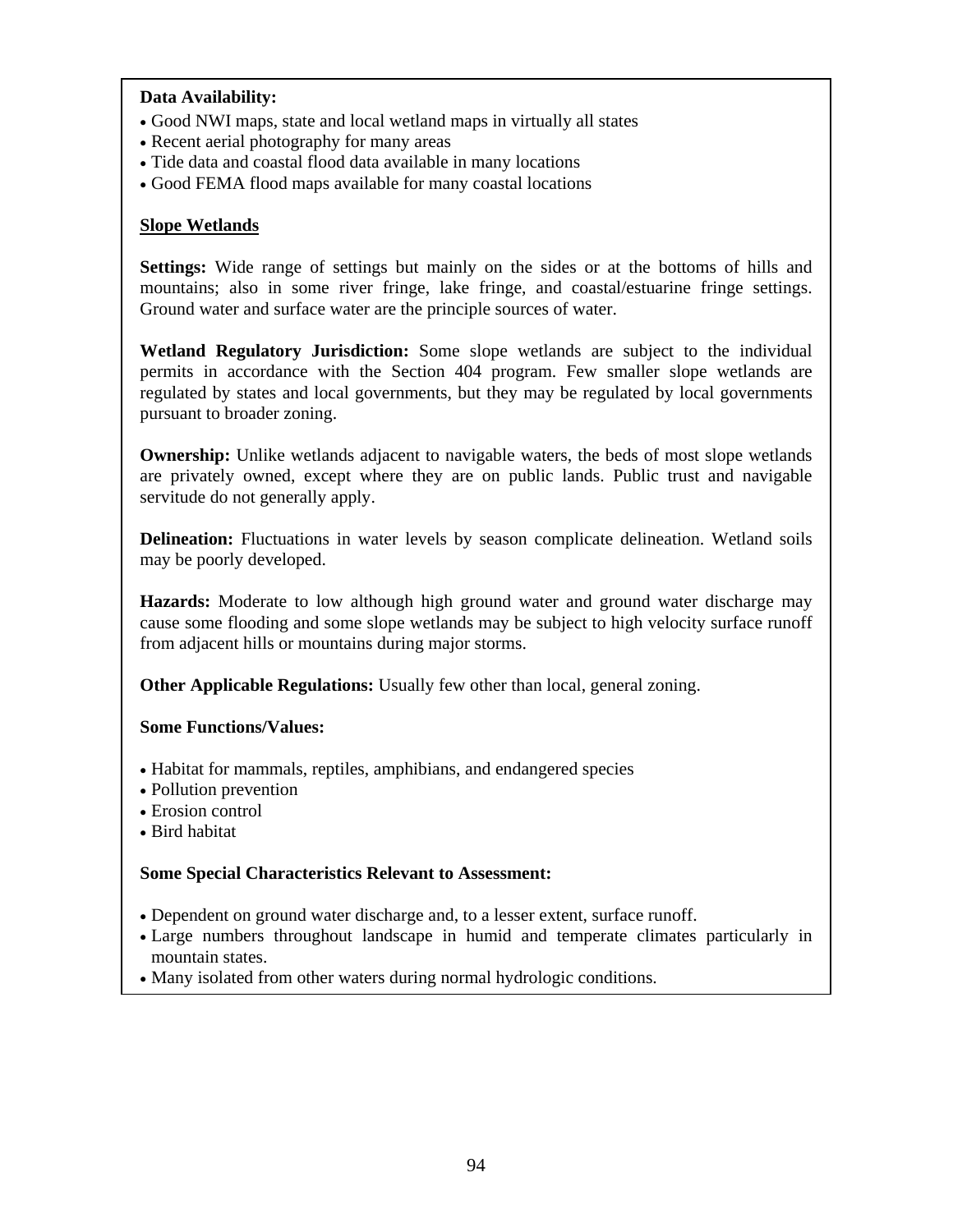**Data Availability:**

- Good NWI maps, state and local wetland maps in virtually all states
- Recent aerial photography for many areas
- Tide data and coastal flood data available in many locations
- Good FEMA flood maps available for many coastal locations

**Slope Wetlands**

**Settings:** Wide range of settings but mainly on the sides or at the bottoms of hills and mountains; also in some river fringe, lake fringe, and coastal/estuarine fringe settings. Ground water and surface water are the principle sources of water.

**Wetland Regulatory Jurisdiction:** Some slope wetlands are subject to the individual permits in accordance with the Section 404 program. Few smaller slope wetlands are regulated by states and local governments, but they may be regulated by local governments pursuant to broader zoning.

**Ownership:** Unlike wetlands adjacent to navigable waters, the beds of most slope wetlands are privately owned, except where they are on public lands. Public trust and navigable servitude do not generally apply.

**Delineation:** Fluctuations in water levels by season complicate delineation. Wetland soils may be poorly developed.

**Hazards:** Moderate to low although high ground water and ground water discharge may cause some flooding and some slope wetlands may be subject to high velocity surface runoff from adjacent hills or mountains during major storms.

**Other Applicable Regulations:** Usually few other than local, general zoning.

**Some Functions/Values:**

- Habitat for mammals, reptiles, amphibians, and endangered species
- Pollution prevention
- Erosion control
- Bird habitat

**Some Special Characteristics Relevant to Assessment:**

- Dependent on ground water discharge and, to a lesser extent, surface runoff.
- Large numbers throughout landscape in humid and temperate climates particularly in mountain states.
- Many isolated from other waters during normal hydrologic conditions.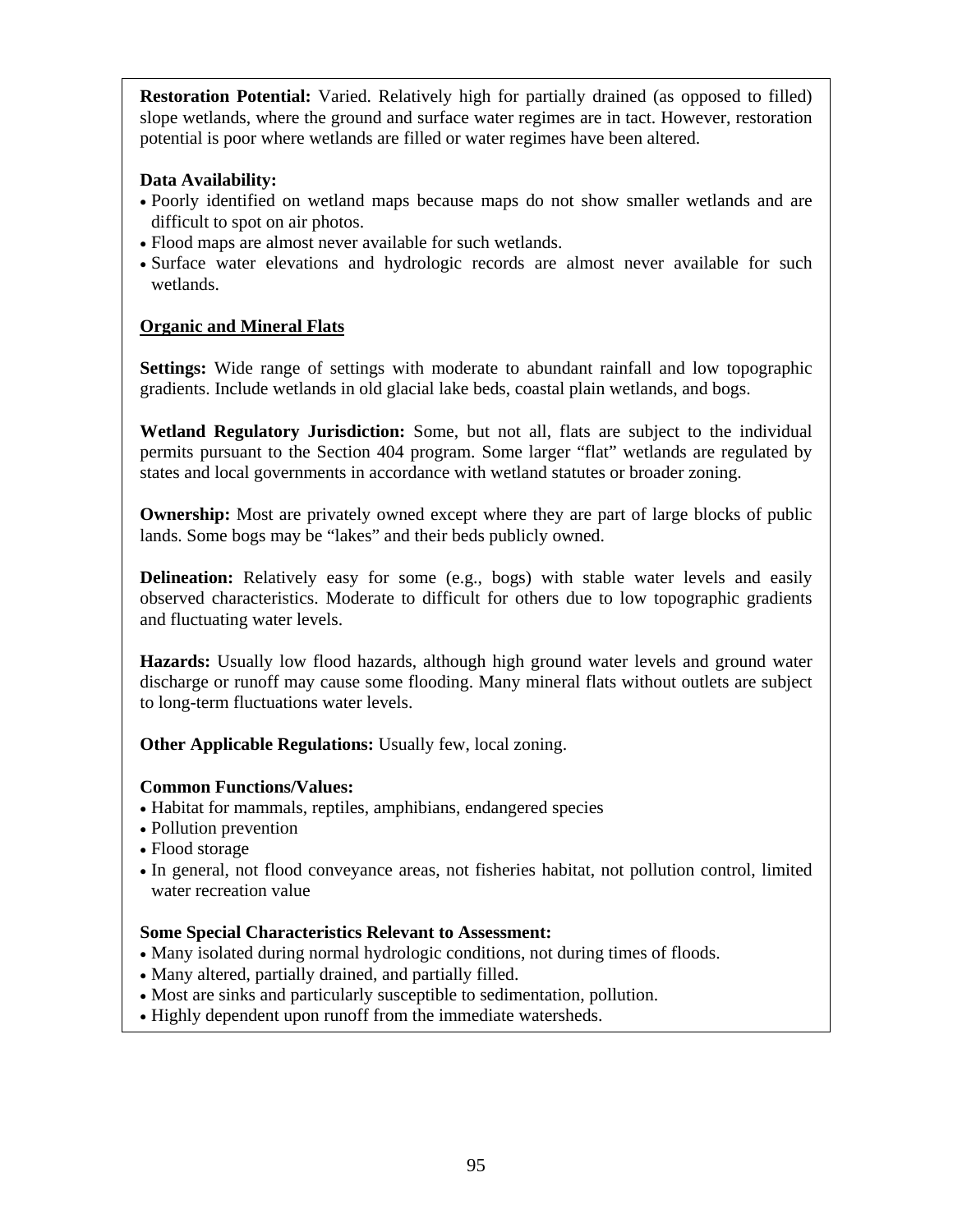**Restoration Potential:** Varied. Relatively high for partially drained (as opposed to filled) slope wetlands, where the ground and surface water regimes are in tact. However, restoration potential is poor where wetlands are filled or water regimes have been altered.

**Data Availability:**

- Poorly identified on wetland maps because maps do not show smaller wetlands and are difficult to spot on air photos.
- Flood maps are almost never available for such wetlands.
- Surface water elevations and hydrologic records are almost never available for such wetlands.

**Organic and Mineral Flats**

**Settings:** Wide range of settings with moderate to abundant rainfall and low topographic gradients. Include wetlands in old glacial lake beds, coastal plain wetlands, and bogs.

**Wetland Regulatory Jurisdiction:** Some, but not all, flats are subject to the individual permits pursuant to the Section 404 program. Some larger "flat" wetlands are regulated by states and local governments in accordance with wetland statutes or broader zoning.

**Ownership:** Most are privately owned except where they are part of large blocks of public lands. Some bogs may be "lakes" and their beds publicly owned.

**Delineation:** Relatively easy for some (e.g., bogs) with stable water levels and easily observed characteristics. Moderate to difficult for others due to low topographic gradients and fluctuating water levels.

**Hazards:** Usually low flood hazards, although high ground water levels and ground water discharge or runoff may cause some flooding. Many mineral flats without outlets are subject to long-term fluctuations water levels.

**Other Applicable Regulations:** Usually few, local zoning.

**Common Functions/Values:**

- Habitat for mammals, reptiles, amphibians, endangered species
- Pollution prevention
- Flood storage
- In general, not flood conveyance areas, not fisheries habitat, not pollution control, limited water recreation value

**Some Special Characteristics Relevant to Assessment:**

- Many isolated during normal hydrologic conditions, not during times of floods.
- Many altered, partially drained, and partially filled.
- Most are sinks and particularly susceptible to sedimentation, pollution.
- Highly dependent upon runoff from the immediate watersheds.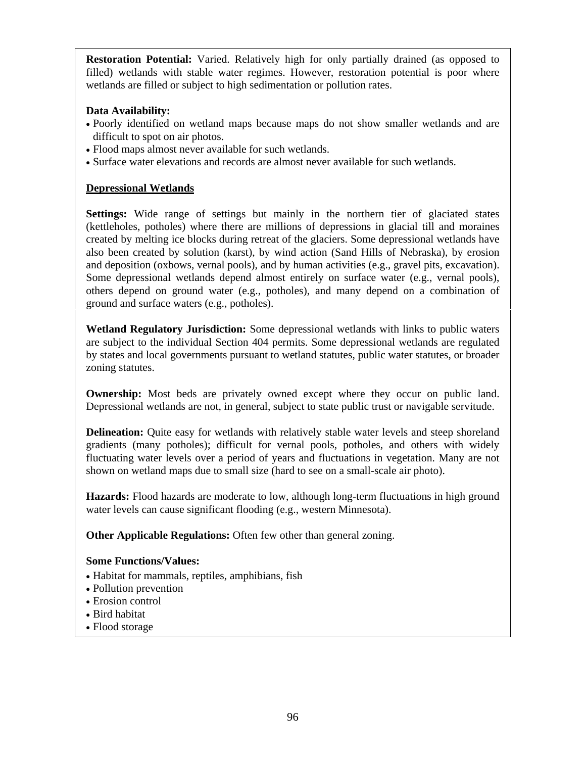**Restoration Potential:** Varied. Relatively high for only partially drained (as opposed to filled) wetlands with stable water regimes. However, restoration potential is poor where wetlands are filled or subject to high sedimentation or pollution rates.

**Data Availability:**

- Poorly identified on wetland maps because maps do not show smaller wetlands and are difficult to spot on air photos.
- Flood maps almost never available for such wetlands.
- Surface water elevations and records are almost never available for such wetlands.

**<u>Depressional Wetlands</u>**

**Settings:** Wide range of settings but mainly in the northern tier of glaciated states (kettleholes, potholes) where there are millions of depressions in glacial till and moraines created by melting ice blocks during retreat of the glaciers. Some depressional wetlands have also been created by solution (karst), by wind action (Sand Hills of Nebraska), by erosion and deposition (oxbows, vernal pools), and by human activities (e.g., gravel pits, excavation). Some depressional wetlands depend almost entirely on surface water (e.g., vernal pools), others depend on ground water (e.g., potholes), and many depend on a combination of ground and surface waters (e.g., potholes).

**Wetland Regulatory Jurisdiction:** Some depressional wetlands with links to public waters are subject to the individual Section 404 permits. Some depressional wetlands are regulated by states and local governments pursuant to wetland statutes, public water statutes, or broader zoning statutes.

**Ownership:** Most beds are privately owned except where they occur on public land. Depressional wetlands are not, in general, subject to state public trust or navigable servitude.

**Delineation:** Quite easy for wetlands with relatively stable water levels and steep shoreland gradients (many potholes); difficult for vernal pools, potholes, and others with widely fluctuating water levels over a period of years and fluctuations in vegetation. Many are not shown on wetland maps due to small size (hard to see on a small-scale air photo).

**Hazards:** Flood hazards are moderate to low, although long-term fluctuations in high ground water levels can cause significant flooding (e.g., western Minnesota).

**Other Applicable Regulations:** Often few other than general zoning.

**Some Functions/Values:**

- Habitat for mammals, reptiles, amphibians, fish
- Pollution prevention
- Erosion control
- Bird habitat
- Flood storage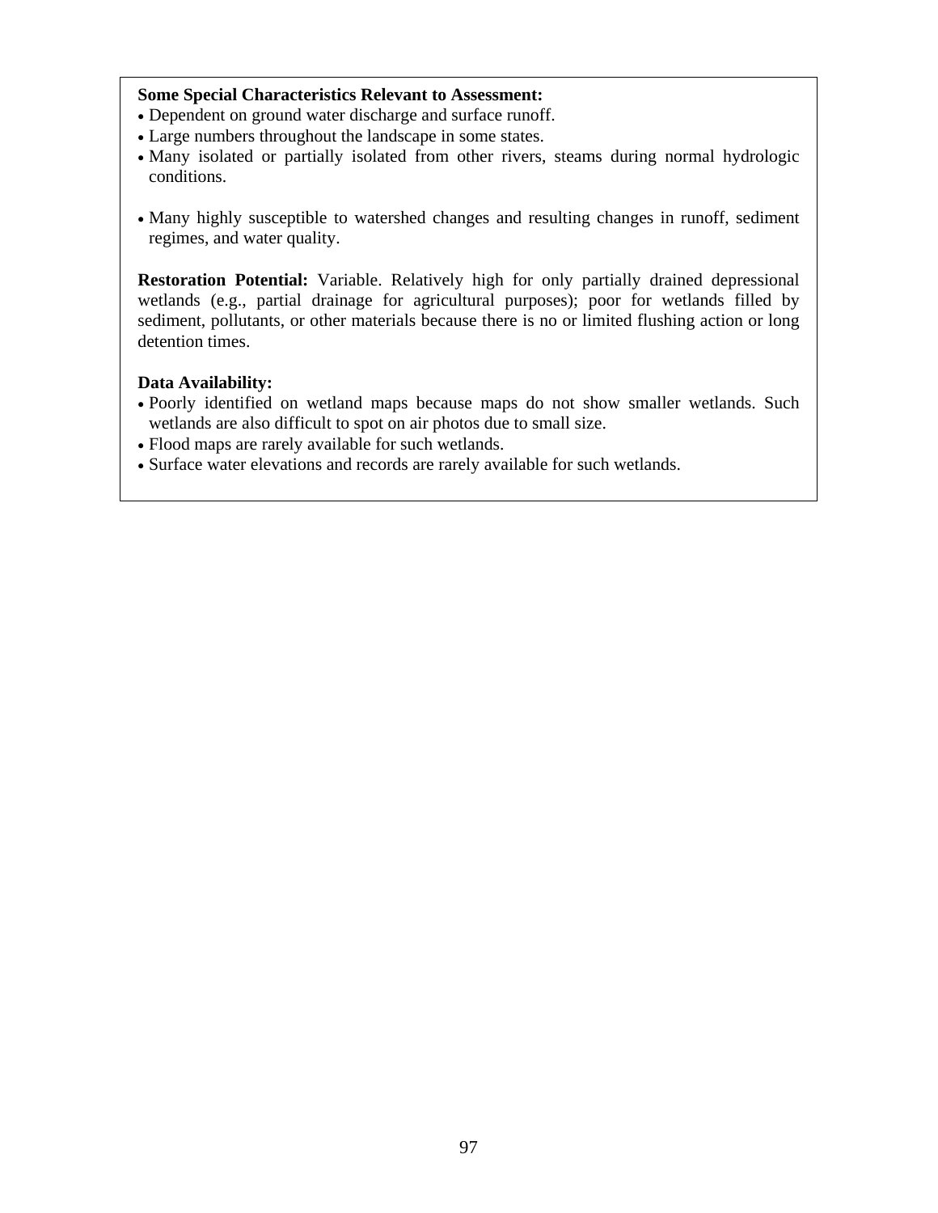**Some Special Characteristics Relevant to Assessment:**

- Dependent on ground water discharge and surface runoff.
- Large numbers throughout the landscape in some states.
- Many isolated or partially isolated from other rivers, steams during normal hydrologic conditions.
- Many highly susceptible to watershed changes and resulting changes in runoff, sediment regimes, and water quality.

**Restoration Potential:** Variable. Relatively high for only partially drained depressional wetlands (e.g., partial drainage for agricultural purposes); poor for wetlands filled by sediment, pollutants, or other materials because there is no or limited flushing action or long detention times.

**Data Availability:**

- Poorly identified on wetland maps because maps do not show smaller wetlands. Such wetlands are also difficult to spot on air photos due to small size.
- Flood maps are rarely available for such wetlands.
- Surface water elevations and records are rarely available for such wetlands.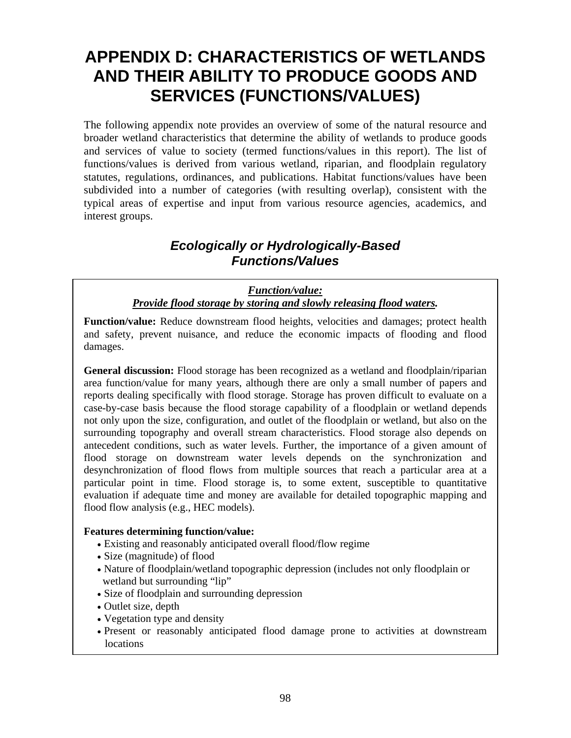# APPENDIX D: CHARACTERISTICS OF WETLANDS AND THEIR ABILITY TO PRODUCE GOODS AND SERVICES (FUNCTIONS/VALUES)

The following appendix note provides an overview of some of the natural resource and broader wetland characteristics that determine the ability of wetlands to produce goods and services of value to society (termed functions/values in this report). The list of functions/values is derived from various wetland, riparian, and floodplain regulatory statutes, regulations, ordinances, and publications. Habitat functions/values have been subdivided into a number of categories (with resulting overlap), consistent with the typical areas of expertise and input from various resource agencies, academics, and interest groups.

## *Ecologically or Hydrologically-Based Functions/Values*

***Function/value:***
***Provide flood storage by storing and slowly releasing flood waters.***

**Function/value:** Reduce downstream flood heights, velocities and damages; protect health and safety, prevent nuisance, and reduce the economic impacts of flooding and flood damages.

**General discussion:** Flood storage has been recognized as a wetland and floodplain/riparian area function/value for many years, although there are only a small number of papers and reports dealing specifically with flood storage. Storage has proven difficult to evaluate on a case-by-case basis because the flood storage capability of a floodplain or wetland depends not only upon the size, configuration, and outlet of the floodplain or wetland, but also on the surrounding topography and overall stream characteristics. Flood storage also depends on antecedent conditions, such as water levels. Further, the importance of a given amount of flood storage on downstream water levels depends on the synchronization and desynchronization of flood flows from multiple sources that reach a particular area at a particular point in time. Flood storage is, to some extent, susceptible to quantitative evaluation if adequate time and money are available for detailed topographic mapping and flood flow analysis (e.g., HEC models).

**Features determining function/value:**

- Existing and reasonably anticipated overall flood/flow regime
- Size (magnitude) of flood
- Nature of floodplain/wetland topographic depression (includes not only floodplain or wetland but surrounding "lip"
- Size of floodplain and surrounding depression
- Outlet size, depth
- Vegetation type and density
- Present or reasonably anticipated flood damage prone to activities at downstream locations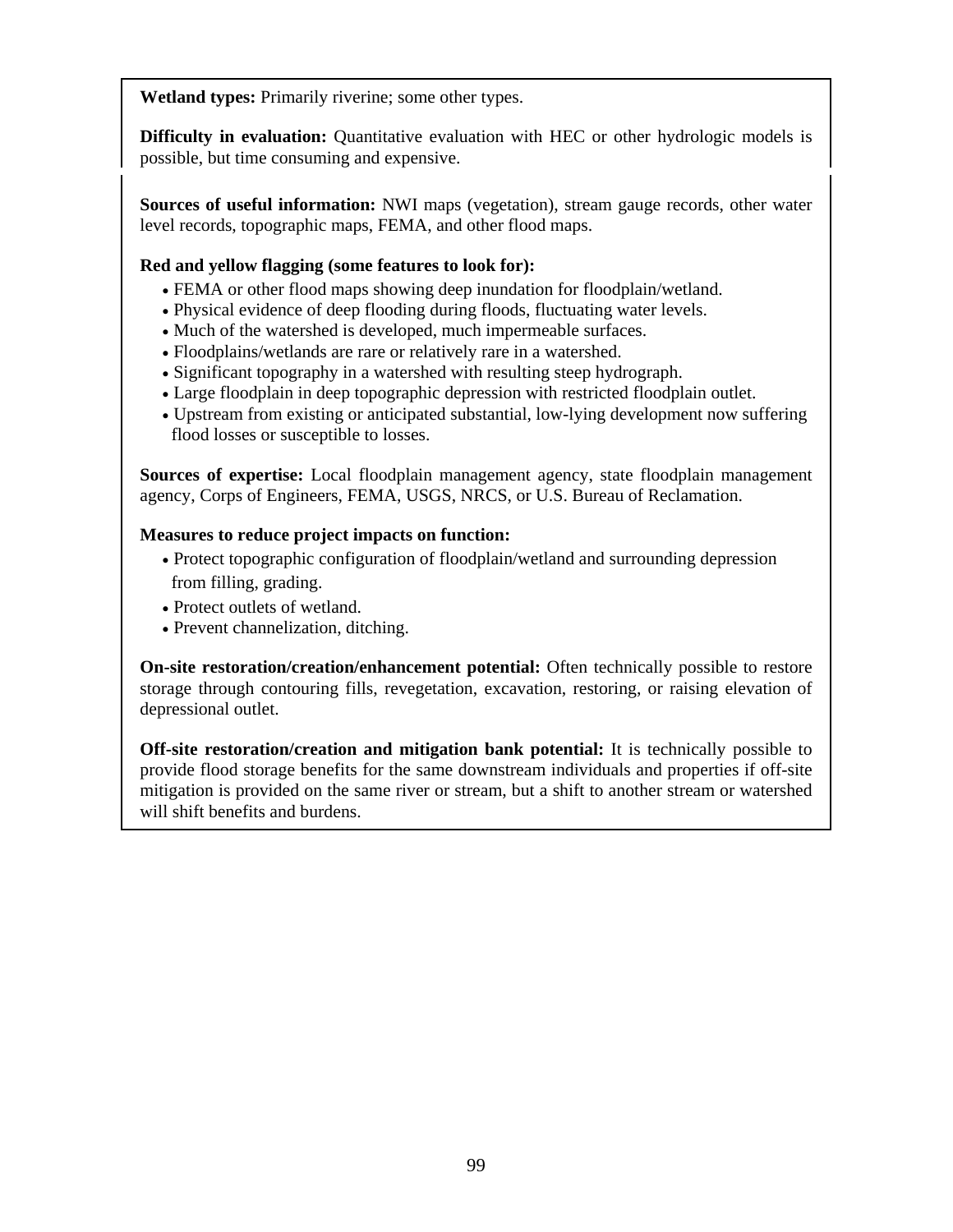**Wetland types:** Primarily riverine; some other types.

**Difficulty in evaluation:** Quantitative evaluation with HEC or other hydrologic models is possible, but time consuming and expensive.

**Sources of useful information:** NWI maps (vegetation), stream gauge records, other water level records, topographic maps, FEMA, and other flood maps.

**Red and yellow flagging (some features to look for):**

- FEMA or other flood maps showing deep inundation for floodplain/wetland.
- Physical evidence of deep flooding during floods, fluctuating water levels.
- Much of the watershed is developed, much impermeable surfaces.
- Floodplains/wetlands are rare or relatively rare in a watershed.
- Significant topography in a watershed with resulting steep hydrograph.
- Large floodplain in deep topographic depression with restricted floodplain outlet.
- Upstream from existing or anticipated substantial, low-lying development now suffering flood losses or susceptible to losses.

**Sources of expertise:** Local floodplain management agency, state floodplain management agency, Corps of Engineers, FEMA, USGS, NRCS, or U.S. Bureau of Reclamation.

**Measures to reduce project impacts on function:**

- Protect topographic configuration of floodplain/wetland and surrounding depression from filling, grading.
- Protect outlets of wetland.
- Prevent channelization, ditching.

**On-site restoration/creation/enhancement potential:** Often technically possible to restore storage through contouring fills, revegetation, excavation, restoring, or raising elevation of depressional outlet.

**Off-site restoration/creation and mitigation bank potential:** It is technically possible to provide flood storage benefits for the same downstream individuals and properties if off-site mitigation is provided on the same river or stream, but a shift to another stream or watershed will shift benefits and burdens.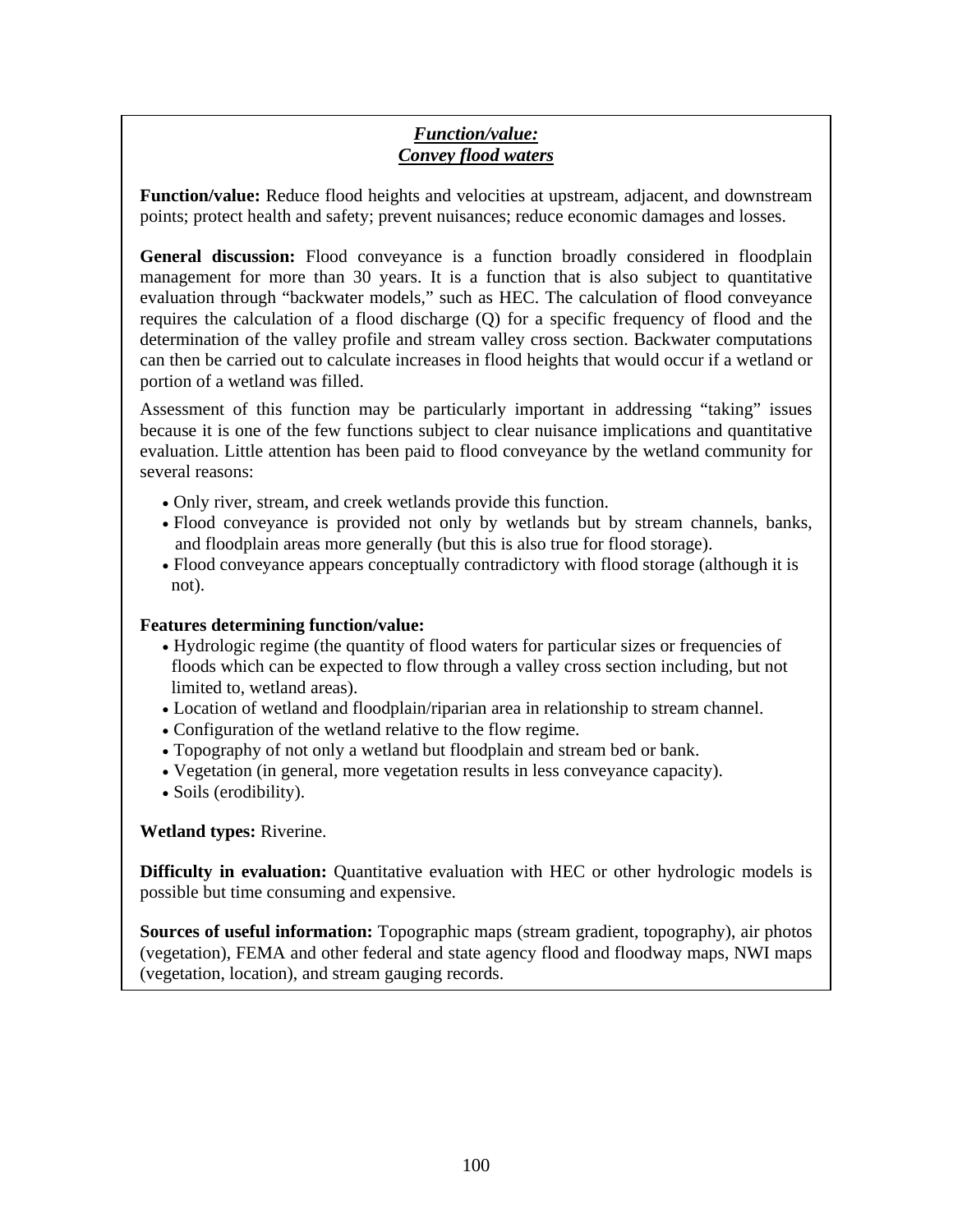## ***Function/value:***
## ***Convey flood waters***

**Function/value:** Reduce flood heights and velocities at upstream, adjacent, and downstream points; protect health and safety; prevent nuisances; reduce economic damages and losses.

**General discussion:** Flood conveyance is a function broadly considered in floodplain management for more than 30 years. It is a function that is also subject to quantitative evaluation through "backwater models," such as HEC. The calculation of flood conveyance requires the calculation of a flood discharge (Q) for a specific frequency of flood and the determination of the valley profile and stream valley cross section. Backwater computations can then be carried out to calculate increases in flood heights that would occur if a wetland or portion of a wetland was filled.

Assessment of this function may be particularly important in addressing "taking" issues because it is one of the few functions subject to clear nuisance implications and quantitative evaluation. Little attention has been paid to flood conveyance by the wetland community for several reasons:

- Only river, stream, and creek wetlands provide this function.
- Flood conveyance is provided not only by wetlands but by stream channels, banks, and floodplain areas more generally (but this is also true for flood storage).
- Flood conveyance appears conceptually contradictory with flood storage (although it is not).

**Features determining function/value:**

- Hydrologic regime (the quantity of flood waters for particular sizes or frequencies of floods which can be expected to flow through a valley cross section including, but not limited to, wetland areas).
- Location of wetland and floodplain/riparian area in relationship to stream channel.
- Configuration of the wetland relative to the flow regime.
- Topography of not only a wetland but floodplain and stream bed or bank.
- Vegetation (in general, more vegetation results in less conveyance capacity).
- Soils (erodibility).

**Wetland types:** Riverine.

**Difficulty in evaluation:** Quantitative evaluation with HEC or other hydrologic models is possible but time consuming and expensive.

**Sources of useful information:** Topographic maps (stream gradient, topography), air photos (vegetation), FEMA and other federal and state agency flood and floodway maps, NWI maps (vegetation, location), and stream gauging records.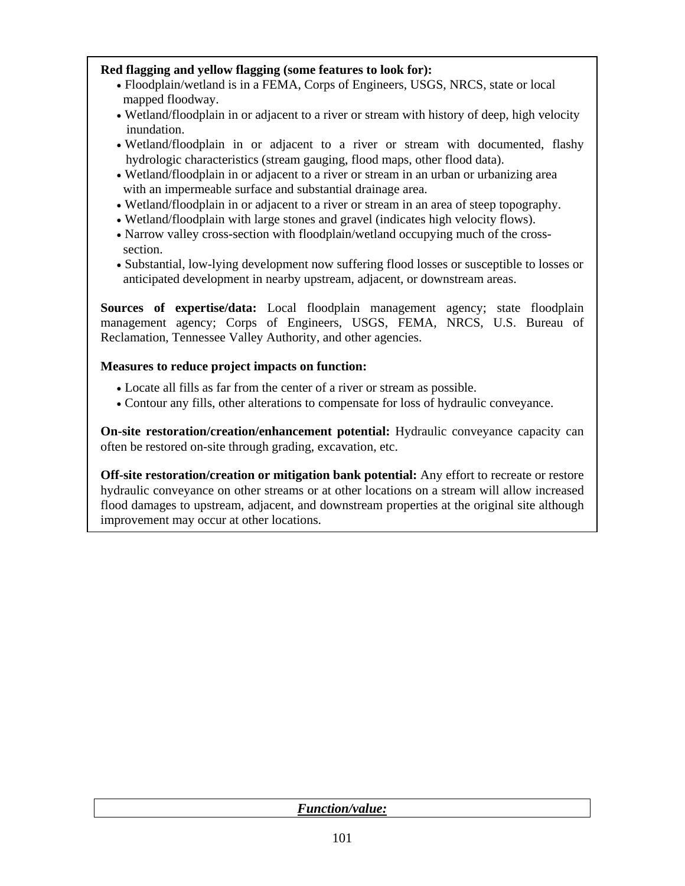**Red flagging and yellow flagging (some features to look for):**

- Floodplain/wetland is in a FEMA, Corps of Engineers, USGS, NRCS, state or local mapped floodway.
- Wetland/floodplain in or adjacent to a river or stream with history of deep, high velocity inundation.
- Wetland/floodplain in or adjacent to a river or stream with documented, flashy hydrologic characteristics (stream gauging, flood maps, other flood data).
- Wetland/floodplain in or adjacent to a river or stream in an urban or urbanizing area with an impermeable surface and substantial drainage area.
- Wetland/floodplain in or adjacent to a river or stream in an area of steep topography.
- Wetland/floodplain with large stones and gravel (indicates high velocity flows).
- Narrow valley cross-section with floodplain/wetland occupying much of the cross-section.
- Substantial, low-lying development now suffering flood losses or susceptible to losses or anticipated development in nearby upstream, adjacent, or downstream areas.

**Sources of expertise/data:** Local floodplain management agency; state floodplain management agency; Corps of Engineers, USGS, FEMA, NRCS, U.S. Bureau of Reclamation, Tennessee Valley Authority, and other agencies.

**Measures to reduce project impacts on function:**

- Locate all fills as far from the center of a river or stream as possible.
- Contour any fills, other alterations to compensate for loss of hydraulic conveyance.

**On-site restoration/creation/enhancement potential:** Hydraulic conveyance capacity can often be restored on-site through grading, excavation, etc.

**Off-site restoration/creation or mitigation bank potential:** Any effort to recreate or restore hydraulic conveyance on other streams or at other locations on a stream will allow increased flood damages to upstream, adjacent, and downstream properties at the original site although improvement may occur at other locations.

| ***Function/value:*** |
| --- |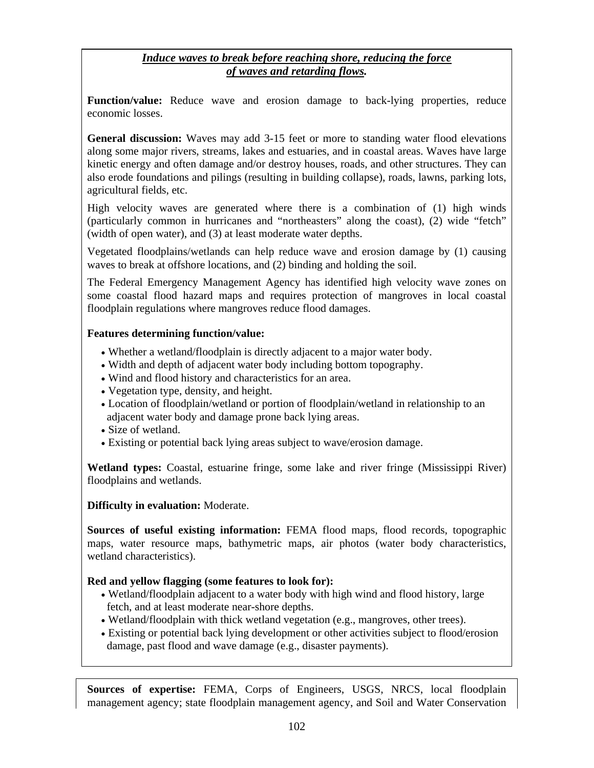***Induce waves to break before reaching shore, reducing the force of waves and retarding flows.***

**Function/value:** Reduce wave and erosion damage to back-lying properties, reduce economic losses.

**General discussion:** Waves may add 3-15 feet or more to standing water flood elevations along some major rivers, streams, lakes and estuaries, and in coastal areas. Waves have large kinetic energy and often damage and/or destroy houses, roads, and other structures. They can also erode foundations and pilings (resulting in building collapse), roads, lawns, parking lots, agricultural fields, etc.

High velocity waves are generated where there is a combination of (1) high winds (particularly common in hurricanes and "northeasters" along the coast), (2) wide "fetch" (width of open water), and (3) at least moderate water depths.

Vegetated floodplains/wetlands can help reduce wave and erosion damage by (1) causing waves to break at offshore locations, and (2) binding and holding the soil.

The Federal Emergency Management Agency has identified high velocity wave zones on some coastal flood hazard maps and requires protection of mangroves in local coastal floodplain regulations where mangroves reduce flood damages.

**Features determining function/value:**

- Whether a wetland/floodplain is directly adjacent to a major water body.
- Width and depth of adjacent water body including bottom topography.
- Wind and flood history and characteristics for an area.
- Vegetation type, density, and height.
- Location of floodplain/wetland or portion of floodplain/wetland in relationship to an adjacent water body and damage prone back lying areas.
- Size of wetland.
- Existing or potential back lying areas subject to wave/erosion damage.

**Wetland types:** Coastal, estuarine fringe, some lake and river fringe (Mississippi River) floodplains and wetlands.

**Difficulty in evaluation:** Moderate.

**Sources of useful existing information:** FEMA flood maps, flood records, topographic maps, water resource maps, bathymetric maps, air photos (water body characteristics, wetland characteristics).

**Red and yellow flagging (some features to look for):**

- Wetland/floodplain adjacent to a water body with high wind and flood history, large fetch, and at least moderate near-shore depths.
- Wetland/floodplain with thick wetland vegetation (e.g., mangroves, other trees).
- Existing or potential back lying development or other activities subject to flood/erosion damage, past flood and wave damage (e.g., disaster payments).

**Sources of expertise:** FEMA, Corps of Engineers, USGS, NRCS, local floodplain management agency; state floodplain management agency, and Soil and Water Conservation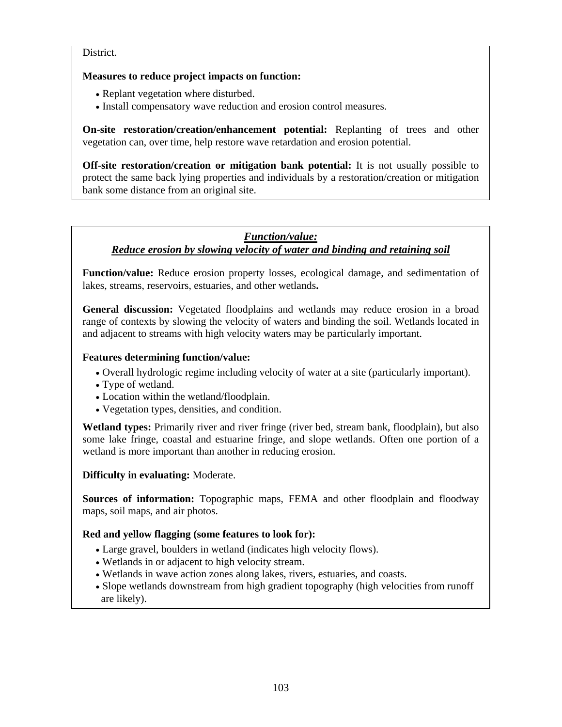District.

**Measures to reduce project impacts on function:**

- Replant vegetation where disturbed.
- Install compensatory wave reduction and erosion control measures.

**On-site restoration/creation/enhancement potential:** Replanting of trees and other vegetation can, over time, help restore wave retardation and erosion potential.

**Off-site restoration/creation or mitigation bank potential:** It is not usually possible to protect the same back lying properties and individuals by a restoration/creation or mitigation bank some distance from an original site.

## *Function/value:*
## *Reduce erosion by slowing velocity of water and binding and retaining soil*

**Function/value:** Reduce erosion property losses, ecological damage, and sedimentation of lakes, streams, reservoirs, estuaries, and other wetlands**.**

**General discussion:** Vegetated floodplains and wetlands may reduce erosion in a broad range of contexts by slowing the velocity of waters and binding the soil. Wetlands located in and adjacent to streams with high velocity waters may be particularly important.

**Features determining function/value:**

- Overall hydrologic regime including velocity of water at a site (particularly important).
- Type of wetland.
- Location within the wetland/floodplain.
- Vegetation types, densities, and condition.

**Wetland types:** Primarily river and river fringe (river bed, stream bank, floodplain), but also some lake fringe, coastal and estuarine fringe, and slope wetlands. Often one portion of a wetland is more important than another in reducing erosion.

**Difficulty in evaluating:** Moderate.

**Sources of information:** Topographic maps, FEMA and other floodplain and floodway maps, soil maps, and air photos.

**Red and yellow flagging (some features to look for):**

- Large gravel, boulders in wetland (indicates high velocity flows).
- Wetlands in or adjacent to high velocity stream.
- Wetlands in wave action zones along lakes, rivers, estuaries, and coasts.
- Slope wetlands downstream from high gradient topography (high velocities from runoff are likely).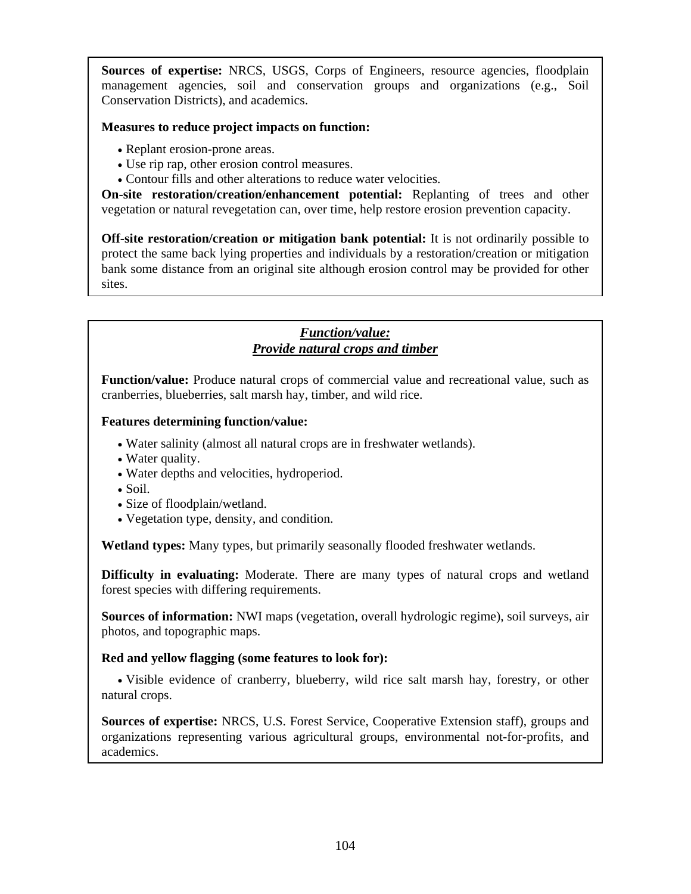**Sources of expertise:** NRCS, USGS, Corps of Engineers, resource agencies, floodplain management agencies, soil and conservation groups and organizations (e.g., Soil Conservation Districts), and academics.

**Measures to reduce project impacts on function:**

- Replant erosion-prone areas.
- Use rip rap, other erosion control measures.
- Contour fills and other alterations to reduce water velocities.

**On-site restoration/creation/enhancement potential:** Replanting of trees and other vegetation or natural revegetation can, over time, help restore erosion prevention capacity.

**Off-site restoration/creation or mitigation bank potential:** It is not ordinarily possible to protect the same back lying properties and individuals by a restoration/creation or mitigation bank some distance from an original site although erosion control may be provided for other sites.

## ***Function/value: Provide natural crops and timber***

**Function/value:** Produce natural crops of commercial value and recreational value, such as cranberries, blueberries, salt marsh hay, timber, and wild rice.

**Features determining function/value:**

- Water salinity (almost all natural crops are in freshwater wetlands).
- Water quality.
- Water depths and velocities, hydroperiod.
- Soil.
- Size of floodplain/wetland.
- Vegetation type, density, and condition.

**Wetland types:** Many types, but primarily seasonally flooded freshwater wetlands.

**Difficulty in evaluating:** Moderate. There are many types of natural crops and wetland forest species with differing requirements.

**Sources of information:** NWI maps (vegetation, overall hydrologic regime), soil surveys, air photos, and topographic maps.

**Red and yellow flagging (some features to look for):**

- Visible evidence of cranberry, blueberry, wild rice salt marsh hay, forestry, or other natural crops.

**Sources of expertise:** NRCS, U.S. Forest Service, Cooperative Extension staff), groups and organizations representing various agricultural groups, environmental not-for-profits, and academics.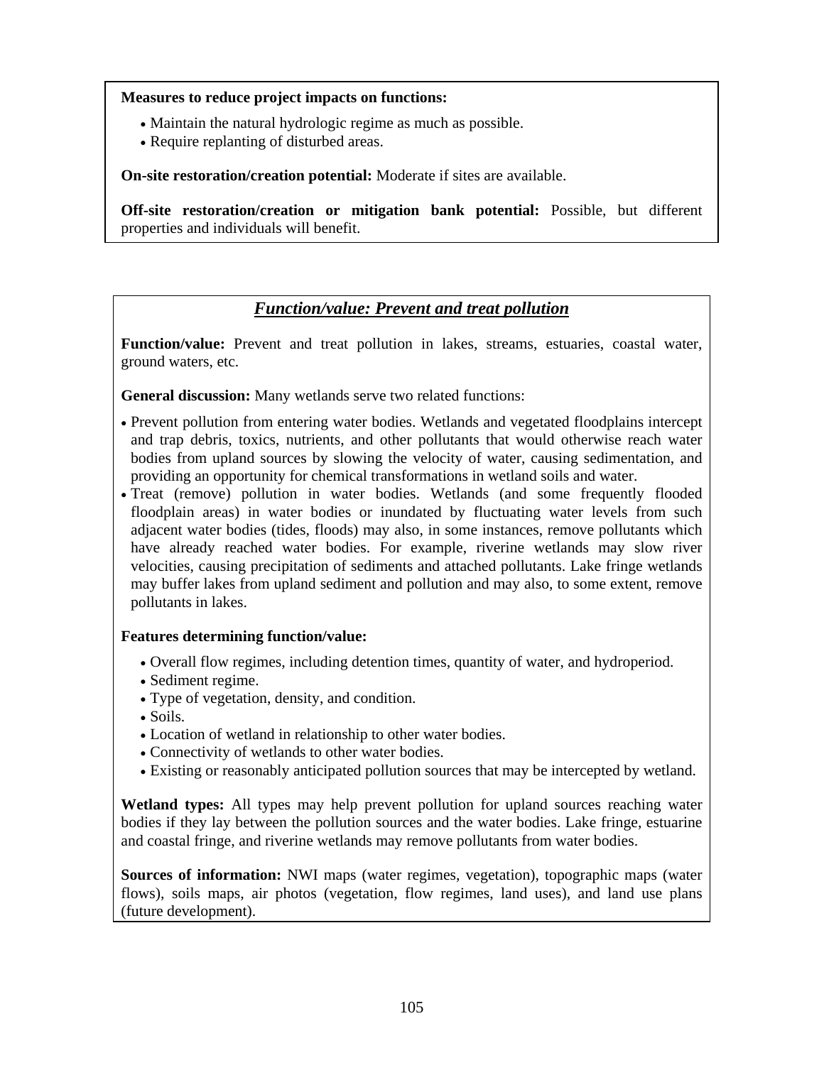**Measures to reduce project impacts on functions:**

- Maintain the natural hydrologic regime as much as possible.
- Require replanting of disturbed areas.

**On-site restoration/creation potential:** Moderate if sites are available.

**Off-site restoration/creation or mitigation bank potential:** Possible, but different properties and individuals will benefit.

## ***Function/value: Prevent and treat pollution***

**Function/value:** Prevent and treat pollution in lakes, streams, estuaries, coastal water, ground waters, etc.

**General discussion:** Many wetlands serve two related functions:

- Prevent pollution from entering water bodies. Wetlands and vegetated floodplains intercept and trap debris, toxics, nutrients, and other pollutants that would otherwise reach water bodies from upland sources by slowing the velocity of water, causing sedimentation, and providing an opportunity for chemical transformations in wetland soils and water.
- Treat (remove) pollution in water bodies. Wetlands (and some frequently flooded floodplain areas) in water bodies or inundated by fluctuating water levels from such adjacent water bodies (tides, floods) may also, in some instances, remove pollutants which have already reached water bodies. For example, riverine wetlands may slow river velocities, causing precipitation of sediments and attached pollutants. Lake fringe wetlands may buffer lakes from upland sediment and pollution and may also, to some extent, remove pollutants in lakes.

**Features determining function/value:**

- Overall flow regimes, including detention times, quantity of water, and hydroperiod.
- Sediment regime.
- Type of vegetation, density, and condition.
- Soils.
- Location of wetland in relationship to other water bodies.
- Connectivity of wetlands to other water bodies.
- Existing or reasonably anticipated pollution sources that may be intercepted by wetland.

**Wetland types:** All types may help prevent pollution for upland sources reaching water bodies if they lay between the pollution sources and the water bodies. Lake fringe, estuarine and coastal fringe, and riverine wetlands may remove pollutants from water bodies.

**Sources of information:** NWI maps (water regimes, vegetation), topographic maps (water flows), soils maps, air photos (vegetation, flow regimes, land uses), and land use plans (future development).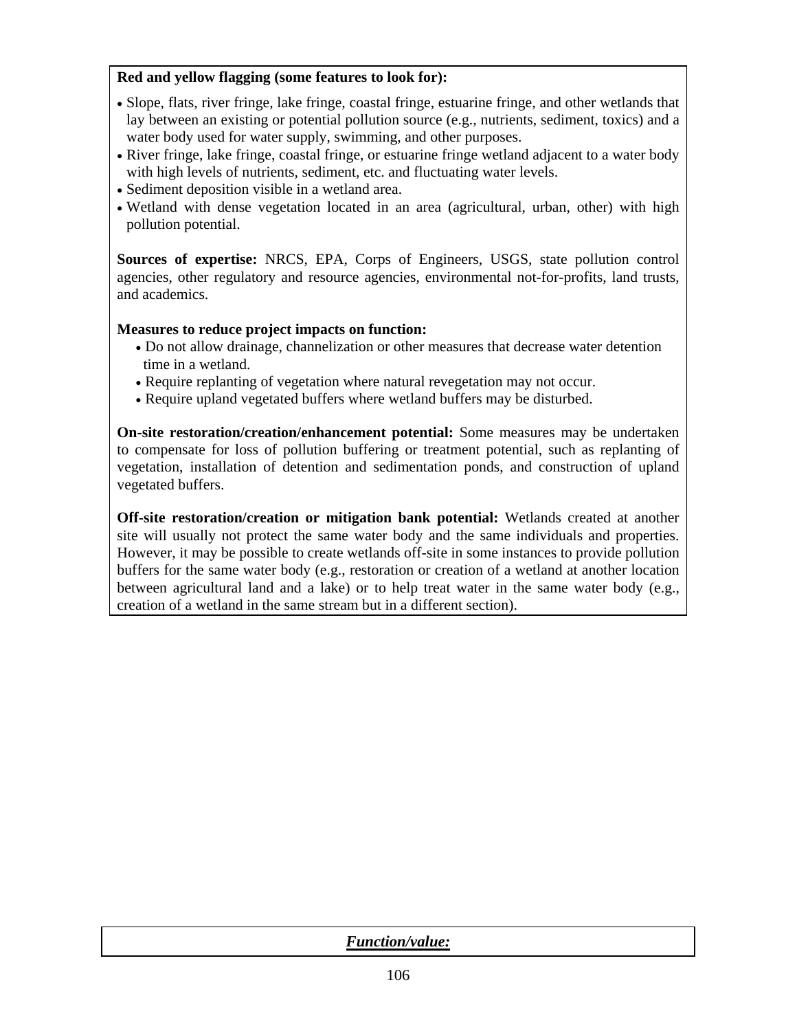**Red and yellow flagging (some features to look for):**

- Slope, flats, river fringe, lake fringe, coastal fringe, estuarine fringe, and other wetlands that lay between an existing or potential pollution source (e.g., nutrients, sediment, toxics) and a water body used for water supply, swimming, and other purposes.
- River fringe, lake fringe, coastal fringe, or estuarine fringe wetland adjacent to a water body with high levels of nutrients, sediment, etc. and fluctuating water levels.
- Sediment deposition visible in a wetland area.
- Wetland with dense vegetation located in an area (agricultural, urban, other) with high pollution potential.

**Sources of expertise:** NRCS, EPA, Corps of Engineers, USGS, state pollution control agencies, other regulatory and resource agencies, environmental not-for-profits, land trusts, and academics.

**Measures to reduce project impacts on function:**

- Do not allow drainage, channelization or other measures that decrease water detention time in a wetland.
- Require replanting of vegetation where natural revegetation may not occur.
- Require upland vegetated buffers where wetland buffers may be disturbed.

**On-site restoration/creation/enhancement potential:** Some measures may be undertaken to compensate for loss of pollution buffering or treatment potential, such as replanting of vegetation, installation of detention and sedimentation ponds, and construction of upland vegetated buffers.

**Off-site restoration/creation or mitigation bank potential:** Wetlands created at another site will usually not protect the same water body and the same individuals and properties. However, it may be possible to create wetlands off-site in some instances to provide pollution buffers for the same water body (e.g., restoration or creation of a wetland at another location between agricultural land and a lake) or to help treat water in the same water body (e.g., creation of a wetland in the same stream but in a different section).

***Function/value:***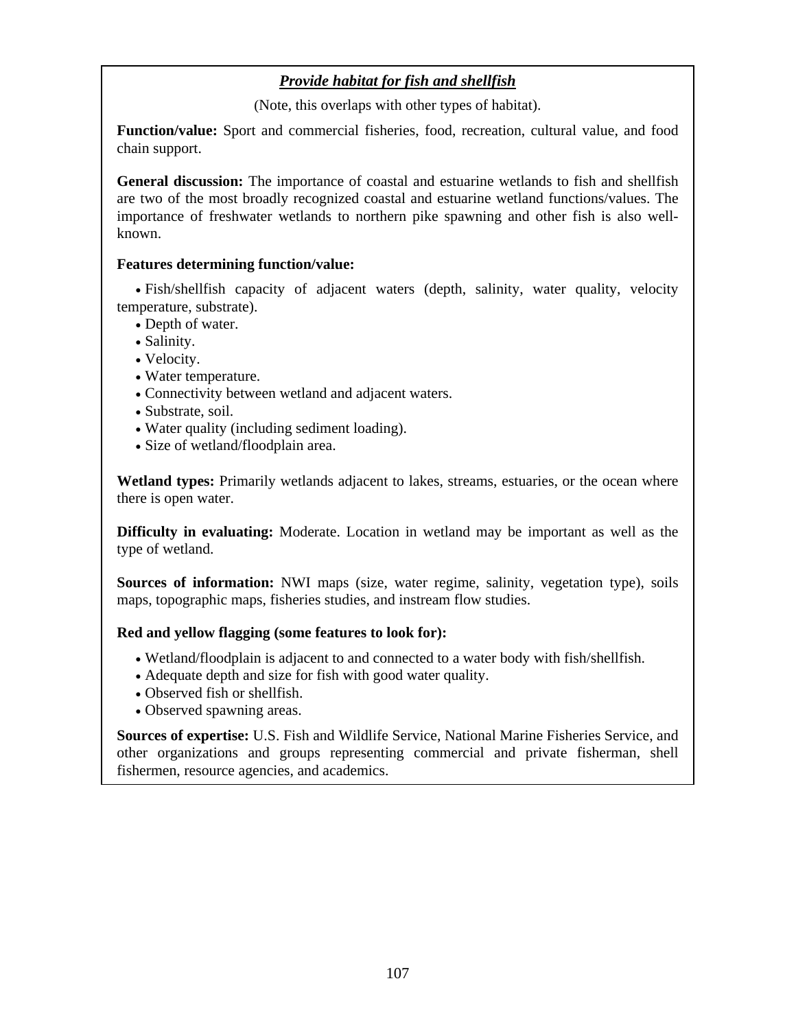### ***Provide habitat for fish and shellfish***

(Note, this overlaps with other types of habitat).

**Function/value:** Sport and commercial fisheries, food, recreation, cultural value, and food chain support.

**General discussion:** The importance of coastal and estuarine wetlands to fish and shellfish are two of the most broadly recognized coastal and estuarine wetland functions/values. The importance of freshwater wetlands to northern pike spawning and other fish is also well-known.

**Features determining function/value:**

- Fish/shellfish capacity of adjacent waters (depth, salinity, water quality, velocity temperature, substrate).
- Depth of water.
- Salinity.
- Velocity.
- Water temperature.
- Connectivity between wetland and adjacent waters.
- Substrate, soil.
- Water quality (including sediment loading).
- Size of wetland/floodplain area.

**Wetland types:** Primarily wetlands adjacent to lakes, streams, estuaries, or the ocean where there is open water.

**Difficulty in evaluating:** Moderate. Location in wetland may be important as well as the type of wetland.

**Sources of information:** NWI maps (size, water regime, salinity, vegetation type), soils maps, topographic maps, fisheries studies, and instream flow studies.

**Red and yellow flagging (some features to look for):**

- Wetland/floodplain is adjacent to and connected to a water body with fish/shellfish.
- Adequate depth and size for fish with good water quality.
- Observed fish or shellfish.
- Observed spawning areas.

**Sources of expertise:** U.S. Fish and Wildlife Service, National Marine Fisheries Service, and other organizations and groups representing commercial and private fisherman, shell fishermen, resource agencies, and academics.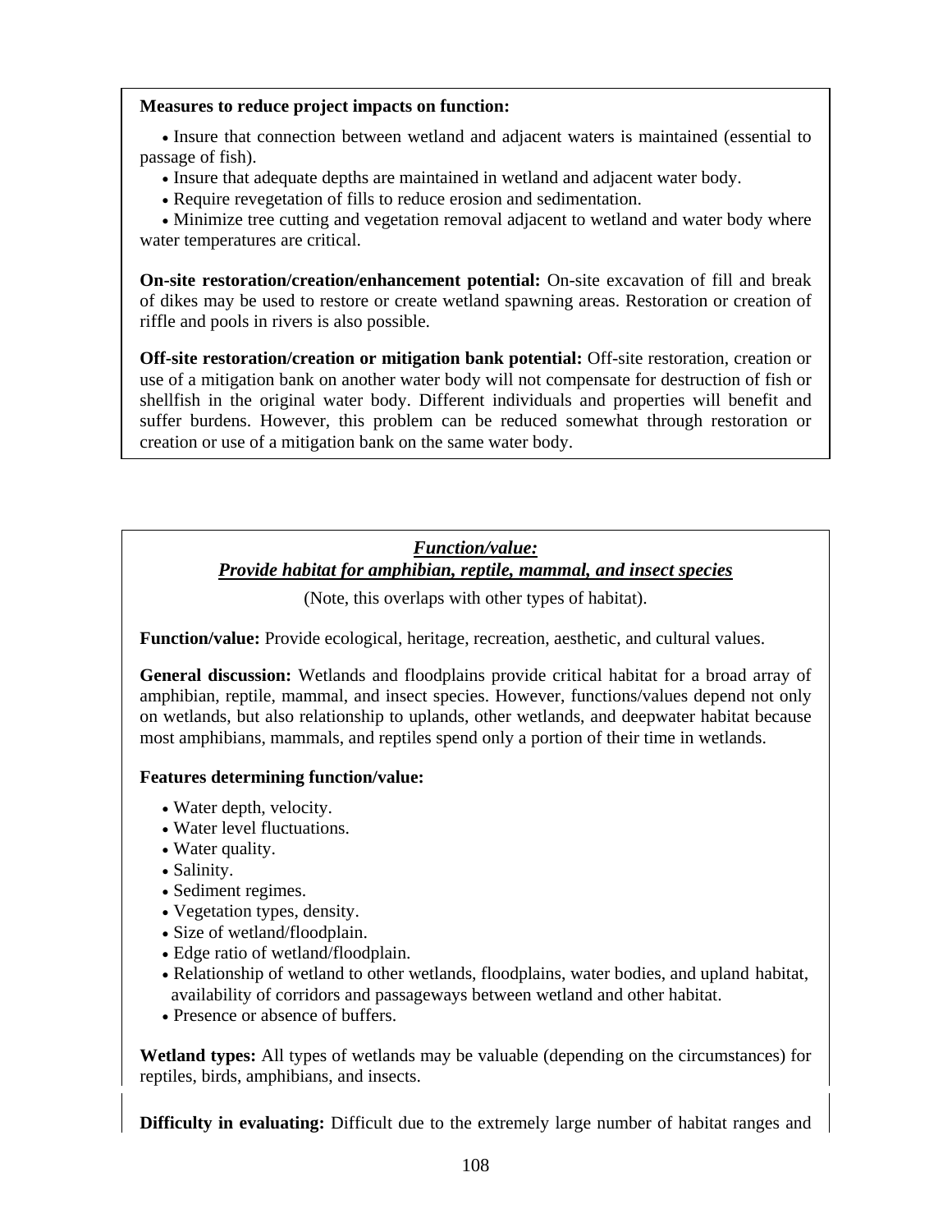**Measures to reduce project impacts on function:**

- Insure that connection between wetland and adjacent waters is maintained (essential to passage of fish).
- Insure that adequate depths are maintained in wetland and adjacent water body.
- Require revegetation of fills to reduce erosion and sedimentation.
- Minimize tree cutting and vegetation removal adjacent to wetland and water body where water temperatures are critical.

**On-site restoration/creation/enhancement potential:** On-site excavation of fill and break of dikes may be used to restore or create wetland spawning areas. Restoration or creation of riffle and pools in rivers is also possible.

**Off-site restoration/creation or mitigation bank potential:** Off-site restoration, creation or use of a mitigation bank on another water body will not compensate for destruction of fish or shellfish in the original water body. Different individuals and properties will benefit and suffer burdens. However, this problem can be reduced somewhat through restoration or creation or use of a mitigation bank on the same water body.

## ***Function/value:*** ***Provide habitat for amphibian, reptile, mammal, and insect species***

(Note, this overlaps with other types of habitat).

**Function/value:** Provide ecological, heritage, recreation, aesthetic, and cultural values.

**General discussion:** Wetlands and floodplains provide critical habitat for a broad array of amphibian, reptile, mammal, and insect species. However, functions/values depend not only on wetlands, but also relationship to uplands, other wetlands, and deepwater habitat because most amphibians, mammals, and reptiles spend only a portion of their time in wetlands.

**Features determining function/value:**

- Water depth, velocity.
- Water level fluctuations.
- Water quality.
- Salinity.
- Sediment regimes.
- Vegetation types, density.
- Size of wetland/floodplain.
- Edge ratio of wetland/floodplain.
- Relationship of wetland to other wetlands, floodplains, water bodies, and upland habitat, availability of corridors and passageways between wetland and other habitat.
- Presence or absence of buffers.

**Wetland types:** All types of wetlands may be valuable (depending on the circumstances) for reptiles, birds, amphibians, and insects.

**Difficulty in evaluating:** Difficult due to the extremely large number of habitat ranges and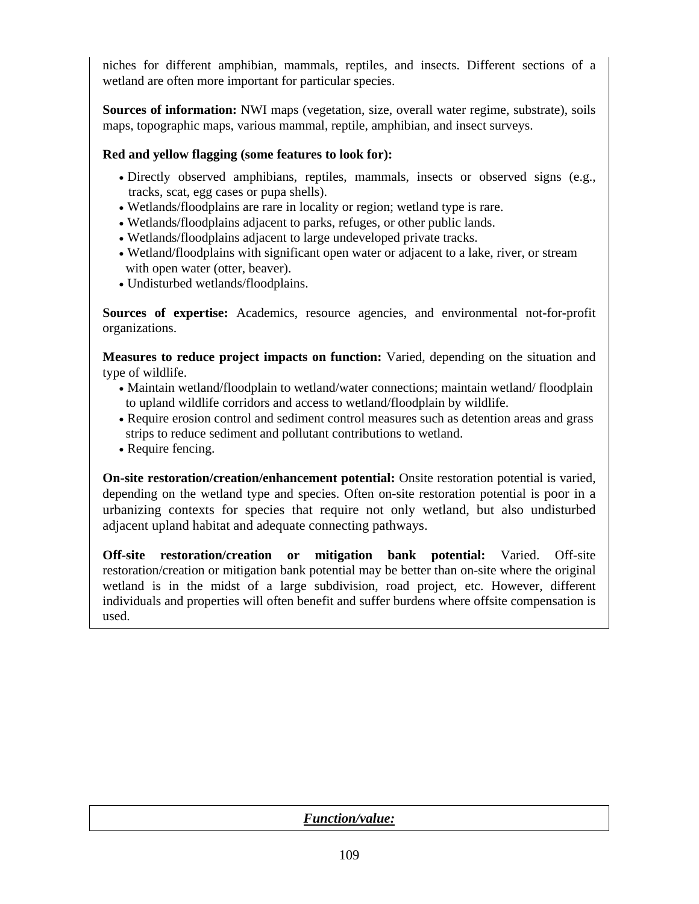niches for different amphibian, mammals, reptiles, and insects. Different sections of a wetland are often more important for particular species.

**Sources of information:** NWI maps (vegetation, size, overall water regime, substrate), soils maps, topographic maps, various mammal, reptile, amphibian, and insect surveys.

**Red and yellow flagging (some features to look for):**

- Directly observed amphibians, reptiles, mammals, insects or observed signs (e.g., tracks, scat, egg cases or pupa shells).
- Wetlands/floodplains are rare in locality or region; wetland type is rare.
- Wetlands/floodplains adjacent to parks, refuges, or other public lands.
- Wetlands/floodplains adjacent to large undeveloped private tracks.
- Wetland/floodplains with significant open water or adjacent to a lake, river, or stream with open water (otter, beaver).
- Undisturbed wetlands/floodplains.

**Sources of expertise:** Academics, resource agencies, and environmental not-for-profit organizations.

**Measures to reduce project impacts on function:** Varied, depending on the situation and type of wildlife.

- Maintain wetland/floodplain to wetland/water connections; maintain wetland/ floodplain to upland wildlife corridors and access to wetland/floodplain by wildlife.
- Require erosion control and sediment control measures such as detention areas and grass strips to reduce sediment and pollutant contributions to wetland.
- Require fencing.

**On-site restoration/creation/enhancement potential:** Onsite restoration potential is varied, depending on the wetland type and species. Often on-site restoration potential is poor in a urbanizing contexts for species that require not only wetland, but also undisturbed adjacent upland habitat and adequate connecting pathways.

**Off-site restoration/creation or mitigation bank potential:** Varied. Off-site restoration/creation or mitigation bank potential may be better than on-site where the original wetland is in the midst of a large subdivision, road project, etc. However, different individuals and properties will often benefit and suffer burdens where offsite compensation is used.

***Function/value:***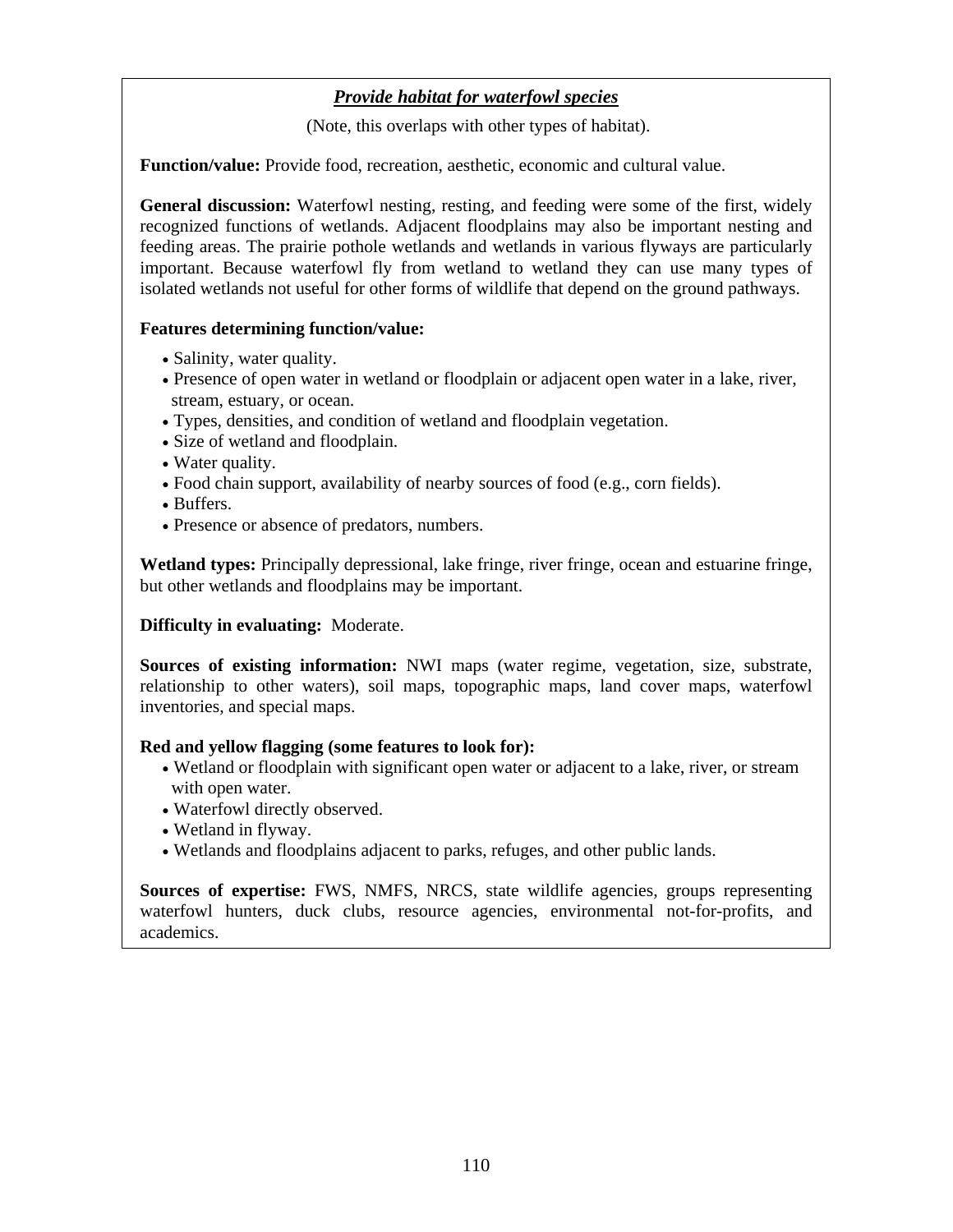## *Provide habitat for waterfowl species*

(Note, this overlaps with other types of habitat).

**Function/value:** Provide food, recreation, aesthetic, economic and cultural value.

**General discussion:** Waterfowl nesting, resting, and feeding were some of the first, widely recognized functions of wetlands. Adjacent floodplains may also be important nesting and feeding areas. The prairie pothole wetlands and wetlands in various flyways are particularly important. Because waterfowl fly from wetland to wetland they can use many types of isolated wetlands not useful for other forms of wildlife that depend on the ground pathways.

**Features determining function/value:**

- Salinity, water quality.
- Presence of open water in wetland or floodplain or adjacent open water in a lake, river, stream, estuary, or ocean.
- Types, densities, and condition of wetland and floodplain vegetation.
- Size of wetland and floodplain.
- Water quality.
- Food chain support, availability of nearby sources of food (e.g., corn fields).
- Buffers.
- Presence or absence of predators, numbers.

**Wetland types:** Principally depressional, lake fringe, river fringe, ocean and estuarine fringe, but other wetlands and floodplains may be important.

**Difficulty in evaluating:** Moderate.

**Sources of existing information:** NWI maps (water regime, vegetation, size, substrate, relationship to other waters), soil maps, topographic maps, land cover maps, waterfowl inventories, and special maps.

**Red and yellow flagging (some features to look for):**

- Wetland or floodplain with significant open water or adjacent to a lake, river, or stream with open water.
- Waterfowl directly observed.
- Wetland in flyway.
- Wetlands and floodplains adjacent to parks, refuges, and other public lands.

**Sources of expertise:** FWS, NMFS, NRCS, state wildlife agencies, groups representing waterfowl hunters, duck clubs, resource agencies, environmental not-for-profits, and academics.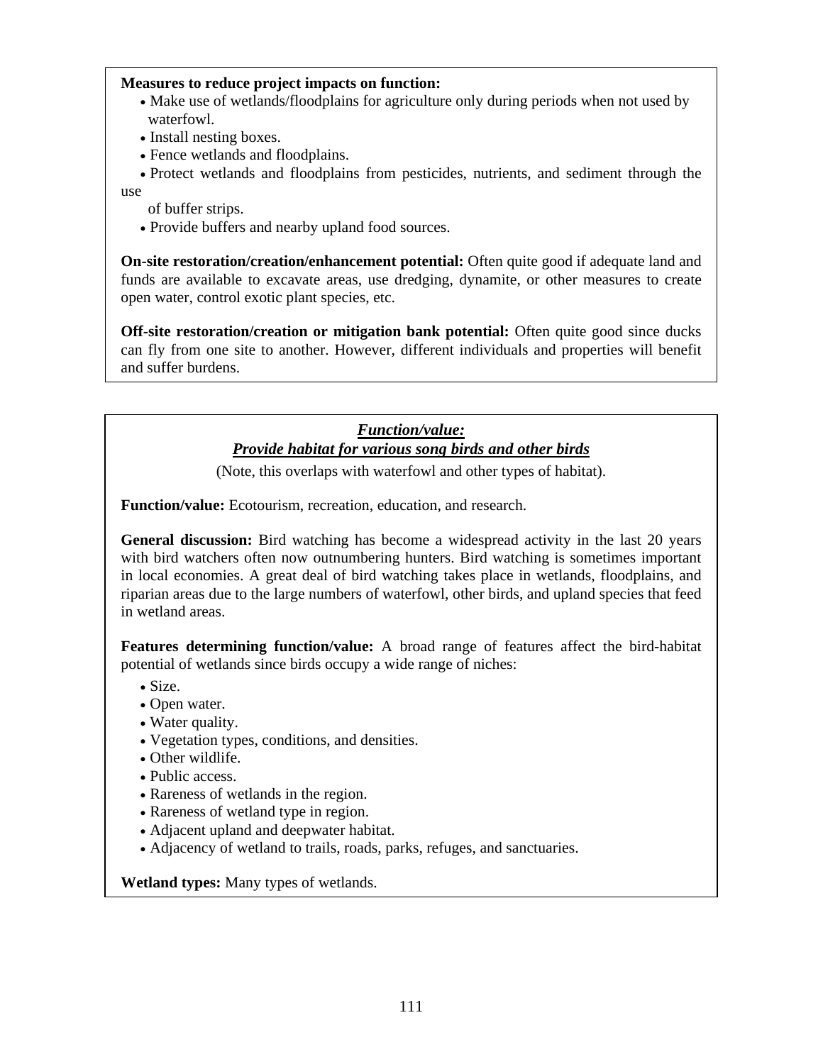**Measures to reduce project impacts on function:**

- Make use of wetlands/floodplains for agriculture only during periods when not used by waterfowl.
- Install nesting boxes.
- Fence wetlands and floodplains.
- Protect wetlands and floodplains from pesticides, nutrients, and sediment through the use of buffer strips.
- Provide buffers and nearby upland food sources.

**On-site restoration/creation/enhancement potential:** Often quite good if adequate land and funds are available to excavate areas, use dredging, dynamite, or other measures to create open water, control exotic plant species, etc.

**Off-site restoration/creation or mitigation bank potential:** Often quite good since ducks can fly from one site to another. However, different individuals and properties will benefit and suffer burdens.

## ***Function/value: Provide habitat for various song birds and other birds***

(Note, this overlaps with waterfowl and other types of habitat).

**Function/value:** Ecotourism, recreation, education, and research.

**General discussion:** Bird watching has become a widespread activity in the last 20 years with bird watchers often now outnumbering hunters. Bird watching is sometimes important in local economies. A great deal of bird watching takes place in wetlands, floodplains, and riparian areas due to the large numbers of waterfowl, other birds, and upland species that feed in wetland areas.

**Features determining function/value:** A broad range of features affect the bird-habitat potential of wetlands since birds occupy a wide range of niches:

- Size.
- Open water.
- Water quality.
- Vegetation types, conditions, and densities.
- Other wildlife.
- Public access.
- Rareness of wetlands in the region.
- Rareness of wetland type in region.
- Adjacent upland and deepwater habitat.
- Adjacency of wetland to trails, roads, parks, refuges, and sanctuaries.

**Wetland types:** Many types of wetlands.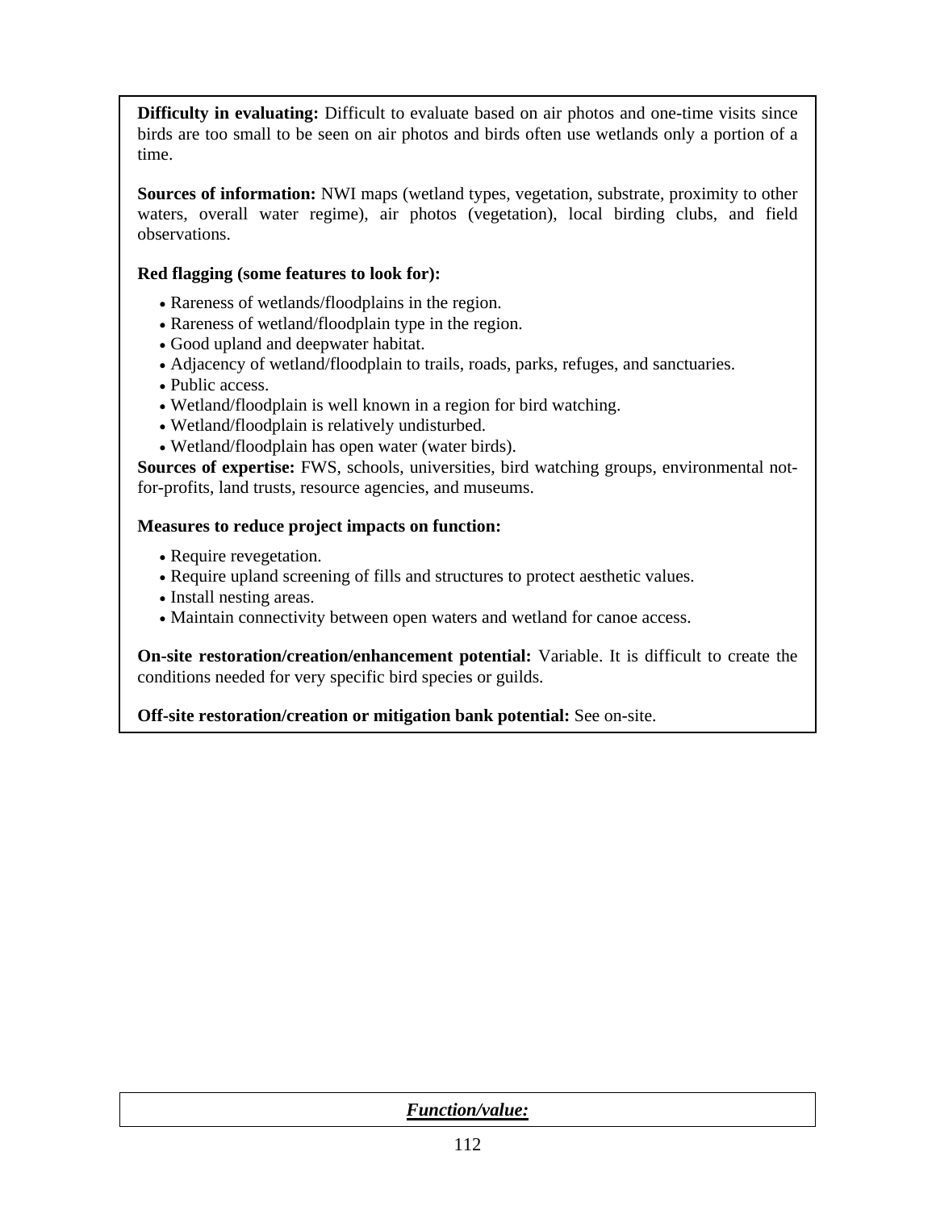**Difficulty in evaluating:** Difficult to evaluate based on air photos and one-time visits since birds are too small to be seen on air photos and birds often use wetlands only a portion of a time.

**Sources of information:** NWI maps (wetland types, vegetation, substrate, proximity to other waters, overall water regime), air photos (vegetation), local birding clubs, and field observations.

**Red flagging (some features to look for):**

- Rareness of wetlands/floodplains in the region.
- Rareness of wetland/floodplain type in the region.
- Good upland and deepwater habitat.
- Adjacency of wetland/floodplain to trails, roads, parks, refuges, and sanctuaries.
- Public access.
- Wetland/floodplain is well known in a region for bird watching.
- Wetland/floodplain is relatively undisturbed.
- Wetland/floodplain has open water (water birds).

**Sources of expertise:** FWS, schools, universities, bird watching groups, environmental not-for-profits, land trusts, resource agencies, and museums.

**Measures to reduce project impacts on function:**

- Require revegetation.
- Require upland screening of fills and structures to protect aesthetic values.
- Install nesting areas.
- Maintain connectivity between open waters and wetland for canoe access.

**On-site restoration/creation/enhancement potential:** Variable. It is difficult to create the conditions needed for very specific bird species or guilds.

**Off-site restoration/creation or mitigation bank potential:** See on-site.

***Function/value:***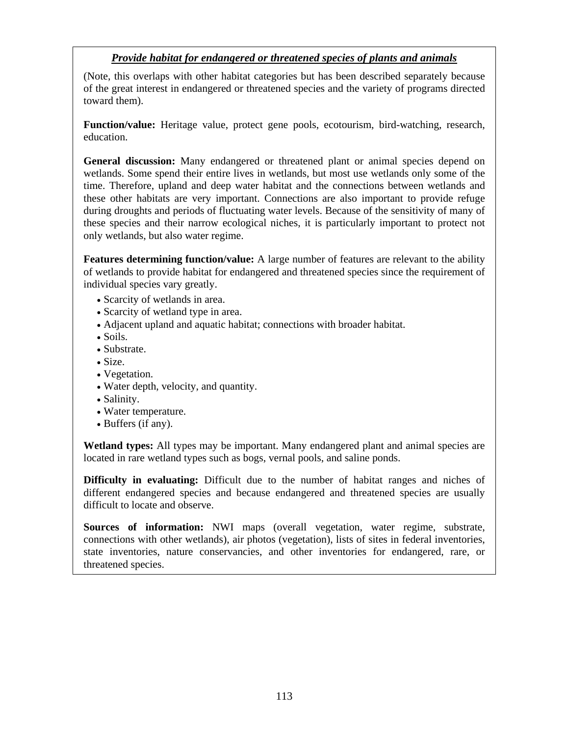***Provide habitat for endangered or threatened species of plants and animals***

(Note, this overlaps with other habitat categories but has been described separately because of the great interest in endangered or threatened species and the variety of programs directed toward them).

**Function/value:** Heritage value, protect gene pools, ecotourism, bird-watching, research, education.

**General discussion:** Many endangered or threatened plant or animal species depend on wetlands. Some spend their entire lives in wetlands, but most use wetlands only some of the time. Therefore, upland and deep water habitat and the connections between wetlands and these other habitats are very important. Connections are also important to provide refuge during droughts and periods of fluctuating water levels. Because of the sensitivity of many of these species and their narrow ecological niches, it is particularly important to protect not only wetlands, but also water regime.

**Features determining function/value:** A large number of features are relevant to the ability of wetlands to provide habitat for endangered and threatened species since the requirement of individual species vary greatly.

- Scarcity of wetlands in area.
- Scarcity of wetland type in area.
- Adjacent upland and aquatic habitat; connections with broader habitat.
- Soils.
- Substrate.
- Size.
- Vegetation.
- Water depth, velocity, and quantity.
- Salinity.
- Water temperature.
- Buffers (if any).

**Wetland types:** All types may be important. Many endangered plant and animal species are located in rare wetland types such as bogs, vernal pools, and saline ponds.

**Difficulty in evaluating:** Difficult due to the number of habitat ranges and niches of different endangered species and because endangered and threatened species are usually difficult to locate and observe.

**Sources of information:** NWI maps (overall vegetation, water regime, substrate, connections with other wetlands), air photos (vegetation), lists of sites in federal inventories, state inventories, nature conservancies, and other inventories for endangered, rare, or threatened species.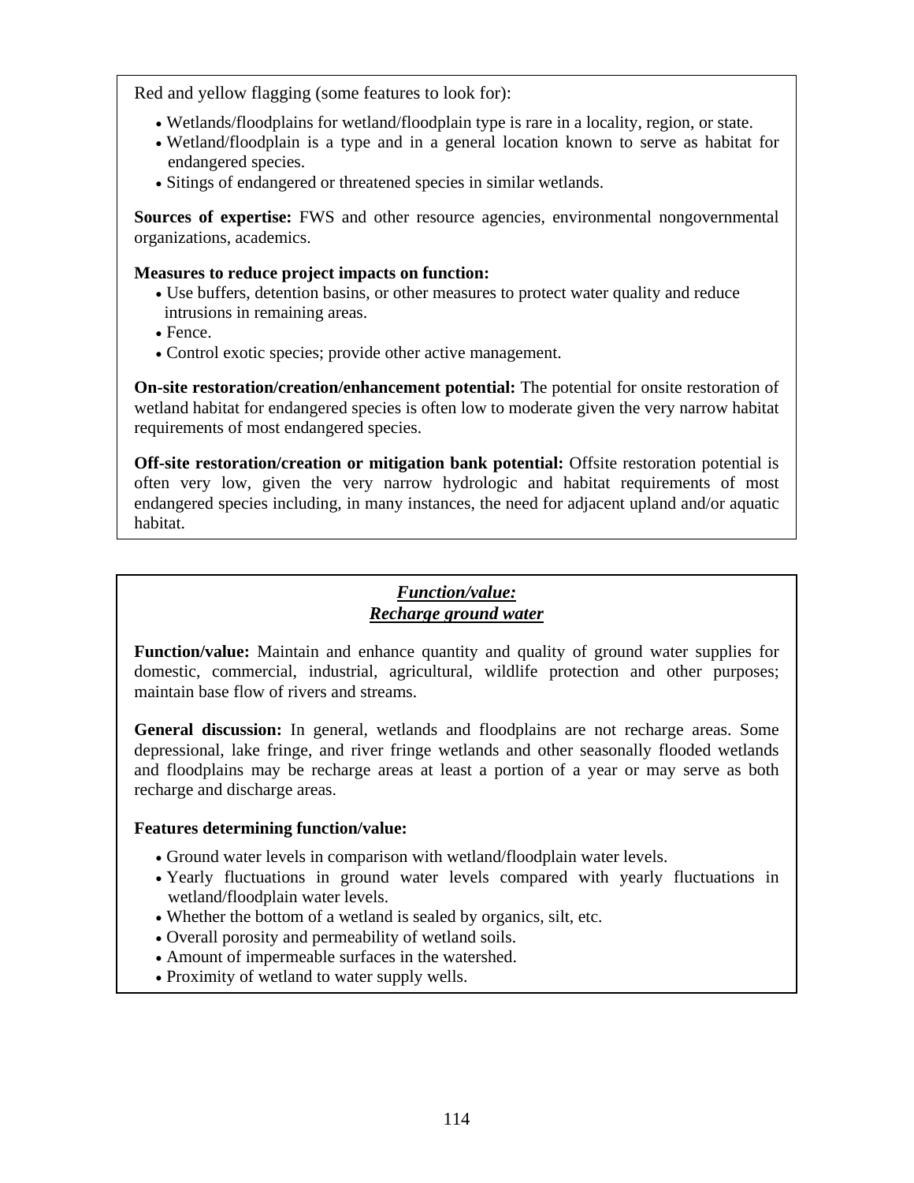Red and yellow flagging (some features to look for):

- Wetlands/floodplains for wetland/floodplain type is rare in a locality, region, or state.
- Wetland/floodplain is a type and in a general location known to serve as habitat for endangered species.
- Sitings of endangered or threatened species in similar wetlands.

**Sources of expertise:** FWS and other resource agencies, environmental nongovernmental organizations, academics.

**Measures to reduce project impacts on function:**

- Use buffers, detention basins, or other measures to protect water quality and reduce intrusions in remaining areas.
- Fence.
- Control exotic species; provide other active management.

**On-site restoration/creation/enhancement potential:** The potential for onsite restoration of wetland habitat for endangered species is often low to moderate given the very narrow habitat requirements of most endangered species.

**Off-site restoration/creation or mitigation bank potential:** Offsite restoration potential is often very low, given the very narrow hydrologic and habitat requirements of most endangered species including, in many instances, the need for adjacent upland and/or aquatic habitat.

## *Function/value: Recharge ground water*

**Function/value:** Maintain and enhance quantity and quality of ground water supplies for domestic, commercial, industrial, agricultural, wildlife protection and other purposes; maintain base flow of rivers and streams.

**General discussion:** In general, wetlands and floodplains are not recharge areas. Some depressional, lake fringe, and river fringe wetlands and other seasonally flooded wetlands and floodplains may be recharge areas at least a portion of a year or may serve as both recharge and discharge areas.

**Features determining function/value:**

- Ground water levels in comparison with wetland/floodplain water levels.
- Yearly fluctuations in ground water levels compared with yearly fluctuations in wetland/floodplain water levels.
- Whether the bottom of a wetland is sealed by organics, silt, etc.
- Overall porosity and permeability of wetland soils.
- Amount of impermeable surfaces in the watershed.
- Proximity of wetland to water supply wells.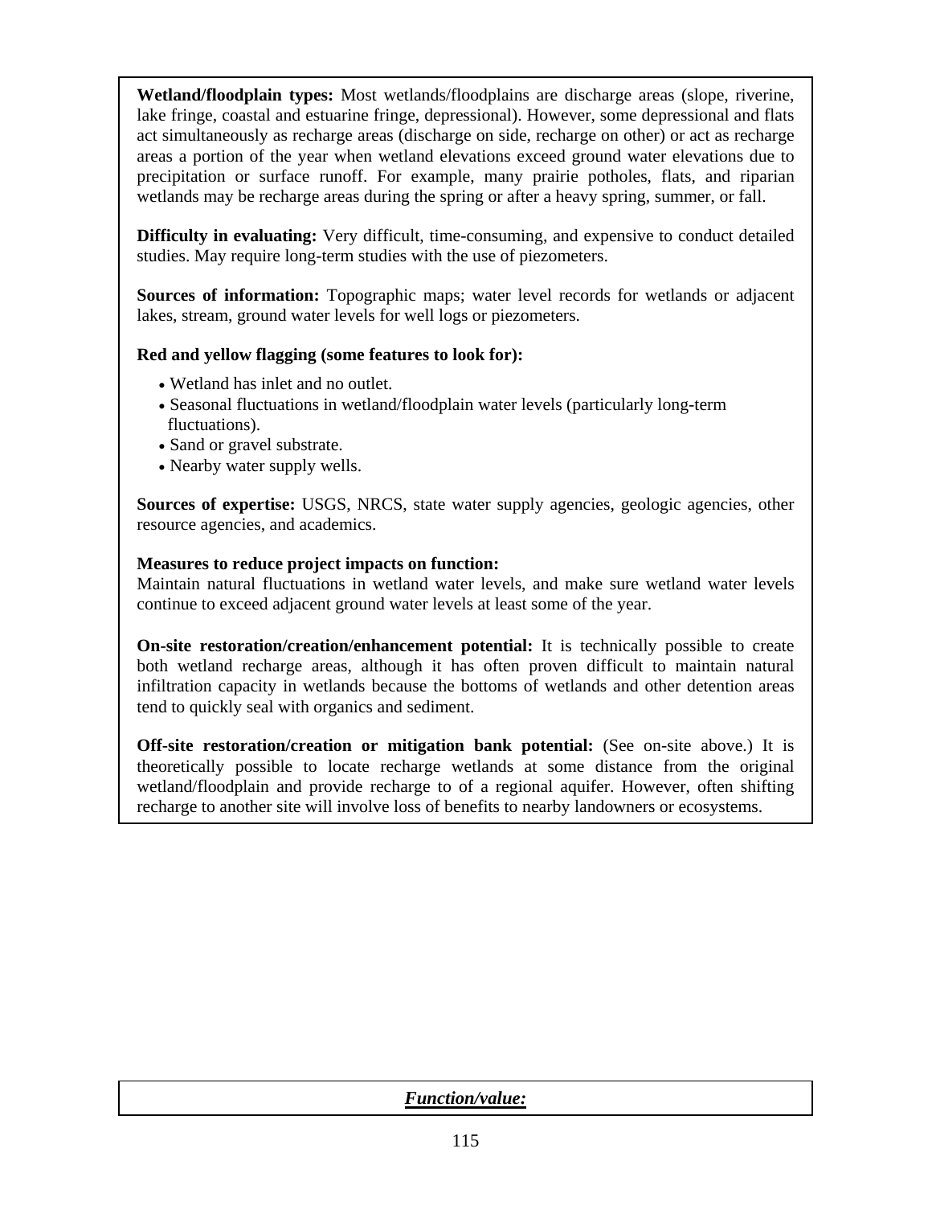**Wetland/floodplain types:** Most wetlands/floodplains are discharge areas (slope, riverine, lake fringe, coastal and estuarine fringe, depressional). However, some depressional and flats act simultaneously as recharge areas (discharge on side, recharge on other) or act as recharge areas a portion of the year when wetland elevations exceed ground water elevations due to precipitation or surface runoff. For example, many prairie potholes, flats, and riparian wetlands may be recharge areas during the spring or after a heavy spring, summer, or fall.

**Difficulty in evaluating:** Very difficult, time-consuming, and expensive to conduct detailed studies. May require long-term studies with the use of piezometers.

**Sources of information:** Topographic maps; water level records for wetlands or adjacent lakes, stream, ground water levels for well logs or piezometers.

**Red and yellow flagging (some features to look for):**

- Wetland has inlet and no outlet.
- Seasonal fluctuations in wetland/floodplain water levels (particularly long-term fluctuations).
- Sand or gravel substrate.
- Nearby water supply wells.

**Sources of expertise:** USGS, NRCS, state water supply agencies, geologic agencies, other resource agencies, and academics.

**Measures to reduce project impacts on function:**
Maintain natural fluctuations in wetland water levels, and make sure wetland water levels continue to exceed adjacent ground water levels at least some of the year.

**On-site restoration/creation/enhancement potential:** It is technically possible to create both wetland recharge areas, although it has often proven difficult to maintain natural infiltration capacity in wetlands because the bottoms of wetlands and other detention areas tend to quickly seal with organics and sediment.

**Off-site restoration/creation or mitigation bank potential:** (See on-site above.) It is theoretically possible to locate recharge wetlands at some distance from the original wetland/floodplain and provide recharge to of a regional aquifer. However, often shifting recharge to another site will involve loss of benefits to nearby landowners or ecosystems.

***Function/value:***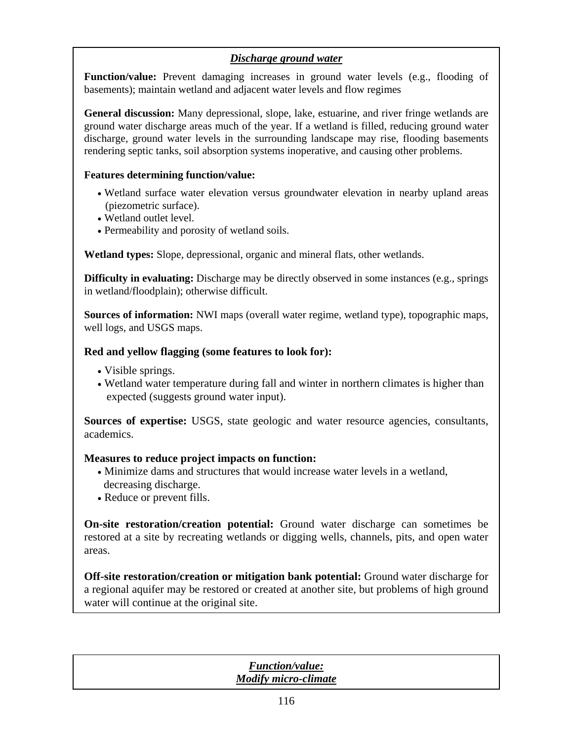### ***Discharge ground water***

**Function/value:** Prevent damaging increases in ground water levels (e.g., flooding of basements); maintain wetland and adjacent water levels and flow regimes

**General discussion:** Many depressional, slope, lake, estuarine, and river fringe wetlands are ground water discharge areas much of the year. If a wetland is filled, reducing ground water discharge, ground water levels in the surrounding landscape may rise, flooding basements rendering septic tanks, soil absorption systems inoperative, and causing other problems.

**Features determining function/value:**

- Wetland surface water elevation versus groundwater elevation in nearby upland areas (piezometric surface).
- Wetland outlet level.
- Permeability and porosity of wetland soils.

**Wetland types:** Slope, depressional, organic and mineral flats, other wetlands.

**Difficulty in evaluating:** Discharge may be directly observed in some instances (e.g., springs in wetland/floodplain); otherwise difficult.

**Sources of information:** NWI maps (overall water regime, wetland type), topographic maps, well logs, and USGS maps.

**Red and yellow flagging (some features to look for):**

- Visible springs.
- Wetland water temperature during fall and winter in northern climates is higher than expected (suggests ground water input).

**Sources of expertise:** USGS, state geologic and water resource agencies, consultants, academics.

**Measures to reduce project impacts on function:**

- Minimize dams and structures that would increase water levels in a wetland, decreasing discharge.
- Reduce or prevent fills.

**On-site restoration/creation potential:** Ground water discharge can sometimes be restored at a site by recreating wetlands or digging wells, channels, pits, and open water areas.

**Off-site restoration/creation or mitigation bank potential:** Ground water discharge for a regional aquifer may be restored or created at another site, but problems of high ground water will continue at the original site.

### ***Function/value:***
### ***Modify micro-climate***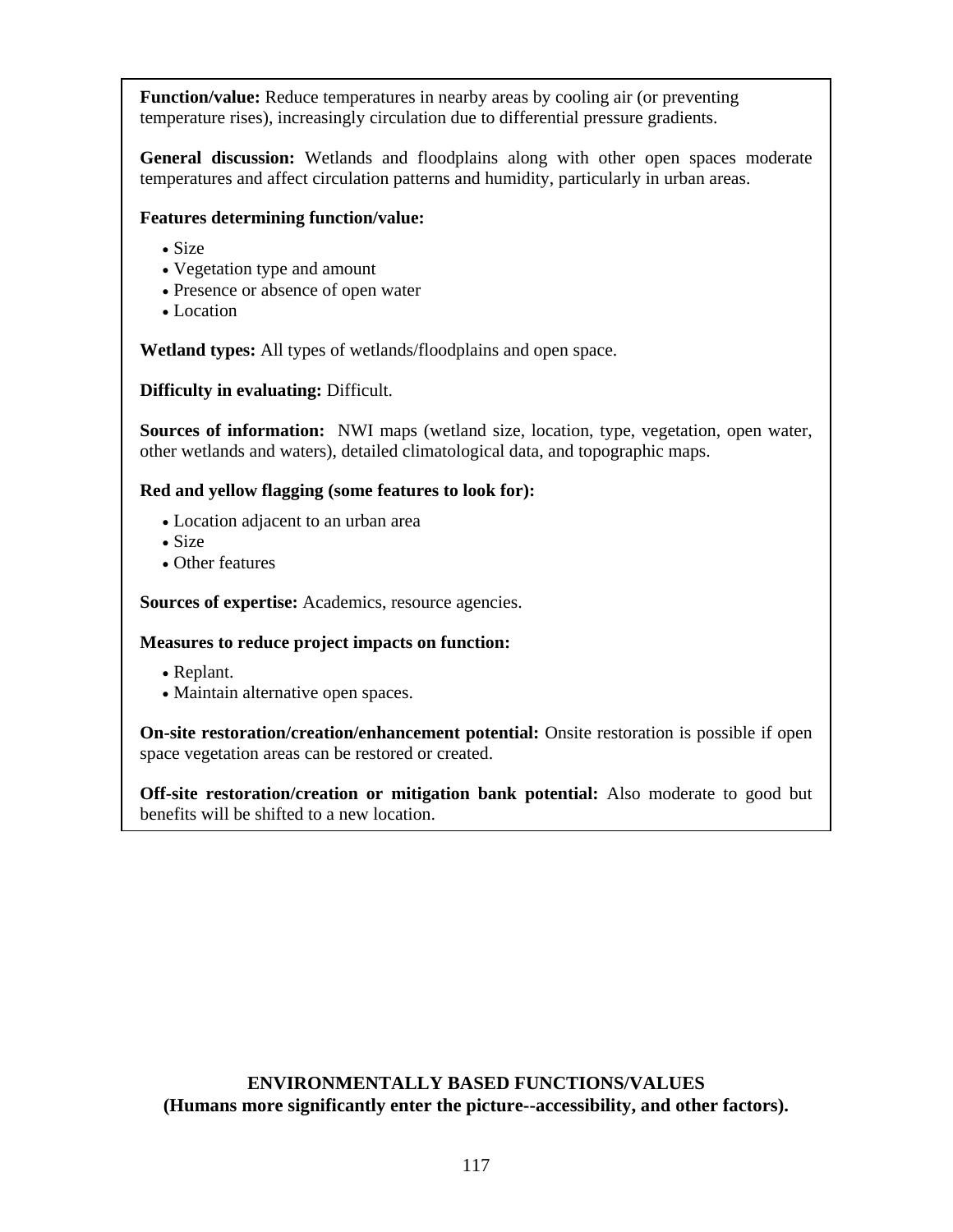**Function/value:** Reduce temperatures in nearby areas by cooling air (or preventing temperature rises), increasingly circulation due to differential pressure gradients.

**General discussion:** Wetlands and floodplains along with other open spaces moderate temperatures and affect circulation patterns and humidity, particularly in urban areas.

**Features determining function/value:**

- Size
- Vegetation type and amount
- Presence or absence of open water
- Location

**Wetland types:** All types of wetlands/floodplains and open space.

**Difficulty in evaluating:** Difficult.

**Sources of information:** NWI maps (wetland size, location, type, vegetation, open water, other wetlands and waters), detailed climatological data, and topographic maps.

**Red and yellow flagging (some features to look for):**

- Location adjacent to an urban area
- Size
- Other features

**Sources of expertise:** Academics, resource agencies.

**Measures to reduce project impacts on function:**

- Replant.
- Maintain alternative open spaces.

**On-site restoration/creation/enhancement potential:** Onsite restoration is possible if open space vegetation areas can be restored or created.

**Off-site restoration/creation or mitigation bank potential:** Also moderate to good but benefits will be shifted to a new location.

## ENVIRONMENTALLY BASED FUNCTIONS/VALUES
**(Humans more significantly enter the picture--accessibility, and other factors).**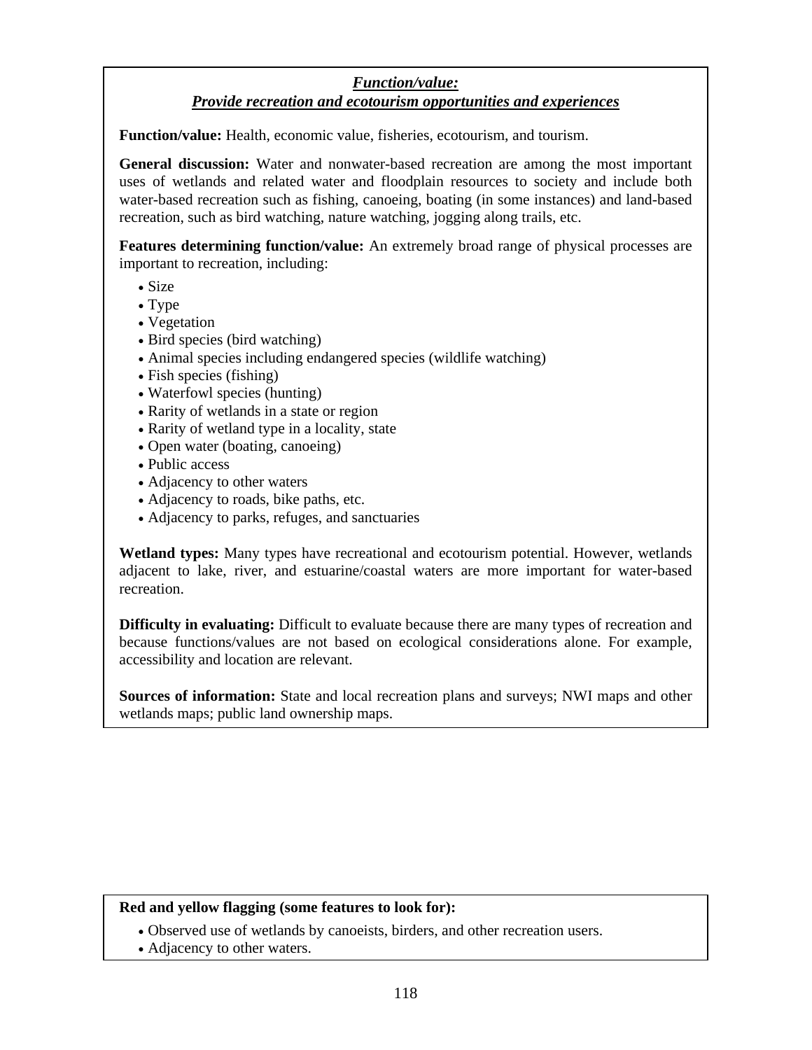***Function/value:***

***Provide recreation and ecotourism opportunities and experiences***

**Function/value:** Health, economic value, fisheries, ecotourism, and tourism.

**General discussion:** Water and nonwater-based recreation are among the most important uses of wetlands and related water and floodplain resources to society and include both water-based recreation such as fishing, canoeing, boating (in some instances) and land-based recreation, such as bird watching, nature watching, jogging along trails, etc.

**Features determining function/value:** An extremely broad range of physical processes are important to recreation, including:

- Size
- Type
- Vegetation
- Bird species (bird watching)
- Animal species including endangered species (wildlife watching)
- Fish species (fishing)
- Waterfowl species (hunting)
- Rarity of wetlands in a state or region
- Rarity of wetland type in a locality, state
- Open water (boating, canoeing)
- Public access
- Adjacency to other waters
- Adjacency to roads, bike paths, etc.
- Adjacency to parks, refuges, and sanctuaries

**Wetland types:** Many types have recreational and ecotourism potential. However, wetlands adjacent to lake, river, and estuarine/coastal waters are more important for water-based recreation.

**Difficulty in evaluating:** Difficult to evaluate because there are many types of recreation and because functions/values are not based on ecological considerations alone. For example, accessibility and location are relevant.

**Sources of information:** State and local recreation plans and surveys; NWI maps and other wetlands maps; public land ownership maps.

**Red and yellow flagging (some features to look for):**

- Observed use of wetlands by canoeists, birders, and other recreation users.
- Adjacency to other waters.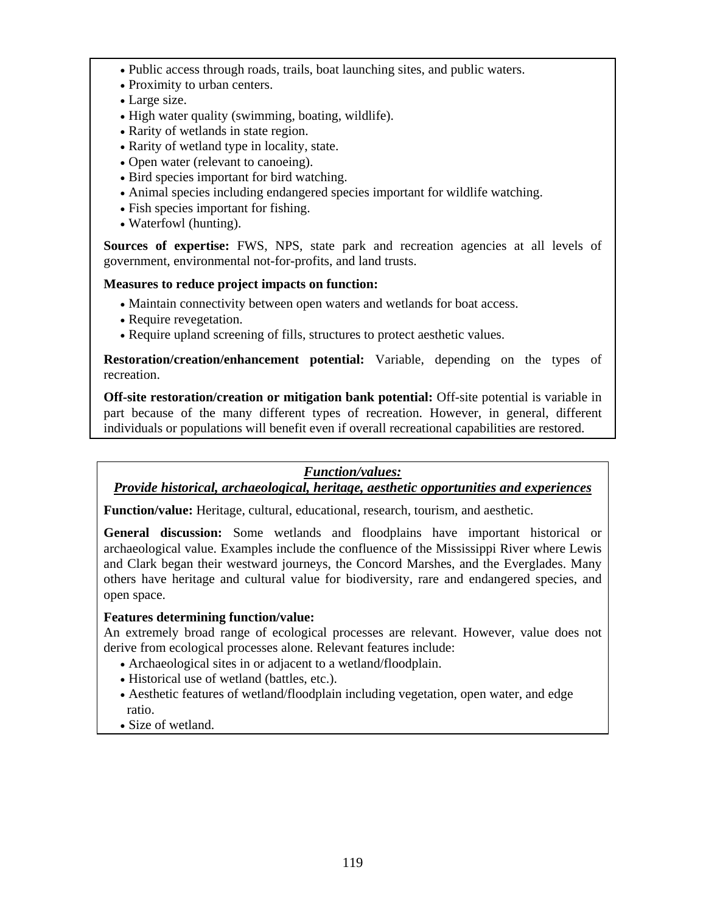- Public access through roads, trails, boat launching sites, and public waters.
- Proximity to urban centers.
- Large size.
- High water quality (swimming, boating, wildlife).
- Rarity of wetlands in state region.
- Rarity of wetland type in locality, state.
- Open water (relevant to canoeing).
- Bird species important for bird watching.
- Animal species including endangered species important for wildlife watching.
- Fish species important for fishing.
- Waterfowl (hunting).

**Sources of expertise:** FWS, NPS, state park and recreation agencies at all levels of government, environmental not-for-profits, and land trusts.

**Measures to reduce project impacts on function:**

- Maintain connectivity between open waters and wetlands for boat access.
- Require revegetation.
- Require upland screening of fills, structures to protect aesthetic values.

**Restoration/creation/enhancement potential:** Variable, depending on the types of recreation.

**Off-site restoration/creation or mitigation bank potential:** Off-site potential is variable in part because of the many different types of recreation. However, in general, different individuals or populations will benefit even if overall recreational capabilities are restored.

## ***Function/values:***
## ***Provide historical, archaeological, heritage, aesthetic opportunities and experiences***

**Function/value:** Heritage, cultural, educational, research, tourism, and aesthetic.

**General discussion:** Some wetlands and floodplains have important historical or archaeological value. Examples include the confluence of the Mississippi River where Lewis and Clark began their westward journeys, the Concord Marshes, and the Everglades. Many others have heritage and cultural value for biodiversity, rare and endangered species, and open space.

**Features determining function/value:**
An extremely broad range of ecological processes are relevant. However, value does not derive from ecological processes alone. Relevant features include:

- Archaeological sites in or adjacent to a wetland/floodplain.
- Historical use of wetland (battles, etc.).
- Aesthetic features of wetland/floodplain including vegetation, open water, and edge ratio.
- Size of wetland.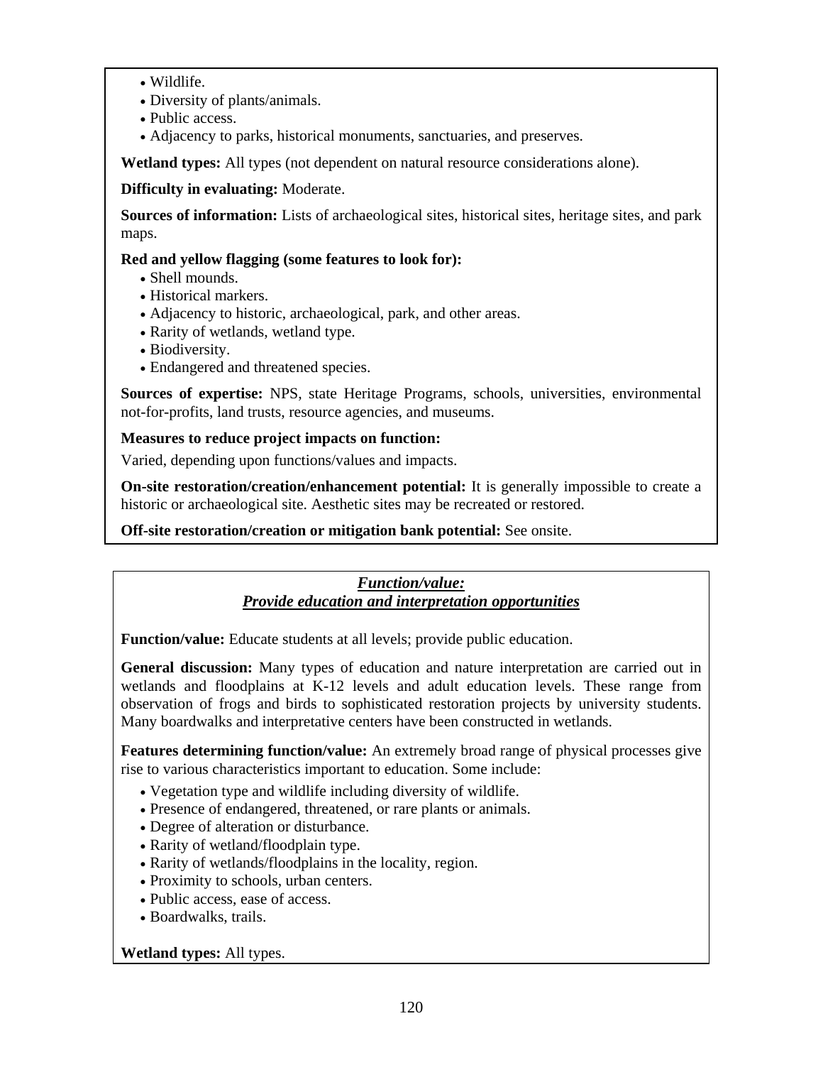- Wildlife.
- Diversity of plants/animals.
- Public access.
- Adjacency to parks, historical monuments, sanctuaries, and preserves.

**Wetland types:** All types (not dependent on natural resource considerations alone).

**Difficulty in evaluating:** Moderate.

**Sources of information:** Lists of archaeological sites, historical sites, heritage sites, and park maps.

**Red and yellow flagging (some features to look for):**

- Shell mounds.
- Historical markers.
- Adjacency to historic, archaeological, park, and other areas.
- Rarity of wetlands, wetland type.
- Biodiversity.
- Endangered and threatened species.

**Sources of expertise:** NPS, state Heritage Programs, schools, universities, environmental not-for-profits, land trusts, resource agencies, and museums.

**Measures to reduce project impacts on function:**

Varied, depending upon functions/values and impacts.

**On-site restoration/creation/enhancement potential:** It is generally impossible to create a historic or archaeological site. Aesthetic sites may be recreated or restored.

**Off-site restoration/creation or mitigation bank potential:** See onsite.

## ***Function/value: Provide education and interpretation opportunities***

**Function/value:** Educate students at all levels; provide public education.

**General discussion:** Many types of education and nature interpretation are carried out in wetlands and floodplains at K-12 levels and adult education levels. These range from observation of frogs and birds to sophisticated restoration projects by university students. Many boardwalks and interpretative centers have been constructed in wetlands.

**Features determining function/value:** An extremely broad range of physical processes give rise to various characteristics important to education. Some include:

- Vegetation type and wildlife including diversity of wildlife.
- Presence of endangered, threatened, or rare plants or animals.
- Degree of alteration or disturbance.
- Rarity of wetland/floodplain type.
- Rarity of wetlands/floodplains in the locality, region.
- Proximity to schools, urban centers.
- Public access, ease of access.
- Boardwalks, trails.

**Wetland types:** All types.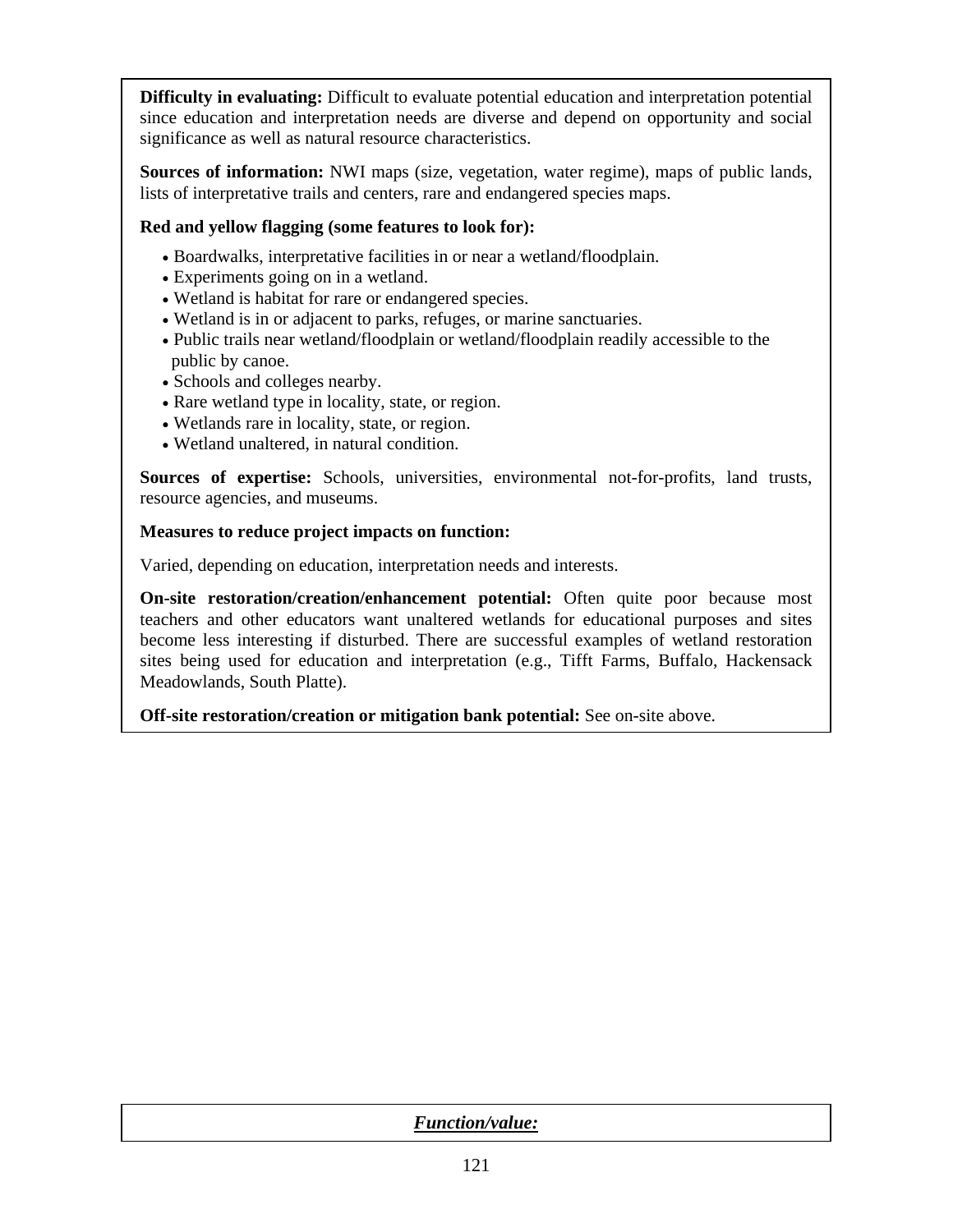**Difficulty in evaluating:** Difficult to evaluate potential education and interpretation potential since education and interpretation needs are diverse and depend on opportunity and social significance as well as natural resource characteristics.

**Sources of information:** NWI maps (size, vegetation, water regime), maps of public lands, lists of interpretative trails and centers, rare and endangered species maps.

**Red and yellow flagging (some features to look for):**

- Boardwalks, interpretative facilities in or near a wetland/floodplain.
- Experiments going on in a wetland.
- Wetland is habitat for rare or endangered species.
- Wetland is in or adjacent to parks, refuges, or marine sanctuaries.
- Public trails near wetland/floodplain or wetland/floodplain readily accessible to the public by canoe.
- Schools and colleges nearby.
- Rare wetland type in locality, state, or region.
- Wetlands rare in locality, state, or region.
- Wetland unaltered, in natural condition.

**Sources of expertise:** Schools, universities, environmental not-for-profits, land trusts, resource agencies, and museums.

**Measures to reduce project impacts on function:**

Varied, depending on education, interpretation needs and interests.

**On-site restoration/creation/enhancement potential:** Often quite poor because most teachers and other educators want unaltered wetlands for educational purposes and sites become less interesting if disturbed. There are successful examples of wetland restoration sites being used for education and interpretation (e.g., Tifft Farms, Buffalo, Hackensack Meadowlands, South Platte).

**Off-site restoration/creation or mitigation bank potential:** See on-site above.

***<u>Function/value:</u>***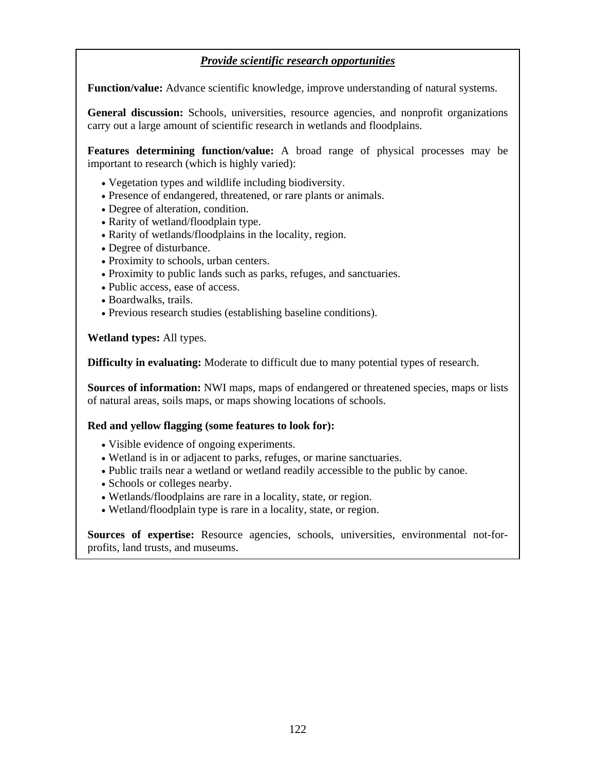### ***Provide scientific research opportunities***

**Function/value:** Advance scientific knowledge, improve understanding of natural systems.

**General discussion:** Schools, universities, resource agencies, and nonprofit organizations carry out a large amount of scientific research in wetlands and floodplains.

**Features determining function/value:** A broad range of physical processes may be important to research (which is highly varied):

- Vegetation types and wildlife including biodiversity.
- Presence of endangered, threatened, or rare plants or animals.
- Degree of alteration, condition.
- Rarity of wetland/floodplain type.
- Rarity of wetlands/floodplains in the locality, region.
- Degree of disturbance.
- Proximity to schools, urban centers.
- Proximity to public lands such as parks, refuges, and sanctuaries.
- Public access, ease of access.
- Boardwalks, trails.
- Previous research studies (establishing baseline conditions).

**Wetland types:** All types.

**Difficulty in evaluating:** Moderate to difficult due to many potential types of research.

**Sources of information:** NWI maps, maps of endangered or threatened species, maps or lists of natural areas, soils maps, or maps showing locations of schools.

**Red and yellow flagging (some features to look for):**

- Visible evidence of ongoing experiments.
- Wetland is in or adjacent to parks, refuges, or marine sanctuaries.
- Public trails near a wetland or wetland readily accessible to the public by canoe.
- Schools or colleges nearby.
- Wetlands/floodplains are rare in a locality, state, or region.
- Wetland/floodplain type is rare in a locality, state, or region.

**Sources of expertise:** Resource agencies, schools, universities, environmental not-for-profits, land trusts, and museums.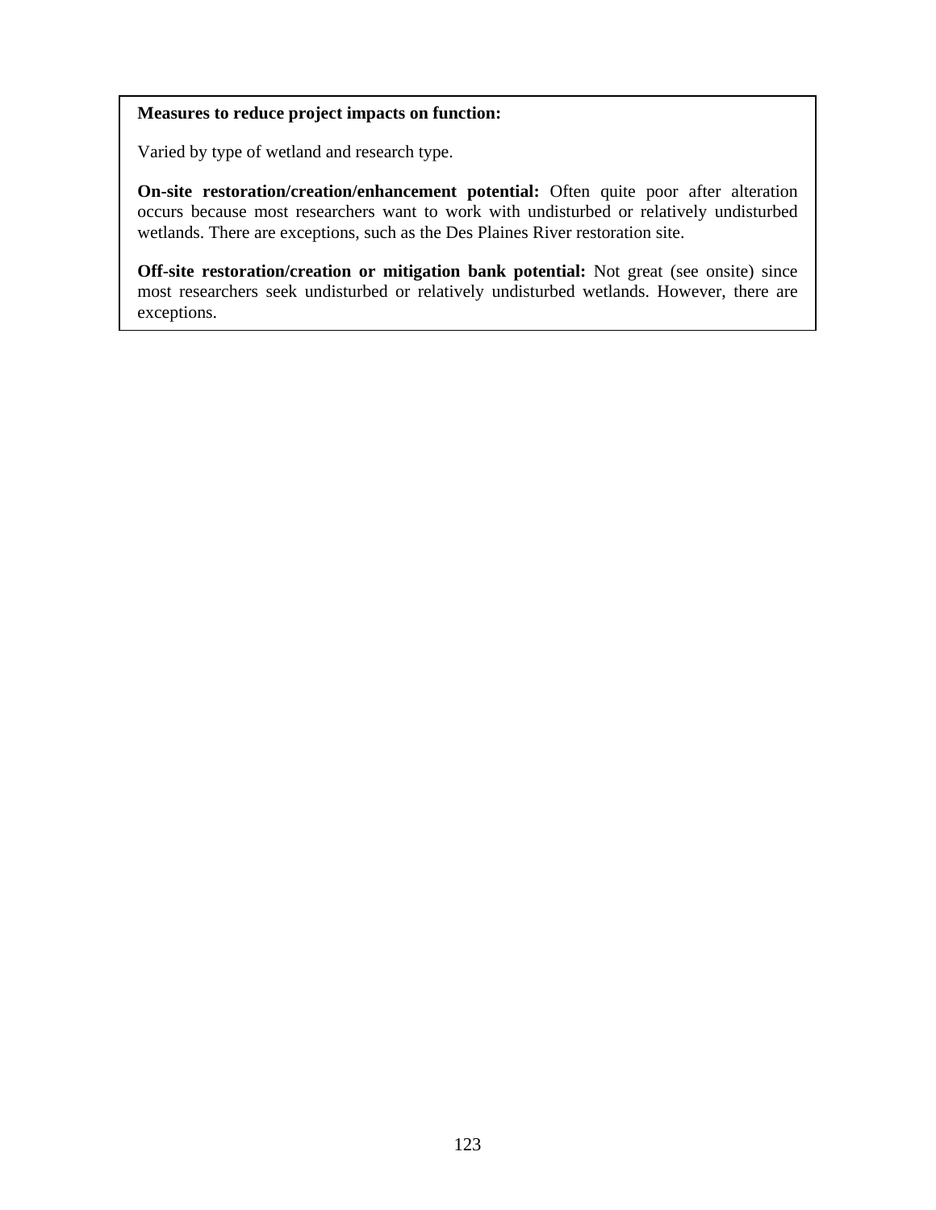**Measures to reduce project impacts on function:**

Varied by type of wetland and research type.

**On-site restoration/creation/enhancement potential:** Often quite poor after alteration occurs because most researchers want to work with undisturbed or relatively undisturbed wetlands. There are exceptions, such as the Des Plaines River restoration site.

**Off-site restoration/creation or mitigation bank potential:** Not great (see onsite) since most researchers seek undisturbed or relatively undisturbed wetlands. However, there are exceptions.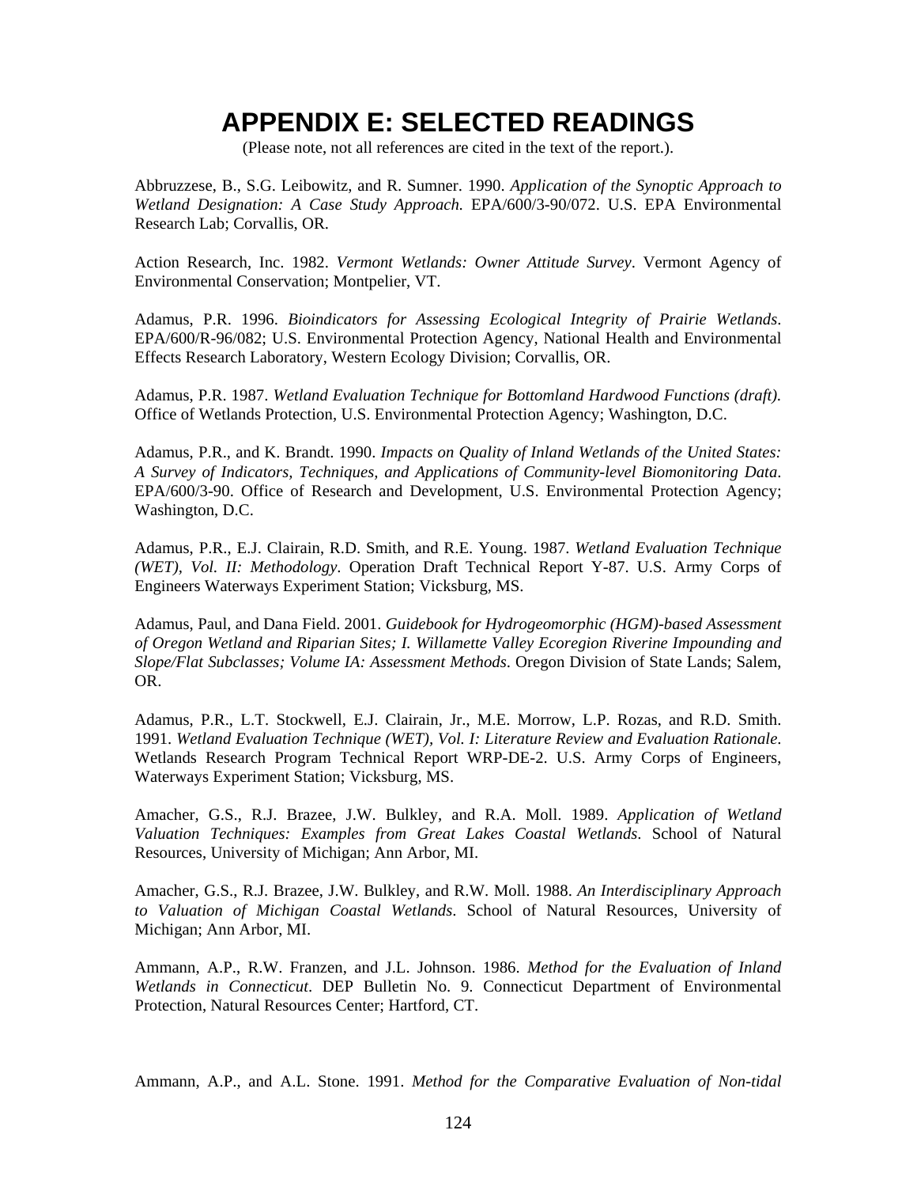# APPENDIX E: SELECTED READINGS

(Please note, not all references are cited in the text of the report.).

Abbruzzese, B., S.G. Leibowitz, and R. Sumner. 1990. *Application of the Synoptic Approach to Wetland Designation: A Case Study Approach.* EPA/600/3-90/072. U.S. EPA Environmental Research Lab; Corvallis, OR.

Action Research, Inc. 1982. *Vermont Wetlands: Owner Attitude Survey*. Vermont Agency of Environmental Conservation; Montpelier, VT.

Adamus, P.R. 1996. *Bioindicators for Assessing Ecological Integrity of Prairie Wetlands*. EPA/600/R-96/082; U.S. Environmental Protection Agency, National Health and Environmental Effects Research Laboratory, Western Ecology Division; Corvallis, OR.

Adamus, P.R. 1987. *Wetland Evaluation Technique for Bottomland Hardwood Functions (draft).* Office of Wetlands Protection, U.S. Environmental Protection Agency; Washington, D.C.

Adamus, P.R., and K. Brandt. 1990. *Impacts on Quality of Inland Wetlands of the United States: A Survey of Indicators, Techniques, and Applications of Community-level Biomonitoring Data*. EPA/600/3-90. Office of Research and Development, U.S. Environmental Protection Agency; Washington, D.C.

Adamus, P.R., E.J. Clairain, R.D. Smith, and R.E. Young. 1987. *Wetland Evaluation Technique (WET), Vol. II: Methodology*. Operation Draft Technical Report Y-87. U.S. Army Corps of Engineers Waterways Experiment Station; Vicksburg, MS.

Adamus, Paul, and Dana Field. 2001. *Guidebook for Hydrogeomorphic (HGM)-based Assessment of Oregon Wetland and Riparian Sites; I. Willamette Valley Ecoregion Riverine Impounding and Slope/Flat Subclasses; Volume IA: Assessment Methods*. Oregon Division of State Lands; Salem, OR.

Adamus, P.R., L.T. Stockwell, E.J. Clairain, Jr., M.E. Morrow, L.P. Rozas, and R.D. Smith. 1991. *Wetland Evaluation Technique (WET), Vol. I: Literature Review and Evaluation Rationale*. Wetlands Research Program Technical Report WRP-DE-2. U.S. Army Corps of Engineers, Waterways Experiment Station; Vicksburg, MS.

Amacher, G.S., R.J. Brazee, J.W. Bulkley, and R.A. Moll. 1989. *Application of Wetland Valuation Techniques: Examples from Great Lakes Coastal Wetlands*. School of Natural Resources, University of Michigan; Ann Arbor, MI.

Amacher, G.S., R.J. Brazee, J.W. Bulkley, and R.W. Moll. 1988. *An Interdisciplinary Approach to Valuation of Michigan Coastal Wetlands*. School of Natural Resources, University of Michigan; Ann Arbor, MI.

Ammann, A.P., R.W. Franzen, and J.L. Johnson. 1986. *Method for the Evaluation of Inland Wetlands in Connecticut*. DEP Bulletin No. 9. Connecticut Department of Environmental Protection, Natural Resources Center; Hartford, CT.

Ammann, A.P., and A.L. Stone. 1991. *Method for the Comparative Evaluation of Non-tidal*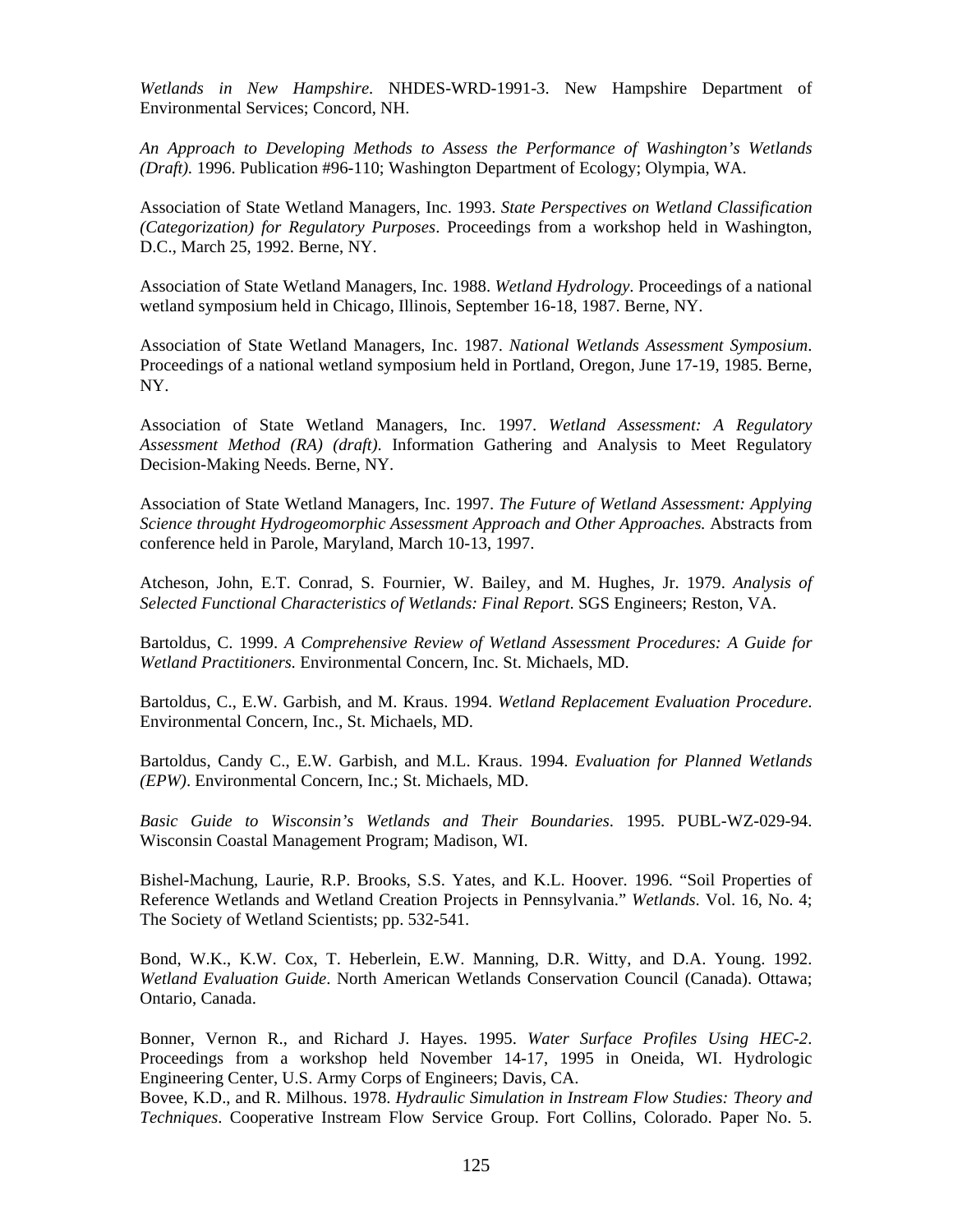*Wetlands in New Hampshire*. NHDES-WRD-1991-3. New Hampshire Department of Environmental Services; Concord, NH.

*An Approach to Developing Methods to Assess the Performance of Washington's Wetlands (Draft).* 1996. Publication #96-110; Washington Department of Ecology; Olympia, WA.

Association of State Wetland Managers, Inc. 1993. *State Perspectives on Wetland Classification (Categorization) for Regulatory Purposes*. Proceedings from a workshop held in Washington, D.C., March 25, 1992. Berne, NY.

Association of State Wetland Managers, Inc. 1988. *Wetland Hydrology*. Proceedings of a national wetland symposium held in Chicago, Illinois, September 16-18, 1987. Berne, NY.

Association of State Wetland Managers, Inc. 1987. *National Wetlands Assessment Symposium*. Proceedings of a national wetland symposium held in Portland, Oregon, June 17-19, 1985. Berne, NY.

Association of State Wetland Managers, Inc. 1997. *Wetland Assessment: A Regulatory Assessment Method (RA) (draft)*. Information Gathering and Analysis to Meet Regulatory Decision-Making Needs. Berne, NY.

Association of State Wetland Managers, Inc. 1997. *The Future of Wetland Assessment: Applying Science throught Hydrogeomorphic Assessment Approach and Other Approaches.* Abstracts from conference held in Parole, Maryland, March 10-13, 1997.

Atcheson, John, E.T. Conrad, S. Fournier, W. Bailey, and M. Hughes, Jr. 1979. *Analysis of Selected Functional Characteristics of Wetlands: Final Report*. SGS Engineers; Reston, VA.

Bartoldus, C. 1999. *A Comprehensive Review of Wetland Assessment Procedures: A Guide for Wetland Practitioners.* Environmental Concern, Inc. St. Michaels, MD.

Bartoldus, C., E.W. Garbish, and M. Kraus. 1994. *Wetland Replacement Evaluation Procedure*. Environmental Concern, Inc., St. Michaels, MD.

Bartoldus, Candy C., E.W. Garbish, and M.L. Kraus. 1994. *Evaluation for Planned Wetlands (EPW)*. Environmental Concern, Inc.; St. Michaels, MD.

*Basic Guide to Wisconsin's Wetlands and Their Boundaries*. 1995. PUBL-WZ-029-94. Wisconsin Coastal Management Program; Madison, WI.

Bishel-Machung, Laurie, R.P. Brooks, S.S. Yates, and K.L. Hoover. 1996. "Soil Properties of Reference Wetlands and Wetland Creation Projects in Pennsylvania." *Wetlands*. Vol. 16, No. 4; The Society of Wetland Scientists; pp. 532-541.

Bond, W.K., K.W. Cox, T. Heberlein, E.W. Manning, D.R. Witty, and D.A. Young. 1992. *Wetland Evaluation Guide*. North American Wetlands Conservation Council (Canada). Ottawa; Ontario, Canada.

Bonner, Vernon R., and Richard J. Hayes. 1995. *Water Surface Profiles Using HEC-2*. Proceedings from a workshop held November 14-17, 1995 in Oneida, WI. Hydrologic Engineering Center, U.S. Army Corps of Engineers; Davis, CA.

Bovee, K.D., and R. Milhous. 1978. *Hydraulic Simulation in Instream Flow Studies: Theory and Techniques*. Cooperative Instream Flow Service Group. Fort Collins, Colorado. Paper No. 5.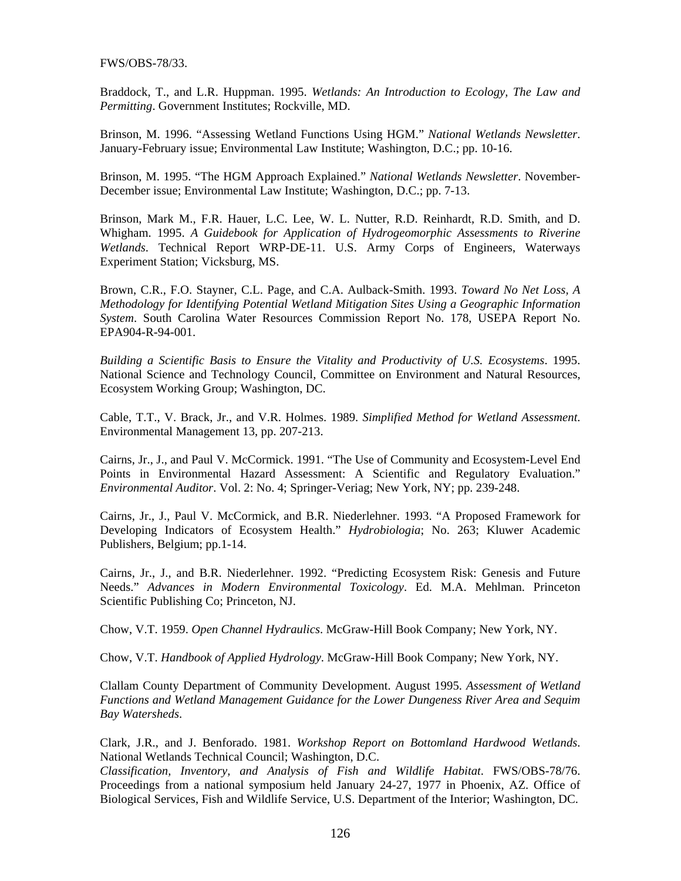FWS/OBS-78/33.

Braddock, T., and L.R. Huppman. 1995. *Wetlands: An Introduction to Ecology, The Law and Permitting*. Government Institutes; Rockville, MD.

Brinson, M. 1996. "Assessing Wetland Functions Using HGM." *National Wetlands Newsletter*. January-February issue; Environmental Law Institute; Washington, D.C.; pp. 10-16.

Brinson, M. 1995. "The HGM Approach Explained." *National Wetlands Newsletter*. November-December issue; Environmental Law Institute; Washington, D.C.; pp. 7-13.

Brinson, Mark M., F.R. Hauer, L.C. Lee, W. L. Nutter, R.D. Reinhardt, R.D. Smith, and D. Whigham. 1995. *A Guidebook for Application of Hydrogeomorphic Assessments to Riverine Wetlands*. Technical Report WRP-DE-11. U.S. Army Corps of Engineers, Waterways Experiment Station; Vicksburg, MS.

Brown, C.R., F.O. Stayner, C.L. Page, and C.A. Aulback-Smith. 1993. *Toward No Net Loss, A Methodology for Identifying Potential Wetland Mitigation Sites Using a Geographic Information System*. South Carolina Water Resources Commission Report No. 178, USEPA Report No. EPA904-R-94-001.

*Building a Scientific Basis to Ensure the Vitality and Productivity of U.S. Ecosystems*. 1995. National Science and Technology Council, Committee on Environment and Natural Resources, Ecosystem Working Group; Washington, DC.

Cable, T.T., V. Brack, Jr., and V.R. Holmes. 1989. *Simplified Method for Wetland Assessment.* Environmental Management 13, pp. 207-213.

Cairns, Jr., J., and Paul V. McCormick. 1991. "The Use of Community and Ecosystem-Level End Points in Environmental Hazard Assessment: A Scientific and Regulatory Evaluation." *Environmental Auditor*. Vol. 2: No. 4; Springer-Veriag; New York, NY; pp. 239-248.

Cairns, Jr., J., Paul V. McCormick, and B.R. Niederlehner. 1993. "A Proposed Framework for Developing Indicators of Ecosystem Health." *Hydrobiologia*; No. 263; Kluwer Academic Publishers, Belgium; pp.1-14.

Cairns, Jr., J., and B.R. Niederlehner. 1992. "Predicting Ecosystem Risk: Genesis and Future Needs." *Advances in Modern Environmental Toxicology*. Ed. M.A. Mehlman. Princeton Scientific Publishing Co; Princeton, NJ.

Chow, V.T. 1959. *Open Channel Hydraulics*. McGraw-Hill Book Company; New York, NY.

Chow, V.T. *Handbook of Applied Hydrology*. McGraw-Hill Book Company; New York, NY.

Clallam County Department of Community Development. August 1995. *Assessment of Wetland Functions and Wetland Management Guidance for the Lower Dungeness River Area and Sequim Bay Watersheds*.

Clark, J.R., and J. Benforado. 1981. *Workshop Report on Bottomland Hardwood Wetlands*. National Wetlands Technical Council; Washington, D.C.

*Classification, Inventory, and Analysis of Fish and Wildlife Habitat*. FWS/OBS-78/76. Proceedings from a national symposium held January 24-27, 1977 in Phoenix, AZ. Office of Biological Services, Fish and Wildlife Service, U.S. Department of the Interior; Washington, DC.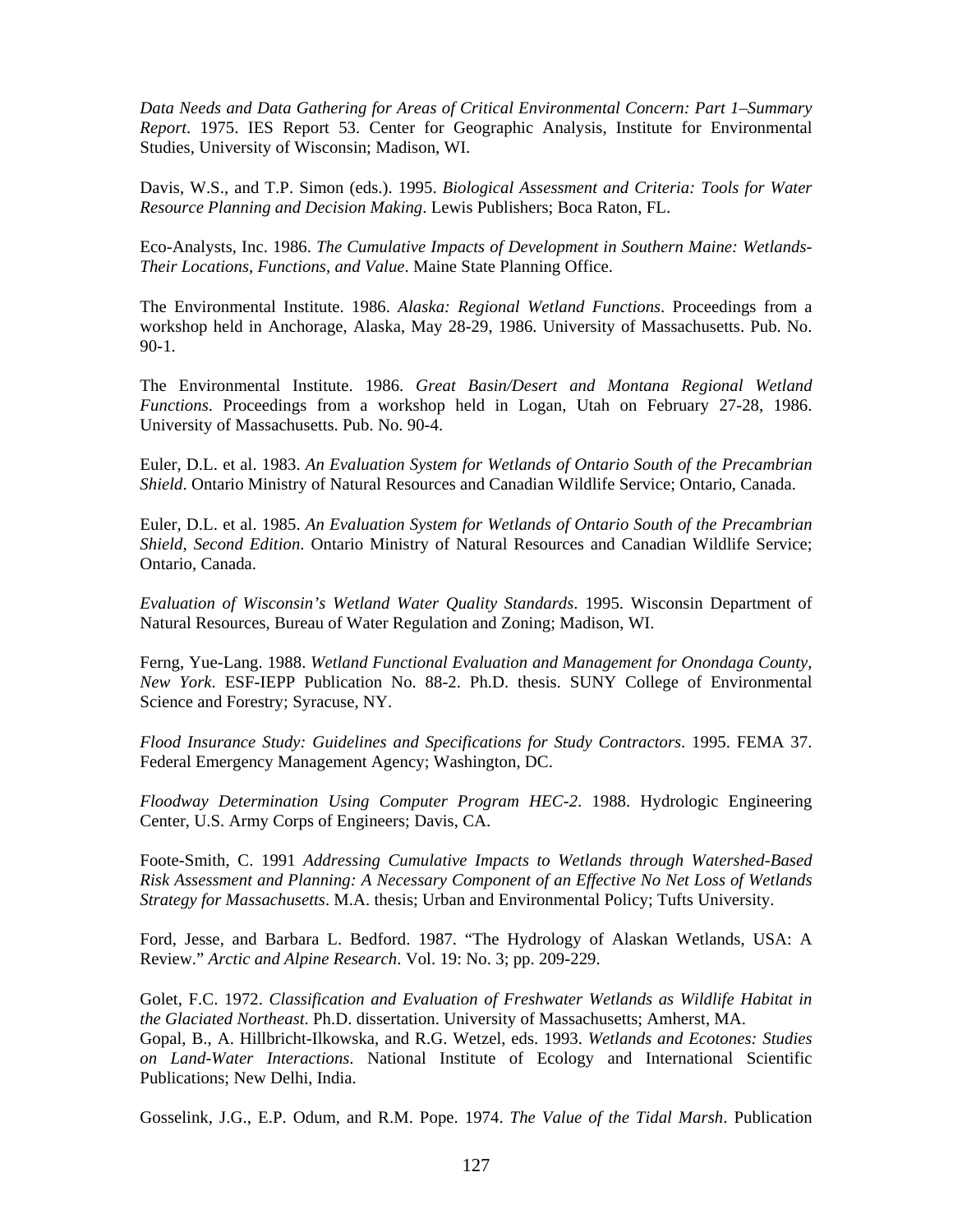*Data Needs and Data Gathering for Areas of Critical Environmental Concern: Part 1–Summary Report*. 1975. IES Report 53. Center for Geographic Analysis, Institute for Environmental Studies, University of Wisconsin; Madison, WI.

Davis, W.S., and T.P. Simon (eds.). 1995. *Biological Assessment and Criteria: Tools for Water Resource Planning and Decision Making*. Lewis Publishers; Boca Raton, FL.

Eco-Analysts, Inc. 1986. *The Cumulative Impacts of Development in Southern Maine: Wetlands-Their Locations, Functions, and Value*. Maine State Planning Office.

The Environmental Institute. 1986. *Alaska: Regional Wetland Functions*. Proceedings from a workshop held in Anchorage, Alaska, May 28-29, 1986. University of Massachusetts. Pub. No. 90-1.

The Environmental Institute. 1986. *Great Basin/Desert and Montana Regional Wetland Functions*. Proceedings from a workshop held in Logan, Utah on February 27-28, 1986. University of Massachusetts. Pub. No. 90-4.

Euler, D.L. et al. 1983. *An Evaluation System for Wetlands of Ontario South of the Precambrian Shield*. Ontario Ministry of Natural Resources and Canadian Wildlife Service; Ontario, Canada.

Euler, D.L. et al. 1985. *An Evaluation System for Wetlands of Ontario South of the Precambrian Shield, Second Edition*. Ontario Ministry of Natural Resources and Canadian Wildlife Service; Ontario, Canada.

*Evaluation of Wisconsin's Wetland Water Quality Standards*. 1995. Wisconsin Department of Natural Resources, Bureau of Water Regulation and Zoning; Madison, WI.

Ferng, Yue-Lang. 1988. *Wetland Functional Evaluation and Management for Onondaga County, New York*. ESF-IEPP Publication No. 88-2. Ph.D. thesis. SUNY College of Environmental Science and Forestry; Syracuse, NY.

*Flood Insurance Study: Guidelines and Specifications for Study Contractors*. 1995. FEMA 37. Federal Emergency Management Agency; Washington, DC.

*Floodway Determination Using Computer Program HEC-2*. 1988. Hydrologic Engineering Center, U.S. Army Corps of Engineers; Davis, CA.

Foote-Smith, C. 1991 *Addressing Cumulative Impacts to Wetlands through Watershed-Based Risk Assessment and Planning: A Necessary Component of an Effective No Net Loss of Wetlands Strategy for Massachusetts*. M.A. thesis; Urban and Environmental Policy; Tufts University.

Ford, Jesse, and Barbara L. Bedford. 1987. "The Hydrology of Alaskan Wetlands, USA: A Review." *Arctic and Alpine Research*. Vol. 19: No. 3; pp. 209-229.

Golet, F.C. 1972. *Classification and Evaluation of Freshwater Wetlands as Wildlife Habitat in the Glaciated Northeast*. Ph.D. dissertation. University of Massachusetts; Amherst, MA.

Gopal, B., A. Hillbricht-Ilkowska, and R.G. Wetzel, eds. 1993. *Wetlands and Ecotones: Studies on Land-Water Interactions*. National Institute of Ecology and International Scientific Publications; New Delhi, India.

Gosselink, J.G., E.P. Odum, and R.M. Pope. 1974. *The Value of the Tidal Marsh*. Publication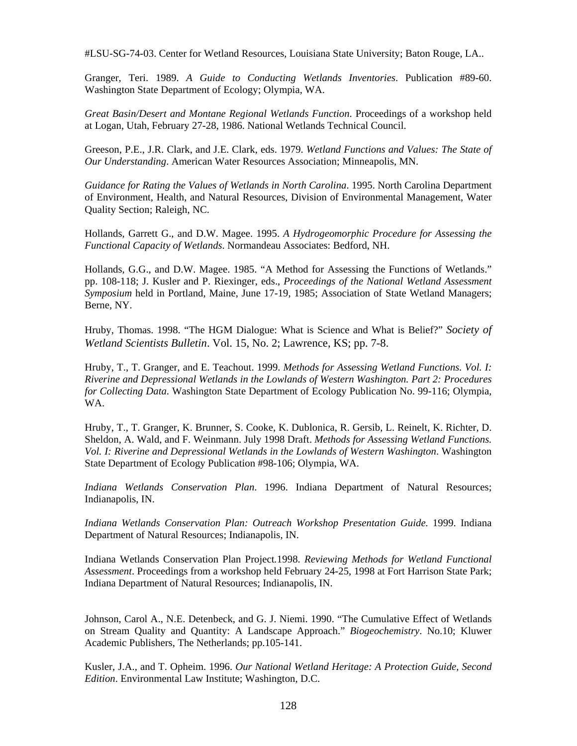#LSU-SG-74-03. Center for Wetland Resources, Louisiana State University; Baton Rouge, LA..

Granger, Teri. 1989. *A Guide to Conducting Wetlands Inventories*. Publication #89-60. Washington State Department of Ecology; Olympia, WA.

*Great Basin/Desert and Montane Regional Wetlands Function*. Proceedings of a workshop held at Logan, Utah, February 27-28, 1986. National Wetlands Technical Council.

Greeson, P.E., J.R. Clark, and J.E. Clark, eds. 1979. *Wetland Functions and Values: The State of Our Understanding*. American Water Resources Association; Minneapolis, MN.

*Guidance for Rating the Values of Wetlands in North Carolina*. 1995. North Carolina Department of Environment, Health, and Natural Resources, Division of Environmental Management, Water Quality Section; Raleigh, NC.

Hollands, Garrett G., and D.W. Magee. 1995. *A Hydrogeomorphic Procedure for Assessing the Functional Capacity of Wetlands*. Normandeau Associates: Bedford, NH.

Hollands, G.G., and D.W. Magee. 1985. "A Method for Assessing the Functions of Wetlands." pp. 108-118; J. Kusler and P. Riexinger, eds., *Proceedings of the National Wetland Assessment Symposium* held in Portland, Maine, June 17-19, 1985; Association of State Wetland Managers; Berne, NY.

Hruby, Thomas. 1998. "The HGM Dialogue: What is Science and What is Belief?" *Society of Wetland Scientists Bulletin*. Vol. 15, No. 2; Lawrence, KS; pp. 7-8.

Hruby, T., T. Granger, and E. Teachout. 1999. *Methods for Assessing Wetland Functions. Vol. I: Riverine and Depressional Wetlands in the Lowlands of Western Washington. Part 2: Procedures for Collecting Data.* Washington State Department of Ecology Publication No. 99-116; Olympia, WA.

Hruby, T., T. Granger, K. Brunner, S. Cooke, K. Dublonica, R. Gersib, L. Reinelt, K. Richter, D. Sheldon, A. Wald, and F. Weinmann. July 1998 Draft. *Methods for Assessing Wetland Functions. Vol. I: Riverine and Depressional Wetlands in the Lowlands of Western Washington*. Washington State Department of Ecology Publication #98-106; Olympia, WA.

*Indiana Wetlands Conservation Plan*. 1996. Indiana Department of Natural Resources; Indianapolis, IN.

*Indiana Wetlands Conservation Plan: Outreach Workshop Presentation Guide.* 1999. Indiana Department of Natural Resources; Indianapolis, IN.

Indiana Wetlands Conservation Plan Project.1998. *Reviewing Methods for Wetland Functional Assessment*. Proceedings from a workshop held February 24-25, 1998 at Fort Harrison State Park; Indiana Department of Natural Resources; Indianapolis, IN.

Johnson, Carol A., N.E. Detenbeck, and G. J. Niemi. 1990. "The Cumulative Effect of Wetlands on Stream Quality and Quantity: A Landscape Approach." *Biogeochemistry*. No.10; Kluwer Academic Publishers, The Netherlands; pp.105-141.

Kusler, J.A., and T. Opheim. 1996. *Our National Wetland Heritage: A Protection Guide, Second Edition*. Environmental Law Institute; Washington, D.C.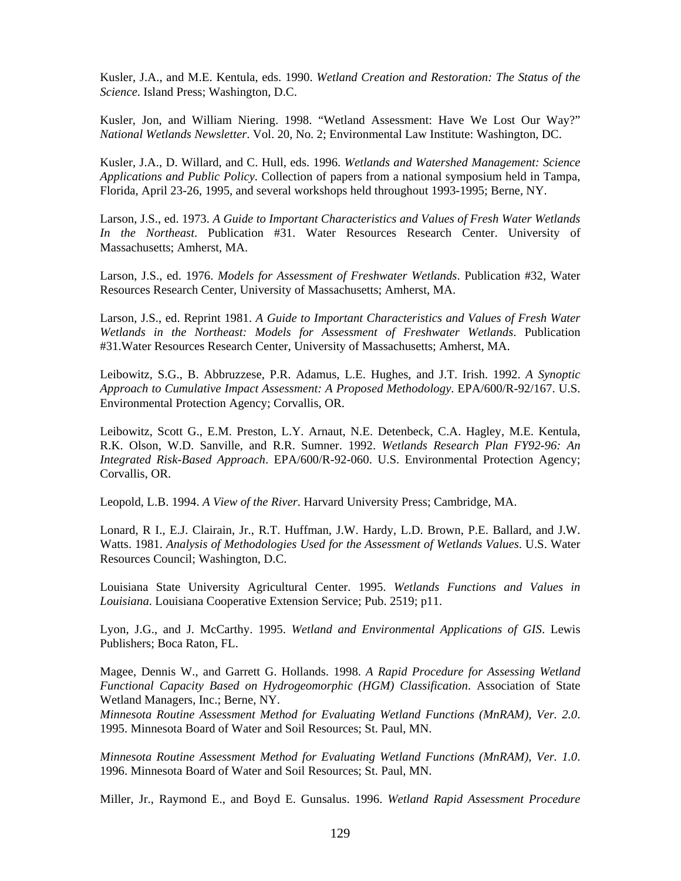Kusler, J.A., and M.E. Kentula, eds. 1990. *Wetland Creation and Restoration: The Status of the Science*. Island Press; Washington, D.C.

Kusler, Jon, and William Niering. 1998. "Wetland Assessment: Have We Lost Our Way?" *National Wetlands Newsletter*. Vol. 20, No. 2; Environmental Law Institute: Washington, DC.

Kusler, J.A., D. Willard, and C. Hull, eds. 1996. *Wetlands and Watershed Management: Science Applications and Public Policy*. Collection of papers from a national symposium held in Tampa, Florida, April 23-26, 1995, and several workshops held throughout 1993-1995; Berne, NY.

Larson, J.S., ed. 1973. *A Guide to Important Characteristics and Values of Fresh Water Wetlands In the Northeast*. Publication #31. Water Resources Research Center. University of Massachusetts; Amherst, MA.

Larson, J.S., ed. 1976. *Models for Assessment of Freshwater Wetlands*. Publication #32, Water Resources Research Center, University of Massachusetts; Amherst, MA.

Larson, J.S., ed. Reprint 1981. *A Guide to Important Characteristics and Values of Fresh Water Wetlands in the Northeast: Models for Assessment of Freshwater Wetlands*. Publication #31.Water Resources Research Center, University of Massachusetts; Amherst, MA.

Leibowitz, S.G., B. Abbruzzese, P.R. Adamus, L.E. Hughes, and J.T. Irish. 1992. *A Synoptic Approach to Cumulative Impact Assessment: A Proposed Methodology*. EPA/600/R-92/167. U.S. Environmental Protection Agency; Corvallis, OR.

Leibowitz, Scott G., E.M. Preston, L.Y. Arnaut, N.E. Detenbeck, C.A. Hagley, M.E. Kentula, R.K. Olson, W.D. Sanville, and R.R. Sumner. 1992. *Wetlands Research Plan FY92-96: An Integrated Risk-Based Approach*. EPA/600/R-92-060. U.S. Environmental Protection Agency; Corvallis, OR.

Leopold, L.B. 1994. *A View of the River*. Harvard University Press; Cambridge, MA.

Lonard, R I., E.J. Clairain, Jr., R.T. Huffman, J.W. Hardy, L.D. Brown, P.E. Ballard, and J.W. Watts. 1981. *Analysis of Methodologies Used for the Assessment of Wetlands Values*. U.S. Water Resources Council; Washington, D.C.

Louisiana State University Agricultural Center. 1995. *Wetlands Functions and Values in Louisiana*. Louisiana Cooperative Extension Service; Pub. 2519; p11.

Lyon, J.G., and J. McCarthy. 1995. *Wetland and Environmental Applications of GIS*. Lewis Publishers; Boca Raton, FL.

Magee, Dennis W., and Garrett G. Hollands. 1998. *A Rapid Procedure for Assessing Wetland Functional Capacity Based on Hydrogeomorphic (HGM) Classification*. Association of State Wetland Managers, Inc.; Berne, NY.

*Minnesota Routine Assessment Method for Evaluating Wetland Functions (MnRAM), Ver. 2.0*. 1995. Minnesota Board of Water and Soil Resources; St. Paul, MN.

*Minnesota Routine Assessment Method for Evaluating Wetland Functions (MnRAM), Ver. 1.0*. 1996. Minnesota Board of Water and Soil Resources; St. Paul, MN.

Miller, Jr., Raymond E., and Boyd E. Gunsalus. 1996. *Wetland Rapid Assessment Procedure*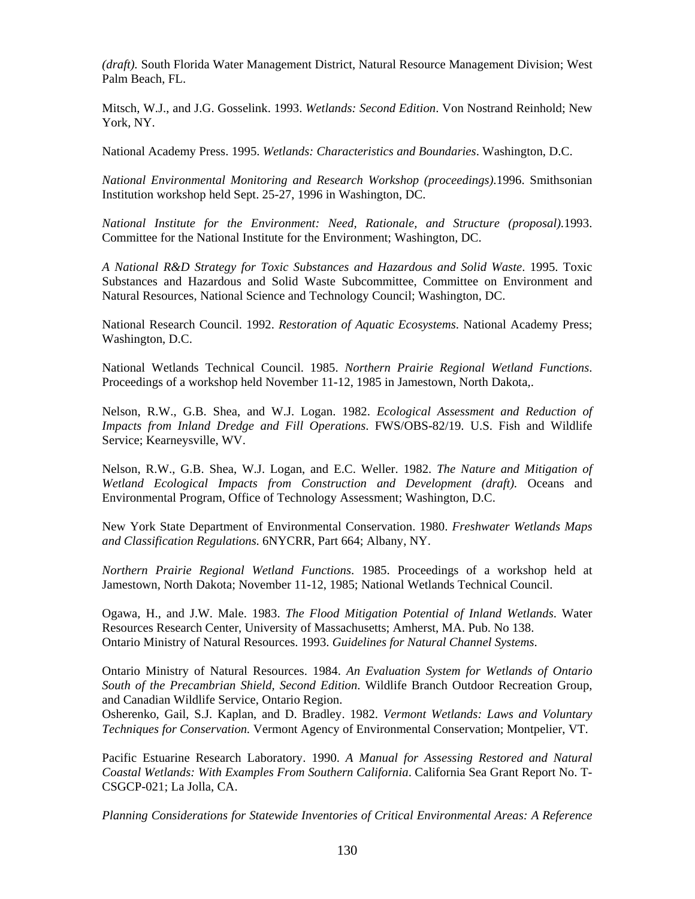*(draft).* South Florida Water Management District, Natural Resource Management Division; West Palm Beach, FL.

Mitsch, W.J., and J.G. Gosselink. 1993. *Wetlands: Second Edition*. Von Nostrand Reinhold; New York, NY.

National Academy Press. 1995. *Wetlands: Characteristics and Boundaries*. Washington, D.C.

*National Environmental Monitoring and Research Workshop (proceedings).*1996. Smithsonian Institution workshop held Sept. 25-27, 1996 in Washington, DC.

*National Institute for the Environment: Need, Rationale, and Structure (proposal).*1993. Committee for the National Institute for the Environment; Washington, DC.

*A National R&D Strategy for Toxic Substances and Hazardous and Solid Waste*. 1995. Toxic Substances and Hazardous and Solid Waste Subcommittee, Committee on Environment and Natural Resources, National Science and Technology Council; Washington, DC.

National Research Council. 1992. *Restoration of Aquatic Ecosystems*. National Academy Press; Washington, D.C.

National Wetlands Technical Council. 1985. *Northern Prairie Regional Wetland Functions*. Proceedings of a workshop held November 11-12, 1985 in Jamestown, North Dakota,.

Nelson, R.W., G.B. Shea, and W.J. Logan. 1982. *Ecological Assessment and Reduction of Impacts from Inland Dredge and Fill Operations*. FWS/OBS-82/19. U.S. Fish and Wildlife Service; Kearneysville, WV.

Nelson, R.W., G.B. Shea, W.J. Logan, and E.C. Weller. 1982. *The Nature and Mitigation of Wetland Ecological Impacts from Construction and Development (draft).* Oceans and Environmental Program, Office of Technology Assessment; Washington, D.C.

New York State Department of Environmental Conservation. 1980. *Freshwater Wetlands Maps and Classification Regulations*. 6NYCRR, Part 664; Albany, NY.

*Northern Prairie Regional Wetland Functions*. 1985. Proceedings of a workshop held at Jamestown, North Dakota; November 11-12, 1985; National Wetlands Technical Council.

Ogawa, H., and J.W. Male. 1983. *The Flood Mitigation Potential of Inland Wetlands*. Water Resources Research Center, University of Massachusetts; Amherst, MA. Pub. No 138.
Ontario Ministry of Natural Resources. 1993. *Guidelines for Natural Channel Systems*.

Ontario Ministry of Natural Resources. 1984. *An Evaluation System for Wetlands of Ontario South of the Precambrian Shield, Second Edition*. Wildlife Branch Outdoor Recreation Group, and Canadian Wildlife Service, Ontario Region.
Osherenko, Gail, S.J. Kaplan, and D. Bradley. 1982. *Vermont Wetlands: Laws and Voluntary Techniques for Conservation.* Vermont Agency of Environmental Conservation; Montpelier, VT.

Pacific Estuarine Research Laboratory. 1990. *A Manual for Assessing Restored and Natural Coastal Wetlands: With Examples From Southern California*. California Sea Grant Report No. T-CSGCP-021; La Jolla, CA.

*Planning Considerations for Statewide Inventories of Critical Environmental Areas: A Reference*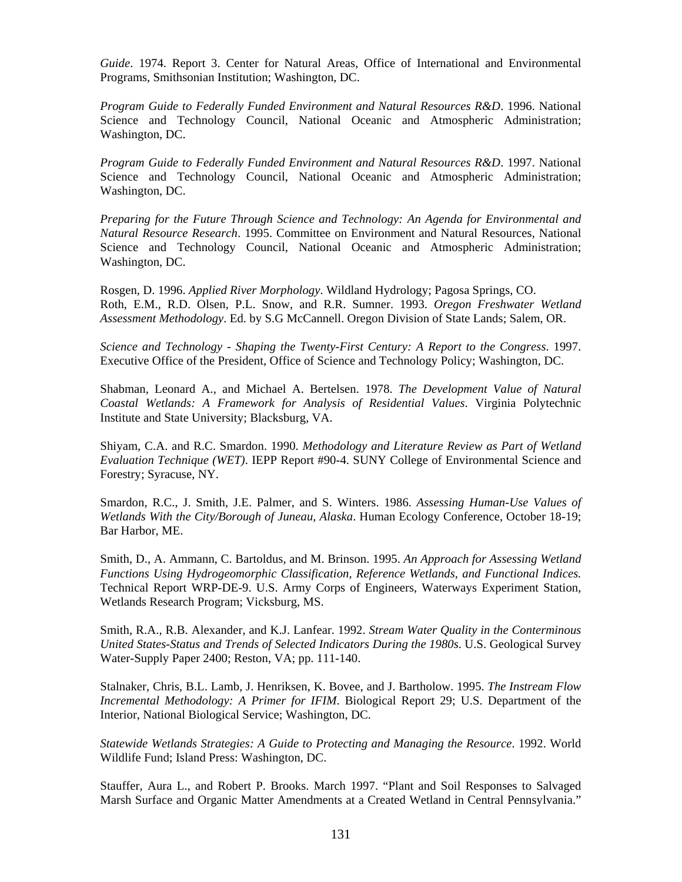*Guide*. 1974. Report 3. Center for Natural Areas, Office of International and Environmental Programs, Smithsonian Institution; Washington, DC.

*Program Guide to Federally Funded Environment and Natural Resources R&D*. 1996. National Science and Technology Council, National Oceanic and Atmospheric Administration; Washington, DC.

*Program Guide to Federally Funded Environment and Natural Resources R&D*. 1997. National Science and Technology Council, National Oceanic and Atmospheric Administration; Washington, DC.

*Preparing for the Future Through Science and Technology: An Agenda for Environmental and Natural Resource Research*. 1995. Committee on Environment and Natural Resources, National Science and Technology Council, National Oceanic and Atmospheric Administration; Washington, DC.

Rosgen, D. 1996. *Applied River Morphology*. Wildland Hydrology; Pagosa Springs, CO.
Roth, E.M., R.D. Olsen, P.L. Snow, and R.R. Sumner. 1993. *Oregon Freshwater Wetland Assessment Methodology*. Ed. by S.G McCannell. Oregon Division of State Lands; Salem, OR.

*Science and Technology - Shaping the Twenty-First Century: A Report to the Congress*. 1997. Executive Office of the President, Office of Science and Technology Policy; Washington, DC.

Shabman, Leonard A., and Michael A. Bertelsen. 1978. *The Development Value of Natural Coastal Wetlands: A Framework for Analysis of Residential Values*. Virginia Polytechnic Institute and State University; Blacksburg, VA.

Shiyam, C.A. and R.C. Smardon. 1990. *Methodology and Literature Review as Part of Wetland Evaluation Technique (WET)*. IEPP Report #90-4. SUNY College of Environmental Science and Forestry; Syracuse, NY.

Smardon, R.C., J. Smith, J.E. Palmer, and S. Winters. 1986. *Assessing Human-Use Values of Wetlands With the City/Borough of Juneau, Alaska*. Human Ecology Conference, October 18-19; Bar Harbor, ME.

Smith, D., A. Ammann, C. Bartoldus, and M. Brinson. 1995. *An Approach for Assessing Wetland Functions Using Hydrogeomorphic Classification, Reference Wetlands, and Functional Indices.* Technical Report WRP-DE-9. U.S. Army Corps of Engineers, Waterways Experiment Station, Wetlands Research Program; Vicksburg, MS.

Smith, R.A., R.B. Alexander, and K.J. Lanfear. 1992. *Stream Water Quality in the Conterminous United States-Status and Trends of Selected Indicators During the 1980s*. U.S. Geological Survey Water-Supply Paper 2400; Reston, VA; pp. 111-140.

Stalnaker, Chris, B.L. Lamb, J. Henriksen, K. Bovee, and J. Bartholow. 1995. *The Instream Flow Incremental Methodology: A Primer for IFIM*. Biological Report 29; U.S. Department of the Interior, National Biological Service; Washington, DC.

*Statewide Wetlands Strategies: A Guide to Protecting and Managing the Resource*. 1992. World Wildlife Fund; Island Press: Washington, DC.

Stauffer, Aura L., and Robert P. Brooks. March 1997. "Plant and Soil Responses to Salvaged Marsh Surface and Organic Matter Amendments at a Created Wetland in Central Pennsylvania."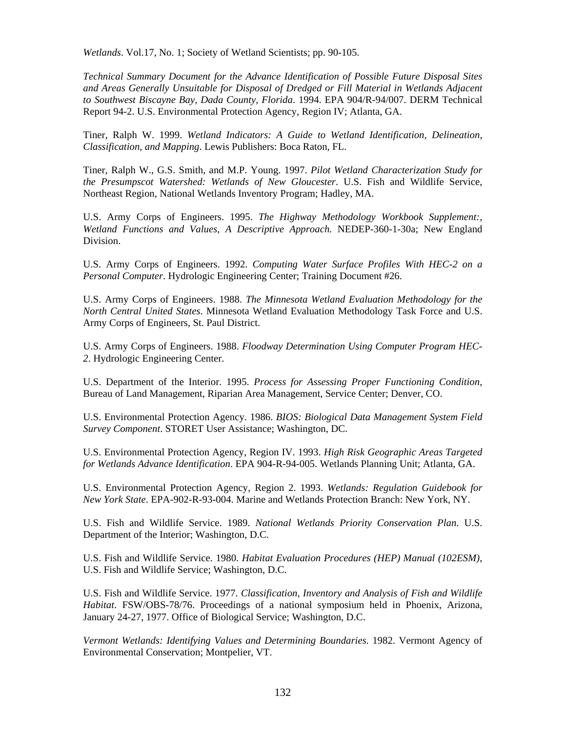*Wetlands*. Vol.17, No. 1; Society of Wetland Scientists; pp. 90-105.

*Technical Summary Document for the Advance Identification of Possible Future Disposal Sites and Areas Generally Unsuitable for Disposal of Dredged or Fill Material in Wetlands Adjacent to Southwest Biscayne Bay, Dada County, Florida*. 1994. EPA 904/R-94/007. DERM Technical Report 94-2. U.S. Environmental Protection Agency, Region IV; Atlanta, GA.

Tiner, Ralph W. 1999. *Wetland Indicators: A Guide to Wetland Identification, Delineation, Classification, and Mapping*. Lewis Publishers: Boca Raton, FL.

Tiner, Ralph W., G.S. Smith, and M.P. Young. 1997. *Pilot Wetland Characterization Study for the Presumpscot Watershed: Wetlands of New Gloucester*. U.S. Fish and Wildlife Service, Northeast Region, National Wetlands Inventory Program; Hadley, MA.

U.S. Army Corps of Engineers. 1995. *The Highway Methodology Workbook Supplement:, Wetland Functions and Values, A Descriptive Approach.* NEDEP-360-1-30a; New England Division.

U.S. Army Corps of Engineers. 1992. *Computing Water Surface Profiles With HEC-2 on a Personal Computer*. Hydrologic Engineering Center; Training Document #26.

U.S. Army Corps of Engineers. 1988. *The Minnesota Wetland Evaluation Methodology for the North Central United States*. Minnesota Wetland Evaluation Methodology Task Force and U.S. Army Corps of Engineers, St. Paul District.

U.S. Army Corps of Engineers. 1988. *Floodway Determination Using Computer Program HEC-2*. Hydrologic Engineering Center.

U.S. Department of the Interior. 1995. *Process for Assessing Proper Functioning Condition*, Bureau of Land Management, Riparian Area Management, Service Center; Denver, CO.

U.S. Environmental Protection Agency. 1986. *BIOS: Biological Data Management System Field Survey Component*. STORET User Assistance; Washington, DC.

U.S. Environmental Protection Agency, Region IV. 1993. *High Risk Geographic Areas Targeted for Wetlands Advance Identification*. EPA 904-R-94-005. Wetlands Planning Unit; Atlanta, GA.

U.S. Environmental Protection Agency, Region 2. 1993. *Wetlands: Regulation Guidebook for New York State*. EPA-902-R-93-004. Marine and Wetlands Protection Branch: New York, NY.

U.S. Fish and Wildlife Service. 1989. *National Wetlands Priority Conservation Plan*. U.S. Department of the Interior; Washington, D.C.

U.S. Fish and Wildlife Service. 1980. *Habitat Evaluation Procedures (HEP) Manual (102ESM)*, U.S. Fish and Wildlife Service; Washington, D.C.

U.S. Fish and Wildlife Service. 1977. *Classification, Inventory and Analysis of Fish and Wildlife Habitat*. FSW/OBS-78/76. Proceedings of a national symposium held in Phoenix, Arizona, January 24-27, 1977. Office of Biological Service; Washington, D.C.

*Vermont Wetlands: Identifying Values and Determining Boundaries.* 1982. Vermont Agency of Environmental Conservation; Montpelier, VT.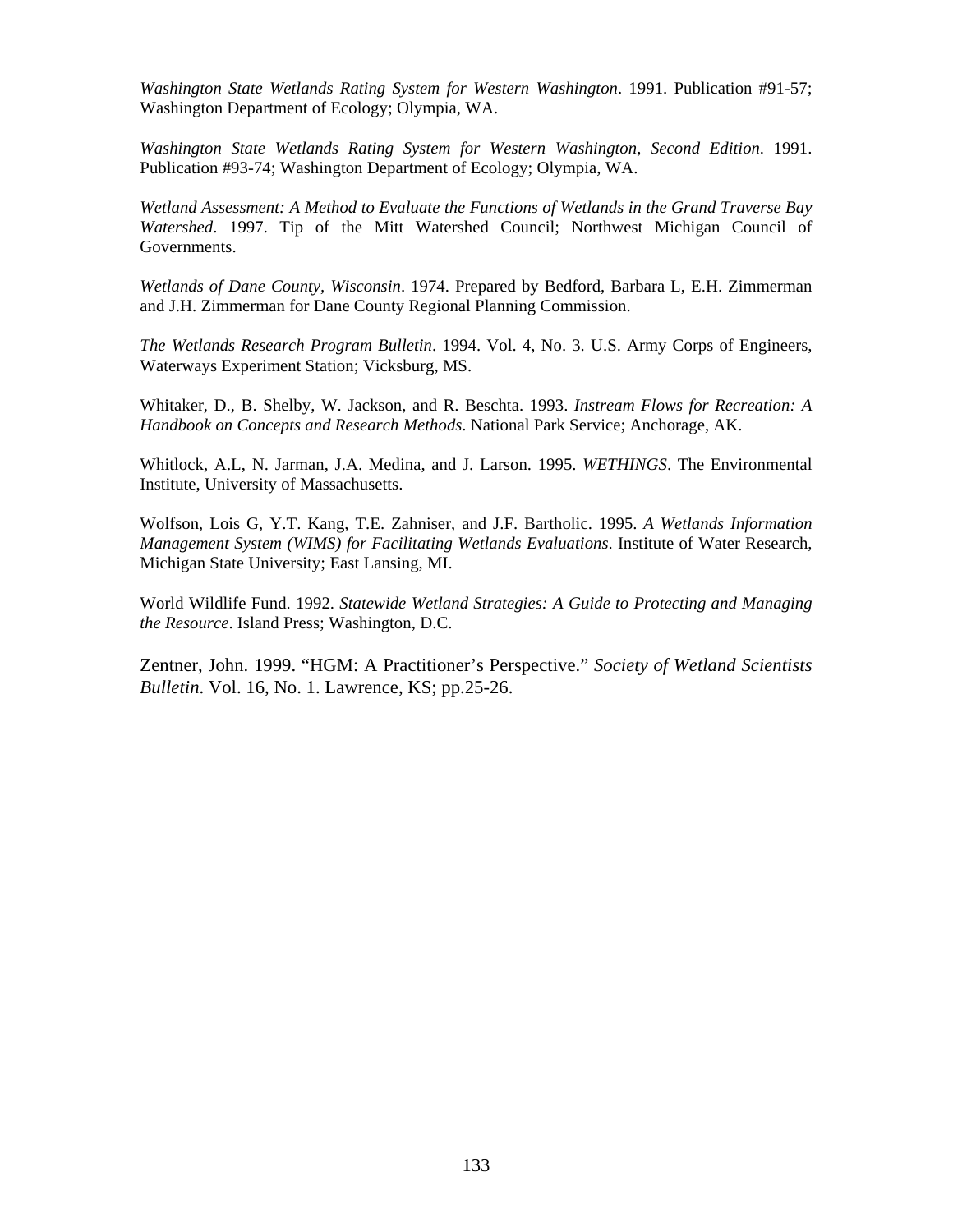*Washington State Wetlands Rating System for Western Washington*. 1991. Publication #91-57; Washington Department of Ecology; Olympia, WA.

*Washington State Wetlands Rating System for Western Washington, Second Edition*. 1991. Publication #93-74; Washington Department of Ecology; Olympia, WA.

*Wetland Assessment: A Method to Evaluate the Functions of Wetlands in the Grand Traverse Bay Watershed*. 1997. Tip of the Mitt Watershed Council; Northwest Michigan Council of Governments.

*Wetlands of Dane County, Wisconsin*. 1974. Prepared by Bedford, Barbara L, E.H. Zimmerman and J.H. Zimmerman for Dane County Regional Planning Commission.

*The Wetlands Research Program Bulletin*. 1994. Vol. 4, No. 3. U.S. Army Corps of Engineers, Waterways Experiment Station; Vicksburg, MS.

Whitaker, D., B. Shelby, W. Jackson, and R. Beschta. 1993. *Instream Flows for Recreation: A Handbook on Concepts and Research Methods*. National Park Service; Anchorage, AK.

Whitlock, A.L, N. Jarman, J.A. Medina, and J. Larson. 1995. *WETHINGS*. The Environmental Institute, University of Massachusetts.

Wolfson, Lois G, Y.T. Kang, T.E. Zahniser, and J.F. Bartholic. 1995. *A Wetlands Information Management System (WIMS) for Facilitating Wetlands Evaluations*. Institute of Water Research, Michigan State University; East Lansing, MI.

World Wildlife Fund. 1992. *Statewide Wetland Strategies: A Guide to Protecting and Managing the Resource*. Island Press; Washington, D.C.

Zentner, John. 1999. "HGM: A Practitioner's Perspective." *Society of Wetland Scientists Bulletin*. Vol. 16, No. 1. Lawrence, KS; pp.25-26.